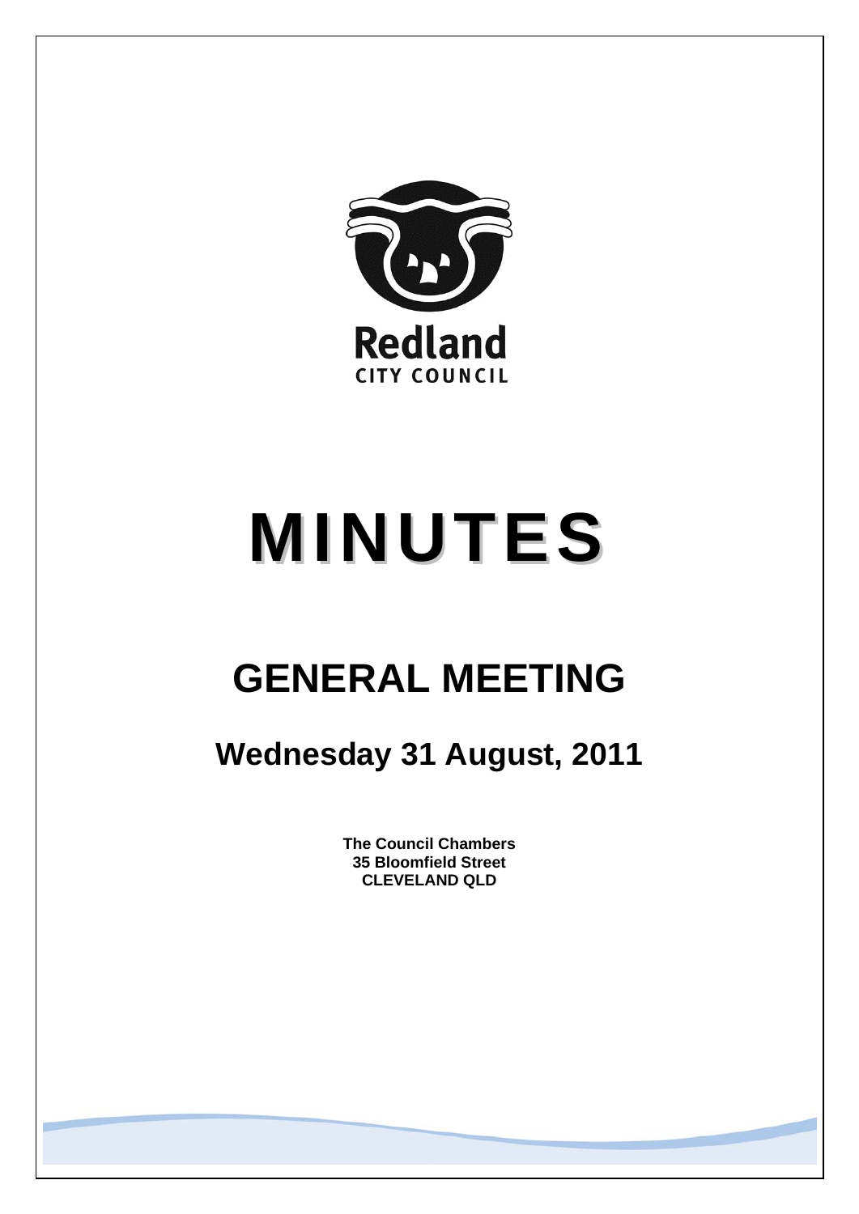Redland
CITY COUNCIL

# MINUTES

## GENERAL MEETING

### Wednesday 31 August, 2011

**The Council Chambers**
**35 Bloomfield Street**
**CLEVELAND QLD**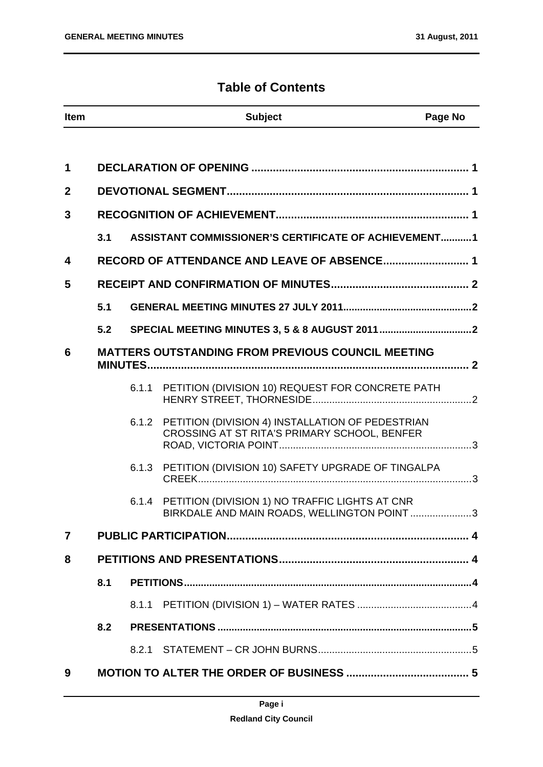# Table of Contents

| Item | | Subject | Page No |
|---|---|---|---|
| 1 | | DECLARATION OF OPENING | 1 |
| 2 | | DEVOTIONAL SEGMENT | 1 |
| 3 | | RECOGNITION OF ACHIEVEMENT | 1 |
| | 3.1 | ASSISTANT COMMISSIONER'S CERTIFICATE OF ACHIEVEMENT | 1 |
| 4 | | RECORD OF ATTENDANCE AND LEAVE OF ABSENCE | 1 |
| 5 | | RECEIPT AND CONFIRMATION OF MINUTES | 2 |
| | 5.1 | GENERAL MEETING MINUTES 27 JULY 2011 | 2 |
| | 5.2 | SPECIAL MEETING MINUTES 3, 5 & 8 AUGUST 2011 | 2 |
| 6 | | MATTERS OUTSTANDING FROM PREVIOUS COUNCIL MEETING MINUTES | 2 |
| | 6.1.1 | PETITION (DIVISION 10) REQUEST FOR CONCRETE PATH HENRY STREET, THORNESIDE | 2 |
| | 6.1.2 | PETITION (DIVISION 4) INSTALLATION OF PEDESTRIAN CROSSING AT ST RITA'S PRIMARY SCHOOL, BENFER ROAD, VICTORIA POINT | 3 |
| | 6.1.3 | PETITION (DIVISION 10) SAFETY UPGRADE OF TINGALPA CREEK | 3 |
| | 6.1.4 | PETITION (DIVISION 1) NO TRAFFIC LIGHTS AT CNR BIRKDALE AND MAIN ROADS, WELLINGTON POINT | 3 |
| 7 | | PUBLIC PARTICIPATION | 4 |
| 8 | | PETITIONS AND PRESENTATIONS | 4 |
| | 8.1 | PETITIONS | 4 |
| | 8.1.1 | PETITION (DIVISION 1) – WATER RATES | 4 |
| | 8.2 | PRESENTATIONS | 5 |
| | 8.2.1 | STATEMENT – CR JOHN BURNS | 5 |
| 9 | | MOTION TO ALTER THE ORDER OF BUSINESS | 5 |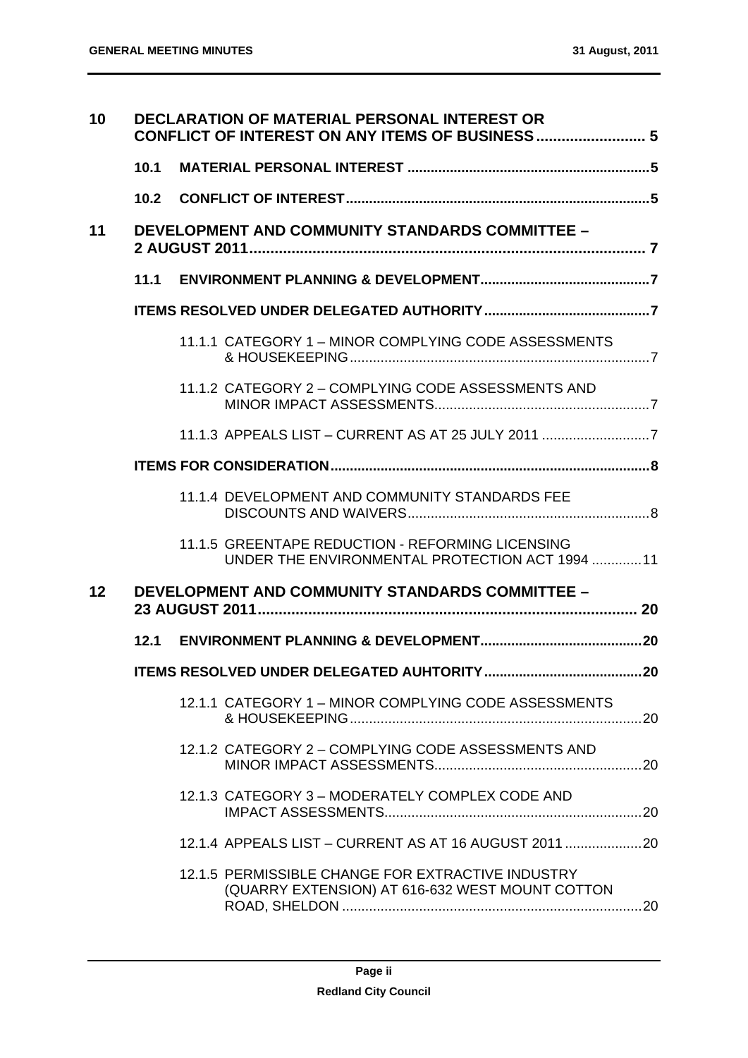**10 DECLARATION OF MATERIAL PERSONAL INTEREST OR CONFLICT OF INTEREST ON ANY ITEMS OF BUSINESS .......................... 5**

- **10.1 MATERIAL PERSONAL INTEREST .............................................................5**
- **10.2 CONFLICT OF INTEREST.............................................................................5**

**11 DEVELOPMENT AND COMMUNITY STANDARDS COMMITTEE – 2 AUGUST 2011.............................................................................................. 7**

- **11.1 ENVIRONMENT PLANNING & DEVELOPMENT............................................7**

**ITEMS RESOLVED UNDER DELEGATED AUTHORITY...........................................7**

- 11.1.1 CATEGORY 1 – MINOR COMPLYING CODE ASSESSMENTS & HOUSEKEEPING.............................................................................7
- 11.1.2 CATEGORY 2 – COMPLYING CODE ASSESSMENTS AND MINOR IMPACT ASSESSMENTS........................................................7
- 11.1.3 APPEALS LIST – CURRENT AS AT 25 JULY 2011 ............................7

**ITEMS FOR CONSIDERATION..................................................................................8**

- 11.1.4 DEVELOPMENT AND COMMUNITY STANDARDS FEE DISCOUNTS AND WAIVERS...............................................................8
- 11.1.5 GREENTAPE REDUCTION - REFORMING LICENSING UNDER THE ENVIRONMENTAL PROTECTION ACT 1994 .............11

**12 DEVELOPMENT AND COMMUNITY STANDARDS COMMITTEE – 23 AUGUST 2011........................................................................................... 20**

- **12.1 ENVIRONMENT PLANNING & DEVELOPMENT..........................................20**

**ITEMS RESOLVED UNDER DELEGATED AUHTORITY.........................................20**

- 12.1.1 CATEGORY 1 – MINOR COMPLYING CODE ASSESSMENTS & HOUSEKEEPING............................................................................20
- 12.1.2 CATEGORY 2 – COMPLYING CODE ASSESSMENTS AND MINOR IMPACT ASSESSMENTS......................................................20
- 12.1.3 CATEGORY 3 – MODERATELY COMPLEX CODE AND IMPACT ASSESSMENTS...................................................................20
- 12.1.4 APPEALS LIST – CURRENT AS AT 16 AUGUST 2011 ....................20
- 12.1.5 PERMISSIBLE CHANGE FOR EXTRACTIVE INDUSTRY (QUARRY EXTENSION) AT 616-632 WEST MOUNT COTTON ROAD, SHELDON ..............................................................................20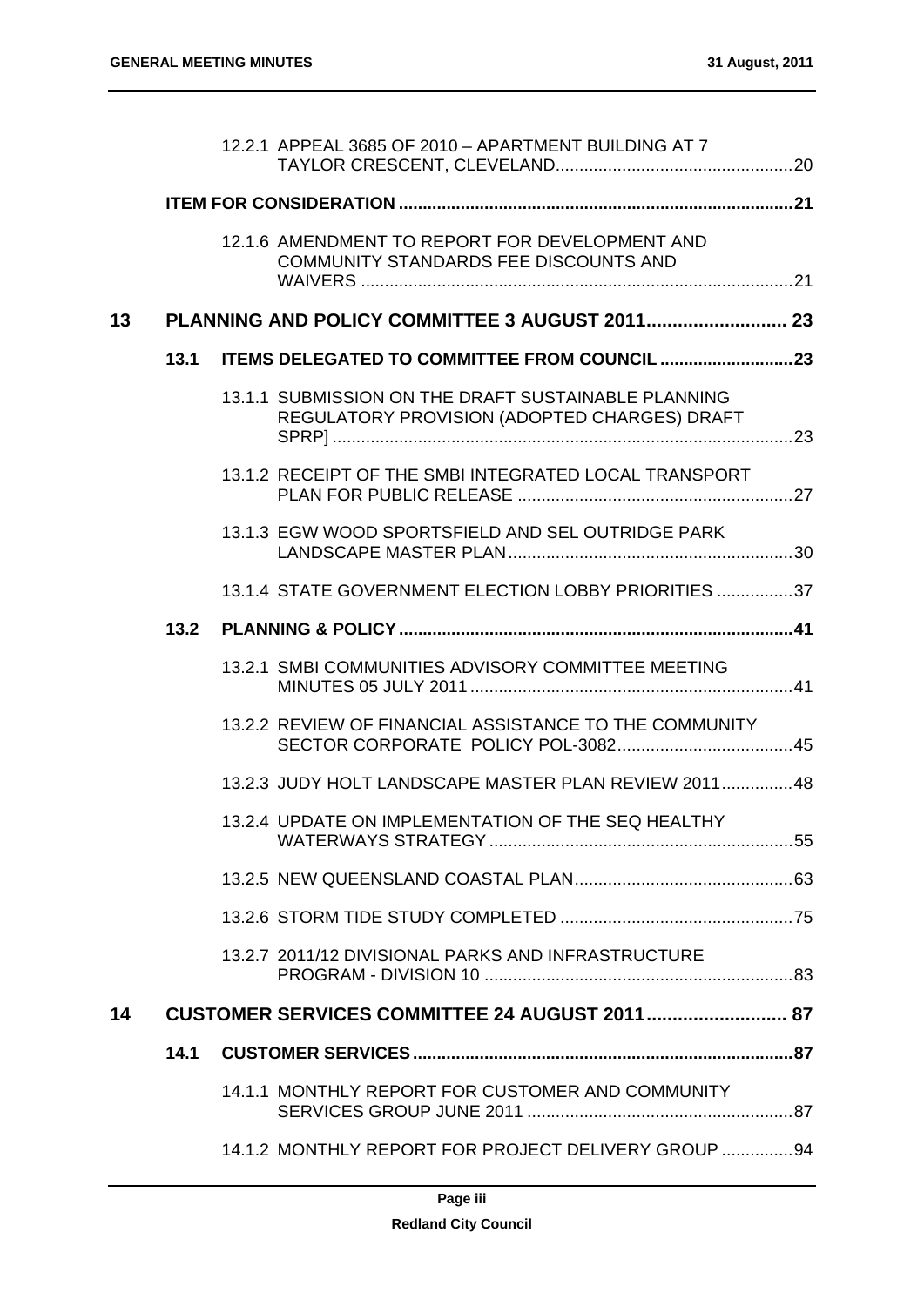12.2.1 APPEAL 3685 OF 2010 – APARTMENT BUILDING AT 7 TAYLOR CRESCENT, CLEVELAND....20

**ITEM FOR CONSIDERATION ....21**

12.1.6 AMENDMENT TO REPORT FOR DEVELOPMENT AND COMMUNITY STANDARDS FEE DISCOUNTS AND WAIVERS ....21

**13 PLANNING AND POLICY COMMITTEE 3 AUGUST 2011.... 23**

**13.1 ITEMS DELEGATED TO COMMITTEE FROM COUNCIL ....23**

13.1.1 SUBMISSION ON THE DRAFT SUSTAINABLE PLANNING REGULATORY PROVISION (ADOPTED CHARGES) DRAFT SPRP] ....23

13.1.2 RECEIPT OF THE SMBI INTEGRATED LOCAL TRANSPORT PLAN FOR PUBLIC RELEASE ....27

13.1.3 EGW WOOD SPORTSFIELD AND SEL OUTRIDGE PARK LANDSCAPE MASTER PLAN....30

13.1.4 STATE GOVERNMENT ELECTION LOBBY PRIORITIES ....37

**13.2 PLANNING & POLICY ....41**

13.2.1 SMBI COMMUNITIES ADVISORY COMMITTEE MEETING MINUTES 05 JULY 2011 ....41

13.2.2 REVIEW OF FINANCIAL ASSISTANCE TO THE COMMUNITY SECTOR CORPORATE POLICY POL-3082....45

13.2.3 JUDY HOLT LANDSCAPE MASTER PLAN REVIEW 2011....48

13.2.4 UPDATE ON IMPLEMENTATION OF THE SEQ HEALTHY WATERWAYS STRATEGY....55

13.2.5 NEW QUEENSLAND COASTAL PLAN....63

13.2.6 STORM TIDE STUDY COMPLETED ....75

13.2.7 2011/12 DIVISIONAL PARKS AND INFRASTRUCTURE PROGRAM - DIVISION 10 ....83

**14 CUSTOMER SERVICES COMMITTEE 24 AUGUST 2011.... 87**

**14.1 CUSTOMER SERVICES....87**

14.1.1 MONTHLY REPORT FOR CUSTOMER AND COMMUNITY SERVICES GROUP JUNE 2011 ....87

14.1.2 MONTHLY REPORT FOR PROJECT DELIVERY GROUP ....94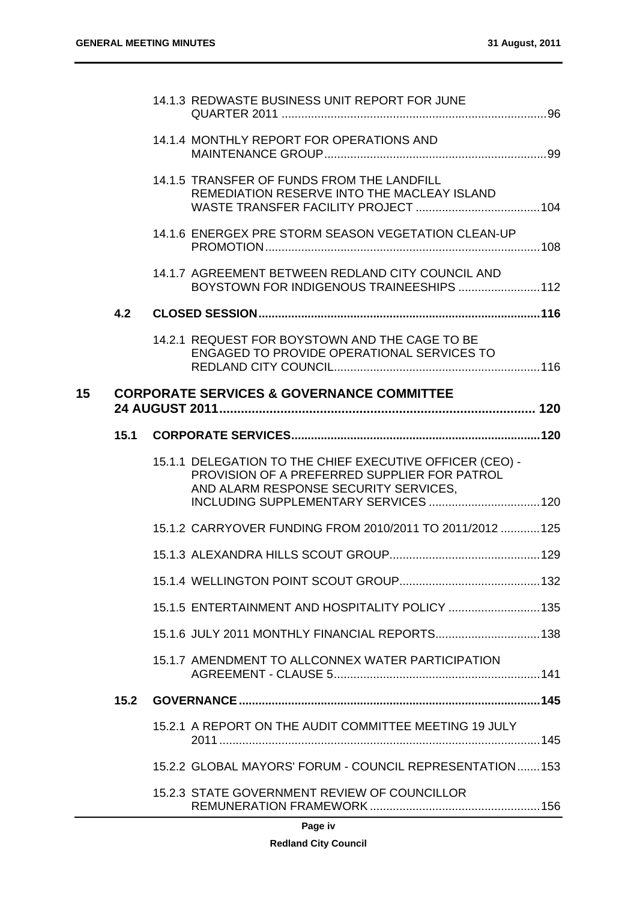14.1.3 REDWASTE BUSINESS UNIT REPORT FOR JUNE QUARTER 2011 ....................................................................................96

14.1.4 MONTHLY REPORT FOR OPERATIONS AND MAINTENANCE GROUP....................................................................99

14.1.5 TRANSFER OF FUNDS FROM THE LANDFILL REMEDIATION RESERVE INTO THE MACLEAY ISLAND WASTE TRANSFER FACILITY PROJECT ......................................104

14.1.6 ENERGEX PRE STORM SEASON VEGETATION CLEAN-UP PROMOTION....................................................................................108

14.1.7 AGREEMENT BETWEEN REDLAND CITY COUNCIL AND BOYSTOWN FOR INDIGENOUS TRAINEESHIPS .........................112

**4.2 CLOSED SESSION......................................................................................116**

14.2.1 REQUEST FOR BOYSTOWN AND THE CAGE TO BE ENGAGED TO PROVIDE OPERATIONAL SERVICES TO REDLAND CITY COUNCIL..............................................................116

**15 CORPORATE SERVICES & GOVERNANCE COMMITTEE 24 AUGUST 2011.......................................................................................... 120**

**15.1 CORPORATE SERVICES...........................................................................120**

15.1.1 DELEGATION TO THE CHIEF EXECUTIVE OFFICER (CEO) - PROVISION OF A PREFERRED SUPPLIER FOR PATROL AND ALARM RESPONSE SECURITY SERVICES, INCLUDING SUPPLEMENTARY SERVICES ..................................120

15.1.2 CARRYOVER FUNDING FROM 2010/2011 TO 2011/2012 ............125

15.1.3 ALEXANDRA HILLS SCOUT GROUP..............................................129

15.1.4 WELLINGTON POINT SCOUT GROUP...........................................132

15.1.5 ENTERTAINMENT AND HOSPITALITY POLICY ............................135

15.1.6 JULY 2011 MONTHLY FINANCIAL REPORTS................................138

15.1.7 AMENDMENT TO ALLCONNEX WATER PARTICIPATION AGREEMENT - CLAUSE 5...............................................................141

**15.2 GOVERNANCE............................................................................................145**

15.2.1 A REPORT ON THE AUDIT COMMITTEE MEETING 19 JULY 2011..................................................................................................145

15.2.2 GLOBAL MAYORS' FORUM - COUNCIL REPRESENTATION.......153

15.2.3 STATE GOVERNMENT REVIEW OF COUNCILLOR REMUNERATION FRAMEWORK ....................................................156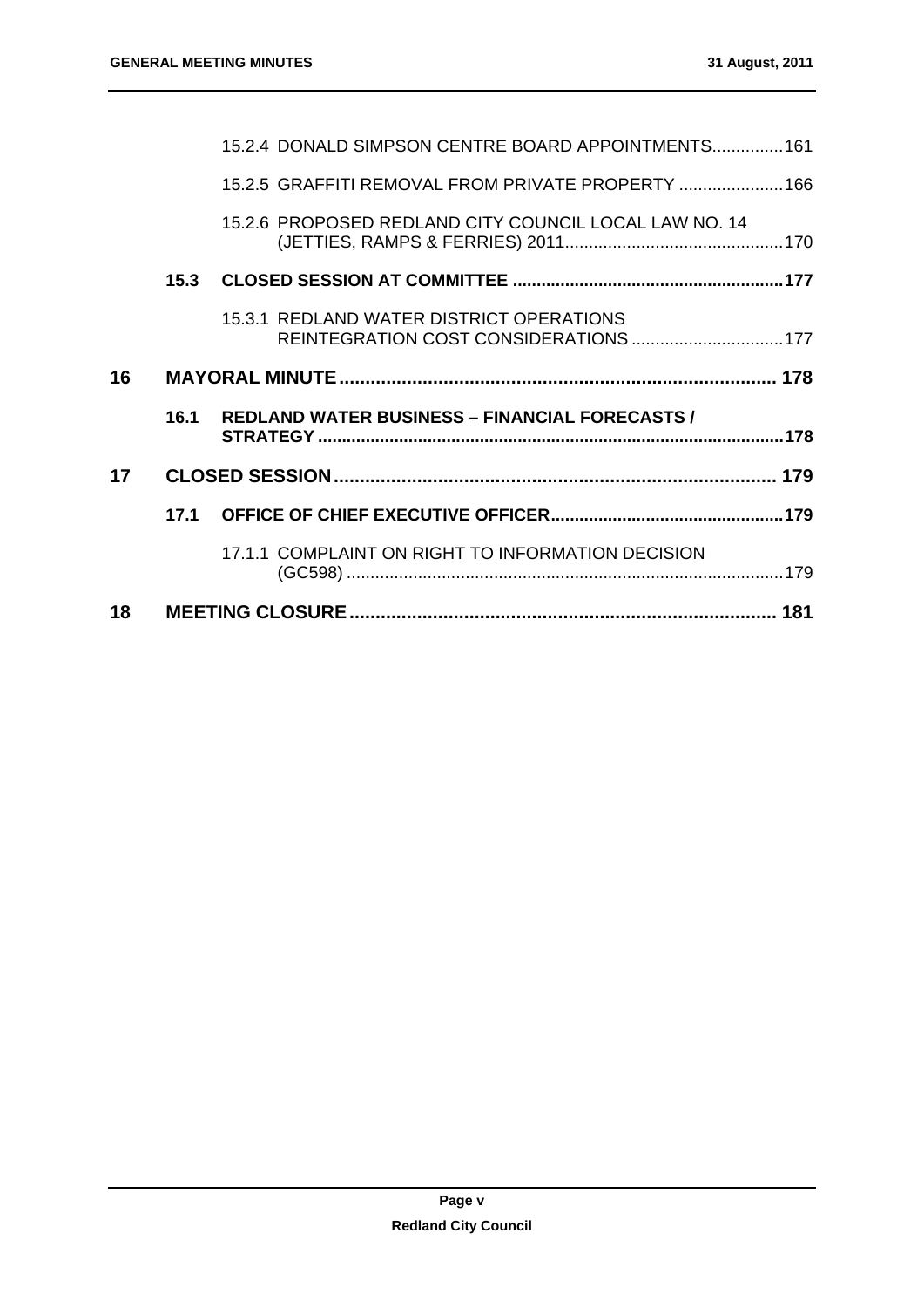15.2.4 DONALD SIMPSON CENTRE BOARD APPOINTMENTS...............161

15.2.5 GRAFFITI REMOVAL FROM PRIVATE PROPERTY ......................166

15.2.6 PROPOSED REDLAND CITY COUNCIL LOCAL LAW NO. 14 (JETTIES, RAMPS & FERRIES) 2011.............................................170

**15.3 CLOSED SESSION AT COMMITTEE .......................................................177**

15.3.1 REDLAND WATER DISTRICT OPERATIONS REINTEGRATION COST CONSIDERATIONS ...............................177

**16 MAYORAL MINUTE ................................................................................. 178**

**16.1 REDLAND WATER BUSINESS – FINANCIAL FORECASTS / STRATEGY ................................................................................................178**

**17 CLOSED SESSION ................................................................................... 179**

**17.1 OFFICE OF CHIEF EXECUTIVE OFFICER ................................................179**

17.1.1 COMPLAINT ON RIGHT TO INFORMATION DECISION (GC598) ..........................................................................................179

**18 MEETING CLOSURE ................................................................................ 181**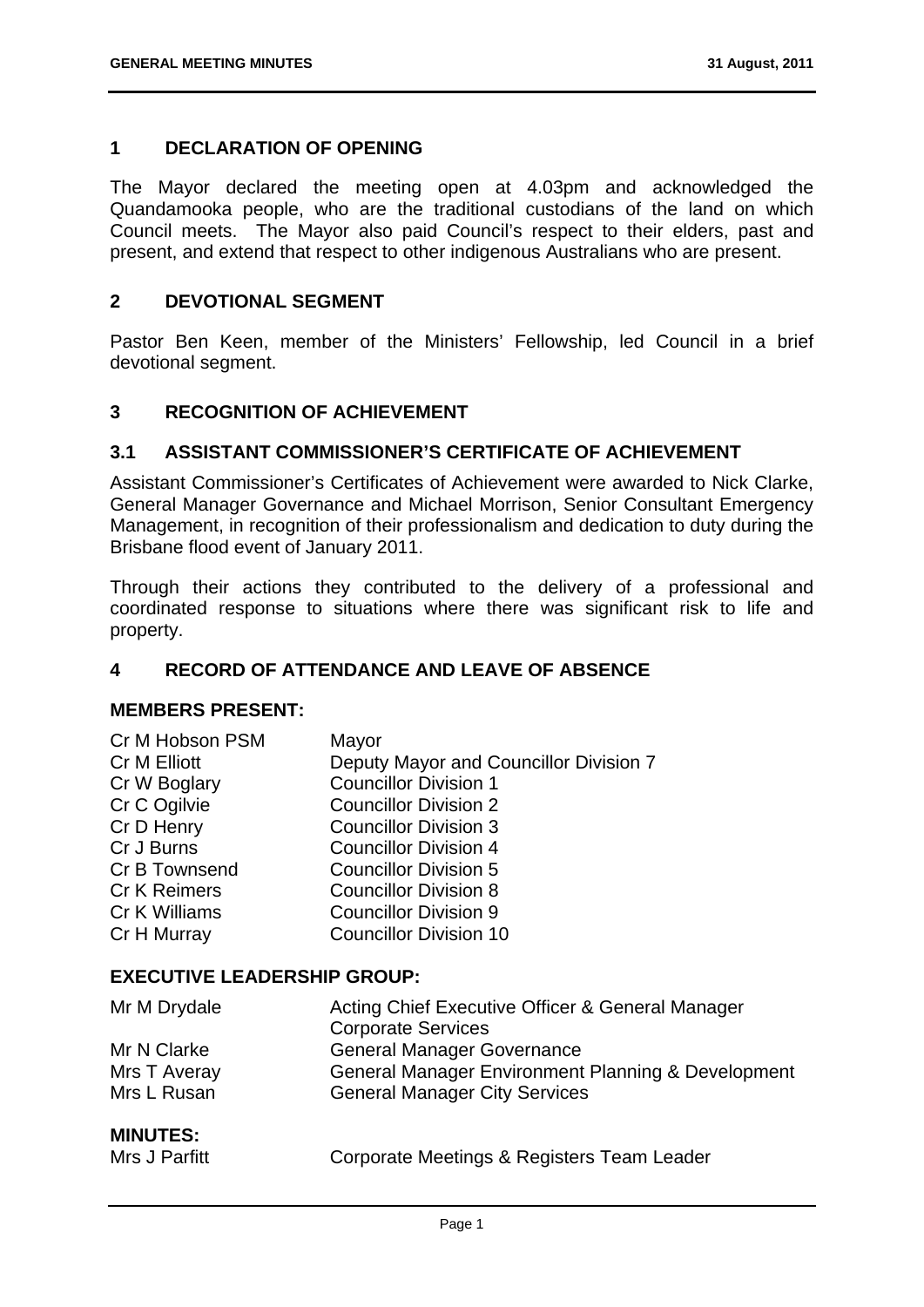## 1 DECLARATION OF OPENING

The Mayor declared the meeting open at 4.03pm and acknowledged the Quandamooka people, who are the traditional custodians of the land on which Council meets. The Mayor also paid Council's respect to their elders, past and present, and extend that respect to other indigenous Australians who are present.

## 2 DEVOTIONAL SEGMENT

Pastor Ben Keen, member of the Ministers' Fellowship, led Council in a brief devotional segment.

## 3 RECOGNITION OF ACHIEVEMENT

### 3.1 ASSISTANT COMMISSIONER'S CERTIFICATE OF ACHIEVEMENT

Assistant Commissioner's Certificates of Achievement were awarded to Nick Clarke, General Manager Governance and Michael Morrison, Senior Consultant Emergency Management, in recognition of their professionalism and dedication to duty during the Brisbane flood event of January 2011.

Through their actions they contributed to the delivery of a professional and coordinated response to situations where there was significant risk to life and property.

## 4 RECORD OF ATTENDANCE AND LEAVE OF ABSENCE

**MEMBERS PRESENT:**

| | |
|---|---|
| Cr M Hobson PSM | Mayor |
| Cr M Elliott | Deputy Mayor and Councillor Division 7 |
| Cr W Boglary | Councillor Division 1 |
| Cr C Ogilvie | Councillor Division 2 |
| Cr D Henry | Councillor Division 3 |
| Cr J Burns | Councillor Division 4 |
| Cr B Townsend | Councillor Division 5 |
| Cr K Reimers | Councillor Division 8 |
| Cr K Williams | Councillor Division 9 |
| Cr H Murray | Councillor Division 10 |

**EXECUTIVE LEADERSHIP GROUP:**

| | |
|---|---|
| Mr M Drydale | Acting Chief Executive Officer & General Manager Corporate Services |
| Mr N Clarke | General Manager Governance |
| Mrs T Averay | General Manager Environment Planning & Development |
| Mrs L Rusan | General Manager City Services |

**MINUTES:**

| | |
|---|---|
| Mrs J Parfitt | Corporate Meetings & Registers Team Leader |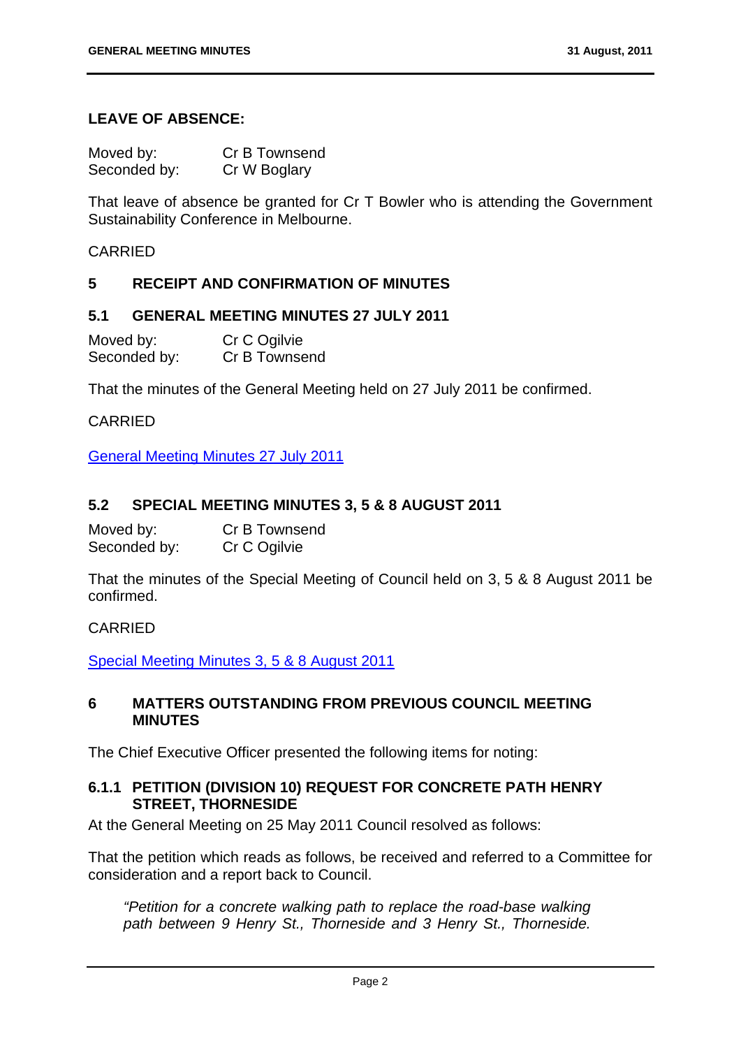**LEAVE OF ABSENCE:**

Moved by: Cr B Townsend
Seconded by: Cr W Boglary

That leave of absence be granted for Cr T Bowler who is attending the Government Sustainability Conference in Melbourne.

CARRIED

## 5 RECEIPT AND CONFIRMATION OF MINUTES

### 5.1 GENERAL MEETING MINUTES 27 JULY 2011

Moved by: Cr C Ogilvie
Seconded by: Cr B Townsend

That the minutes of the General Meeting held on 27 July 2011 be confirmed.

CARRIED

General Meeting Minutes 27 July 2011

### 5.2 SPECIAL MEETING MINUTES 3, 5 & 8 AUGUST 2011

Moved by: Cr B Townsend
Seconded by: Cr C Ogilvie

That the minutes of the Special Meeting of Council held on 3, 5 & 8 August 2011 be confirmed.

CARRIED

Special Meeting Minutes 3, 5 & 8 August 2011

## 6 MATTERS OUTSTANDING FROM PREVIOUS COUNCIL MEETING MINUTES

The Chief Executive Officer presented the following items for noting:

### 6.1.1 PETITION (DIVISION 10) REQUEST FOR CONCRETE PATH HENRY STREET, THORNESIDE

At the General Meeting on 25 May 2011 Council resolved as follows:

That the petition which reads as follows, be received and referred to a Committee for consideration and a report back to Council.

*"Petition for a concrete walking path to replace the road-base walking path between 9 Henry St., Thorneside and 3 Henry St., Thorneside.*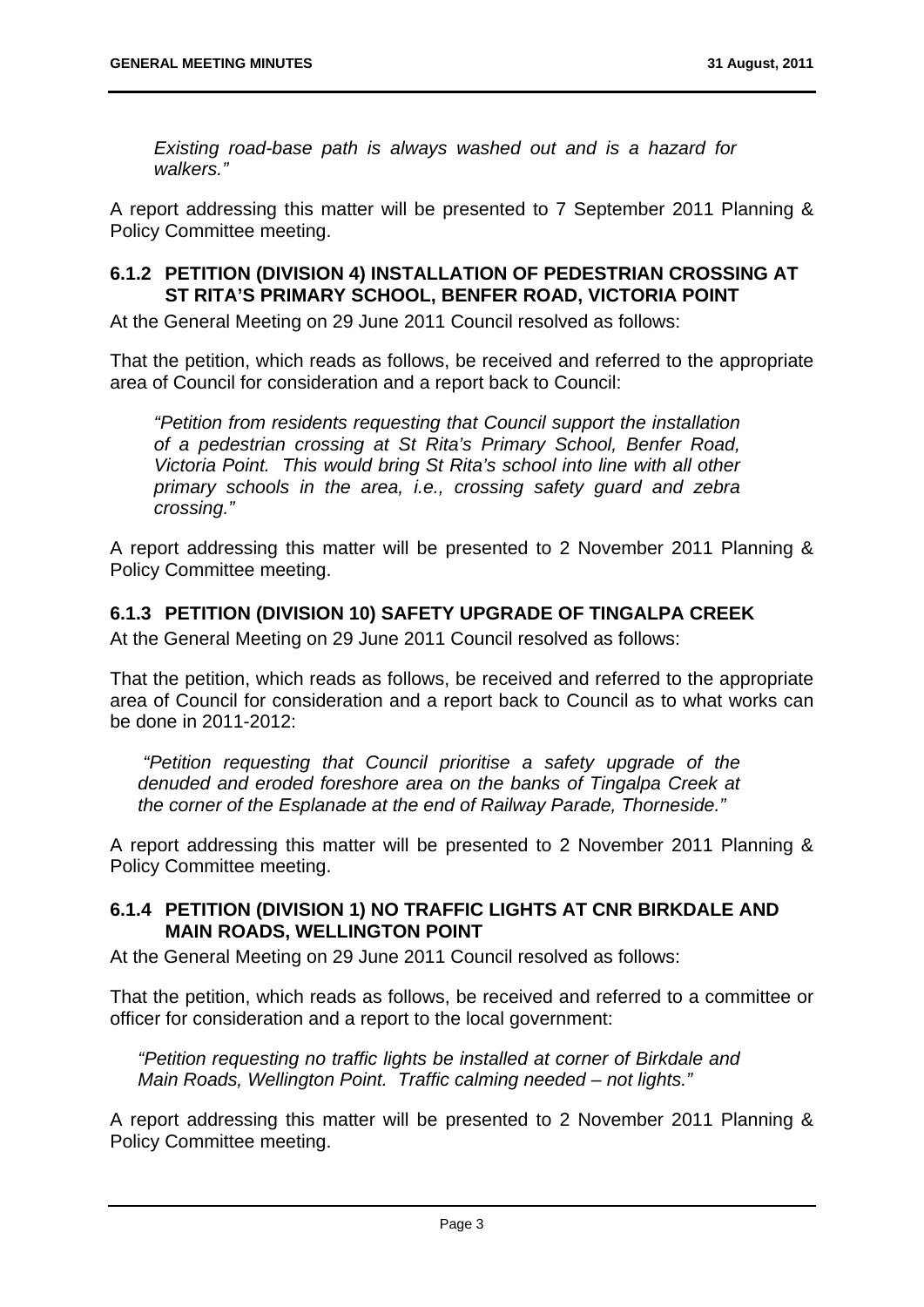*Existing road-base path is always washed out and is a hazard for walkers."*

A report addressing this matter will be presented to 7 September 2011 Planning & Policy Committee meeting.

### 6.1.2 PETITION (DIVISION 4) INSTALLATION OF PEDESTRIAN CROSSING AT ST RITA'S PRIMARY SCHOOL, BENFER ROAD, VICTORIA POINT

At the General Meeting on 29 June 2011 Council resolved as follows:

That the petition, which reads as follows, be received and referred to the appropriate area of Council for consideration and a report back to Council:

> *"Petition from residents requesting that Council support the installation of a pedestrian crossing at St Rita's Primary School, Benfer Road, Victoria Point. This would bring St Rita's school into line with all other primary schools in the area, i.e., crossing safety guard and zebra crossing."*

A report addressing this matter will be presented to 2 November 2011 Planning & Policy Committee meeting.

### 6.1.3 PETITION (DIVISION 10) SAFETY UPGRADE OF TINGALPA CREEK

At the General Meeting on 29 June 2011 Council resolved as follows:

That the petition, which reads as follows, be received and referred to the appropriate area of Council for consideration and a report back to Council as to what works can be done in 2011-2012:

> *"Petition requesting that Council prioritise a safety upgrade of the denuded and eroded foreshore area on the banks of Tingalpa Creek at the corner of the Esplanade at the end of Railway Parade, Thorneside."*

A report addressing this matter will be presented to 2 November 2011 Planning & Policy Committee meeting.

### 6.1.4 PETITION (DIVISION 1) NO TRAFFIC LIGHTS AT CNR BIRKDALE AND MAIN ROADS, WELLINGTON POINT

At the General Meeting on 29 June 2011 Council resolved as follows:

That the petition, which reads as follows, be received and referred to a committee or officer for consideration and a report to the local government:

> *"Petition requesting no traffic lights be installed at corner of Birkdale and Main Roads, Wellington Point. Traffic calming needed – not lights."*

A report addressing this matter will be presented to 2 November 2011 Planning & Policy Committee meeting.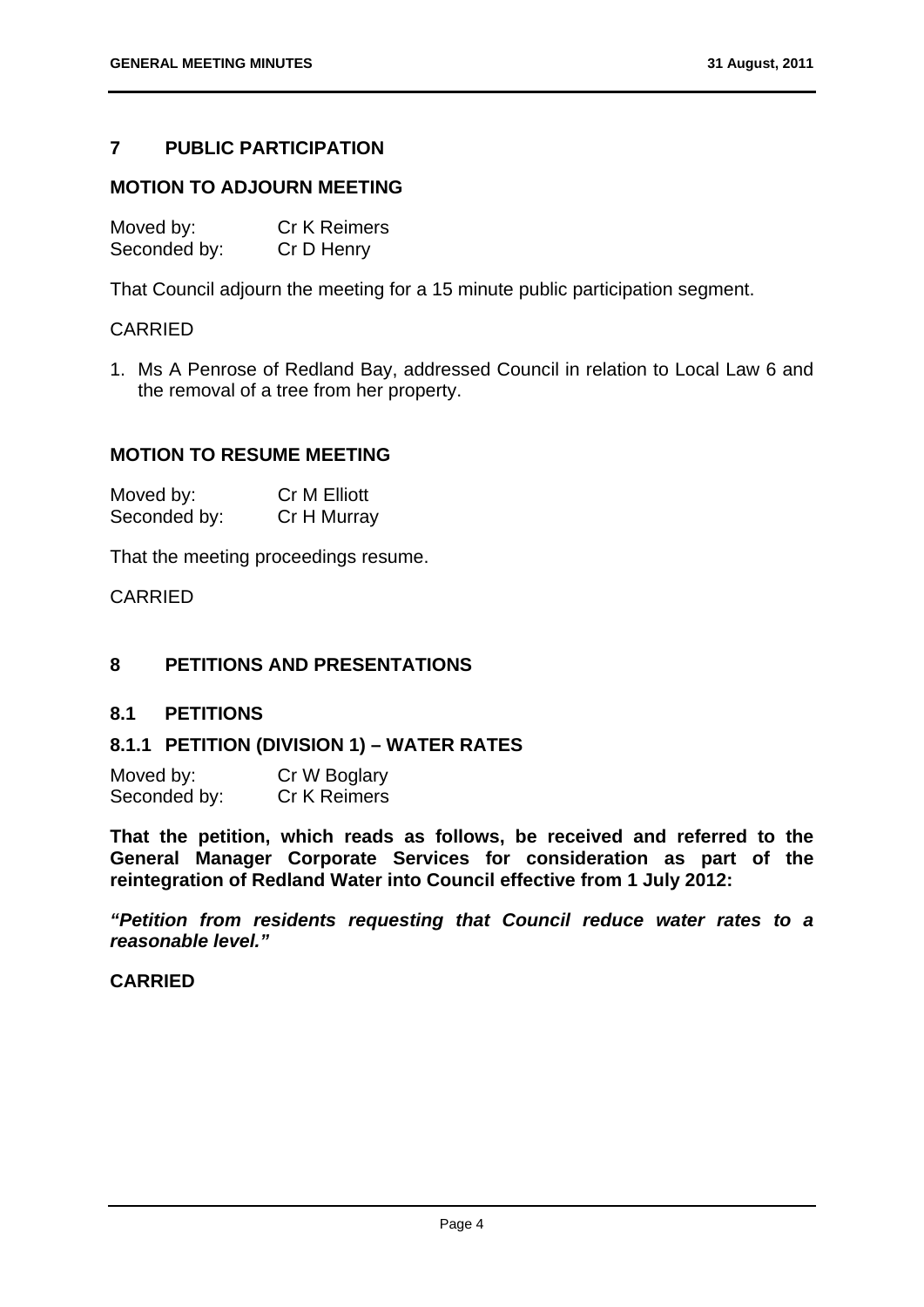## 7 PUBLIC PARTICIPATION

### MOTION TO ADJOURN MEETING

Moved by: Cr K Reimers
Seconded by: Cr D Henry

That Council adjourn the meeting for a 15 minute public participation segment.

CARRIED

1. Ms A Penrose of Redland Bay, addressed Council in relation to Local Law 6 and the removal of a tree from her property.

### MOTION TO RESUME MEETING

Moved by: Cr M Elliott
Seconded by: Cr H Murray

That the meeting proceedings resume.

CARRIED

## 8 PETITIONS AND PRESENTATIONS

### 8.1 PETITIONS

#### 8.1.1 PETITION (DIVISION 1) – WATER RATES

Moved by: Cr W Boglary
Seconded by: Cr K Reimers

**That the petition, which reads as follows, be received and referred to the General Manager Corporate Services for consideration as part of the reintegration of Redland Water into Council effective from 1 July 2012:**

***"Petition from residents requesting that Council reduce water rates to a reasonable level."***

**CARRIED**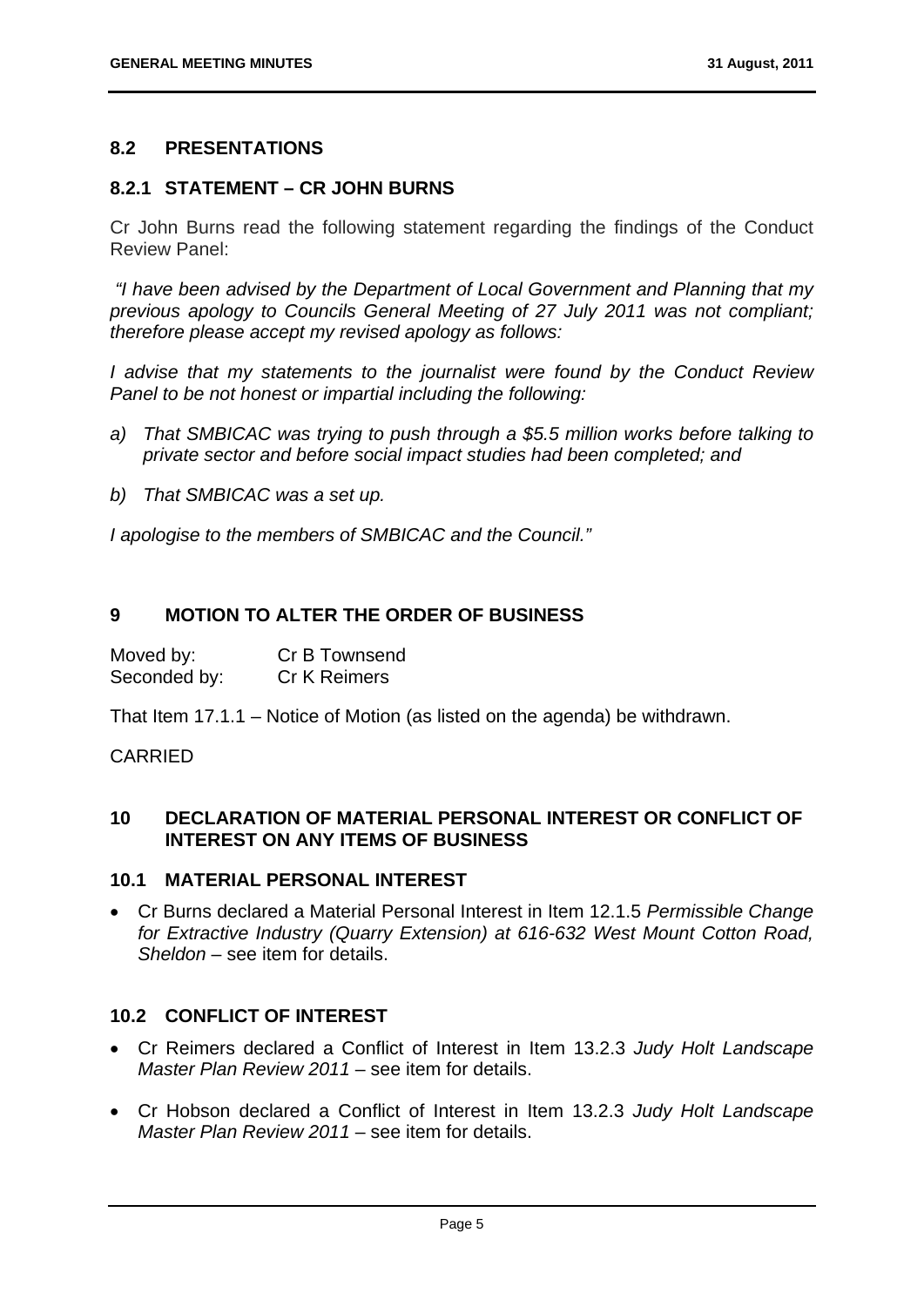## 8.2 PRESENTATIONS

### 8.2.1 STATEMENT – CR JOHN BURNS

Cr John Burns read the following statement regarding the findings of the Conduct Review Panel:

*"I have been advised by the Department of Local Government and Planning that my previous apology to Councils General Meeting of 27 July 2011 was not compliant; therefore please accept my revised apology as follows:*

*I advise that my statements to the journalist were found by the Conduct Review Panel to be not honest or impartial including the following:*

*a) That SMBICAC was trying to push through a $5.5 million works before talking to private sector and before social impact studies had been completed; and*

*b) That SMBICAC was a set up.*

*I apologise to the members of SMBICAC and the Council."*

## 9 MOTION TO ALTER THE ORDER OF BUSINESS

Moved by: Cr B Townsend
Seconded by: Cr K Reimers

That Item 17.1.1 – Notice of Motion (as listed on the agenda) be withdrawn.

CARRIED

## 10 DECLARATION OF MATERIAL PERSONAL INTEREST OR CONFLICT OF INTEREST ON ANY ITEMS OF BUSINESS

### 10.1 MATERIAL PERSONAL INTEREST

- Cr Burns declared a Material Personal Interest in Item 12.1.5 *Permissible Change for Extractive Industry (Quarry Extension) at 616-632 West Mount Cotton Road, Sheldon* – see item for details.

### 10.2 CONFLICT OF INTEREST

- Cr Reimers declared a Conflict of Interest in Item 13.2.3 *Judy Holt Landscape Master Plan Review 2011* – see item for details.
- Cr Hobson declared a Conflict of Interest in Item 13.2.3 *Judy Holt Landscape Master Plan Review 2011* – see item for details.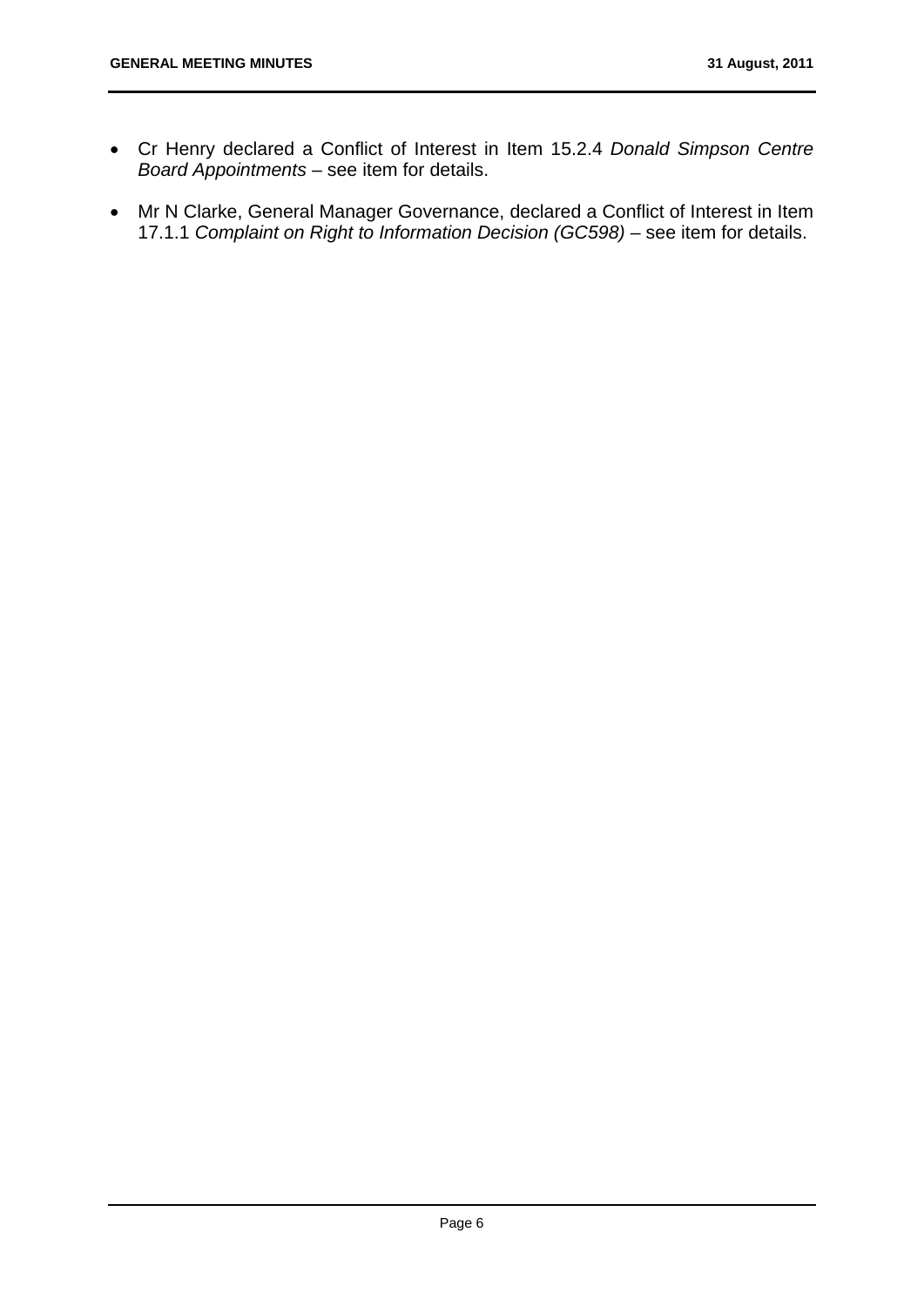- Cr Henry declared a Conflict of Interest in Item 15.2.4 *Donald Simpson Centre Board Appointments* – see item for details.

- Mr N Clarke, General Manager Governance, declared a Conflict of Interest in Item 17.1.1 *Complaint on Right to Information Decision (GC598)* – see item for details.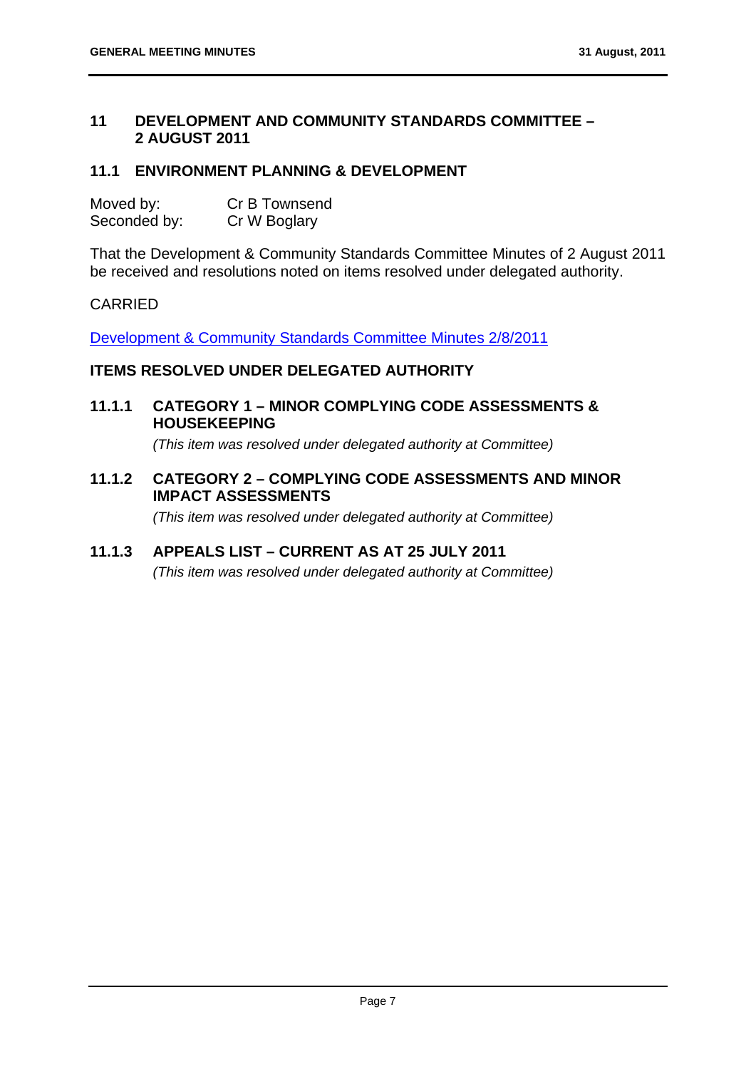# 11 DEVELOPMENT AND COMMUNITY STANDARDS COMMITTEE – 2 AUGUST 2011

## 11.1 ENVIRONMENT PLANNING & DEVELOPMENT

| | |
|---|---|
| Moved by: | Cr B Townsend |
| Seconded by: | Cr W Boglary |

That the Development & Community Standards Committee Minutes of 2 August 2011 be received and resolutions noted on items resolved under delegated authority.

CARRIED

Development & Community Standards Committee Minutes 2/8/2011

### ITEMS RESOLVED UNDER DELEGATED AUTHORITY

### 11.1.1 CATEGORY 1 – MINOR COMPLYING CODE ASSESSMENTS & HOUSEKEEPING

*(This item was resolved under delegated authority at Committee)*

### 11.1.2 CATEGORY 2 – COMPLYING CODE ASSESSMENTS AND MINOR IMPACT ASSESSMENTS

*(This item was resolved under delegated authority at Committee)*

### 11.1.3 APPEALS LIST – CURRENT AS AT 25 JULY 2011

*(This item was resolved under delegated authority at Committee)*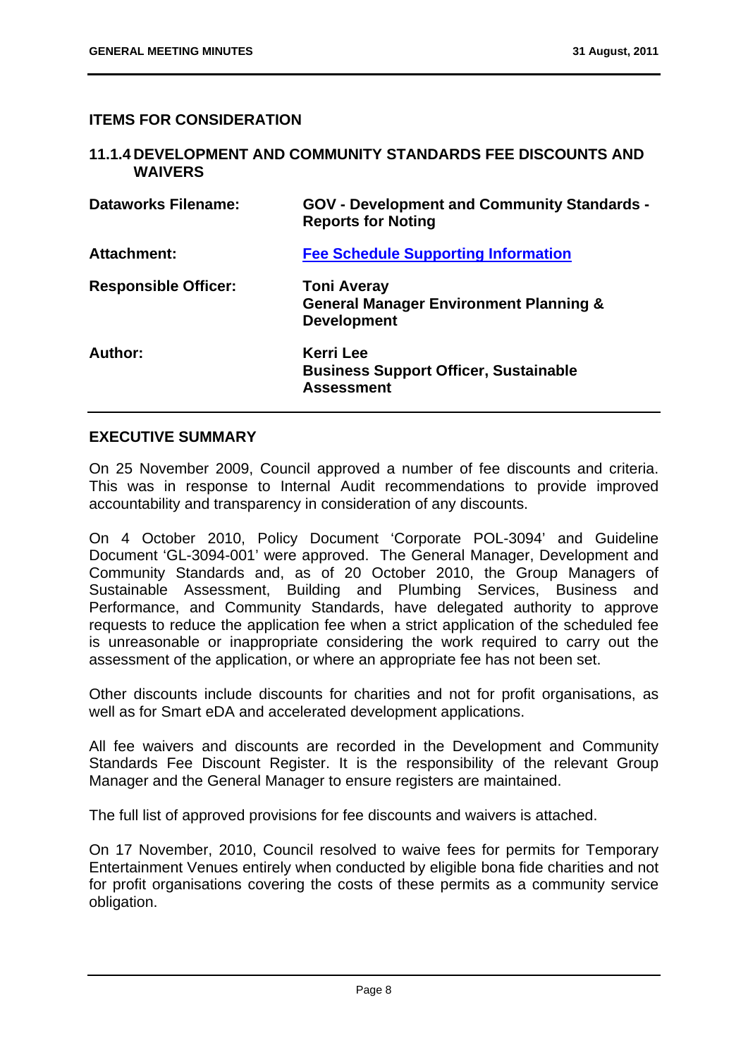## ITEMS FOR CONSIDERATION

### 11.1.4 DEVELOPMENT AND COMMUNITY STANDARDS FEE DISCOUNTS AND WAIVERS

| | |
|---|---|
| **Dataworks Filename:** | **GOV - Development and Community Standards - Reports for Noting** |
| **Attachment:** | **Fee Schedule Supporting Information** |
| **Responsible Officer:** | **Toni Averay**<br>**General Manager Environment Planning & Development** |
| **Author:** | **Kerri Lee**<br>**Business Support Officer, Sustainable Assessment** |

## EXECUTIVE SUMMARY

On 25 November 2009, Council approved a number of fee discounts and criteria. This was in response to Internal Audit recommendations to provide improved accountability and transparency in consideration of any discounts.

On 4 October 2010, Policy Document 'Corporate POL-3094' and Guideline Document 'GL-3094-001' were approved. The General Manager, Development and Community Standards and, as of 20 October 2010, the Group Managers of Sustainable Assessment, Building and Plumbing Services, Business and Performance, and Community Standards, have delegated authority to approve requests to reduce the application fee when a strict application of the scheduled fee is unreasonable or inappropriate considering the work required to carry out the assessment of the application, or where an appropriate fee has not been set.

Other discounts include discounts for charities and not for profit organisations, as well as for Smart eDA and accelerated development applications.

All fee waivers and discounts are recorded in the Development and Community Standards Fee Discount Register. It is the responsibility of the relevant Group Manager and the General Manager to ensure registers are maintained.

The full list of approved provisions for fee discounts and waivers is attached.

On 17 November, 2010, Council resolved to waive fees for permits for Temporary Entertainment Venues entirely when conducted by eligible bona fide charities and not for profit organisations covering the costs of these permits as a community service obligation.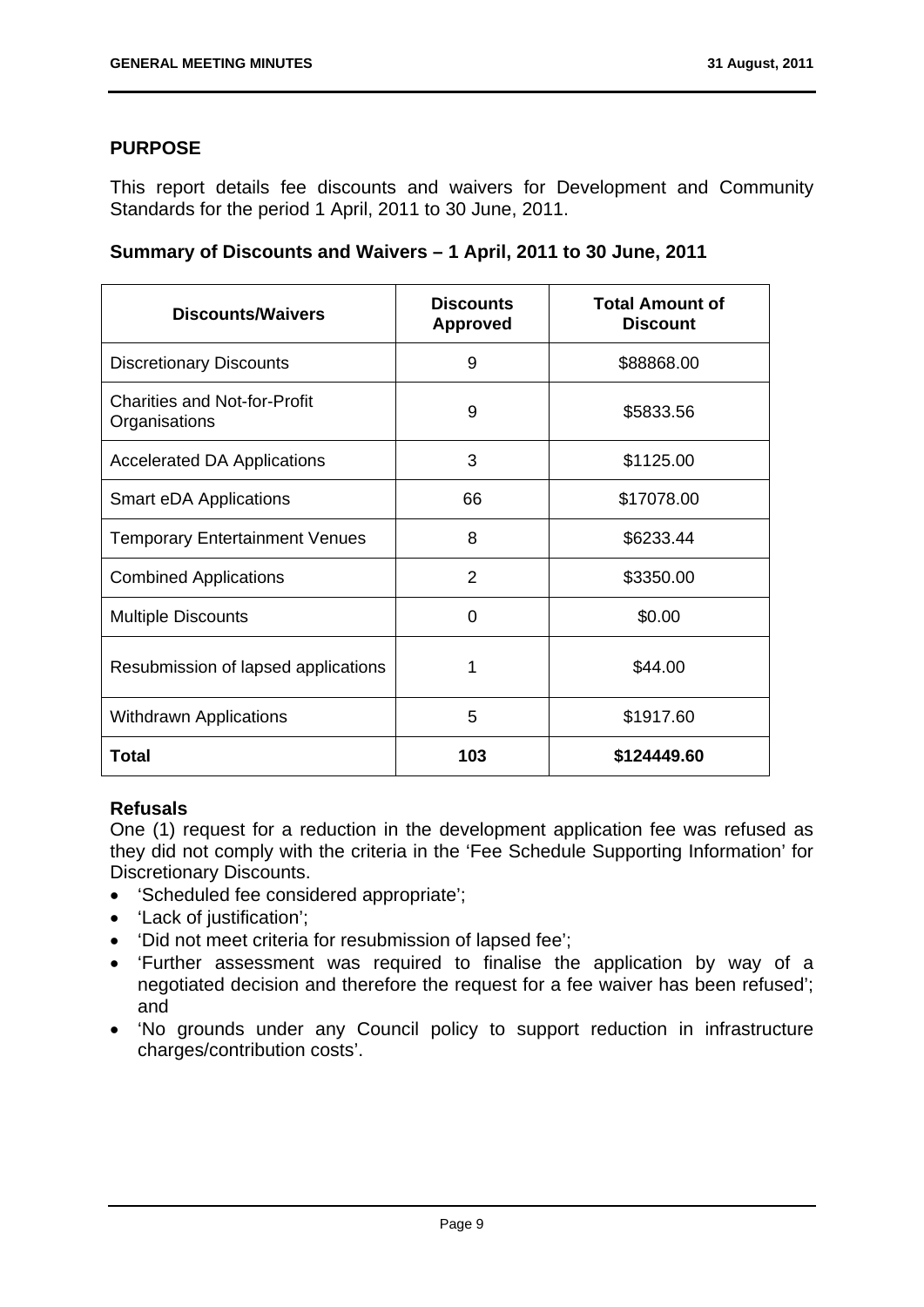## PURPOSE

This report details fee discounts and waivers for Development and Community Standards for the period 1 April, 2011 to 30 June, 2011.

### Summary of Discounts and Waivers – 1 April, 2011 to 30 June, 2011

| Discounts/Waivers | Discounts Approved | Total Amount of Discount |
|---|---|---|
| Discretionary Discounts | 9 | $88868.00 |
| Charities and Not-for-Profit Organisations | 9 | $5833.56 |
| Accelerated DA Applications | 3 | $1125.00 |
| Smart eDA Applications | 66 | $17078.00 |
| Temporary Entertainment Venues | 8 | $6233.44 |
| Combined Applications | 2 | $3350.00 |
| Multiple Discounts | 0 | $0.00 |
| Resubmission of lapsed applications | 1 | $44.00 |
| Withdrawn Applications | 5 | $1917.60 |
| **Total** | **103** | **$124449.60** |

**Refusals**

One (1) request for a reduction in the development application fee was refused as they did not comply with the criteria in the 'Fee Schedule Supporting Information' for Discretionary Discounts.

- 'Scheduled fee considered appropriate';
- 'Lack of justification';
- 'Did not meet criteria for resubmission of lapsed fee';
- 'Further assessment was required to finalise the application by way of a negotiated decision and therefore the request for a fee waiver has been refused'; and
- 'No grounds under any Council policy to support reduction in infrastructure charges/contribution costs'.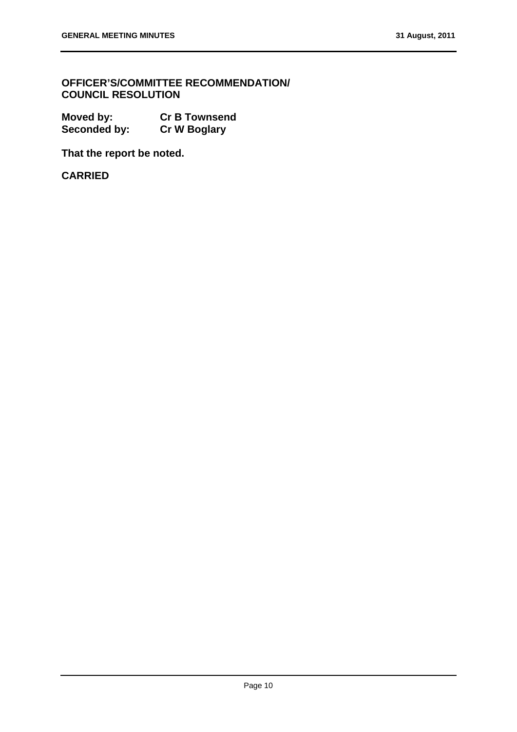**OFFICER'S/COMMITTEE RECOMMENDATION/ COUNCIL RESOLUTION**

| | |
|---|---|
| **Moved by:** | **Cr B Townsend** |
| **Seconded by:** | **Cr W Boglary** |

**That the report be noted.**

**CARRIED**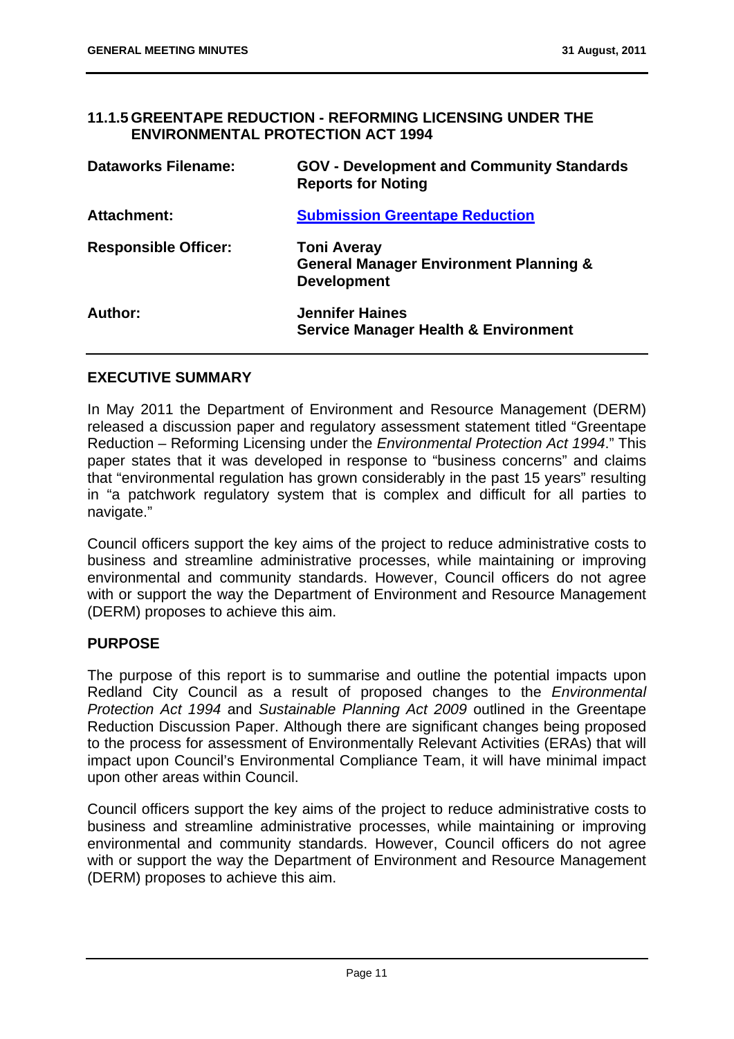## 11.1.5 GREENTAPE REDUCTION - REFORMING LICENSING UNDER THE ENVIRONMENTAL PROTECTION ACT 1994

| | |
|---|---|
| **Dataworks Filename:** | **GOV - Development and Community Standards Reports for Noting** |
| **Attachment:** | **Submission Greentape Reduction** |
| **Responsible Officer:** | **Toni Averay**<br>**General Manager Environment Planning & Development** |
| **Author:** | **Jennifer Haines**<br>**Service Manager Health & Environment** |

### EXECUTIVE SUMMARY

In May 2011 the Department of Environment and Resource Management (DERM) released a discussion paper and regulatory assessment statement titled "Greentape Reduction – Reforming Licensing under the *Environmental Protection Act 1994*." This paper states that it was developed in response to "business concerns" and claims that "environmental regulation has grown considerably in the past 15 years" resulting in "a patchwork regulatory system that is complex and difficult for all parties to navigate."

Council officers support the key aims of the project to reduce administrative costs to business and streamline administrative processes, while maintaining or improving environmental and community standards. However, Council officers do not agree with or support the way the Department of Environment and Resource Management (DERM) proposes to achieve this aim.

### PURPOSE

The purpose of this report is to summarise and outline the potential impacts upon Redland City Council as a result of proposed changes to the *Environmental Protection Act 1994* and *Sustainable Planning Act 2009* outlined in the Greentape Reduction Discussion Paper. Although there are significant changes being proposed to the process for assessment of Environmentally Relevant Activities (ERAs) that will impact upon Council's Environmental Compliance Team, it will have minimal impact upon other areas within Council.

Council officers support the key aims of the project to reduce administrative costs to business and streamline administrative processes, while maintaining or improving environmental and community standards. However, Council officers do not agree with or support the way the Department of Environment and Resource Management (DERM) proposes to achieve this aim.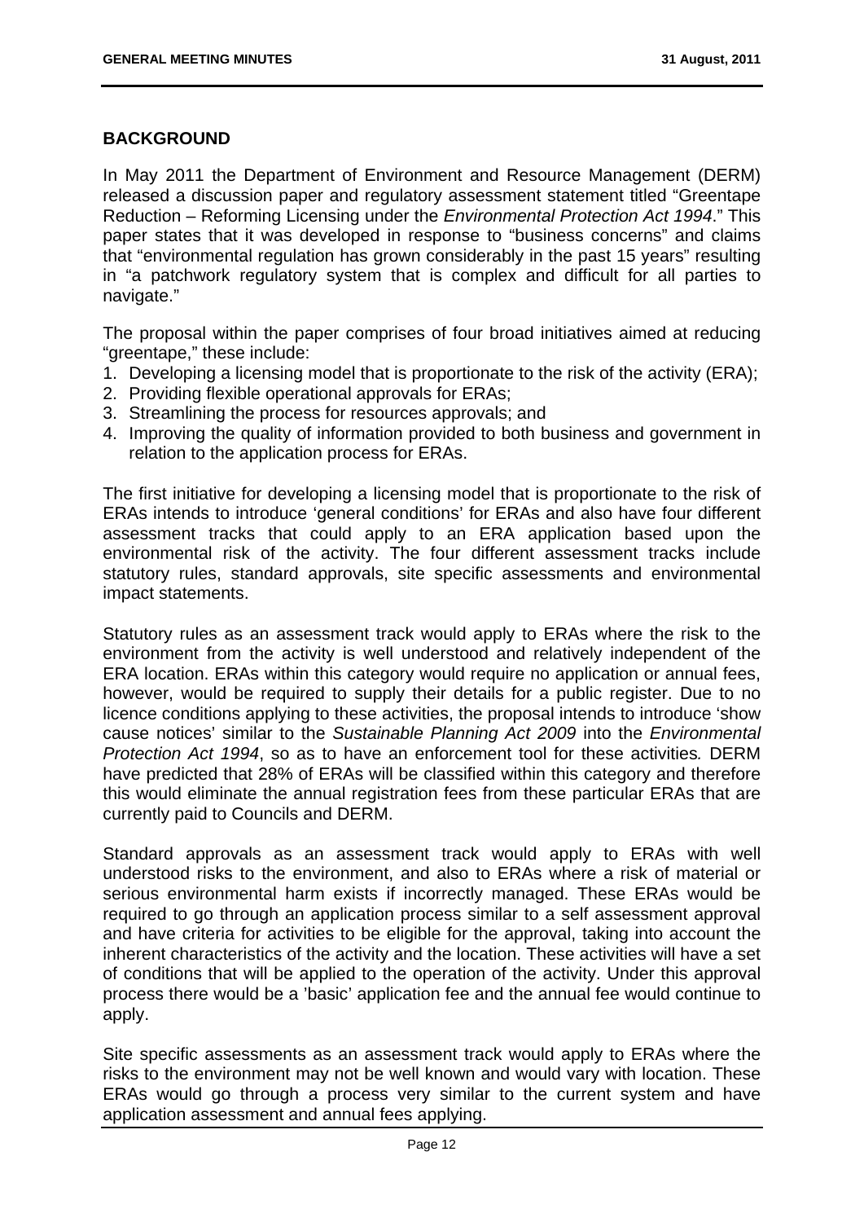## BACKGROUND

In May 2011 the Department of Environment and Resource Management (DERM) released a discussion paper and regulatory assessment statement titled "Greentape Reduction – Reforming Licensing under the *Environmental Protection Act 1994*." This paper states that it was developed in response to "business concerns" and claims that "environmental regulation has grown considerably in the past 15 years" resulting in "a patchwork regulatory system that is complex and difficult for all parties to navigate."

The proposal within the paper comprises of four broad initiatives aimed at reducing "greentape," these include:

1. Developing a licensing model that is proportionate to the risk of the activity (ERA);
2. Providing flexible operational approvals for ERAs;
3. Streamlining the process for resources approvals; and
4. Improving the quality of information provided to both business and government in relation to the application process for ERAs.

The first initiative for developing a licensing model that is proportionate to the risk of ERAs intends to introduce 'general conditions' for ERAs and also have four different assessment tracks that could apply to an ERA application based upon the environmental risk of the activity. The four different assessment tracks include statutory rules, standard approvals, site specific assessments and environmental impact statements.

Statutory rules as an assessment track would apply to ERAs where the risk to the environment from the activity is well understood and relatively independent of the ERA location. ERAs within this category would require no application or annual fees, however, would be required to supply their details for a public register. Due to no licence conditions applying to these activities, the proposal intends to introduce 'show cause notices' similar to the *Sustainable Planning Act 2009* into the *Environmental Protection Act 1994*, so as to have an enforcement tool for these activities*.* DERM have predicted that 28% of ERAs will be classified within this category and therefore this would eliminate the annual registration fees from these particular ERAs that are currently paid to Councils and DERM.

Standard approvals as an assessment track would apply to ERAs with well understood risks to the environment, and also to ERAs where a risk of material or serious environmental harm exists if incorrectly managed. These ERAs would be required to go through an application process similar to a self assessment approval and have criteria for activities to be eligible for the approval, taking into account the inherent characteristics of the activity and the location. These activities will have a set of conditions that will be applied to the operation of the activity. Under this approval process there would be a 'basic' application fee and the annual fee would continue to apply.

Site specific assessments as an assessment track would apply to ERAs where the risks to the environment may not be well known and would vary with location. These ERAs would go through a process very similar to the current system and have application assessment and annual fees applying.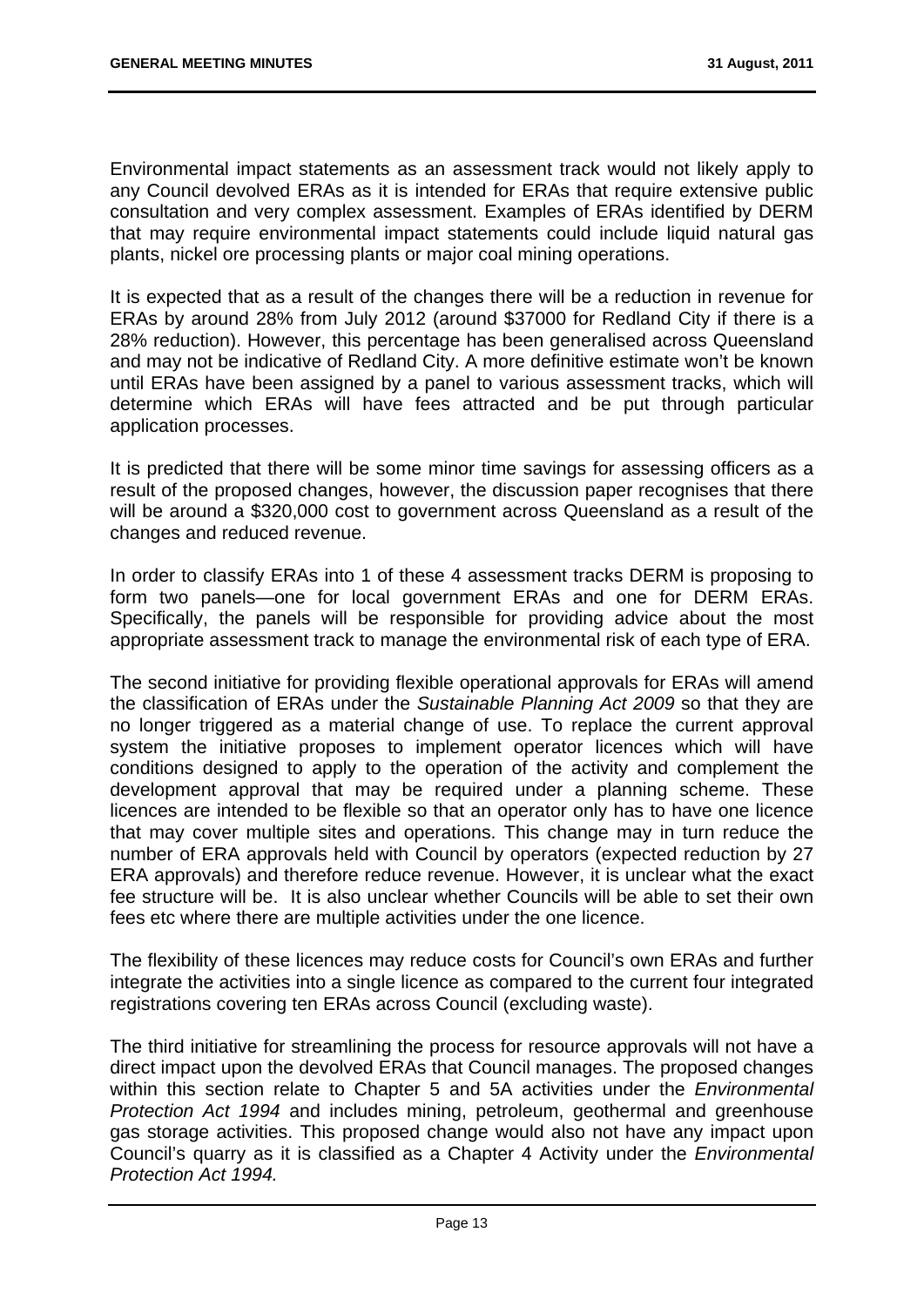Environmental impact statements as an assessment track would not likely apply to any Council devolved ERAs as it is intended for ERAs that require extensive public consultation and very complex assessment. Examples of ERAs identified by DERM that may require environmental impact statements could include liquid natural gas plants, nickel ore processing plants or major coal mining operations.

It is expected that as a result of the changes there will be a reduction in revenue for ERAs by around 28% from July 2012 (around $37000 for Redland City if there is a 28% reduction). However, this percentage has been generalised across Queensland and may not be indicative of Redland City. A more definitive estimate won't be known until ERAs have been assigned by a panel to various assessment tracks, which will determine which ERAs will have fees attracted and be put through particular application processes.

It is predicted that there will be some minor time savings for assessing officers as a result of the proposed changes, however, the discussion paper recognises that there will be around a $320,000 cost to government across Queensland as a result of the changes and reduced revenue.

In order to classify ERAs into 1 of these 4 assessment tracks DERM is proposing to form two panels—one for local government ERAs and one for DERM ERAs. Specifically, the panels will be responsible for providing advice about the most appropriate assessment track to manage the environmental risk of each type of ERA.

The second initiative for providing flexible operational approvals for ERAs will amend the classification of ERAs under the *Sustainable Planning Act 2009* so that they are no longer triggered as a material change of use. To replace the current approval system the initiative proposes to implement operator licences which will have conditions designed to apply to the operation of the activity and complement the development approval that may be required under a planning scheme. These licences are intended to be flexible so that an operator only has to have one licence that may cover multiple sites and operations. This change may in turn reduce the number of ERA approvals held with Council by operators (expected reduction by 27 ERA approvals) and therefore reduce revenue. However, it is unclear what the exact fee structure will be. It is also unclear whether Councils will be able to set their own fees etc where there are multiple activities under the one licence.

The flexibility of these licences may reduce costs for Council's own ERAs and further integrate the activities into a single licence as compared to the current four integrated registrations covering ten ERAs across Council (excluding waste).

The third initiative for streamlining the process for resource approvals will not have a direct impact upon the devolved ERAs that Council manages. The proposed changes within this section relate to Chapter 5 and 5A activities under the *Environmental Protection Act 1994* and includes mining, petroleum, geothermal and greenhouse gas storage activities. This proposed change would also not have any impact upon Council's quarry as it is classified as a Chapter 4 Activity under the *Environmental Protection Act 1994.*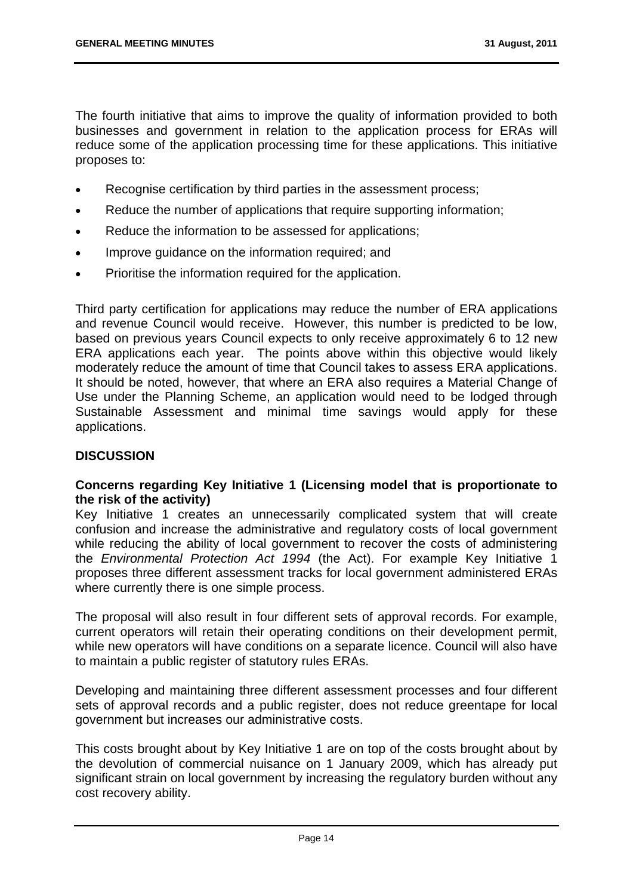The fourth initiative that aims to improve the quality of information provided to both businesses and government in relation to the application process for ERAs will reduce some of the application processing time for these applications. This initiative proposes to:

- Recognise certification by third parties in the assessment process;
- Reduce the number of applications that require supporting information;
- Reduce the information to be assessed for applications;
- Improve guidance on the information required; and
- Prioritise the information required for the application.

Third party certification for applications may reduce the number of ERA applications and revenue Council would receive. However, this number is predicted to be low, based on previous years Council expects to only receive approximately 6 to 12 new ERA applications each year. The points above within this objective would likely moderately reduce the amount of time that Council takes to assess ERA applications. It should be noted, however, that where an ERA also requires a Material Change of Use under the Planning Scheme, an application would need to be lodged through Sustainable Assessment and minimal time savings would apply for these applications.

## DISCUSSION

**Concerns regarding Key Initiative 1 (Licensing model that is proportionate to the risk of the activity)**

Key Initiative 1 creates an unnecessarily complicated system that will create confusion and increase the administrative and regulatory costs of local government while reducing the ability of local government to recover the costs of administering the *Environmental Protection Act 1994* (the Act). For example Key Initiative 1 proposes three different assessment tracks for local government administered ERAs where currently there is one simple process.

The proposal will also result in four different sets of approval records. For example, current operators will retain their operating conditions on their development permit, while new operators will have conditions on a separate licence. Council will also have to maintain a public register of statutory rules ERAs.

Developing and maintaining three different assessment processes and four different sets of approval records and a public register, does not reduce greentape for local government but increases our administrative costs.

This costs brought about by Key Initiative 1 are on top of the costs brought about by the devolution of commercial nuisance on 1 January 2009, which has already put significant strain on local government by increasing the regulatory burden without any cost recovery ability.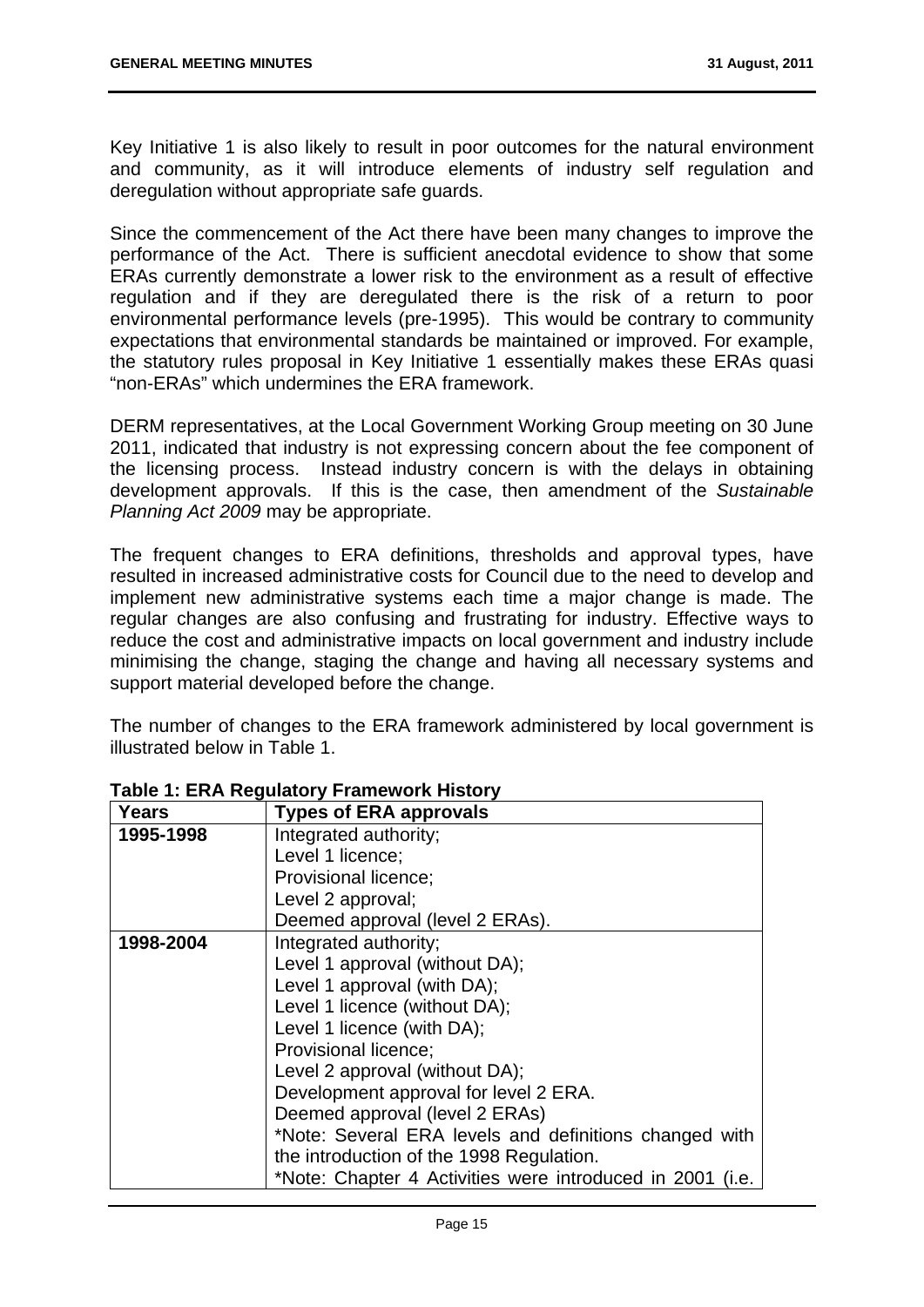Key Initiative 1 is also likely to result in poor outcomes for the natural environment and community, as it will introduce elements of industry self regulation and deregulation without appropriate safe guards.

Since the commencement of the Act there have been many changes to improve the performance of the Act. There is sufficient anecdotal evidence to show that some ERAs currently demonstrate a lower risk to the environment as a result of effective regulation and if they are deregulated there is the risk of a return to poor environmental performance levels (pre-1995). This would be contrary to community expectations that environmental standards be maintained or improved. For example, the statutory rules proposal in Key Initiative 1 essentially makes these ERAs quasi "non-ERAs" which undermines the ERA framework.

DERM representatives, at the Local Government Working Group meeting on 30 June 2011, indicated that industry is not expressing concern about the fee component of the licensing process. Instead industry concern is with the delays in obtaining development approvals. If this is the case, then amendment of the *Sustainable Planning Act 2009* may be appropriate.

The frequent changes to ERA definitions, thresholds and approval types, have resulted in increased administrative costs for Council due to the need to develop and implement new administrative systems each time a major change is made. The regular changes are also confusing and frustrating for industry. Effective ways to reduce the cost and administrative impacts on local government and industry include minimising the change, staging the change and having all necessary systems and support material developed before the change.

The number of changes to the ERA framework administered by local government is illustrated below in Table 1.

**Table 1: ERA Regulatory Framework History**

| Years | Types of ERA approvals |
|---|---|
| **1995-1998** | Integrated authority;<br>Level 1 licence;<br>Provisional licence;<br>Level 2 approval;<br>Deemed approval (level 2 ERAs). |
| **1998-2004** | Integrated authority;<br>Level 1 approval (without DA);<br>Level 1 approval (with DA);<br>Level 1 licence (without DA);<br>Level 1 licence (with DA);<br>Provisional licence;<br>Level 2 approval (without DA);<br>Development approval for level 2 ERA.<br>Deemed approval (level 2 ERAs)<br>*Note: Several ERA levels and definitions changed with the introduction of the 1998 Regulation.<br>*Note: Chapter 4 Activities were introduced in 2001 (i.e. |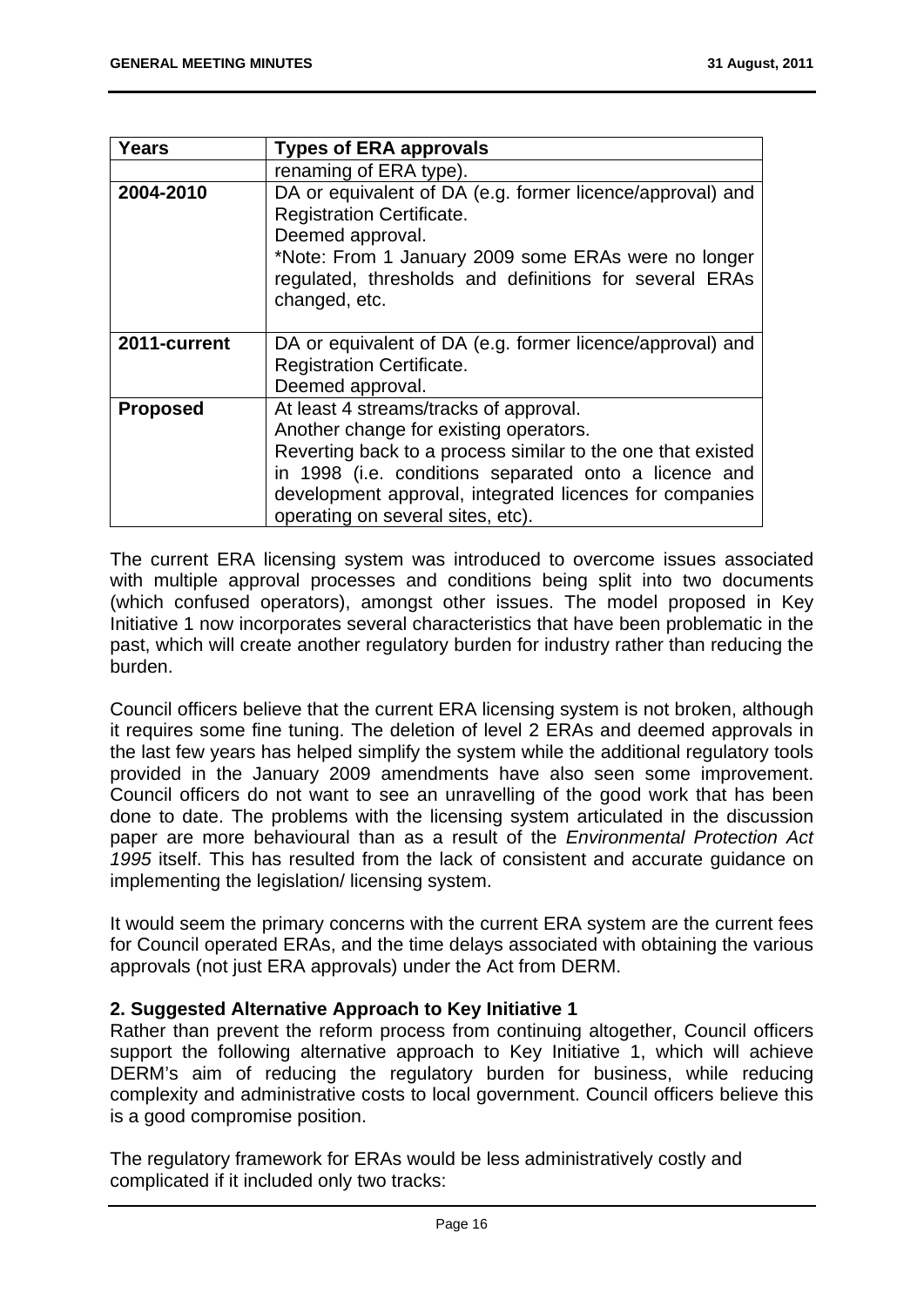| Years | Types of ERA approvals |
| --- | --- |
| | renaming of ERA type). |
| **2004-2010** | DA or equivalent of DA (e.g. former licence/approval) and Registration Certificate.<br>Deemed approval.<br>*Note: From 1 January 2009 some ERAs were no longer regulated, thresholds and definitions for several ERAs changed, etc. |
| **2011-current** | DA or equivalent of DA (e.g. former licence/approval) and Registration Certificate.<br>Deemed approval. |
| **Proposed** | At least 4 streams/tracks of approval.<br>Another change for existing operators.<br>Reverting back to a process similar to the one that existed in 1998 (i.e. conditions separated onto a licence and development approval, integrated licences for companies operating on several sites, etc). |

The current ERA licensing system was introduced to overcome issues associated with multiple approval processes and conditions being split into two documents (which confused operators), amongst other issues. The model proposed in Key Initiative 1 now incorporates several characteristics that have been problematic in the past, which will create another regulatory burden for industry rather than reducing the burden.

Council officers believe that the current ERA licensing system is not broken, although it requires some fine tuning. The deletion of level 2 ERAs and deemed approvals in the last few years has helped simplify the system while the additional regulatory tools provided in the January 2009 amendments have also seen some improvement. Council officers do not want to see an unravelling of the good work that has been done to date. The problems with the licensing system articulated in the discussion paper are more behavioural than as a result of the *Environmental Protection Act 1995* itself. This has resulted from the lack of consistent and accurate guidance on implementing the legislation/ licensing system.

It would seem the primary concerns with the current ERA system are the current fees for Council operated ERAs, and the time delays associated with obtaining the various approvals (not just ERA approvals) under the Act from DERM.

**2. Suggested Alternative Approach to Key Initiative 1**

Rather than prevent the reform process from continuing altogether, Council officers support the following alternative approach to Key Initiative 1, which will achieve DERM's aim of reducing the regulatory burden for business, while reducing complexity and administrative costs to local government. Council officers believe this is a good compromise position.

The regulatory framework for ERAs would be less administratively costly and complicated if it included only two tracks: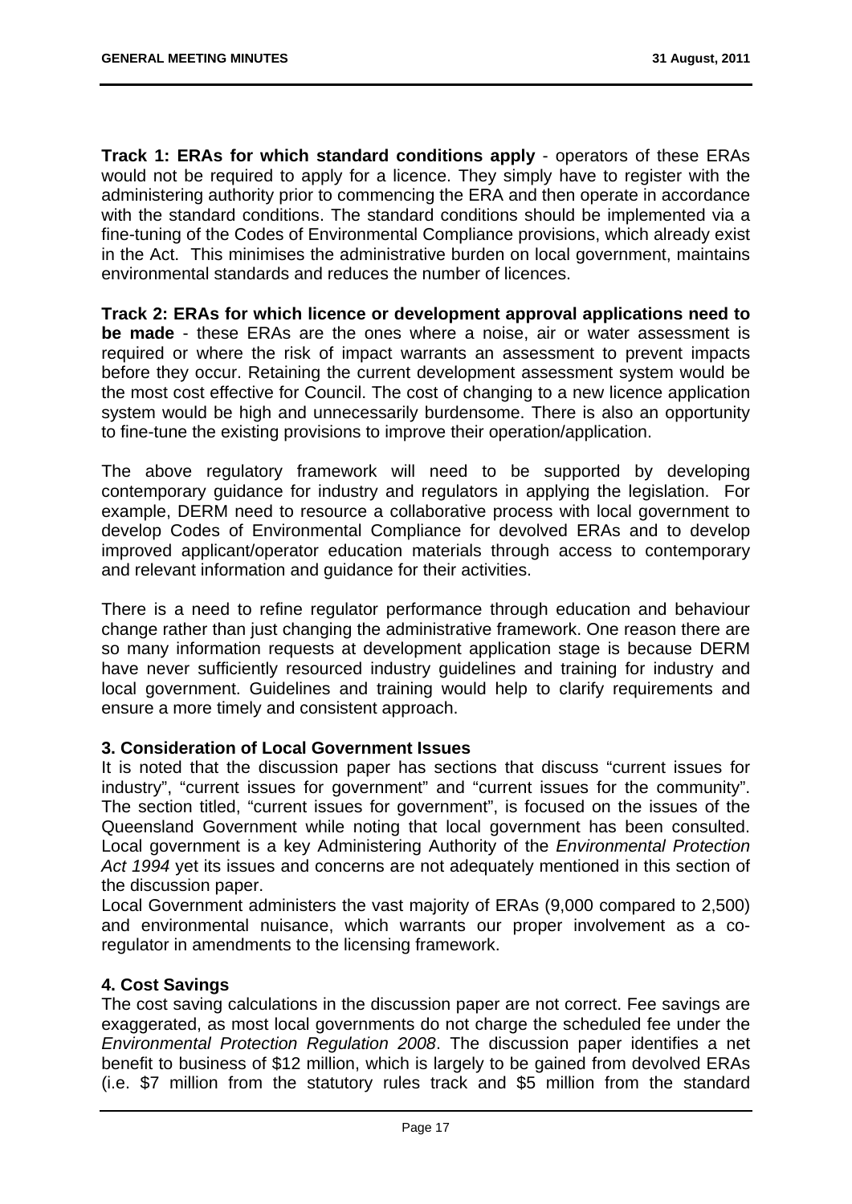**Track 1: ERAs for which standard conditions apply** - operators of these ERAs would not be required to apply for a licence. They simply have to register with the administering authority prior to commencing the ERA and then operate in accordance with the standard conditions. The standard conditions should be implemented via a fine-tuning of the Codes of Environmental Compliance provisions, which already exist in the Act. This minimises the administrative burden on local government, maintains environmental standards and reduces the number of licences.

**Track 2: ERAs for which licence or development approval applications need to be made** - these ERAs are the ones where a noise, air or water assessment is required or where the risk of impact warrants an assessment to prevent impacts before they occur. Retaining the current development assessment system would be the most cost effective for Council. The cost of changing to a new licence application system would be high and unnecessarily burdensome. There is also an opportunity to fine-tune the existing provisions to improve their operation/application.

The above regulatory framework will need to be supported by developing contemporary guidance for industry and regulators in applying the legislation. For example, DERM need to resource a collaborative process with local government to develop Codes of Environmental Compliance for devolved ERAs and to develop improved applicant/operator education materials through access to contemporary and relevant information and guidance for their activities.

There is a need to refine regulator performance through education and behaviour change rather than just changing the administrative framework. One reason there are so many information requests at development application stage is because DERM have never sufficiently resourced industry guidelines and training for industry and local government. Guidelines and training would help to clarify requirements and ensure a more timely and consistent approach.

**3. Consideration of Local Government Issues**

It is noted that the discussion paper has sections that discuss "current issues for industry", "current issues for government" and "current issues for the community". The section titled, "current issues for government", is focused on the issues of the Queensland Government while noting that local government has been consulted. Local government is a key Administering Authority of the *Environmental Protection Act 1994* yet its issues and concerns are not adequately mentioned in this section of the discussion paper.

Local Government administers the vast majority of ERAs (9,000 compared to 2,500) and environmental nuisance, which warrants our proper involvement as a co-regulator in amendments to the licensing framework.

**4. Cost Savings**

The cost saving calculations in the discussion paper are not correct. Fee savings are exaggerated, as most local governments do not charge the scheduled fee under the *Environmental Protection Regulation 2008*. The discussion paper identifies a net benefit to business of $12 million, which is largely to be gained from devolved ERAs (i.e. $7 million from the statutory rules track and $5 million from the standard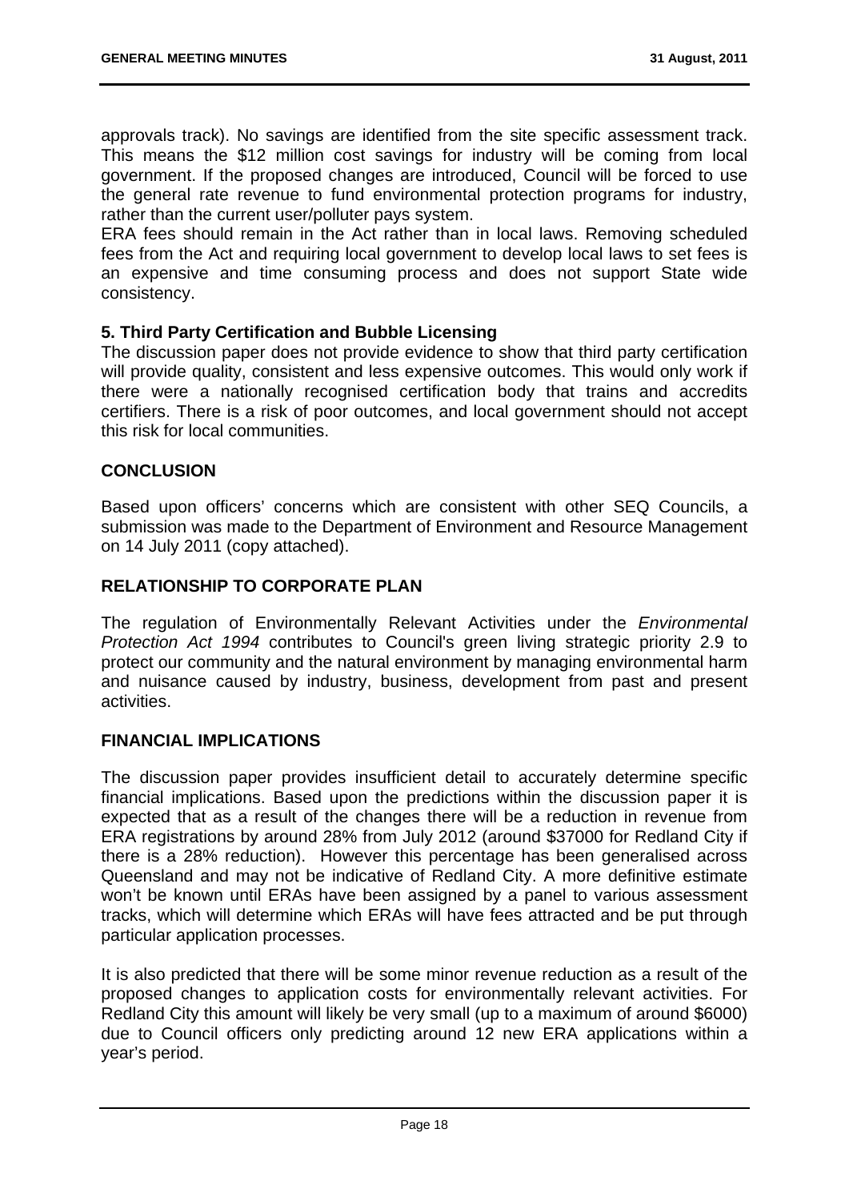approvals track). No savings are identified from the site specific assessment track. This means the $12 million cost savings for industry will be coming from local government. If the proposed changes are introduced, Council will be forced to use the general rate revenue to fund environmental protection programs for industry, rather than the current user/polluter pays system.

ERA fees should remain in the Act rather than in local laws. Removing scheduled fees from the Act and requiring local government to develop local laws to set fees is an expensive and time consuming process and does not support State wide consistency.

**5. Third Party Certification and Bubble Licensing**

The discussion paper does not provide evidence to show that third party certification will provide quality, consistent and less expensive outcomes. This would only work if there were a nationally recognised certification body that trains and accredits certifiers. There is a risk of poor outcomes, and local government should not accept this risk for local communities.

## CONCLUSION

Based upon officers' concerns which are consistent with other SEQ Councils, a submission was made to the Department of Environment and Resource Management on 14 July 2011 (copy attached).

## RELATIONSHIP TO CORPORATE PLAN

The regulation of Environmentally Relevant Activities under the *Environmental Protection Act 1994* contributes to Council's green living strategic priority 2.9 to protect our community and the natural environment by managing environmental harm and nuisance caused by industry, business, development from past and present activities.

## FINANCIAL IMPLICATIONS

The discussion paper provides insufficient detail to accurately determine specific financial implications. Based upon the predictions within the discussion paper it is expected that as a result of the changes there will be a reduction in revenue from ERA registrations by around 28% from July 2012 (around $37000 for Redland City if there is a 28% reduction). However this percentage has been generalised across Queensland and may not be indicative of Redland City. A more definitive estimate won't be known until ERAs have been assigned by a panel to various assessment tracks, which will determine which ERAs will have fees attracted and be put through particular application processes.

It is also predicted that there will be some minor revenue reduction as a result of the proposed changes to application costs for environmentally relevant activities. For Redland City this amount will likely be very small (up to a maximum of around $6000) due to Council officers only predicting around 12 new ERA applications within a year's period.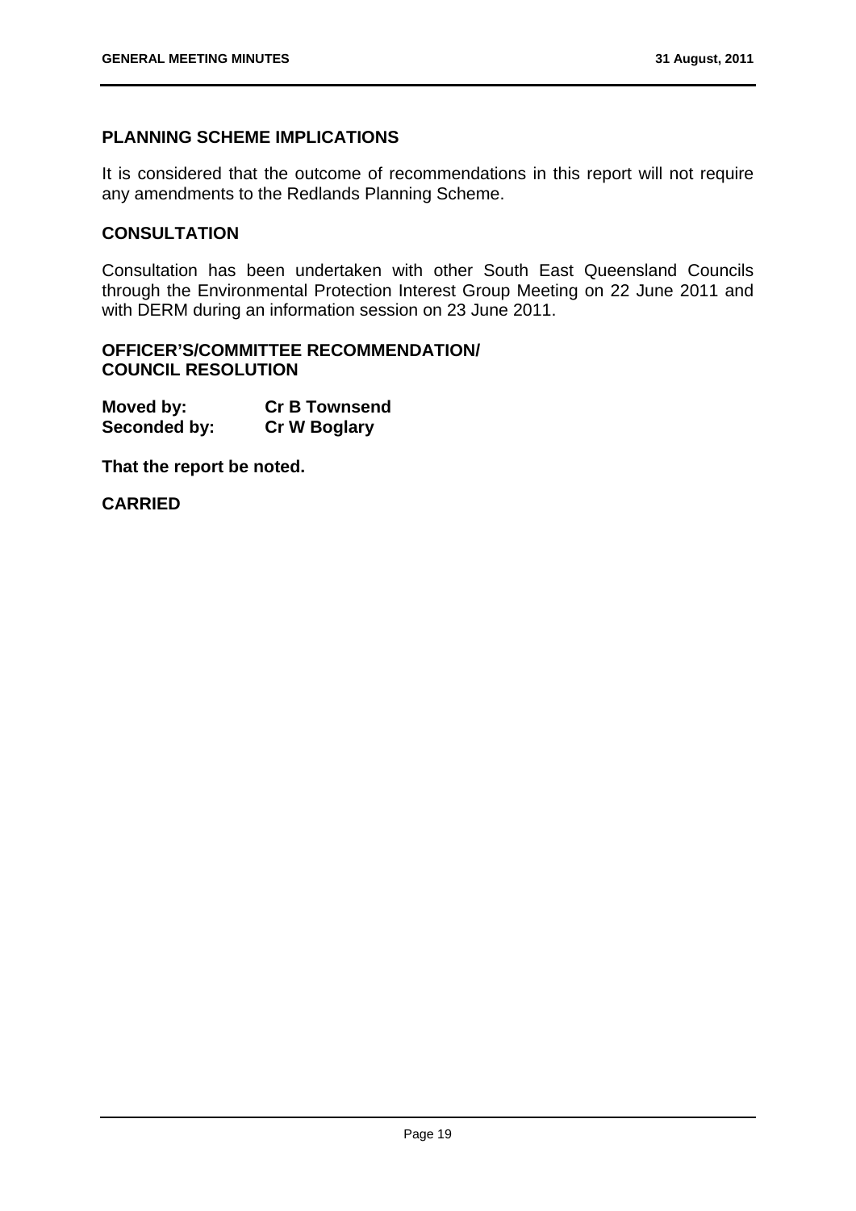## PLANNING SCHEME IMPLICATIONS

It is considered that the outcome of recommendations in this report will not require any amendments to the Redlands Planning Scheme.

## CONSULTATION

Consultation has been undertaken with other South East Queensland Councils through the Environmental Protection Interest Group Meeting on 22 June 2011 and with DERM during an information session on 23 June 2011.

## OFFICER'S/COMMITTEE RECOMMENDATION/ COUNCIL RESOLUTION

**Moved by:** **Cr B Townsend**
**Seconded by:** **Cr W Boglary**

**That the report be noted.**

**CARRIED**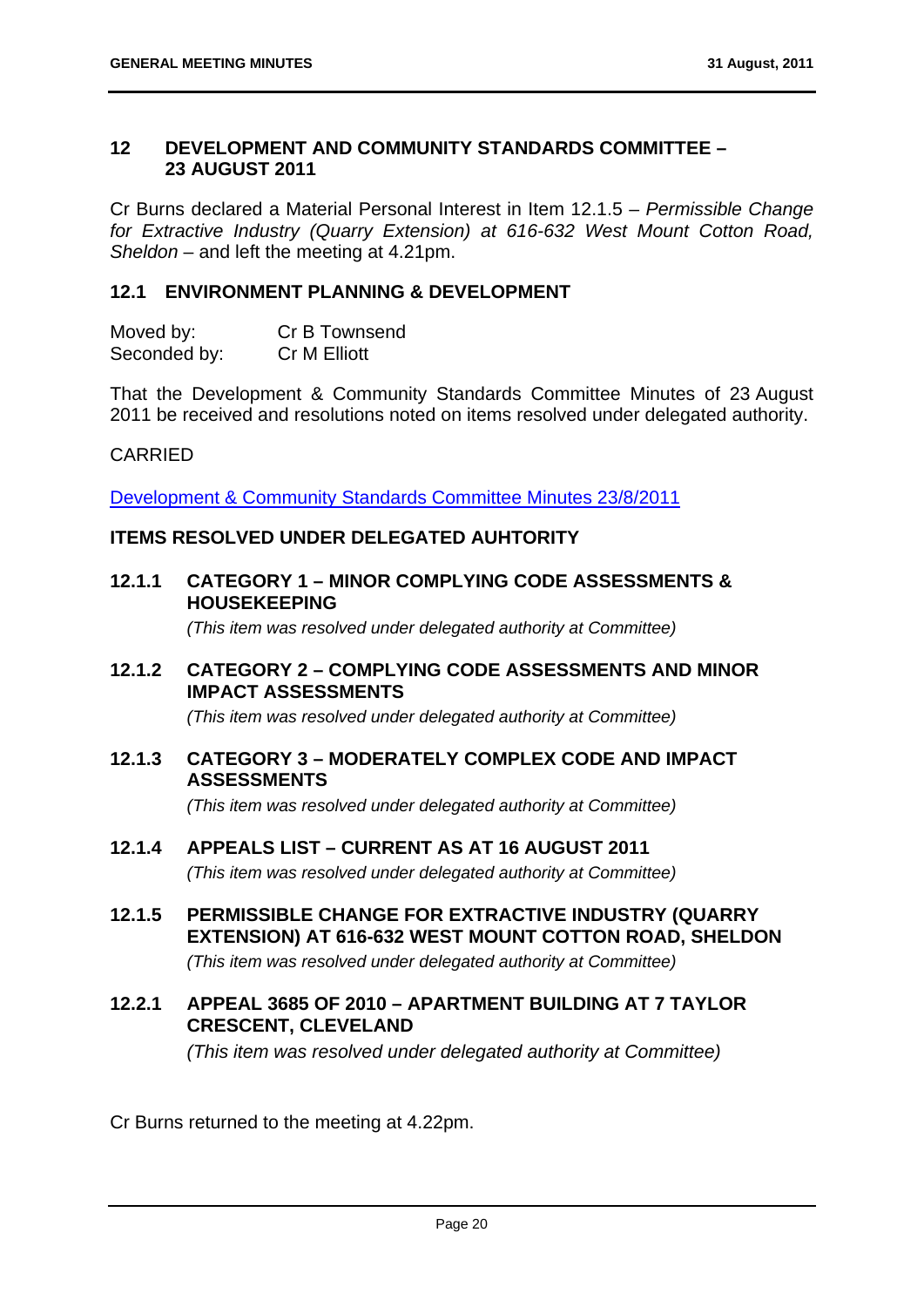## 12 DEVELOPMENT AND COMMUNITY STANDARDS COMMITTEE – 23 AUGUST 2011

Cr Burns declared a Material Personal Interest in Item 12.1.5 – *Permissible Change for Extractive Industry (Quarry Extension) at 616-632 West Mount Cotton Road, Sheldon* – and left the meeting at 4.21pm.

### 12.1 ENVIRONMENT PLANNING & DEVELOPMENT

Moved by: Cr B Townsend
Seconded by: Cr M Elliott

That the Development & Community Standards Committee Minutes of 23 August 2011 be received and resolutions noted on items resolved under delegated authority.

CARRIED

Development & Community Standards Committee Minutes 23/8/2011

**ITEMS RESOLVED UNDER DELEGATED AUHTORITY**

#### 12.1.1 CATEGORY 1 – MINOR COMPLYING CODE ASSESSMENTS & HOUSEKEEPING

*(This item was resolved under delegated authority at Committee)*

#### 12.1.2 CATEGORY 2 – COMPLYING CODE ASSESSMENTS AND MINOR IMPACT ASSESSMENTS

*(This item was resolved under delegated authority at Committee)*

#### 12.1.3 CATEGORY 3 – MODERATELY COMPLEX CODE AND IMPACT ASSESSMENTS

*(This item was resolved under delegated authority at Committee)*

#### 12.1.4 APPEALS LIST – CURRENT AS AT 16 AUGUST 2011

*(This item was resolved under delegated authority at Committee)*

#### 12.1.5 PERMISSIBLE CHANGE FOR EXTRACTIVE INDUSTRY (QUARRY EXTENSION) AT 616-632 WEST MOUNT COTTON ROAD, SHELDON

*(This item was resolved under delegated authority at Committee)*

#### 12.2.1 APPEAL 3685 OF 2010 – APARTMENT BUILDING AT 7 TAYLOR CRESCENT, CLEVELAND

*(This item was resolved under delegated authority at Committee)*

Cr Burns returned to the meeting at 4.22pm.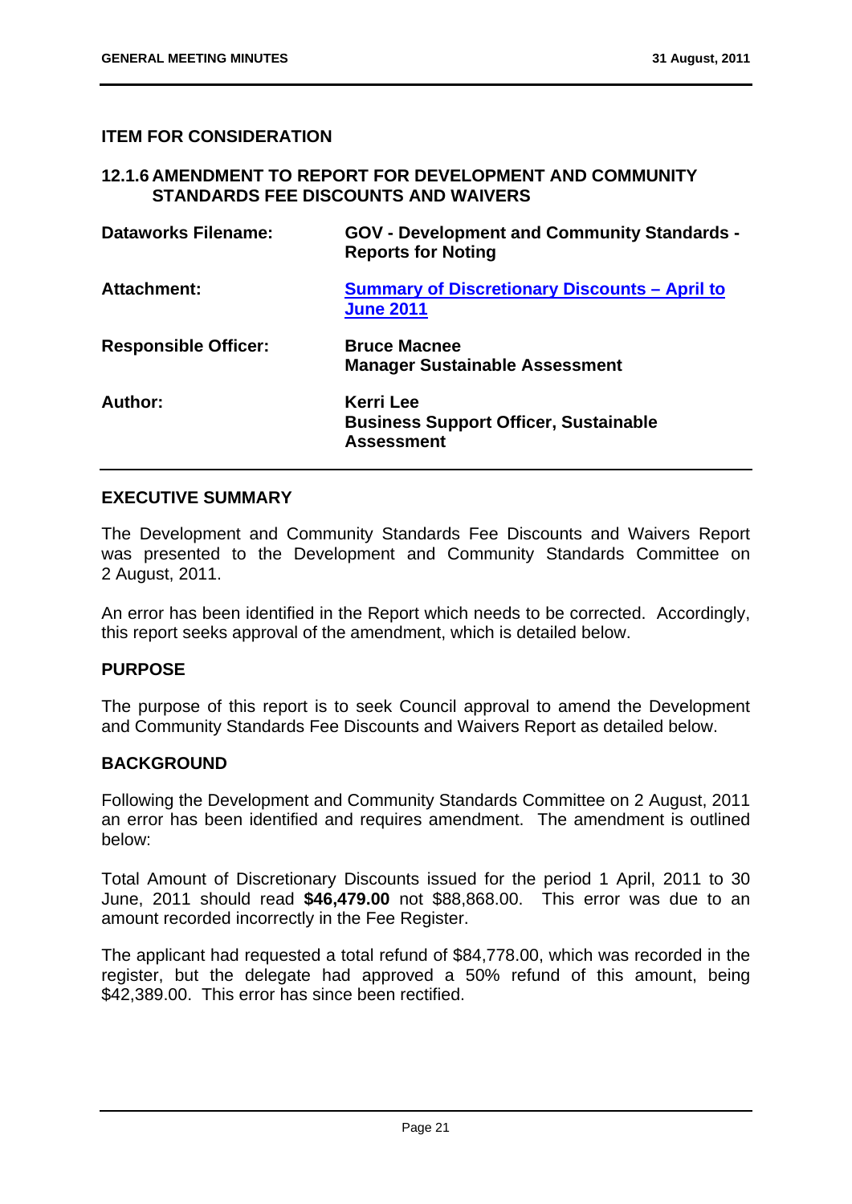## ITEM FOR CONSIDERATION

## 12.1.6 AMENDMENT TO REPORT FOR DEVELOPMENT AND COMMUNITY STANDARDS FEE DISCOUNTS AND WAIVERS

| | |
|---|---|
| **Dataworks Filename:** | **GOV - Development and Community Standards - Reports for Noting** |
| **Attachment:** | **Summary of Discretionary Discounts – April to June 2011** |
| **Responsible Officer:** | **Bruce Macnee**<br>**Manager Sustainable Assessment** |
| **Author:** | **Kerri Lee**<br>**Business Support Officer, Sustainable Assessment** |

### EXECUTIVE SUMMARY

The Development and Community Standards Fee Discounts and Waivers Report was presented to the Development and Community Standards Committee on 2 August, 2011.

An error has been identified in the Report which needs to be corrected. Accordingly, this report seeks approval of the amendment, which is detailed below.

### PURPOSE

The purpose of this report is to seek Council approval to amend the Development and Community Standards Fee Discounts and Waivers Report as detailed below.

### BACKGROUND

Following the Development and Community Standards Committee on 2 August, 2011 an error has been identified and requires amendment. The amendment is outlined below:

Total Amount of Discretionary Discounts issued for the period 1 April, 2011 to 30 June, 2011 should read **$46,479.00** not $88,868.00. This error was due to an amount recorded incorrectly in the Fee Register.

The applicant had requested a total refund of $84,778.00, which was recorded in the register, but the delegate had approved a 50% refund of this amount, being $42,389.00. This error has since been rectified.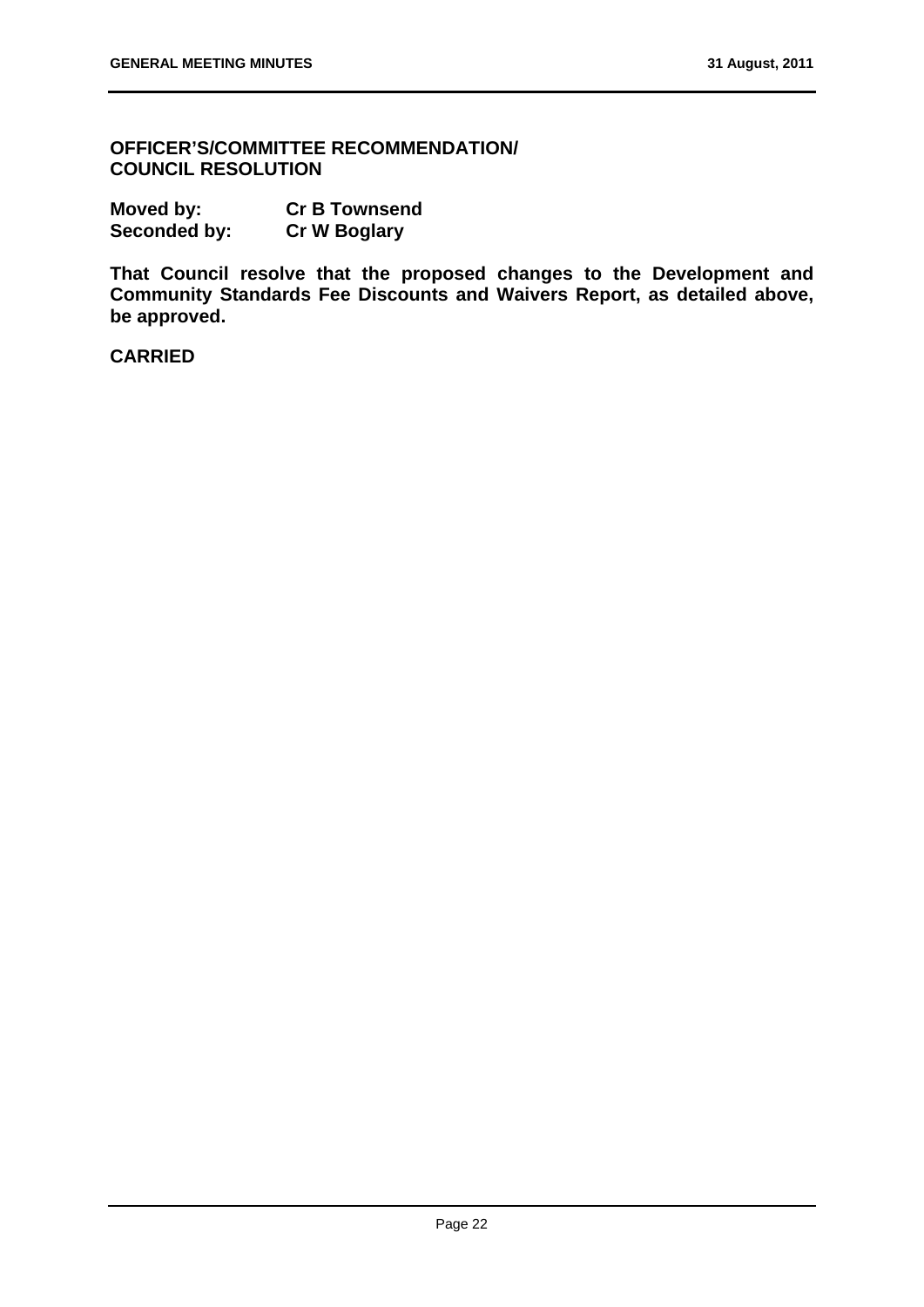**OFFICER'S/COMMITTEE RECOMMENDATION/
COUNCIL RESOLUTION**

| | |
|---|---|
| **Moved by:** | **Cr B Townsend** |
| **Seconded by:** | **Cr W Boglary** |

**That Council resolve that the proposed changes to the Development and Community Standards Fee Discounts and Waivers Report, as detailed above, be approved.**

**CARRIED**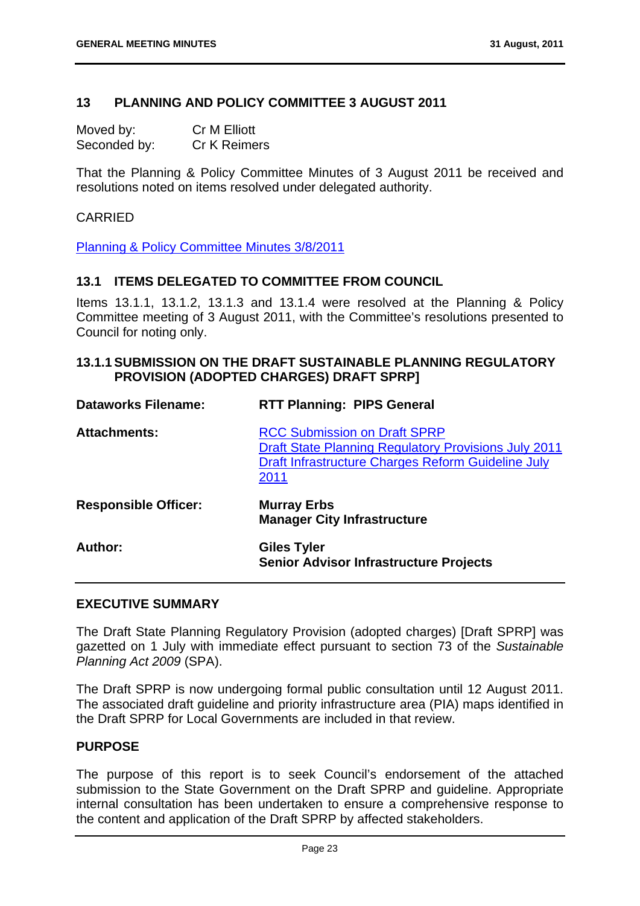## 13 PLANNING AND POLICY COMMITTEE 3 AUGUST 2011

Moved by: Cr M Elliott
Seconded by: Cr K Reimers

That the Planning & Policy Committee Minutes of 3 August 2011 be received and resolutions noted on items resolved under delegated authority.

CARRIED

Planning & Policy Committee Minutes 3/8/2011

## 13.1 ITEMS DELEGATED TO COMMITTEE FROM COUNCIL

Items 13.1.1, 13.1.2, 13.1.3 and 13.1.4 were resolved at the Planning & Policy Committee meeting of 3 August 2011, with the Committee's resolutions presented to Council for noting only.

### 13.1.1 SUBMISSION ON THE DRAFT SUSTAINABLE PLANNING REGULATORY PROVISION (ADOPTED CHARGES) DRAFT SPRP]

| | |
|---|---|
| **Dataworks Filename:** | **RTT Planning: PIPS General** |
| **Attachments:** | RCC Submission on Draft SPRP<br>Draft State Planning Regulatory Provisions July 2011<br>Draft Infrastructure Charges Reform Guideline July 2011 |
| **Responsible Officer:** | **Murray Erbs**<br>**Manager City Infrastructure** |
| **Author:** | **Giles Tyler**<br>**Senior Advisor Infrastructure Projects** |

#### EXECUTIVE SUMMARY

The Draft State Planning Regulatory Provision (adopted charges) [Draft SPRP] was gazetted on 1 July with immediate effect pursuant to section 73 of the *Sustainable Planning Act 2009* (SPA).

The Draft SPRP is now undergoing formal public consultation until 12 August 2011. The associated draft guideline and priority infrastructure area (PIA) maps identified in the Draft SPRP for Local Governments are included in that review.

#### PURPOSE

The purpose of this report is to seek Council's endorsement of the attached submission to the State Government on the Draft SPRP and guideline. Appropriate internal consultation has been undertaken to ensure a comprehensive response to the content and application of the Draft SPRP by affected stakeholders.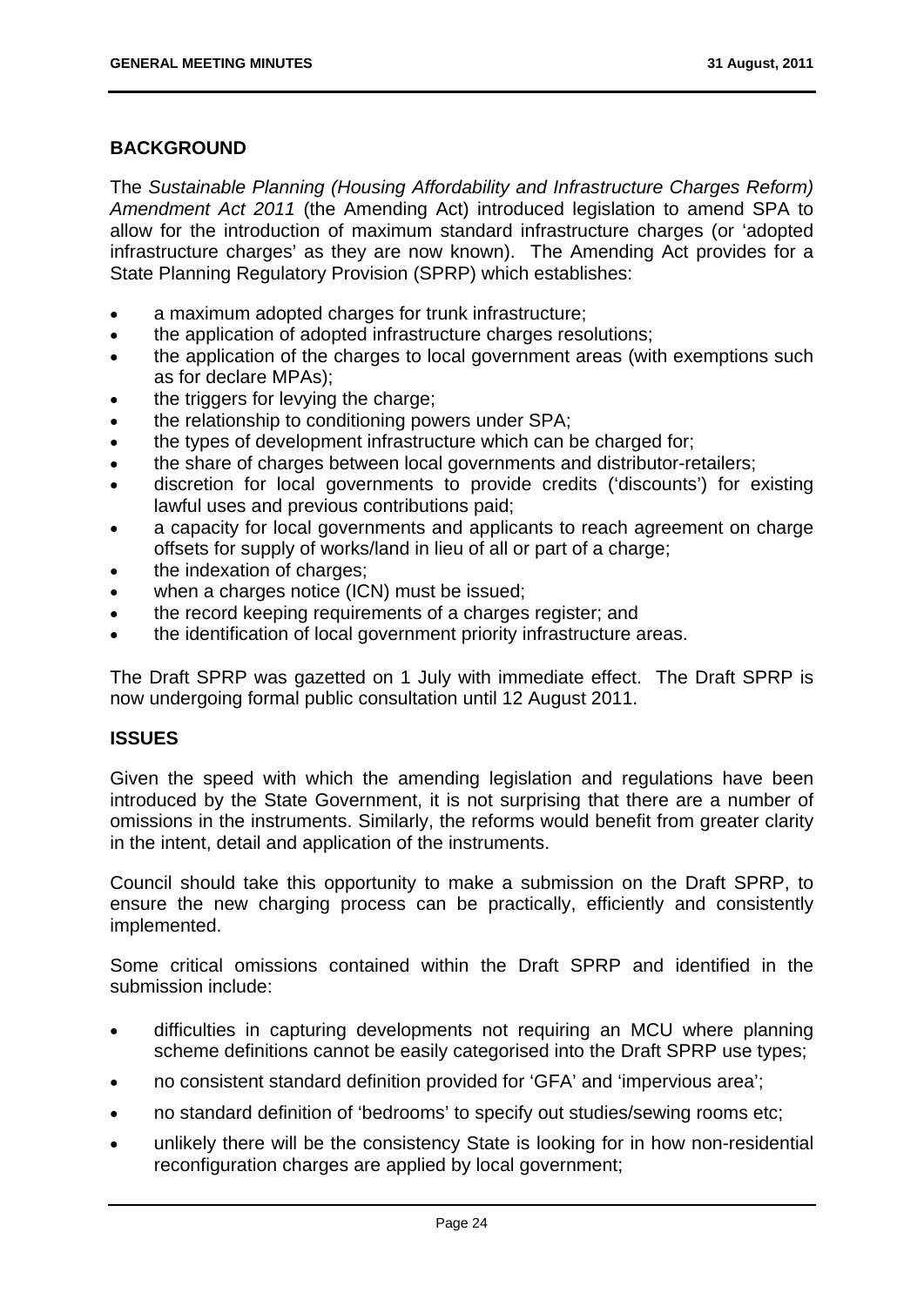## BACKGROUND

The *Sustainable Planning (Housing Affordability and Infrastructure Charges Reform) Amendment Act 2011* (the Amending Act) introduced legislation to amend SPA to allow for the introduction of maximum standard infrastructure charges (or 'adopted infrastructure charges' as they are now known). The Amending Act provides for a State Planning Regulatory Provision (SPRP) which establishes:

- a maximum adopted charges for trunk infrastructure;
- the application of adopted infrastructure charges resolutions;
- the application of the charges to local government areas (with exemptions such as for declare MPAs);
- the triggers for levying the charge;
- the relationship to conditioning powers under SPA;
- the types of development infrastructure which can be charged for;
- the share of charges between local governments and distributor-retailers;
- discretion for local governments to provide credits ('discounts') for existing lawful uses and previous contributions paid;
- a capacity for local governments and applicants to reach agreement on charge offsets for supply of works/land in lieu of all or part of a charge;
- the indexation of charges;
- when a charges notice (ICN) must be issued;
- the record keeping requirements of a charges register; and
- the identification of local government priority infrastructure areas.

The Draft SPRP was gazetted on 1 July with immediate effect. The Draft SPRP is now undergoing formal public consultation until 12 August 2011.

## ISSUES

Given the speed with which the amending legislation and regulations have been introduced by the State Government, it is not surprising that there are a number of omissions in the instruments. Similarly, the reforms would benefit from greater clarity in the intent, detail and application of the instruments.

Council should take this opportunity to make a submission on the Draft SPRP, to ensure the new charging process can be practically, efficiently and consistently implemented.

Some critical omissions contained within the Draft SPRP and identified in the submission include:

- difficulties in capturing developments not requiring an MCU where planning scheme definitions cannot be easily categorised into the Draft SPRP use types;
- no consistent standard definition provided for 'GFA' and 'impervious area';
- no standard definition of 'bedrooms' to specify out studies/sewing rooms etc;
- unlikely there will be the consistency State is looking for in how non-residential reconfiguration charges are applied by local government;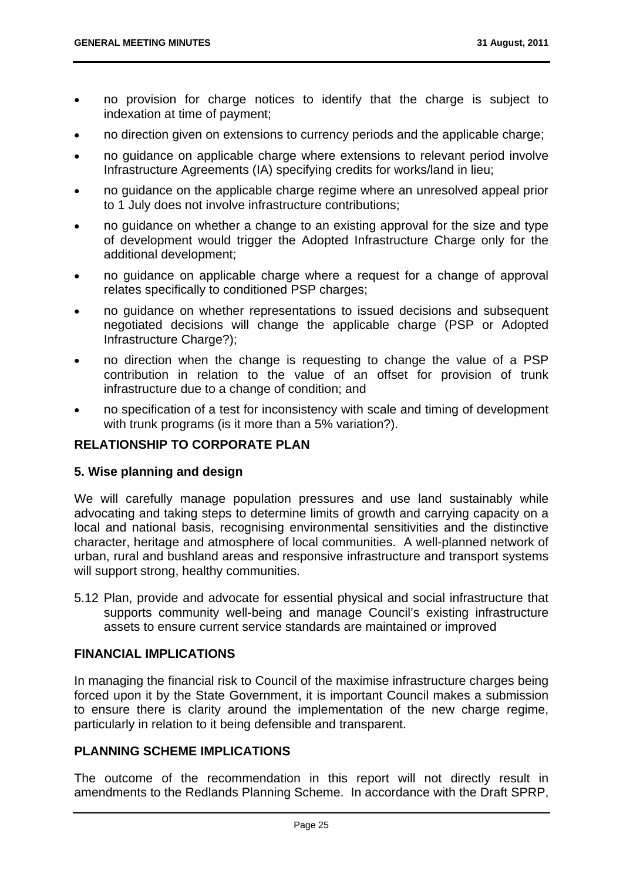- no provision for charge notices to identify that the charge is subject to indexation at time of payment;
- no direction given on extensions to currency periods and the applicable charge;
- no guidance on applicable charge where extensions to relevant period involve Infrastructure Agreements (IA) specifying credits for works/land in lieu;
- no guidance on the applicable charge regime where an unresolved appeal prior to 1 July does not involve infrastructure contributions;
- no guidance on whether a change to an existing approval for the size and type of development would trigger the Adopted Infrastructure Charge only for the additional development;
- no guidance on applicable charge where a request for a change of approval relates specifically to conditioned PSP charges;
- no guidance on whether representations to issued decisions and subsequent negotiated decisions will change the applicable charge (PSP or Adopted Infrastructure Charge?);
- no direction when the change is requesting to change the value of a PSP contribution in relation to the value of an offset for provision of trunk infrastructure due to a change of condition; and
- no specification of a test for inconsistency with scale and timing of development with trunk programs (is it more than a 5% variation?).

## RELATIONSHIP TO CORPORATE PLAN

### 5. Wise planning and design

We will carefully manage population pressures and use land sustainably while advocating and taking steps to determine limits of growth and carrying capacity on a local and national basis, recognising environmental sensitivities and the distinctive character, heritage and atmosphere of local communities. A well-planned network of urban, rural and bushland areas and responsive infrastructure and transport systems will support strong, healthy communities.

5.12 Plan, provide and advocate for essential physical and social infrastructure that supports community well-being and manage Council's existing infrastructure assets to ensure current service standards are maintained or improved

## FINANCIAL IMPLICATIONS

In managing the financial risk to Council of the maximise infrastructure charges being forced upon it by the State Government, it is important Council makes a submission to ensure there is clarity around the implementation of the new charge regime, particularly in relation to it being defensible and transparent.

## PLANNING SCHEME IMPLICATIONS

The outcome of the recommendation in this report will not directly result in amendments to the Redlands Planning Scheme. In accordance with the Draft SPRP,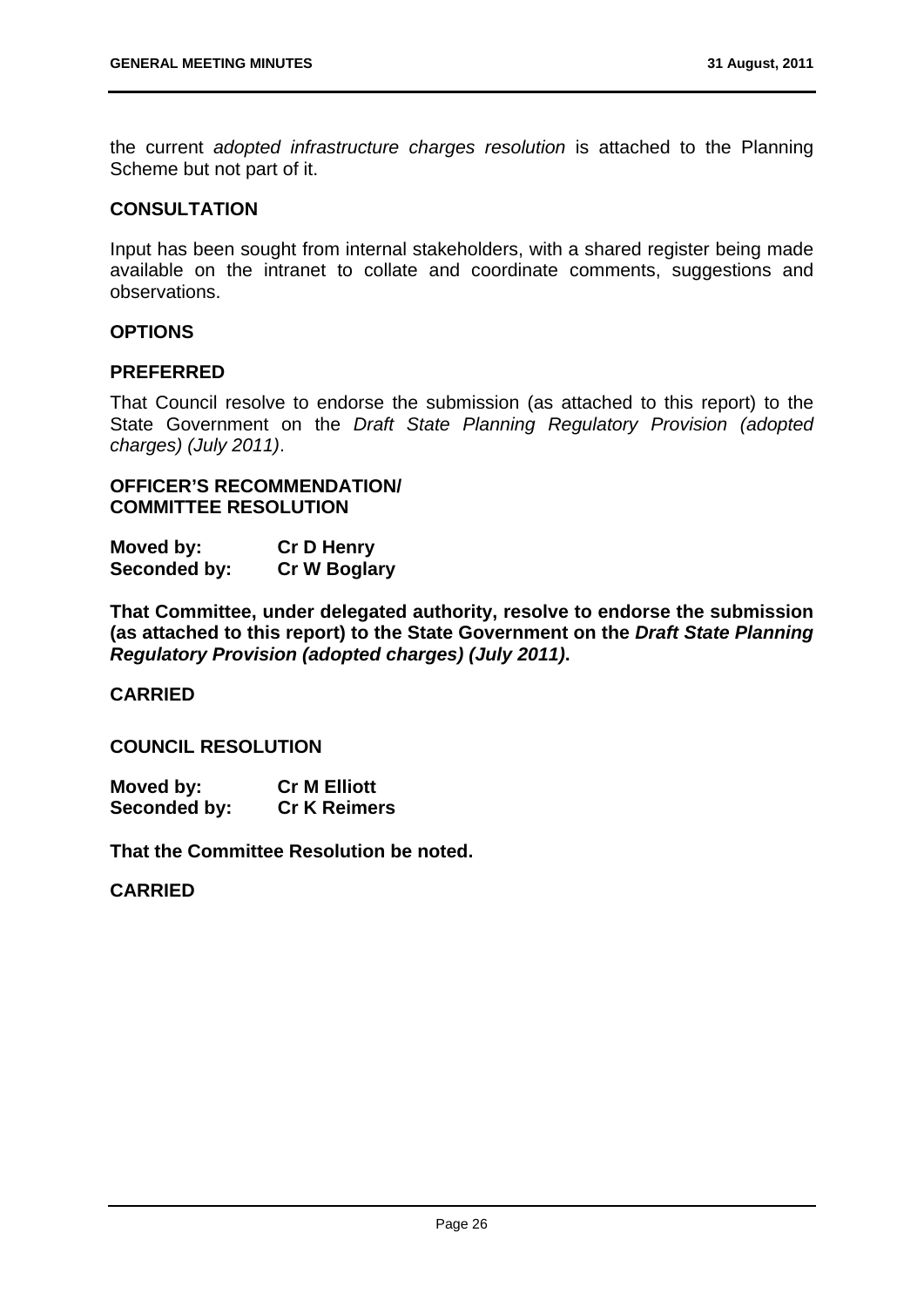the current *adopted infrastructure charges resolution* is attached to the Planning Scheme but not part of it.

## CONSULTATION

Input has been sought from internal stakeholders, with a shared register being made available on the intranet to collate and coordinate comments, suggestions and observations.

## OPTIONS

## PREFERRED

That Council resolve to endorse the submission (as attached to this report) to the State Government on the *Draft State Planning Regulatory Provision (adopted charges) (July 2011)*.

**OFFICER'S RECOMMENDATION/**
**COMMITTEE RESOLUTION**

| | |
|---|---|
| **Moved by:** | **Cr D Henry** |
| **Seconded by:** | **Cr W Boglary** |

**That Committee, under delegated authority, resolve to endorse the submission (as attached to this report) to the State Government on the *Draft State Planning Regulatory Provision (adopted charges) (July 2011)*.**

**CARRIED**

**COUNCIL RESOLUTION**

| | |
|---|---|
| **Moved by:** | **Cr M Elliott** |
| **Seconded by:** | **Cr K Reimers** |

**That the Committee Resolution be noted.**

**CARRIED**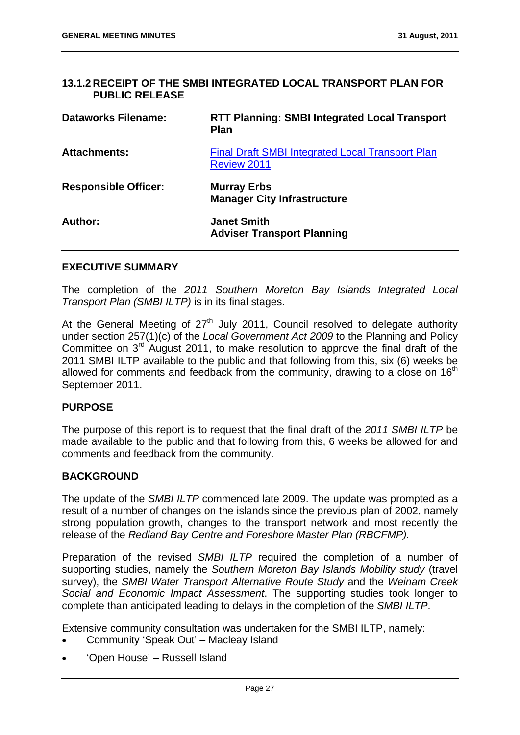## 13.1.2 RECEIPT OF THE SMBI INTEGRATED LOCAL TRANSPORT PLAN FOR PUBLIC RELEASE

| | |
|---|---|
| **Dataworks Filename:** | **RTT Planning: SMBI Integrated Local Transport Plan** |
| **Attachments:** | Final Draft SMBI Integrated Local Transport Plan Review 2011 |
| **Responsible Officer:** | **Murray Erbs**<br>**Manager City Infrastructure** |
| **Author:** | **Janet Smith**<br>**Adviser Transport Planning** |

### EXECUTIVE SUMMARY

The completion of the *2011 Southern Moreton Bay Islands Integrated Local Transport Plan (SMBI ILTP)* is in its final stages.

At the General Meeting of 27th July 2011, Council resolved to delegate authority under section 257(1)(c) of the *Local Government Act 2009* to the Planning and Policy Committee on 3rd August 2011, to make resolution to approve the final draft of the 2011 SMBI ILTP available to the public and that following from this, six (6) weeks be allowed for comments and feedback from the community, drawing to a close on 16th September 2011.

### PURPOSE

The purpose of this report is to request that the final draft of the *2011 SMBI ILTP* be made available to the public and that following from this, 6 weeks be allowed for and comments and feedback from the community.

### BACKGROUND

The update of the *SMBI ILTP* commenced late 2009. The update was prompted as a result of a number of changes on the islands since the previous plan of 2002, namely strong population growth, changes to the transport network and most recently the release of the *Redland Bay Centre and Foreshore Master Plan (RBCFMP).*

Preparation of the revised *SMBI ILTP* required the completion of a number of supporting studies, namely the *Southern Moreton Bay Islands Mobility study* (travel survey), the *SMBI Water Transport Alternative Route Study* and the *Weinam Creek Social and Economic Impact Assessment*. The supporting studies took longer to complete than anticipated leading to delays in the completion of the *SMBI ILTP*.

Extensive community consultation was undertaken for the SMBI ILTP, namely:

- Community 'Speak Out' – Macleay Island
- 'Open House' – Russell Island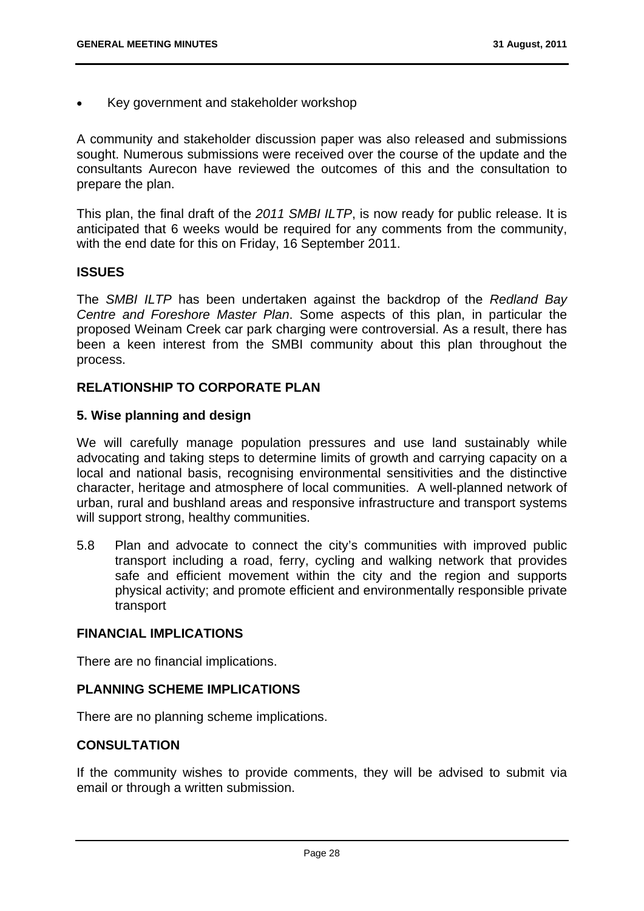- Key government and stakeholder workshop

A community and stakeholder discussion paper was also released and submissions sought. Numerous submissions were received over the course of the update and the consultants Aurecon have reviewed the outcomes of this and the consultation to prepare the plan.

This plan, the final draft of the *2011 SMBI ILTP*, is now ready for public release. It is anticipated that 6 weeks would be required for any comments from the community, with the end date for this on Friday, 16 September 2011.

## ISSUES

The *SMBI ILTP* has been undertaken against the backdrop of the *Redland Bay Centre and Foreshore Master Plan*. Some aspects of this plan, in particular the proposed Weinam Creek car park charging were controversial. As a result, there has been a keen interest from the SMBI community about this plan throughout the process.

## RELATIONSHIP TO CORPORATE PLAN

### 5. Wise planning and design

We will carefully manage population pressures and use land sustainably while advocating and taking steps to determine limits of growth and carrying capacity on a local and national basis, recognising environmental sensitivities and the distinctive character, heritage and atmosphere of local communities. A well-planned network of urban, rural and bushland areas and responsive infrastructure and transport systems will support strong, healthy communities.

5.8 Plan and advocate to connect the city's communities with improved public transport including a road, ferry, cycling and walking network that provides safe and efficient movement within the city and the region and supports physical activity; and promote efficient and environmentally responsible private transport

## FINANCIAL IMPLICATIONS

There are no financial implications.

## PLANNING SCHEME IMPLICATIONS

There are no planning scheme implications.

## CONSULTATION

If the community wishes to provide comments, they will be advised to submit via email or through a written submission.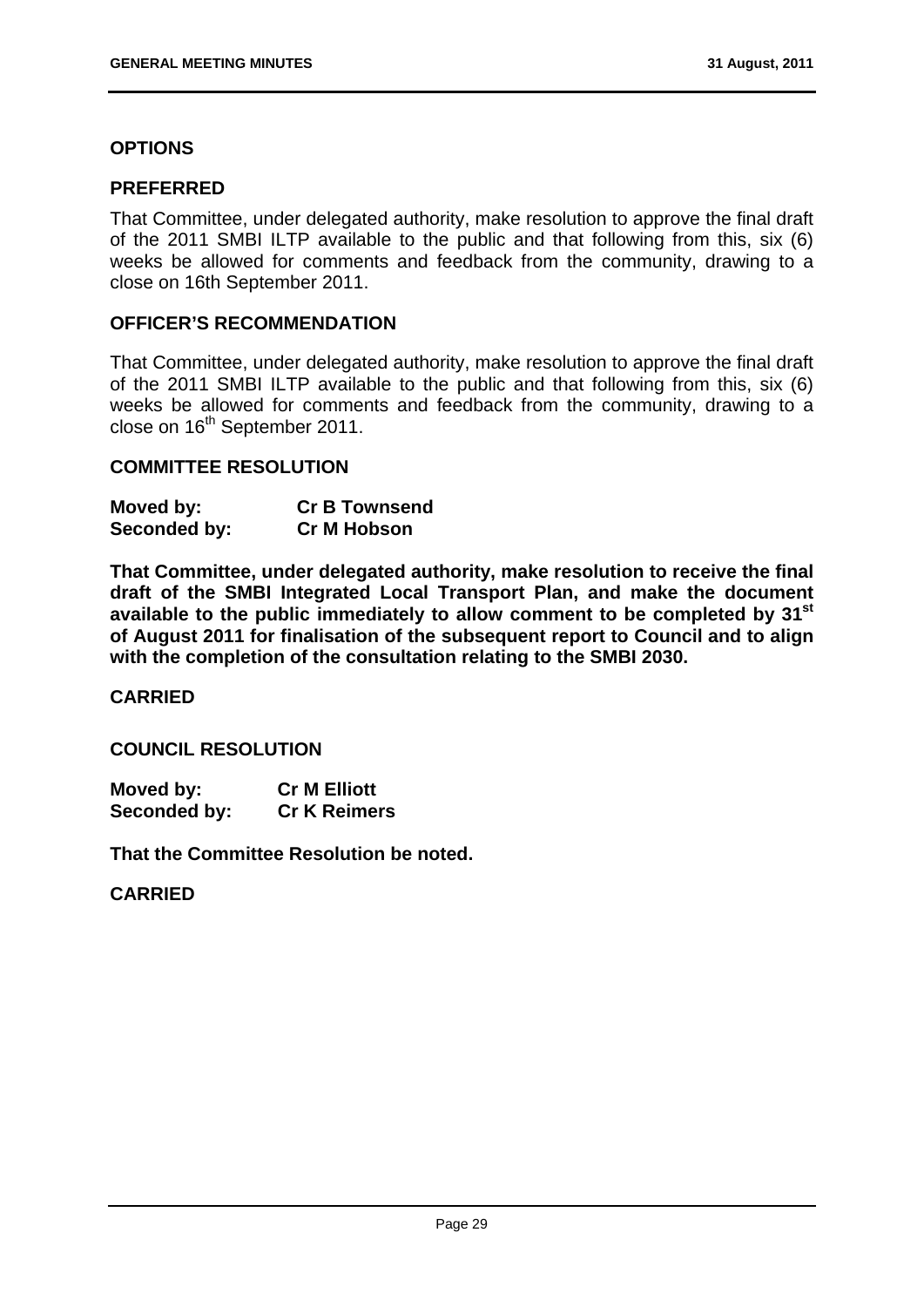### OPTIONS

### PREFERRED

That Committee, under delegated authority, make resolution to approve the final draft of the 2011 SMBI ILTP available to the public and that following from this, six (6) weeks be allowed for comments and feedback from the community, drawing to a close on 16th September 2011.

### OFFICER'S RECOMMENDATION

That Committee, under delegated authority, make resolution to approve the final draft of the 2011 SMBI ILTP available to the public and that following from this, six (6) weeks be allowed for comments and feedback from the community, drawing to a close on 16th September 2011.

### COMMITTEE RESOLUTION

**Moved by:** **Cr B Townsend**
**Seconded by:** **Cr M Hobson**

**That Committee, under delegated authority, make resolution to receive the final draft of the SMBI Integrated Local Transport Plan, and make the document available to the public immediately to allow comment to be completed by 31st of August 2011 for finalisation of the subsequent report to Council and to align with the completion of the consultation relating to the SMBI 2030.**

**CARRIED**

### COUNCIL RESOLUTION

**Moved by:** **Cr M Elliott**
**Seconded by:** **Cr K Reimers**

**That the Committee Resolution be noted.**

**CARRIED**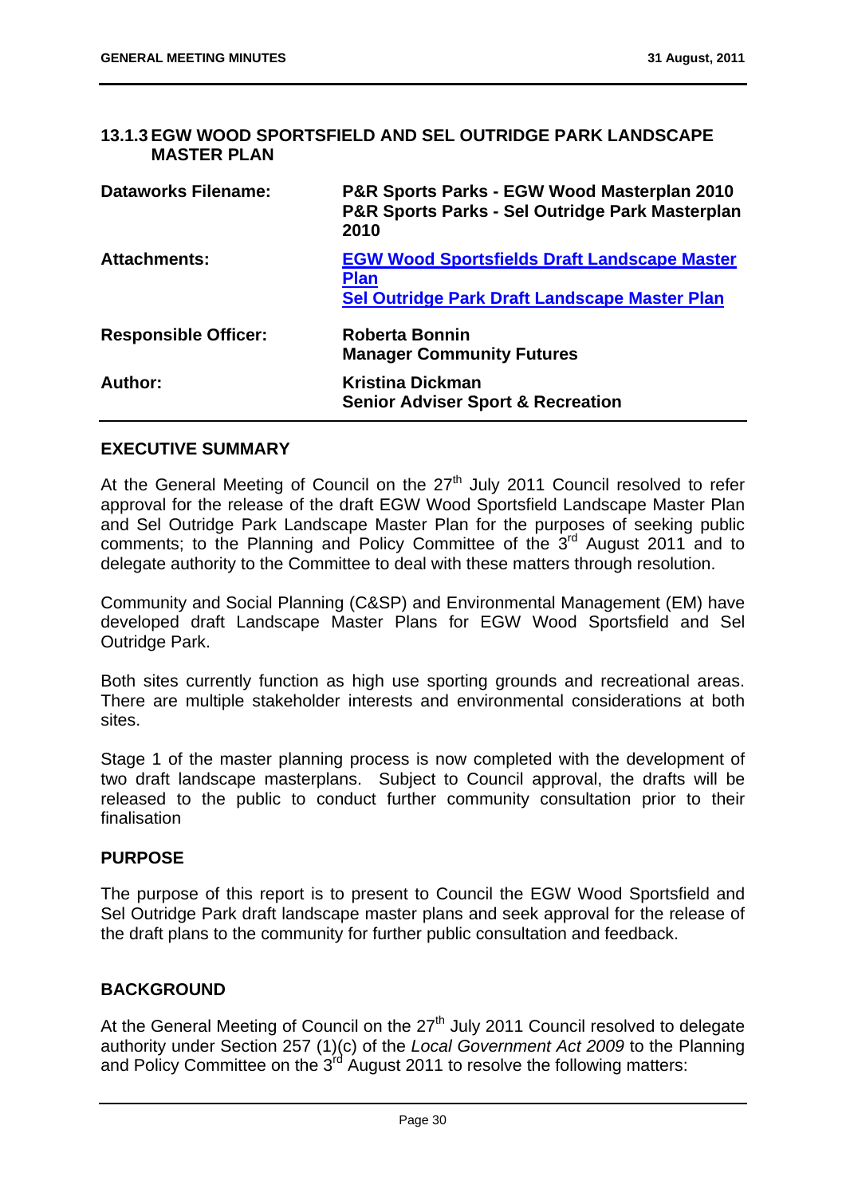## 13.1.3 EGW WOOD SPORTSFIELD AND SEL OUTRIDGE PARK LANDSCAPE MASTER PLAN

| | |
|---|---|
| **Dataworks Filename:** | **P&R Sports Parks - EGW Wood Masterplan 2010**<br>**P&R Sports Parks - Sel Outridge Park Masterplan 2010** |
| **Attachments:** | **EGW Wood Sportsfields Draft Landscape Master Plan**<br>**Sel Outridge Park Draft Landscape Master Plan** |
| **Responsible Officer:** | **Roberta Bonnin**<br>**Manager Community Futures** |
| **Author:** | **Kristina Dickman**<br>**Senior Adviser Sport & Recreation** |

### EXECUTIVE SUMMARY

At the General Meeting of Council on the 27th July 2011 Council resolved to refer approval for the release of the draft EGW Wood Sportsfield Landscape Master Plan and Sel Outridge Park Landscape Master Plan for the purposes of seeking public comments; to the Planning and Policy Committee of the 3rd August 2011 and to delegate authority to the Committee to deal with these matters through resolution.

Community and Social Planning (C&SP) and Environmental Management (EM) have developed draft Landscape Master Plans for EGW Wood Sportsfield and Sel Outridge Park.

Both sites currently function as high use sporting grounds and recreational areas. There are multiple stakeholder interests and environmental considerations at both sites.

Stage 1 of the master planning process is now completed with the development of two draft landscape masterplans. Subject to Council approval, the drafts will be released to the public to conduct further community consultation prior to their finalisation

### PURPOSE

The purpose of this report is to present to Council the EGW Wood Sportsfield and Sel Outridge Park draft landscape master plans and seek approval for the release of the draft plans to the community for further public consultation and feedback.

### BACKGROUND

At the General Meeting of Council on the 27th July 2011 Council resolved to delegate authority under Section 257 (1)(c) of the *Local Government Act 2009* to the Planning and Policy Committee on the 3rd August 2011 to resolve the following matters: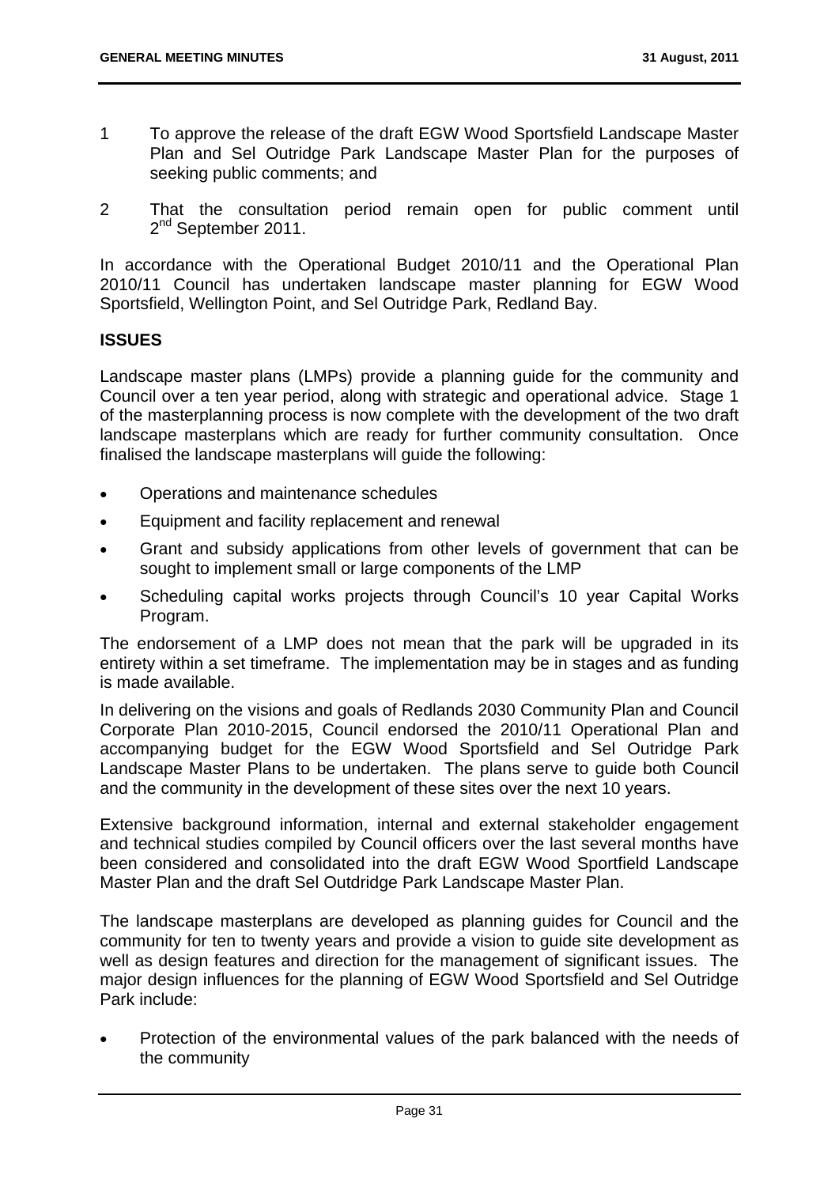1. To approve the release of the draft EGW Wood Sportsfield Landscape Master Plan and Sel Outridge Park Landscape Master Plan for the purposes of seeking public comments; and

2. That the consultation period remain open for public comment until 2nd September 2011.

In accordance with the Operational Budget 2010/11 and the Operational Plan 2010/11 Council has undertaken landscape master planning for EGW Wood Sportsfield, Wellington Point, and Sel Outridge Park, Redland Bay.

**ISSUES**

Landscape master plans (LMPs) provide a planning guide for the community and Council over a ten year period, along with strategic and operational advice. Stage 1 of the masterplanning process is now complete with the development of the two draft landscape masterplans which are ready for further community consultation. Once finalised the landscape masterplans will guide the following:

- Operations and maintenance schedules
- Equipment and facility replacement and renewal
- Grant and subsidy applications from other levels of government that can be sought to implement small or large components of the LMP
- Scheduling capital works projects through Council's 10 year Capital Works Program.

The endorsement of a LMP does not mean that the park will be upgraded in its entirety within a set timeframe. The implementation may be in stages and as funding is made available.

In delivering on the visions and goals of Redlands 2030 Community Plan and Council Corporate Plan 2010-2015, Council endorsed the 2010/11 Operational Plan and accompanying budget for the EGW Wood Sportsfield and Sel Outridge Park Landscape Master Plans to be undertaken. The plans serve to guide both Council and the community in the development of these sites over the next 10 years.

Extensive background information, internal and external stakeholder engagement and technical studies compiled by Council officers over the last several months have been considered and consolidated into the draft EGW Wood Sportfield Landscape Master Plan and the draft Sel Outdridge Park Landscape Master Plan.

The landscape masterplans are developed as planning guides for Council and the community for ten to twenty years and provide a vision to guide site development as well as design features and direction for the management of significant issues. The major design influences for the planning of EGW Wood Sportsfield and Sel Outridge Park include:

- Protection of the environmental values of the park balanced with the needs of the community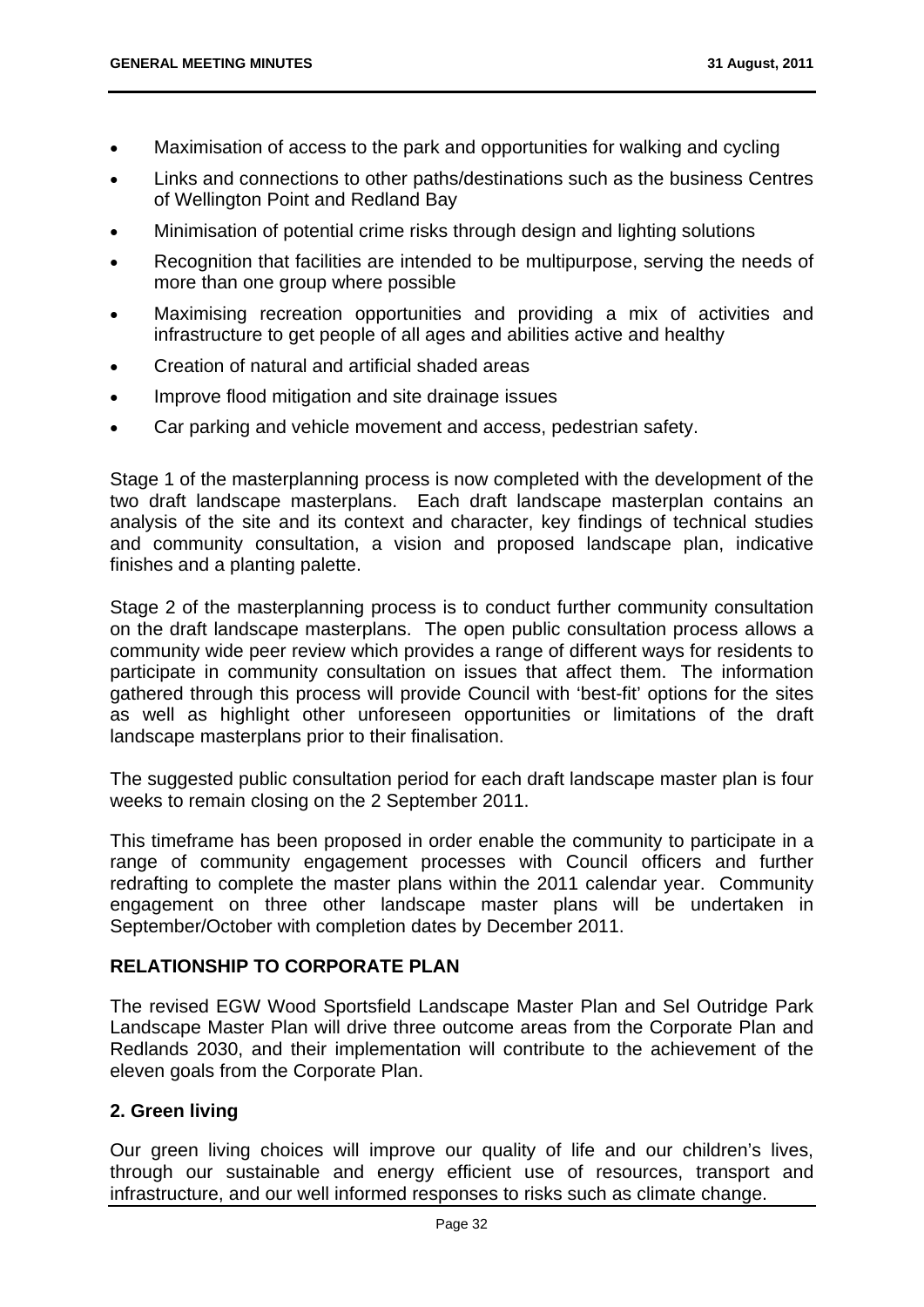- Maximisation of access to the park and opportunities for walking and cycling
- Links and connections to other paths/destinations such as the business Centres of Wellington Point and Redland Bay
- Minimisation of potential crime risks through design and lighting solutions
- Recognition that facilities are intended to be multipurpose, serving the needs of more than one group where possible
- Maximising recreation opportunities and providing a mix of activities and infrastructure to get people of all ages and abilities active and healthy
- Creation of natural and artificial shaded areas
- Improve flood mitigation and site drainage issues
- Car parking and vehicle movement and access, pedestrian safety.

Stage 1 of the masterplanning process is now completed with the development of the two draft landscape masterplans. Each draft landscape masterplan contains an analysis of the site and its context and character, key findings of technical studies and community consultation, a vision and proposed landscape plan, indicative finishes and a planting palette.

Stage 2 of the masterplanning process is to conduct further community consultation on the draft landscape masterplans. The open public consultation process allows a community wide peer review which provides a range of different ways for residents to participate in community consultation on issues that affect them. The information gathered through this process will provide Council with 'best-fit' options for the sites as well as highlight other unforeseen opportunities or limitations of the draft landscape masterplans prior to their finalisation.

The suggested public consultation period for each draft landscape master plan is four weeks to remain closing on the 2 September 2011.

This timeframe has been proposed in order enable the community to participate in a range of community engagement processes with Council officers and further redrafting to complete the master plans within the 2011 calendar year. Community engagement on three other landscape master plans will be undertaken in September/October with completion dates by December 2011.

## RELATIONSHIP TO CORPORATE PLAN

The revised EGW Wood Sportsfield Landscape Master Plan and Sel Outridge Park Landscape Master Plan will drive three outcome areas from the Corporate Plan and Redlands 2030, and their implementation will contribute to the achievement of the eleven goals from the Corporate Plan.

### 2. Green living

Our green living choices will improve our quality of life and our children's lives, through our sustainable and energy efficient use of resources, transport and infrastructure, and our well informed responses to risks such as climate change.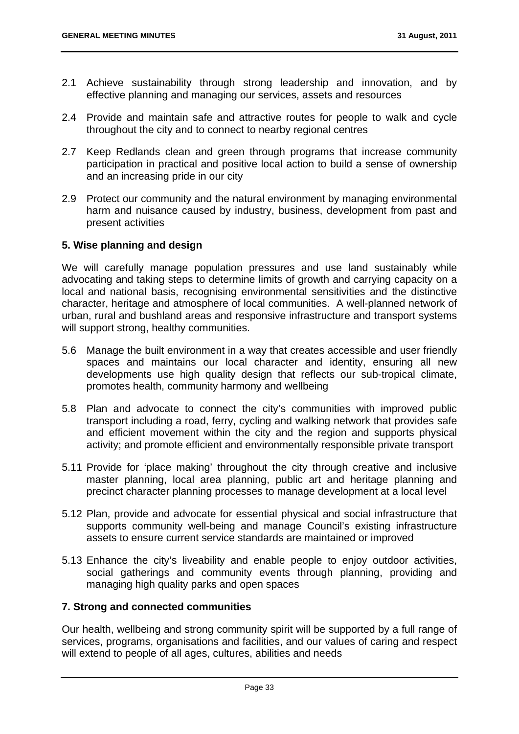2.1 Achieve sustainability through strong leadership and innovation, and by effective planning and managing our services, assets and resources

2.4 Provide and maintain safe and attractive routes for people to walk and cycle throughout the city and to connect to nearby regional centres

2.7 Keep Redlands clean and green through programs that increase community participation in practical and positive local action to build a sense of ownership and an increasing pride in our city

2.9 Protect our community and the natural environment by managing environmental harm and nuisance caused by industry, business, development from past and present activities

**5. Wise planning and design**

We will carefully manage population pressures and use land sustainably while advocating and taking steps to determine limits of growth and carrying capacity on a local and national basis, recognising environmental sensitivities and the distinctive character, heritage and atmosphere of local communities. A well-planned network of urban, rural and bushland areas and responsive infrastructure and transport systems will support strong, healthy communities.

5.6 Manage the built environment in a way that creates accessible and user friendly spaces and maintains our local character and identity, ensuring all new developments use high quality design that reflects our sub-tropical climate, promotes health, community harmony and wellbeing

5.8 Plan and advocate to connect the city's communities with improved public transport including a road, ferry, cycling and walking network that provides safe and efficient movement within the city and the region and supports physical activity; and promote efficient and environmentally responsible private transport

5.11 Provide for 'place making' throughout the city through creative and inclusive master planning, local area planning, public art and heritage planning and precinct character planning processes to manage development at a local level

5.12 Plan, provide and advocate for essential physical and social infrastructure that supports community well-being and manage Council's existing infrastructure assets to ensure current service standards are maintained or improved

5.13 Enhance the city's liveability and enable people to enjoy outdoor activities, social gatherings and community events through planning, providing and managing high quality parks and open spaces

**7. Strong and connected communities**

Our health, wellbeing and strong community spirit will be supported by a full range of services, programs, organisations and facilities, and our values of caring and respect will extend to people of all ages, cultures, abilities and needs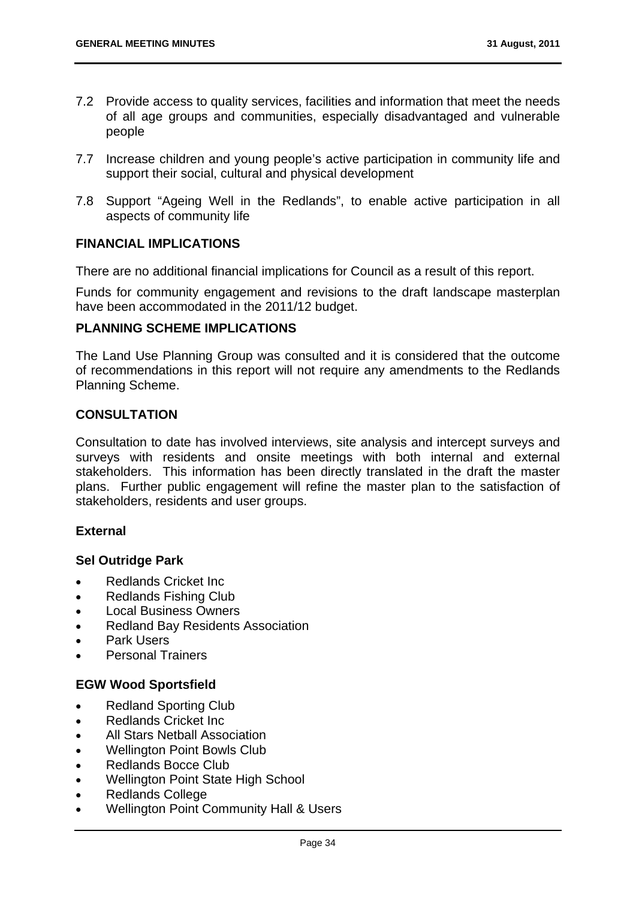7.2 Provide access to quality services, facilities and information that meet the needs of all age groups and communities, especially disadvantaged and vulnerable people

7.7 Increase children and young people's active participation in community life and support their social, cultural and physical development

7.8 Support "Ageing Well in the Redlands", to enable active participation in all aspects of community life

## FINANCIAL IMPLICATIONS

There are no additional financial implications for Council as a result of this report.

Funds for community engagement and revisions to the draft landscape masterplan have been accommodated in the 2011/12 budget.

## PLANNING SCHEME IMPLICATIONS

The Land Use Planning Group was consulted and it is considered that the outcome of recommendations in this report will not require any amendments to the Redlands Planning Scheme.

## CONSULTATION

Consultation to date has involved interviews, site analysis and intercept surveys and surveys with residents and onsite meetings with both internal and external stakeholders. This information has been directly translated in the draft the master plans. Further public engagement will refine the master plan to the satisfaction of stakeholders, residents and user groups.

### External

#### Sel Outridge Park

- Redlands Cricket Inc
- Redlands Fishing Club
- Local Business Owners
- Redland Bay Residents Association
- Park Users
- Personal Trainers

#### EGW Wood Sportsfield

- Redland Sporting Club
- Redlands Cricket Inc
- All Stars Netball Association
- Wellington Point Bowls Club
- Redlands Bocce Club
- Wellington Point State High School
- Redlands College
- Wellington Point Community Hall & Users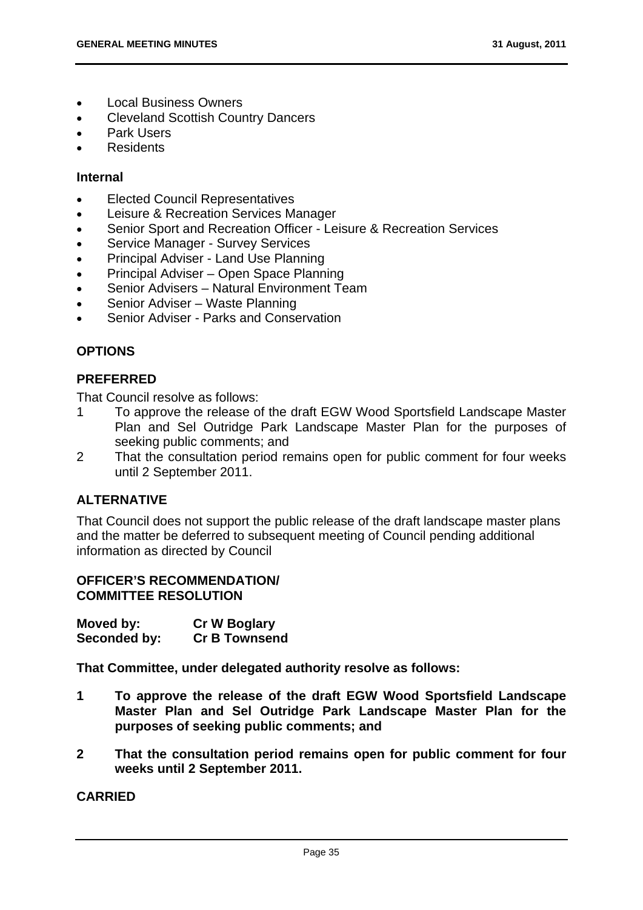- Local Business Owners
- Cleveland Scottish Country Dancers
- Park Users
- Residents

### Internal

- Elected Council Representatives
- Leisure & Recreation Services Manager
- Senior Sport and Recreation Officer - Leisure & Recreation Services
- Service Manager - Survey Services
- Principal Adviser - Land Use Planning
- Principal Adviser – Open Space Planning
- Senior Advisers – Natural Environment Team
- Senior Adviser – Waste Planning
- Senior Adviser - Parks and Conservation

## OPTIONS

### PREFERRED

That Council resolve as follows:

1. To approve the release of the draft EGW Wood Sportsfield Landscape Master Plan and Sel Outridge Park Landscape Master Plan for the purposes of seeking public comments; and
2. That the consultation period remains open for public comment for four weeks until 2 September 2011.

### ALTERNATIVE

That Council does not support the public release of the draft landscape master plans and the matter be deferred to subsequent meeting of Council pending additional information as directed by Council

### OFFICER'S RECOMMENDATION/ COMMITTEE RESOLUTION

**Moved by:** **Cr W Boglary**
**Seconded by:** **Cr B Townsend**

**That Committee, under delegated authority resolve as follows:**

1. **To approve the release of the draft EGW Wood Sportsfield Landscape Master Plan and Sel Outridge Park Landscape Master Plan for the purposes of seeking public comments; and**
2. **That the consultation period remains open for public comment for four weeks until 2 September 2011.**

**CARRIED**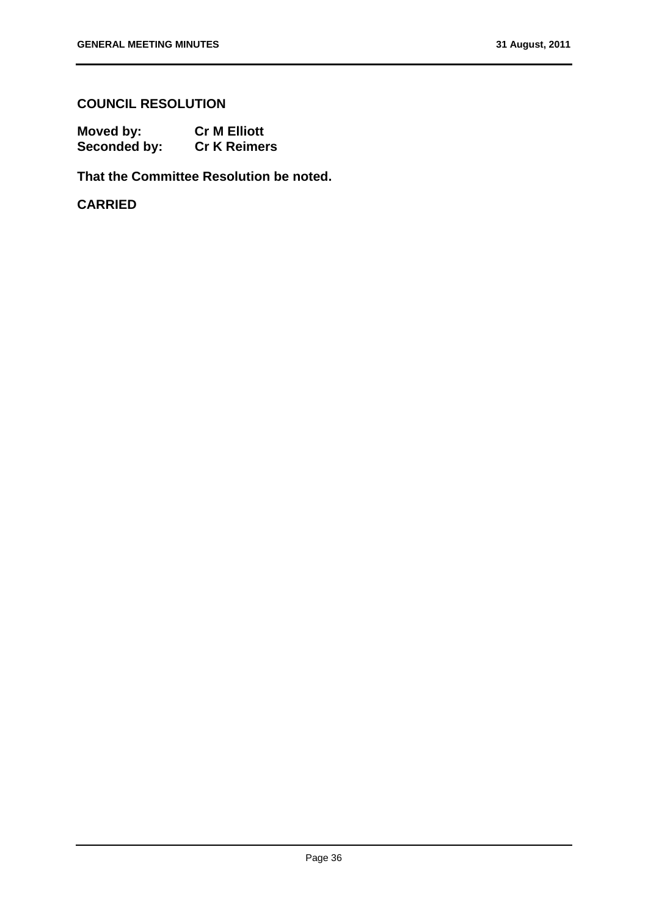## COUNCIL RESOLUTION

**Moved by:** **Cr M Elliott**
**Seconded by:** **Cr K Reimers**

**That the Committee Resolution be noted.**

**CARRIED**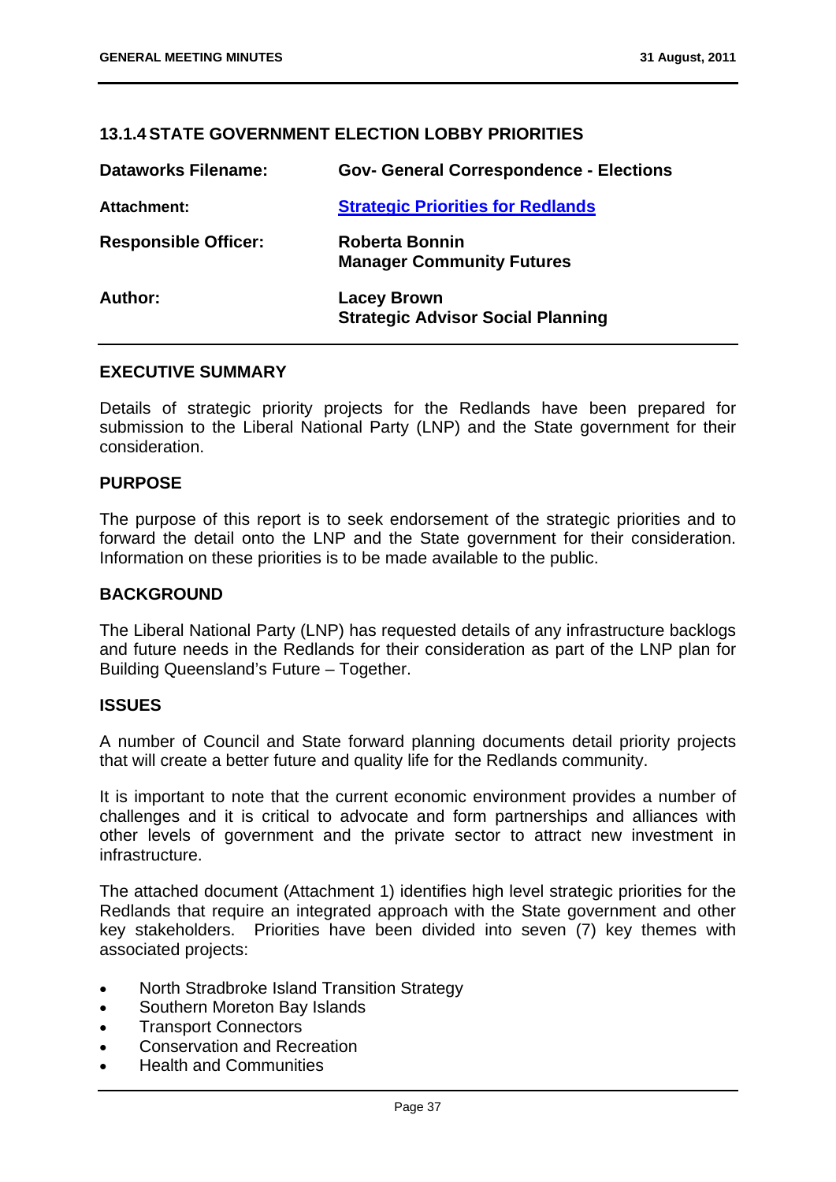## 13.1.4 STATE GOVERNMENT ELECTION LOBBY PRIORITIES

| | |
|---|---|
| **Dataworks Filename:** | **Gov- General Correspondence - Elections** |
| **Attachment:** | **Strategic Priorities for Redlands** |
| **Responsible Officer:** | **Roberta Bonnin**<br>**Manager Community Futures** |
| **Author:** | **Lacey Brown**<br>**Strategic Advisor Social Planning** |

### EXECUTIVE SUMMARY

Details of strategic priority projects for the Redlands have been prepared for submission to the Liberal National Party (LNP) and the State government for their consideration.

### PURPOSE

The purpose of this report is to seek endorsement of the strategic priorities and to forward the detail onto the LNP and the State government for their consideration. Information on these priorities is to be made available to the public.

### BACKGROUND

The Liberal National Party (LNP) has requested details of any infrastructure backlogs and future needs in the Redlands for their consideration as part of the LNP plan for Building Queensland's Future – Together.

### ISSUES

A number of Council and State forward planning documents detail priority projects that will create a better future and quality life for the Redlands community.

It is important to note that the current economic environment provides a number of challenges and it is critical to advocate and form partnerships and alliances with other levels of government and the private sector to attract new investment in infrastructure.

The attached document (Attachment 1) identifies high level strategic priorities for the Redlands that require an integrated approach with the State government and other key stakeholders. Priorities have been divided into seven (7) key themes with associated projects:

- North Stradbroke Island Transition Strategy
- Southern Moreton Bay Islands
- Transport Connectors
- Conservation and Recreation
- Health and Communities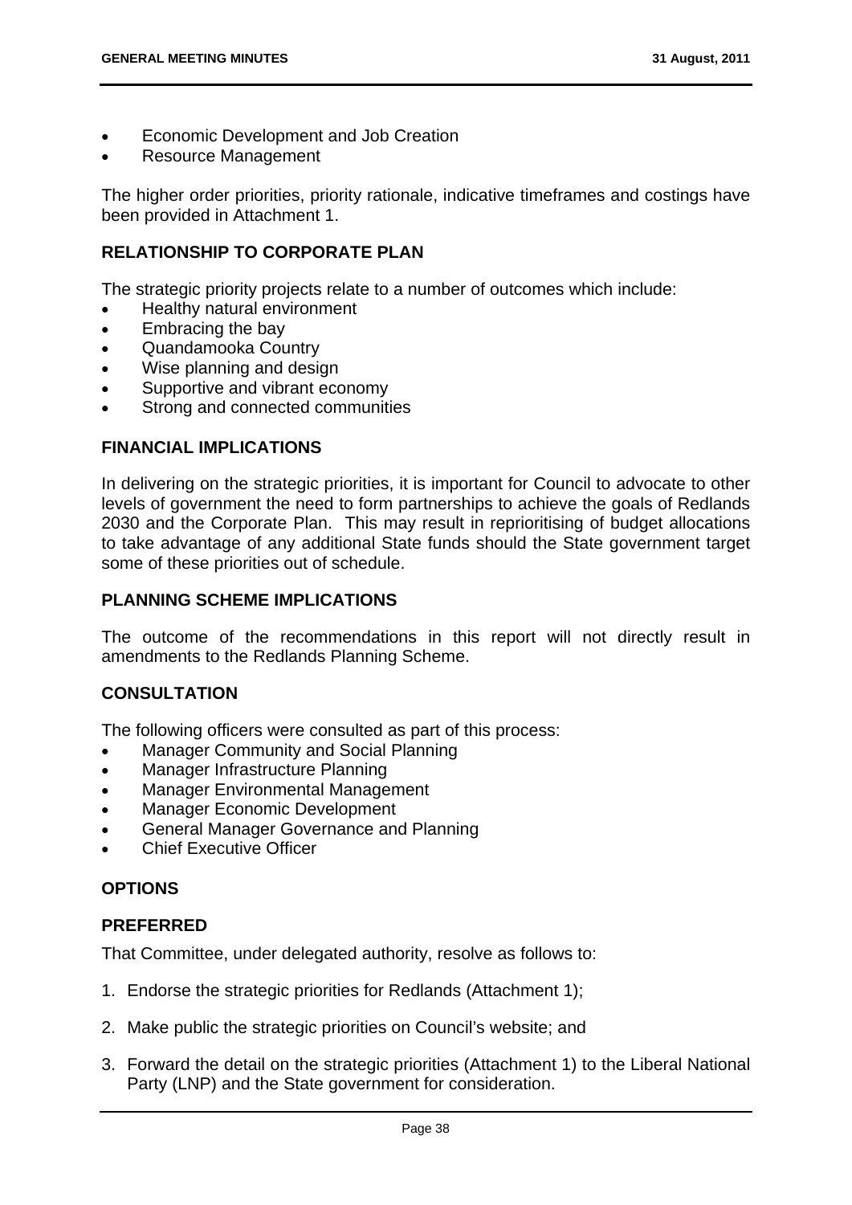- Economic Development and Job Creation
- Resource Management

The higher order priorities, priority rationale, indicative timeframes and costings have been provided in Attachment 1.

## RELATIONSHIP TO CORPORATE PLAN

The strategic priority projects relate to a number of outcomes which include:

- Healthy natural environment
- Embracing the bay
- Quandamooka Country
- Wise planning and design
- Supportive and vibrant economy
- Strong and connected communities

## FINANCIAL IMPLICATIONS

In delivering on the strategic priorities, it is important for Council to advocate to other levels of government the need to form partnerships to achieve the goals of Redlands 2030 and the Corporate Plan. This may result in reprioritising of budget allocations to take advantage of any additional State funds should the State government target some of these priorities out of schedule.

## PLANNING SCHEME IMPLICATIONS

The outcome of the recommendations in this report will not directly result in amendments to the Redlands Planning Scheme.

## CONSULTATION

The following officers were consulted as part of this process:

- Manager Community and Social Planning
- Manager Infrastructure Planning
- Manager Environmental Management
- Manager Economic Development
- General Manager Governance and Planning
- Chief Executive Officer

## OPTIONS

### PREFERRED

That Committee, under delegated authority, resolve as follows to:

1. Endorse the strategic priorities for Redlands (Attachment 1);
2. Make public the strategic priorities on Council's website; and
3. Forward the detail on the strategic priorities (Attachment 1) to the Liberal National Party (LNP) and the State government for consideration.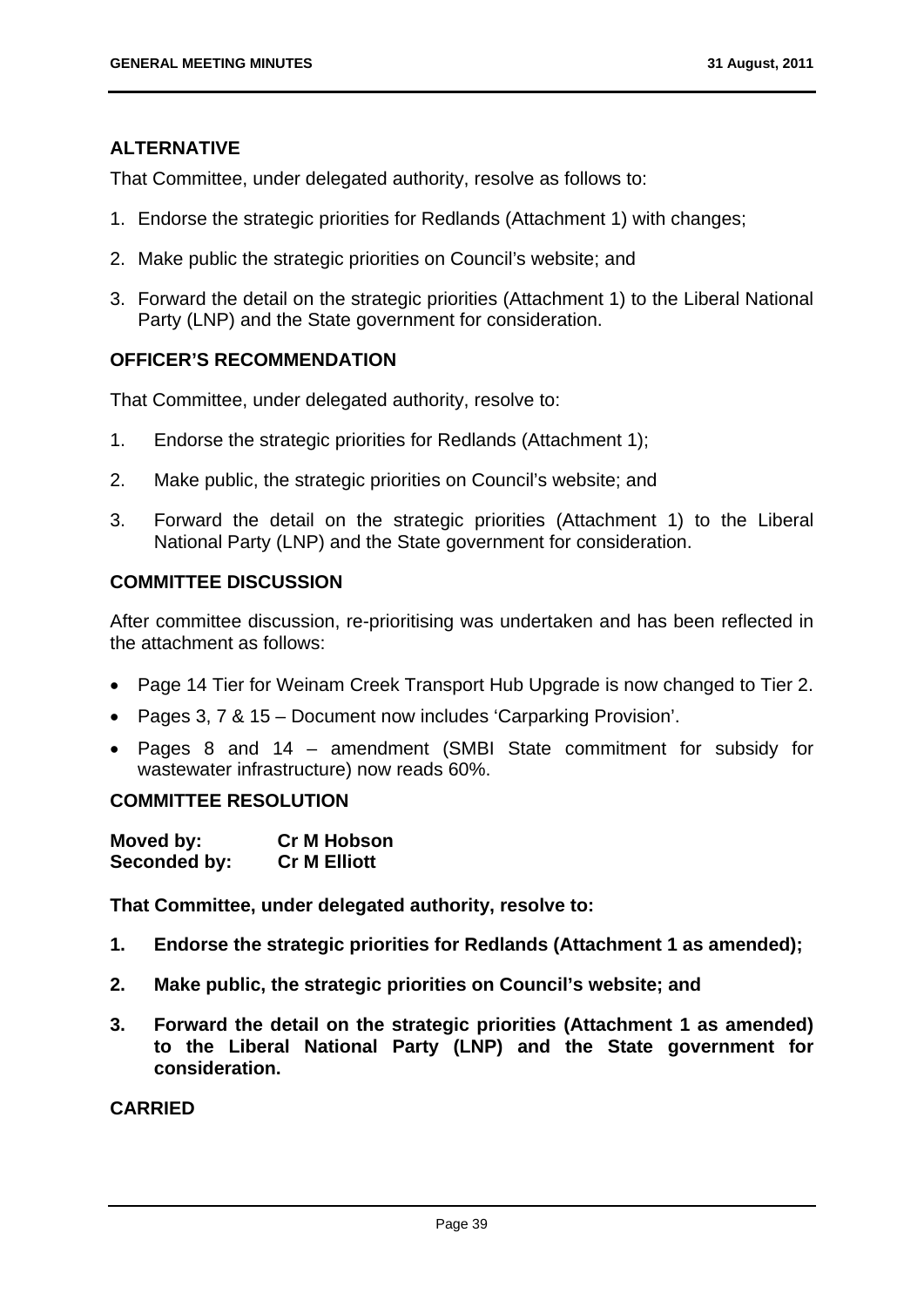## ALTERNATIVE

That Committee, under delegated authority, resolve as follows to:

1. Endorse the strategic priorities for Redlands (Attachment 1) with changes;
2. Make public the strategic priorities on Council's website; and
3. Forward the detail on the strategic priorities (Attachment 1) to the Liberal National Party (LNP) and the State government for consideration.

## OFFICER'S RECOMMENDATION

That Committee, under delegated authority, resolve to:

1. Endorse the strategic priorities for Redlands (Attachment 1);
2. Make public, the strategic priorities on Council's website; and
3. Forward the detail on the strategic priorities (Attachment 1) to the Liberal National Party (LNP) and the State government for consideration.

## COMMITTEE DISCUSSION

After committee discussion, re-prioritising was undertaken and has been reflected in the attachment as follows:

- Page 14 Tier for Weinam Creek Transport Hub Upgrade is now changed to Tier 2.
- Pages 3, 7 & 15 – Document now includes 'Carparking Provision'.
- Pages 8 and 14 – amendment (SMBI State commitment for subsidy for wastewater infrastructure) now reads 60%.

## COMMITTEE RESOLUTION

**Moved by:** **Cr M Hobson**
**Seconded by:** **Cr M Elliott**

**That Committee, under delegated authority, resolve to:**

1. **Endorse the strategic priorities for Redlands (Attachment 1 as amended);**
2. **Make public, the strategic priorities on Council's website; and**
3. **Forward the detail on the strategic priorities (Attachment 1 as amended) to the Liberal National Party (LNP) and the State government for consideration.**

**CARRIED**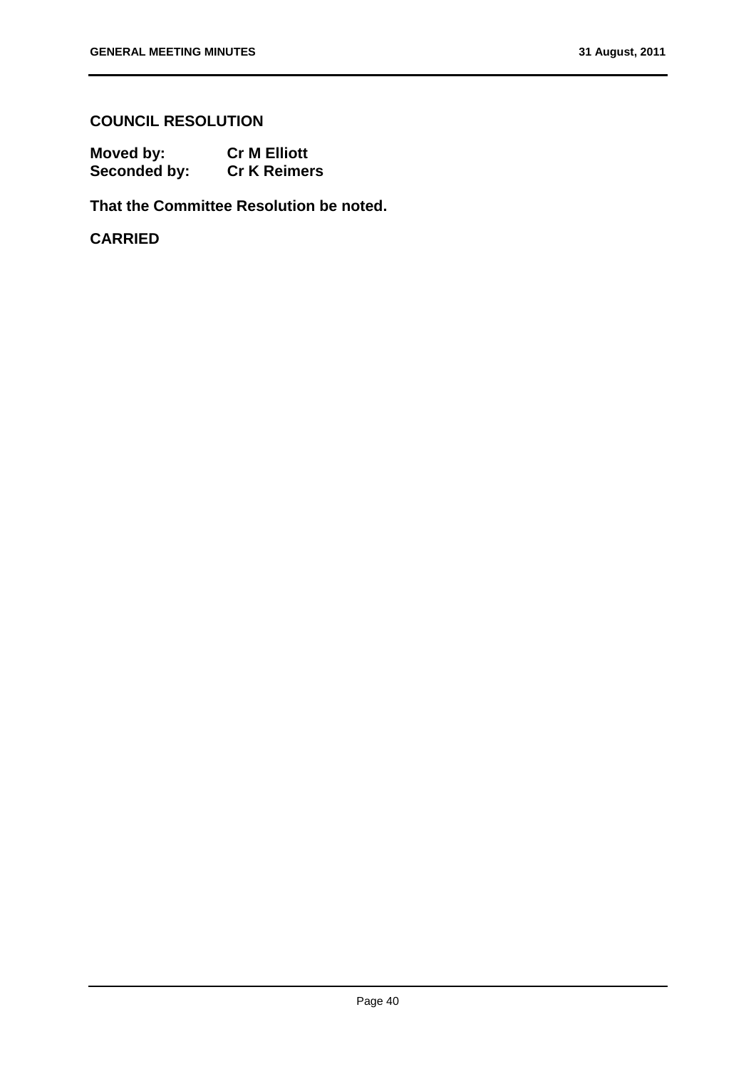**COUNCIL RESOLUTION**

**Moved by:** **Cr M Elliott**
**Seconded by:** **Cr K Reimers**

**That the Committee Resolution be noted.**

**CARRIED**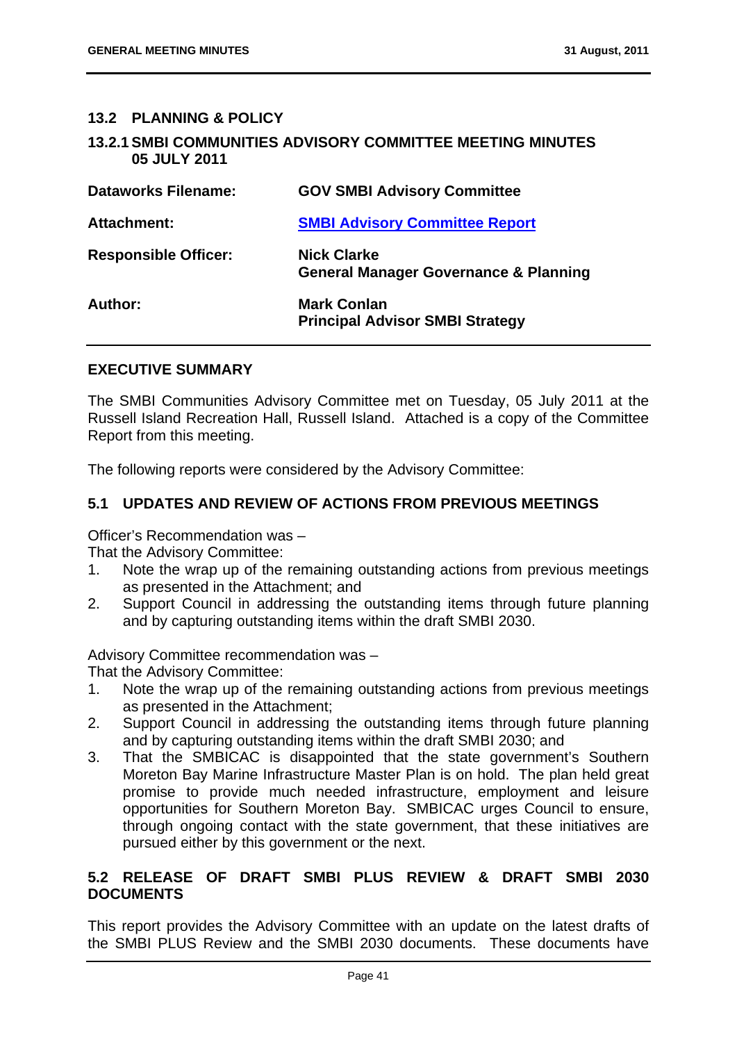## 13.2 PLANNING & POLICY

### 13.2.1 SMBI COMMUNITIES ADVISORY COMMITTEE MEETING MINUTES 05 JULY 2011

| | |
|---|---|
| **Dataworks Filename:** | **GOV SMBI Advisory Committee** |
| **Attachment:** | **SMBI Advisory Committee Report** |
| **Responsible Officer:** | **Nick Clarke**<br>**General Manager Governance & Planning** |
| **Author:** | **Mark Conlan**<br>**Principal Advisor SMBI Strategy** |

## EXECUTIVE SUMMARY

The SMBI Communities Advisory Committee met on Tuesday, 05 July 2011 at the Russell Island Recreation Hall, Russell Island. Attached is a copy of the Committee Report from this meeting.

The following reports were considered by the Advisory Committee:

## 5.1 UPDATES AND REVIEW OF ACTIONS FROM PREVIOUS MEETINGS

Officer's Recommendation was –
That the Advisory Committee:

1. Note the wrap up of the remaining outstanding actions from previous meetings as presented in the Attachment; and
2. Support Council in addressing the outstanding items through future planning and by capturing outstanding items within the draft SMBI 2030.

Advisory Committee recommendation was –
That the Advisory Committee:

1. Note the wrap up of the remaining outstanding actions from previous meetings as presented in the Attachment;
2. Support Council in addressing the outstanding items through future planning and by capturing outstanding items within the draft SMBI 2030; and
3. That the SMBICAC is disappointed that the state government's Southern Moreton Bay Marine Infrastructure Master Plan is on hold. The plan held great promise to provide much needed infrastructure, employment and leisure opportunities for Southern Moreton Bay. SMBICAC urges Council to ensure, through ongoing contact with the state government, that these initiatives are pursued either by this government or the next.

## 5.2 RELEASE OF DRAFT SMBI PLUS REVIEW & DRAFT SMBI 2030 DOCUMENTS

This report provides the Advisory Committee with an update on the latest drafts of the SMBI PLUS Review and the SMBI 2030 documents. These documents have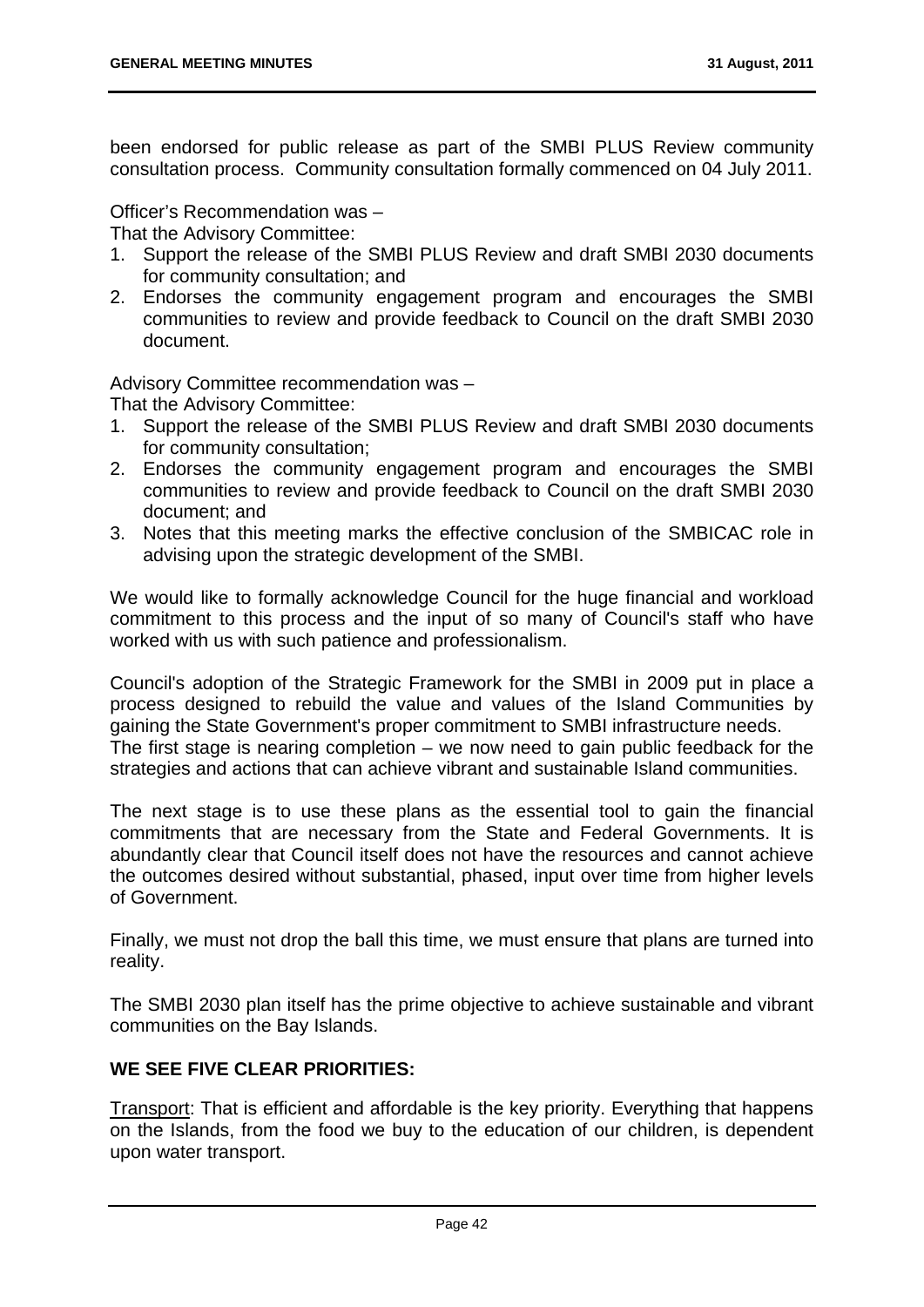been endorsed for public release as part of the SMBI PLUS Review community consultation process. Community consultation formally commenced on 04 July 2011.

Officer's Recommendation was –

That the Advisory Committee:

1. Support the release of the SMBI PLUS Review and draft SMBI 2030 documents for community consultation; and
2. Endorses the community engagement program and encourages the SMBI communities to review and provide feedback to Council on the draft SMBI 2030 document.

Advisory Committee recommendation was –

That the Advisory Committee:

1. Support the release of the SMBI PLUS Review and draft SMBI 2030 documents for community consultation;
2. Endorses the community engagement program and encourages the SMBI communities to review and provide feedback to Council on the draft SMBI 2030 document; and
3. Notes that this meeting marks the effective conclusion of the SMBICAC role in advising upon the strategic development of the SMBI.

We would like to formally acknowledge Council for the huge financial and workload commitment to this process and the input of so many of Council's staff who have worked with us with such patience and professionalism.

Council's adoption of the Strategic Framework for the SMBI in 2009 put in place a process designed to rebuild the value and values of the Island Communities by gaining the State Government's proper commitment to SMBI infrastructure needs.
The first stage is nearing completion – we now need to gain public feedback for the strategies and actions that can achieve vibrant and sustainable Island communities.

The next stage is to use these plans as the essential tool to gain the financial commitments that are necessary from the State and Federal Governments. It is abundantly clear that Council itself does not have the resources and cannot achieve the outcomes desired without substantial, phased, input over time from higher levels of Government.

Finally, we must not drop the ball this time, we must ensure that plans are turned into reality.

The SMBI 2030 plan itself has the prime objective to achieve sustainable and vibrant communities on the Bay Islands.

**WE SEE FIVE CLEAR PRIORITIES:**

Transport: That is efficient and affordable is the key priority. Everything that happens on the Islands, from the food we buy to the education of our children, is dependent upon water transport.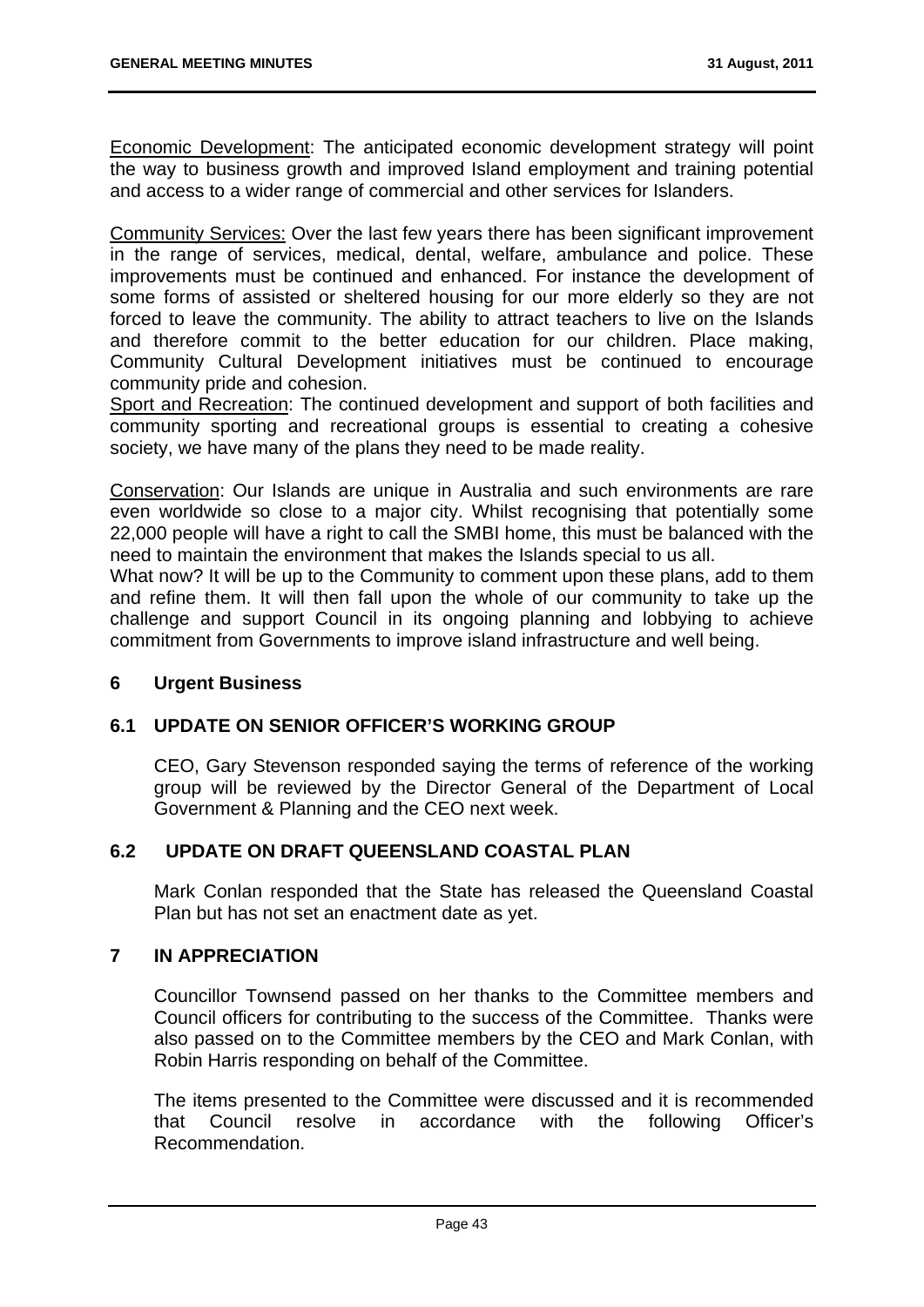Economic Development: The anticipated economic development strategy will point the way to business growth and improved Island employment and training potential and access to a wider range of commercial and other services for Islanders.

Community Services: Over the last few years there has been significant improvement in the range of services, medical, dental, welfare, ambulance and police. These improvements must be continued and enhanced. For instance the development of some forms of assisted or sheltered housing for our more elderly so they are not forced to leave the community. The ability to attract teachers to live on the Islands and therefore commit to the better education for our children. Place making, Community Cultural Development initiatives must be continued to encourage community pride and cohesion.

Sport and Recreation: The continued development and support of both facilities and community sporting and recreational groups is essential to creating a cohesive society, we have many of the plans they need to be made reality.

Conservation: Our Islands are unique in Australia and such environments are rare even worldwide so close to a major city. Whilst recognising that potentially some 22,000 people will have a right to call the SMBI home, this must be balanced with the need to maintain the environment that makes the Islands special to us all.

What now? It will be up to the Community to comment upon these plans, add to them and refine them. It will then fall upon the whole of our community to take up the challenge and support Council in its ongoing planning and lobbying to achieve commitment from Governments to improve island infrastructure and well being.

## 6 Urgent Business

### 6.1 UPDATE ON SENIOR OFFICER'S WORKING GROUP

CEO, Gary Stevenson responded saying the terms of reference of the working group will be reviewed by the Director General of the Department of Local Government & Planning and the CEO next week.

### 6.2 UPDATE ON DRAFT QUEENSLAND COASTAL PLAN

Mark Conlan responded that the State has released the Queensland Coastal Plan but has not set an enactment date as yet.

## 7 IN APPRECIATION

Councillor Townsend passed on her thanks to the Committee members and Council officers for contributing to the success of the Committee. Thanks were also passed on to the Committee members by the CEO and Mark Conlan, with Robin Harris responding on behalf of the Committee.

The items presented to the Committee were discussed and it is recommended that Council resolve in accordance with the following Officer's Recommendation.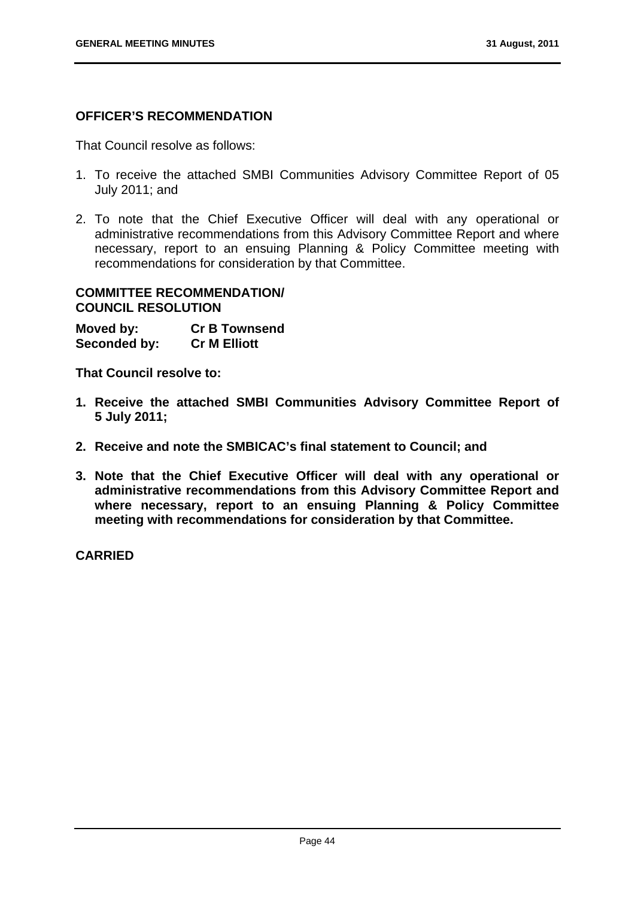## OFFICER'S RECOMMENDATION

That Council resolve as follows:

1. To receive the attached SMBI Communities Advisory Committee Report of 05 July 2011; and
2. To note that the Chief Executive Officer will deal with any operational or administrative recommendations from this Advisory Committee Report and where necessary, report to an ensuing Planning & Policy Committee meeting with recommendations for consideration by that Committee.

## COMMITTEE RECOMMENDATION/ COUNCIL RESOLUTION

**Moved by:** **Cr B Townsend**
**Seconded by:** **Cr M Elliott**

**That Council resolve to:**

1. **Receive the attached SMBI Communities Advisory Committee Report of 5 July 2011;**
2. **Receive and note the SMBICAC's final statement to Council; and**
3. **Note that the Chief Executive Officer will deal with any operational or administrative recommendations from this Advisory Committee Report and where necessary, report to an ensuing Planning & Policy Committee meeting with recommendations for consideration by that Committee.**

**CARRIED**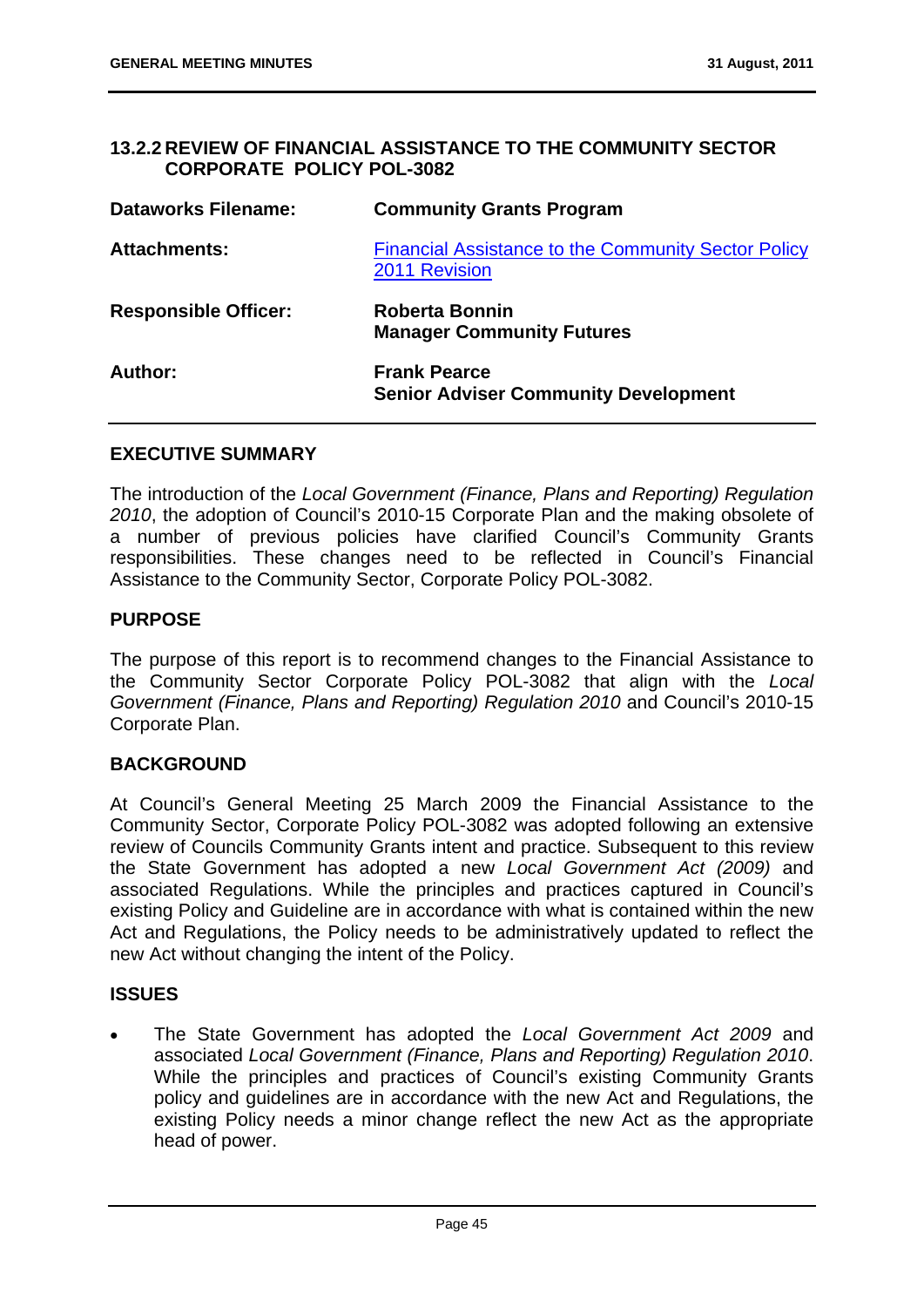## 13.2.2 REVIEW OF FINANCIAL ASSISTANCE TO THE COMMUNITY SECTOR CORPORATE POLICY POL-3082

| | |
|---|---|
| **Dataworks Filename:** | **Community Grants Program** |
| **Attachments:** | Financial Assistance to the Community Sector Policy 2011 Revision |
| **Responsible Officer:** | **Roberta Bonnin**<br>**Manager Community Futures** |
| **Author:** | **Frank Pearce**<br>**Senior Adviser Community Development** |

### EXECUTIVE SUMMARY

The introduction of the *Local Government (Finance, Plans and Reporting) Regulation 2010*, the adoption of Council's 2010-15 Corporate Plan and the making obsolete of a number of previous policies have clarified Council's Community Grants responsibilities. These changes need to be reflected in Council's Financial Assistance to the Community Sector, Corporate Policy POL-3082.

### PURPOSE

The purpose of this report is to recommend changes to the Financial Assistance to the Community Sector Corporate Policy POL-3082 that align with the *Local Government (Finance, Plans and Reporting) Regulation 2010* and Council's 2010-15 Corporate Plan.

### BACKGROUND

At Council's General Meeting 25 March 2009 the Financial Assistance to the Community Sector, Corporate Policy POL-3082 was adopted following an extensive review of Councils Community Grants intent and practice. Subsequent to this review the State Government has adopted a new *Local Government Act (2009)* and associated Regulations. While the principles and practices captured in Council's existing Policy and Guideline are in accordance with what is contained within the new Act and Regulations, the Policy needs to be administratively updated to reflect the new Act without changing the intent of the Policy.

### ISSUES

- The State Government has adopted the *Local Government Act 2009* and associated *Local Government (Finance, Plans and Reporting) Regulation 2010*. While the principles and practices of Council's existing Community Grants policy and guidelines are in accordance with the new Act and Regulations, the existing Policy needs a minor change reflect the new Act as the appropriate head of power.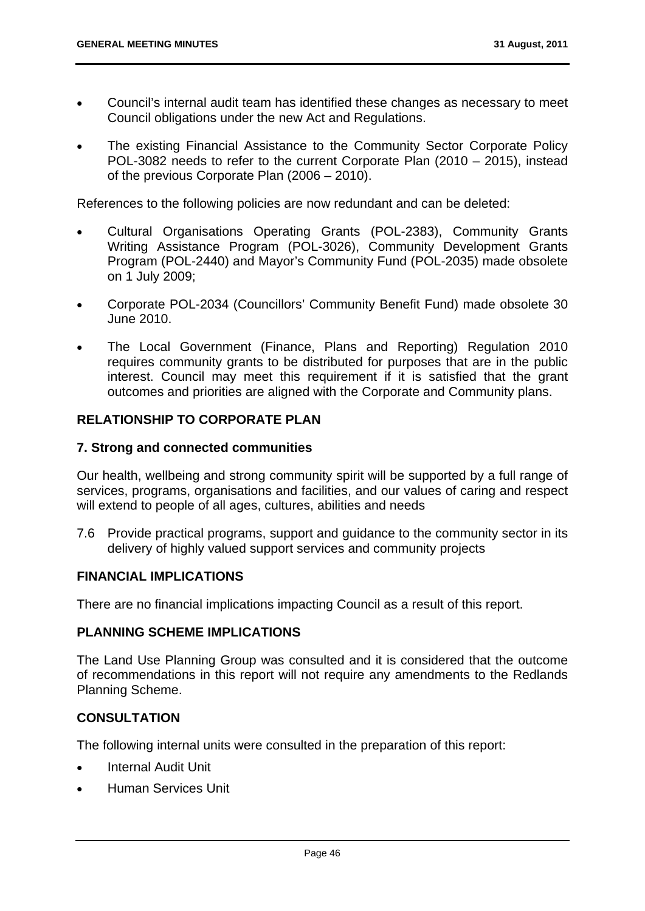- Council's internal audit team has identified these changes as necessary to meet Council obligations under the new Act and Regulations.
- The existing Financial Assistance to the Community Sector Corporate Policy POL-3082 needs to refer to the current Corporate Plan (2010 – 2015), instead of the previous Corporate Plan (2006 – 2010).

References to the following policies are now redundant and can be deleted:

- Cultural Organisations Operating Grants (POL-2383), Community Grants Writing Assistance Program (POL-3026), Community Development Grants Program (POL-2440) and Mayor's Community Fund (POL-2035) made obsolete on 1 July 2009;
- Corporate POL-2034 (Councillors' Community Benefit Fund) made obsolete 30 June 2010.
- The Local Government (Finance, Plans and Reporting) Regulation 2010 requires community grants to be distributed for purposes that are in the public interest. Council may meet this requirement if it is satisfied that the grant outcomes and priorities are aligned with the Corporate and Community plans.

## RELATIONSHIP TO CORPORATE PLAN

### 7. Strong and connected communities

Our health, wellbeing and strong community spirit will be supported by a full range of services, programs, organisations and facilities, and our values of caring and respect will extend to people of all ages, cultures, abilities and needs

7.6 Provide practical programs, support and guidance to the community sector in its delivery of highly valued support services and community projects

## FINANCIAL IMPLICATIONS

There are no financial implications impacting Council as a result of this report.

## PLANNING SCHEME IMPLICATIONS

The Land Use Planning Group was consulted and it is considered that the outcome of recommendations in this report will not require any amendments to the Redlands Planning Scheme.

## CONSULTATION

The following internal units were consulted in the preparation of this report:

- Internal Audit Unit
- Human Services Unit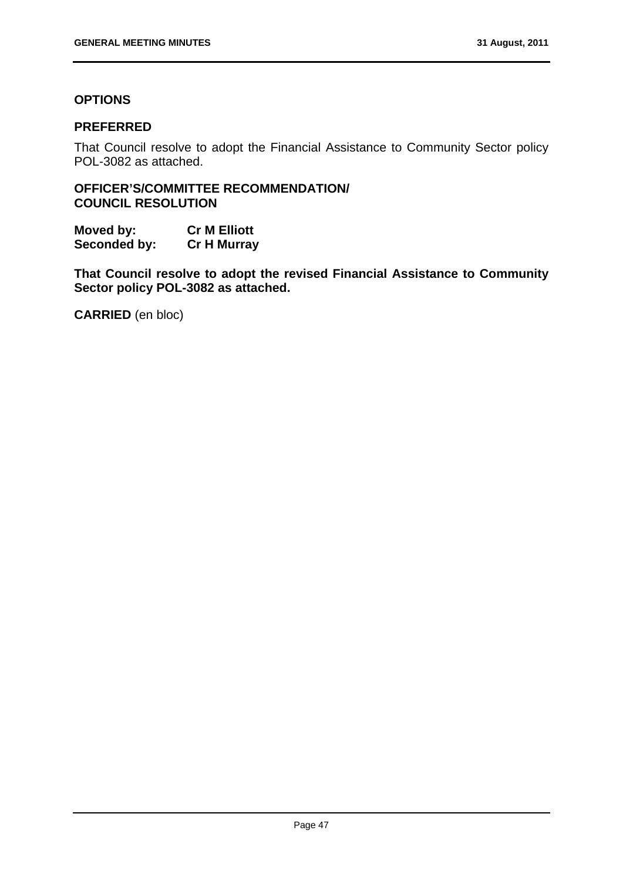## OPTIONS

### PREFERRED

That Council resolve to adopt the Financial Assistance to Community Sector policy POL-3082 as attached.

## OFFICER'S/COMMITTEE RECOMMENDATION/ COUNCIL RESOLUTION

**Moved by:** **Cr M Elliott**
**Seconded by:** **Cr H Murray**

**That Council resolve to adopt the revised Financial Assistance to Community Sector policy POL-3082 as attached.**

**CARRIED** (en bloc)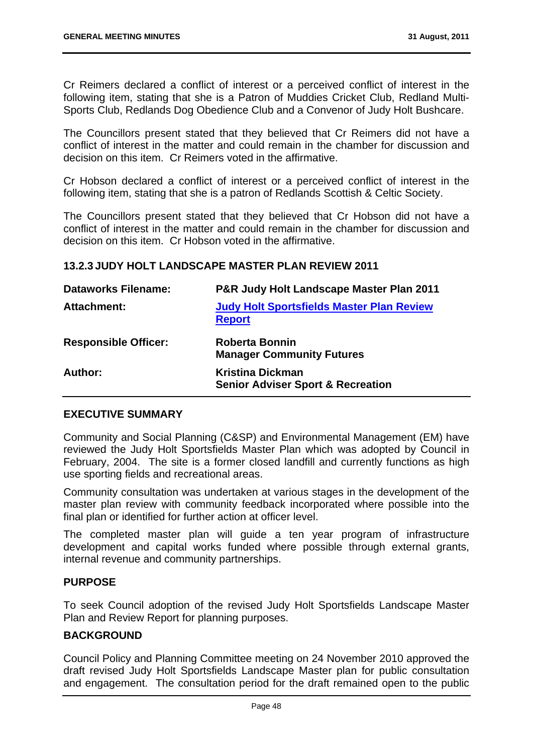Cr Reimers declared a conflict of interest or a perceived conflict of interest in the following item, stating that she is a Patron of Muddies Cricket Club, Redland Multi-Sports Club, Redlands Dog Obedience Club and a Convenor of Judy Holt Bushcare.

The Councillors present stated that they believed that Cr Reimers did not have a conflict of interest in the matter and could remain in the chamber for discussion and decision on this item. Cr Reimers voted in the affirmative.

Cr Hobson declared a conflict of interest or a perceived conflict of interest in the following item, stating that she is a patron of Redlands Scottish & Celtic Society.

The Councillors present stated that they believed that Cr Hobson did not have a conflict of interest in the matter and could remain in the chamber for discussion and decision on this item. Cr Hobson voted in the affirmative.

### 13.2.3 JUDY HOLT LANDSCAPE MASTER PLAN REVIEW 2011

| | |
|---|---|
| **Dataworks Filename:** | **P&R Judy Holt Landscape Master Plan 2011** |
| **Attachment:** | **Judy Holt Sportsfields Master Plan Review Report** |
| **Responsible Officer:** | **Roberta Bonnin**<br>**Manager Community Futures** |
| **Author:** | **Kristina Dickman**<br>**Senior Adviser Sport & Recreation** |

#### EXECUTIVE SUMMARY

Community and Social Planning (C&SP) and Environmental Management (EM) have reviewed the Judy Holt Sportsfields Master Plan which was adopted by Council in February, 2004. The site is a former closed landfill and currently functions as high use sporting fields and recreational areas.

Community consultation was undertaken at various stages in the development of the master plan review with community feedback incorporated where possible into the final plan or identified for further action at officer level.

The completed master plan will guide a ten year program of infrastructure development and capital works funded where possible through external grants, internal revenue and community partnerships.

#### PURPOSE

To seek Council adoption of the revised Judy Holt Sportsfields Landscape Master Plan and Review Report for planning purposes.

#### BACKGROUND

Council Policy and Planning Committee meeting on 24 November 2010 approved the draft revised Judy Holt Sportsfields Landscape Master plan for public consultation and engagement. The consultation period for the draft remained open to the public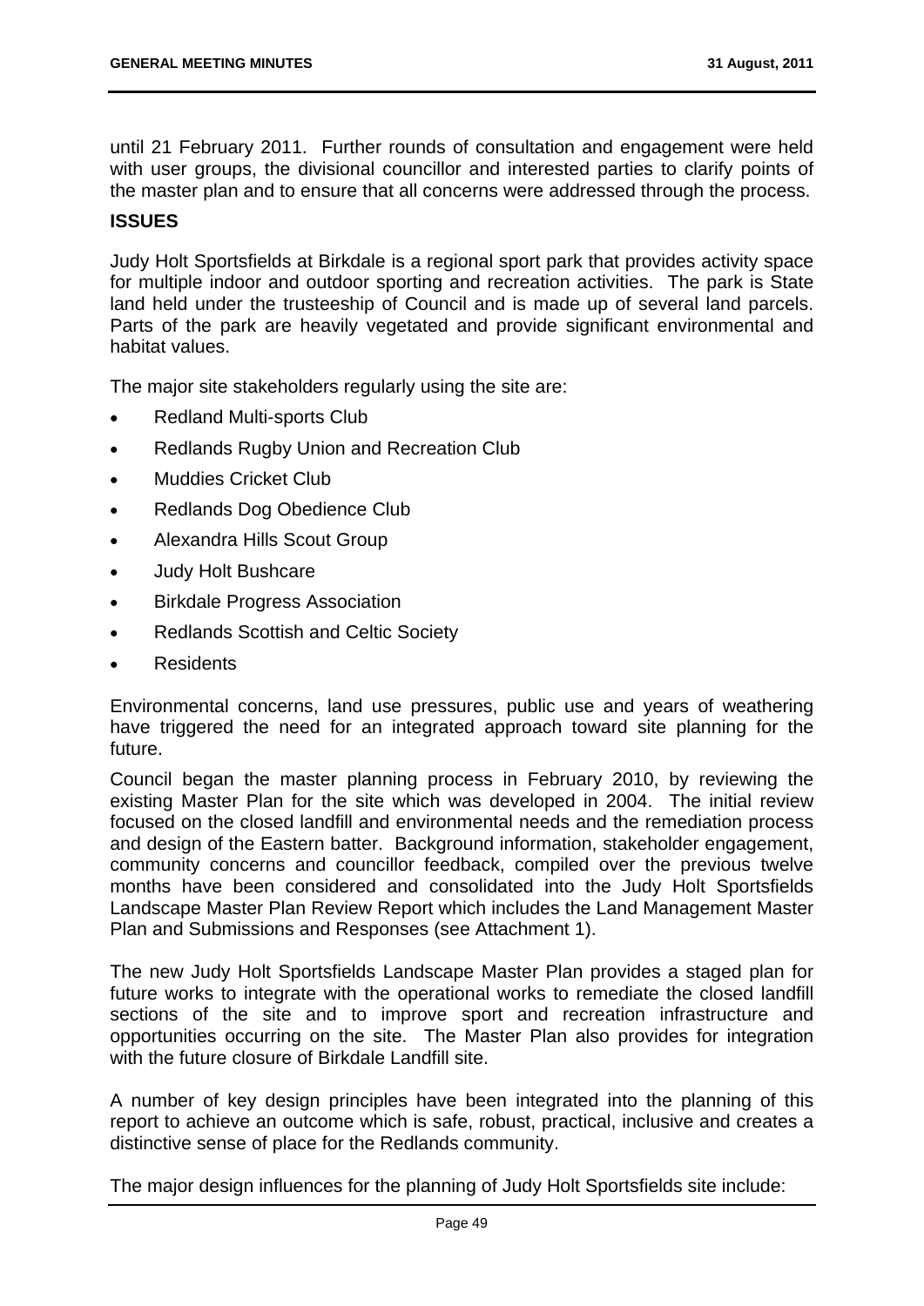until 21 February 2011. Further rounds of consultation and engagement were held with user groups, the divisional councillor and interested parties to clarify points of the master plan and to ensure that all concerns were addressed through the process.

**ISSUES**

Judy Holt Sportsfields at Birkdale is a regional sport park that provides activity space for multiple indoor and outdoor sporting and recreation activities. The park is State land held under the trusteeship of Council and is made up of several land parcels. Parts of the park are heavily vegetated and provide significant environmental and habitat values.

The major site stakeholders regularly using the site are:

- Redland Multi-sports Club
- Redlands Rugby Union and Recreation Club
- Muddies Cricket Club
- Redlands Dog Obedience Club
- Alexandra Hills Scout Group
- Judy Holt Bushcare
- Birkdale Progress Association
- Redlands Scottish and Celtic Society
- Residents

Environmental concerns, land use pressures, public use and years of weathering have triggered the need for an integrated approach toward site planning for the future.

Council began the master planning process in February 2010, by reviewing the existing Master Plan for the site which was developed in 2004. The initial review focused on the closed landfill and environmental needs and the remediation process and design of the Eastern batter. Background information, stakeholder engagement, community concerns and councillor feedback, compiled over the previous twelve months have been considered and consolidated into the Judy Holt Sportsfields Landscape Master Plan Review Report which includes the Land Management Master Plan and Submissions and Responses (see Attachment 1).

The new Judy Holt Sportsfields Landscape Master Plan provides a staged plan for future works to integrate with the operational works to remediate the closed landfill sections of the site and to improve sport and recreation infrastructure and opportunities occurring on the site. The Master Plan also provides for integration with the future closure of Birkdale Landfill site.

A number of key design principles have been integrated into the planning of this report to achieve an outcome which is safe, robust, practical, inclusive and creates a distinctive sense of place for the Redlands community.

The major design influences for the planning of Judy Holt Sportsfields site include: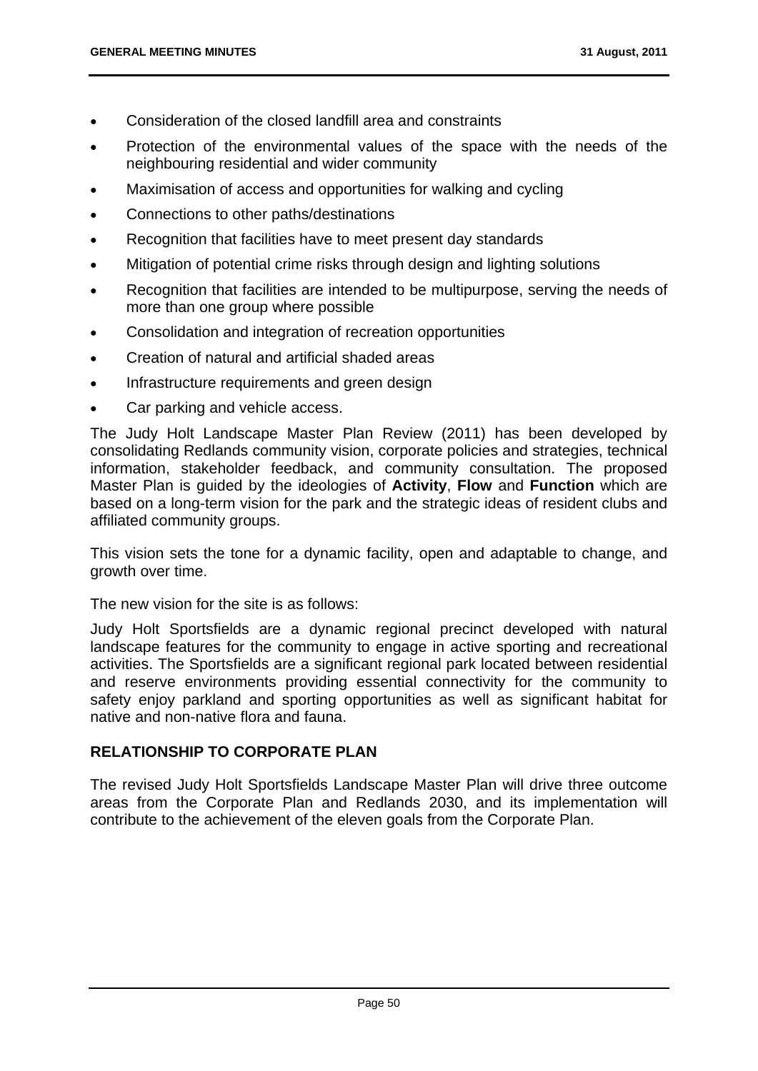- Consideration of the closed landfill area and constraints
- Protection of the environmental values of the space with the needs of the neighbouring residential and wider community
- Maximisation of access and opportunities for walking and cycling
- Connections to other paths/destinations
- Recognition that facilities have to meet present day standards
- Mitigation of potential crime risks through design and lighting solutions
- Recognition that facilities are intended to be multipurpose, serving the needs of more than one group where possible
- Consolidation and integration of recreation opportunities
- Creation of natural and artificial shaded areas
- Infrastructure requirements and green design
- Car parking and vehicle access.

The Judy Holt Landscape Master Plan Review (2011) has been developed by consolidating Redlands community vision, corporate policies and strategies, technical information, stakeholder feedback, and community consultation. The proposed Master Plan is guided by the ideologies of **Activity**, **Flow** and **Function** which are based on a long-term vision for the park and the strategic ideas of resident clubs and affiliated community groups.

This vision sets the tone for a dynamic facility, open and adaptable to change, and growth over time.

The new vision for the site is as follows:

Judy Holt Sportsfields are a dynamic regional precinct developed with natural landscape features for the community to engage in active sporting and recreational activities. The Sportsfields are a significant regional park located between residential and reserve environments providing essential connectivity for the community to safety enjoy parkland and sporting opportunities as well as significant habitat for native and non-native flora and fauna.

## RELATIONSHIP TO CORPORATE PLAN

The revised Judy Holt Sportsfields Landscape Master Plan will drive three outcome areas from the Corporate Plan and Redlands 2030, and its implementation will contribute to the achievement of the eleven goals from the Corporate Plan.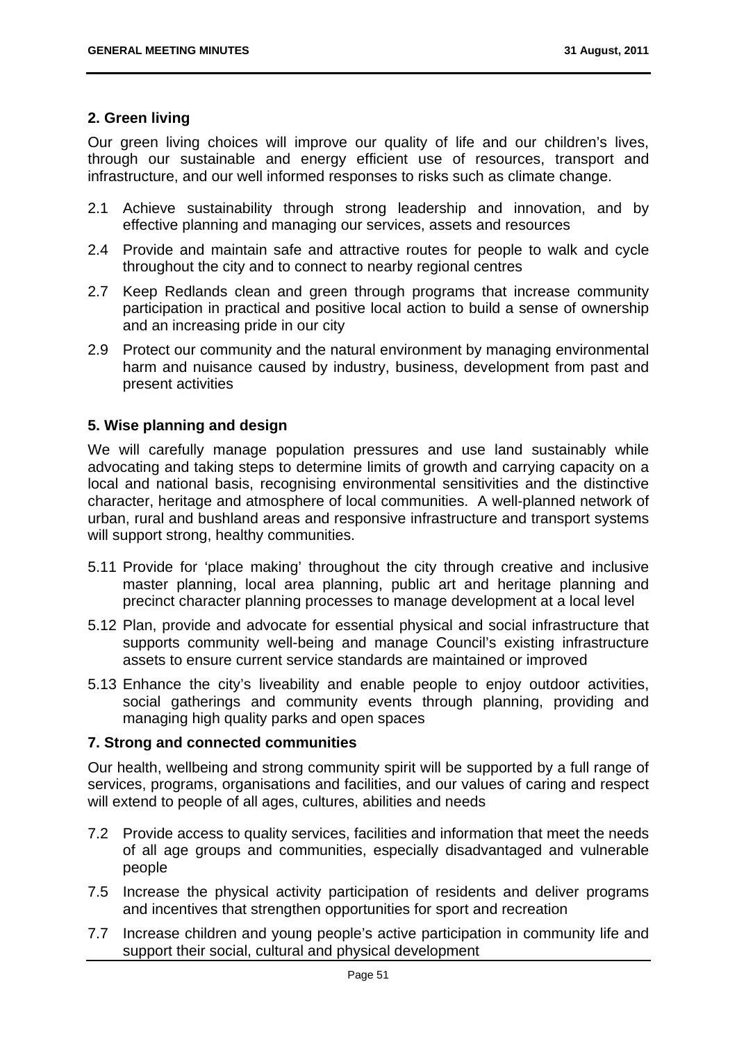**2. Green living**

Our green living choices will improve our quality of life and our children's lives, through our sustainable and energy efficient use of resources, transport and infrastructure, and our well informed responses to risks such as climate change.

2.1 Achieve sustainability through strong leadership and innovation, and by effective planning and managing our services, assets and resources

2.4 Provide and maintain safe and attractive routes for people to walk and cycle throughout the city and to connect to nearby regional centres

2.7 Keep Redlands clean and green through programs that increase community participation in practical and positive local action to build a sense of ownership and an increasing pride in our city

2.9 Protect our community and the natural environment by managing environmental harm and nuisance caused by industry, business, development from past and present activities

**5. Wise planning and design**

We will carefully manage population pressures and use land sustainably while advocating and taking steps to determine limits of growth and carrying capacity on a local and national basis, recognising environmental sensitivities and the distinctive character, heritage and atmosphere of local communities. A well-planned network of urban, rural and bushland areas and responsive infrastructure and transport systems will support strong, healthy communities.

5.11 Provide for 'place making' throughout the city through creative and inclusive master planning, local area planning, public art and heritage planning and precinct character planning processes to manage development at a local level

5.12 Plan, provide and advocate for essential physical and social infrastructure that supports community well-being and manage Council's existing infrastructure assets to ensure current service standards are maintained or improved

5.13 Enhance the city's liveability and enable people to enjoy outdoor activities, social gatherings and community events through planning, providing and managing high quality parks and open spaces

**7. Strong and connected communities**

Our health, wellbeing and strong community spirit will be supported by a full range of services, programs, organisations and facilities, and our values of caring and respect will extend to people of all ages, cultures, abilities and needs

7.2 Provide access to quality services, facilities and information that meet the needs of all age groups and communities, especially disadvantaged and vulnerable people

7.5 Increase the physical activity participation of residents and deliver programs and incentives that strengthen opportunities for sport and recreation

7.7 Increase children and young people's active participation in community life and support their social, cultural and physical development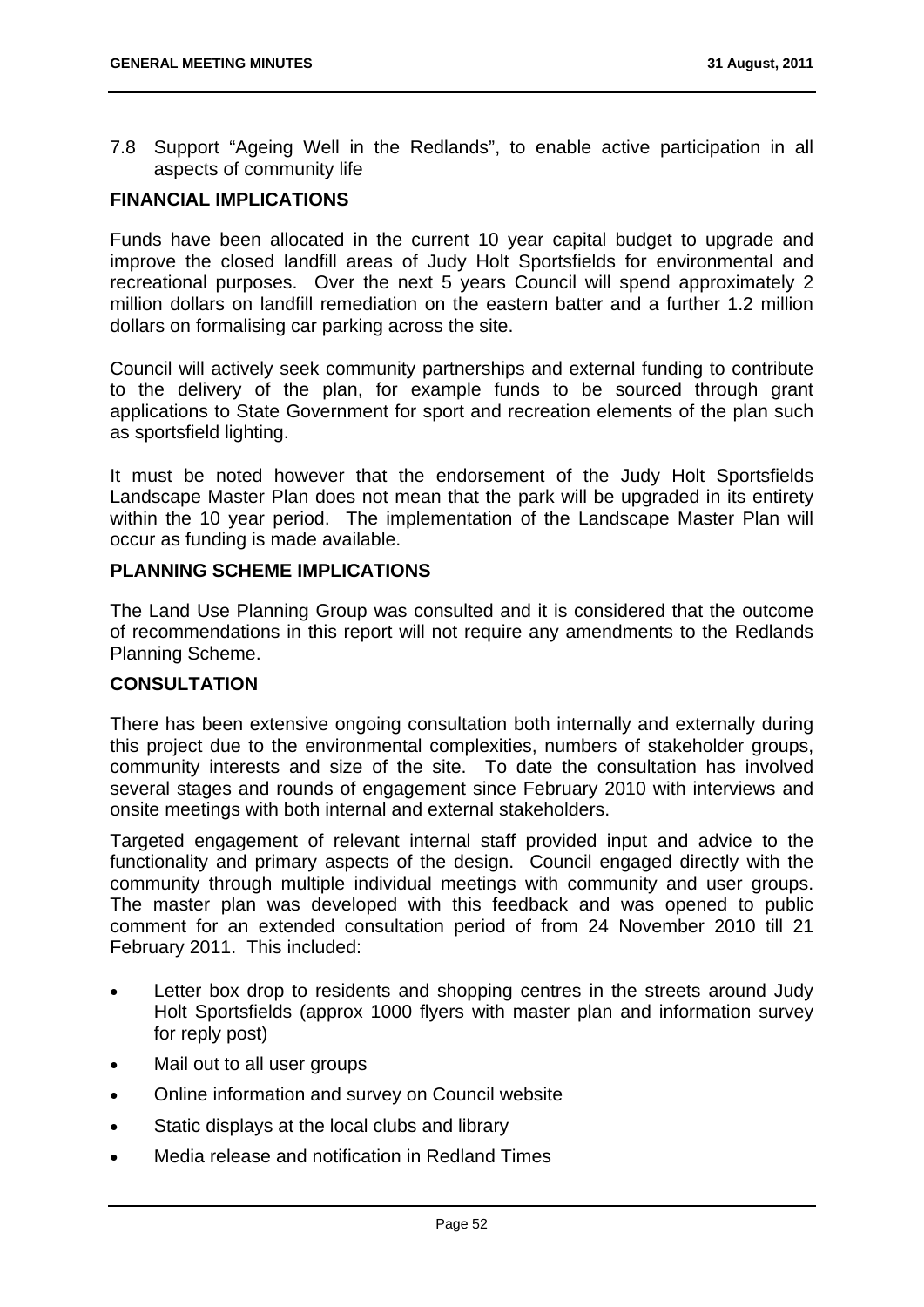7.8 Support "Ageing Well in the Redlands", to enable active participation in all aspects of community life

## FINANCIAL IMPLICATIONS

Funds have been allocated in the current 10 year capital budget to upgrade and improve the closed landfill areas of Judy Holt Sportsfields for environmental and recreational purposes. Over the next 5 years Council will spend approximately 2 million dollars on landfill remediation on the eastern batter and a further 1.2 million dollars on formalising car parking across the site.

Council will actively seek community partnerships and external funding to contribute to the delivery of the plan, for example funds to be sourced through grant applications to State Government for sport and recreation elements of the plan such as sportsfield lighting.

It must be noted however that the endorsement of the Judy Holt Sportsfields Landscape Master Plan does not mean that the park will be upgraded in its entirety within the 10 year period. The implementation of the Landscape Master Plan will occur as funding is made available.

## PLANNING SCHEME IMPLICATIONS

The Land Use Planning Group was consulted and it is considered that the outcome of recommendations in this report will not require any amendments to the Redlands Planning Scheme.

## CONSULTATION

There has been extensive ongoing consultation both internally and externally during this project due to the environmental complexities, numbers of stakeholder groups, community interests and size of the site. To date the consultation has involved several stages and rounds of engagement since February 2010 with interviews and onsite meetings with both internal and external stakeholders.

Targeted engagement of relevant internal staff provided input and advice to the functionality and primary aspects of the design. Council engaged directly with the community through multiple individual meetings with community and user groups. The master plan was developed with this feedback and was opened to public comment for an extended consultation period of from 24 November 2010 till 21 February 2011. This included:

- Letter box drop to residents and shopping centres in the streets around Judy Holt Sportsfields (approx 1000 flyers with master plan and information survey for reply post)
- Mail out to all user groups
- Online information and survey on Council website
- Static displays at the local clubs and library
- Media release and notification in Redland Times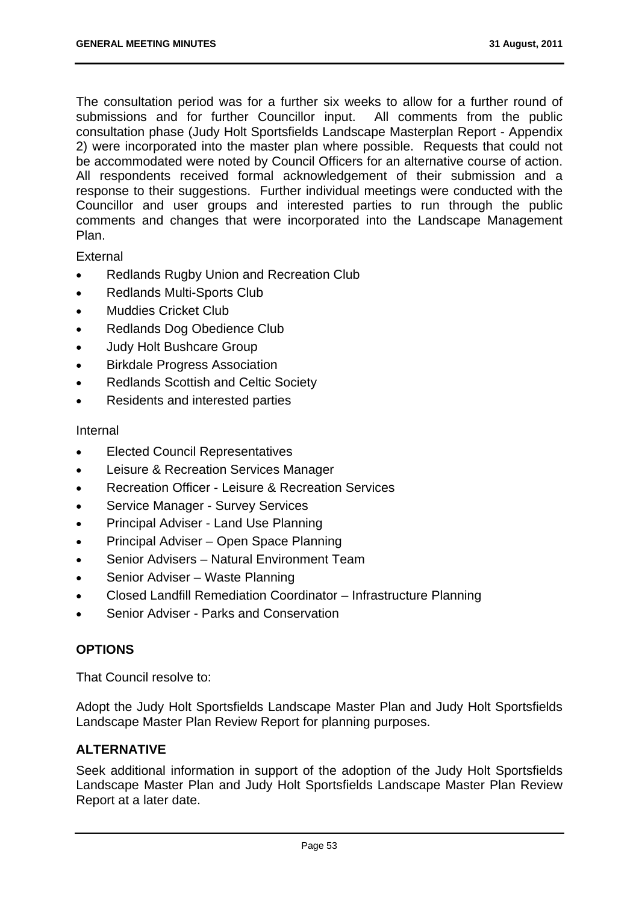The consultation period was for a further six weeks to allow for a further round of submissions and for further Councillor input. All comments from the public consultation phase (Judy Holt Sportsfields Landscape Masterplan Report - Appendix 2) were incorporated into the master plan where possible. Requests that could not be accommodated were noted by Council Officers for an alternative course of action. All respondents received formal acknowledgement of their submission and a response to their suggestions. Further individual meetings were conducted with the Councillor and user groups and interested parties to run through the public comments and changes that were incorporated into the Landscape Management Plan.

External

- Redlands Rugby Union and Recreation Club
- Redlands Multi-Sports Club
- Muddies Cricket Club
- Redlands Dog Obedience Club
- Judy Holt Bushcare Group
- Birkdale Progress Association
- Redlands Scottish and Celtic Society
- Residents and interested parties

Internal

- Elected Council Representatives
- Leisure & Recreation Services Manager
- Recreation Officer - Leisure & Recreation Services
- Service Manager - Survey Services
- Principal Adviser - Land Use Planning
- Principal Adviser – Open Space Planning
- Senior Advisers – Natural Environment Team
- Senior Adviser – Waste Planning
- Closed Landfill Remediation Coordinator – Infrastructure Planning
- Senior Adviser - Parks and Conservation

## OPTIONS

That Council resolve to:

Adopt the Judy Holt Sportsfields Landscape Master Plan and Judy Holt Sportsfields Landscape Master Plan Review Report for planning purposes.

## ALTERNATIVE

Seek additional information in support of the adoption of the Judy Holt Sportsfields Landscape Master Plan and Judy Holt Sportsfields Landscape Master Plan Review Report at a later date.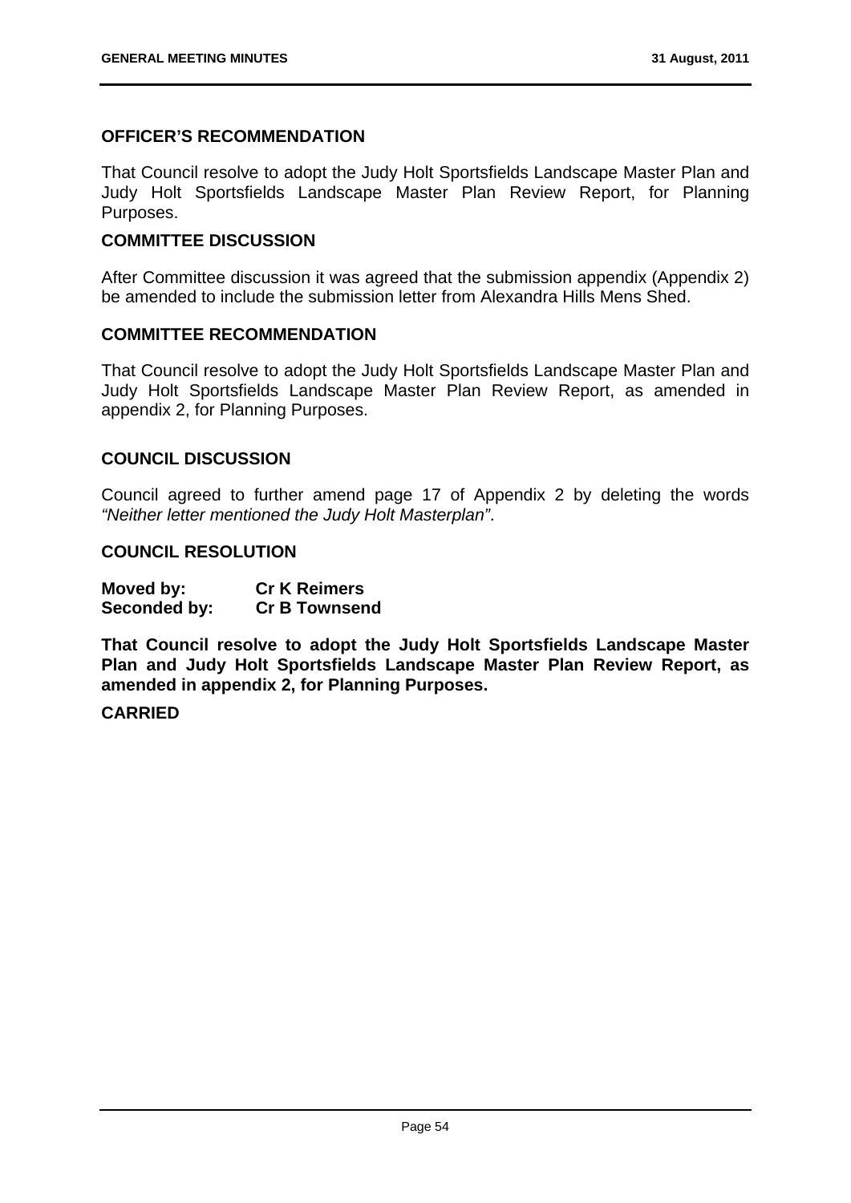## OFFICER'S RECOMMENDATION

That Council resolve to adopt the Judy Holt Sportsfields Landscape Master Plan and Judy Holt Sportsfields Landscape Master Plan Review Report, for Planning Purposes.

## COMMITTEE DISCUSSION

After Committee discussion it was agreed that the submission appendix (Appendix 2) be amended to include the submission letter from Alexandra Hills Mens Shed.

## COMMITTEE RECOMMENDATION

That Council resolve to adopt the Judy Holt Sportsfields Landscape Master Plan and Judy Holt Sportsfields Landscape Master Plan Review Report, as amended in appendix 2, for Planning Purposes.

## COUNCIL DISCUSSION

Council agreed to further amend page 17 of Appendix 2 by deleting the words *"Neither letter mentioned the Judy Holt Masterplan"*.

## COUNCIL RESOLUTION

**Moved by:** **Cr K Reimers**
**Seconded by:** **Cr B Townsend**

**That Council resolve to adopt the Judy Holt Sportsfields Landscape Master Plan and Judy Holt Sportsfields Landscape Master Plan Review Report, as amended in appendix 2, for Planning Purposes.**

**CARRIED**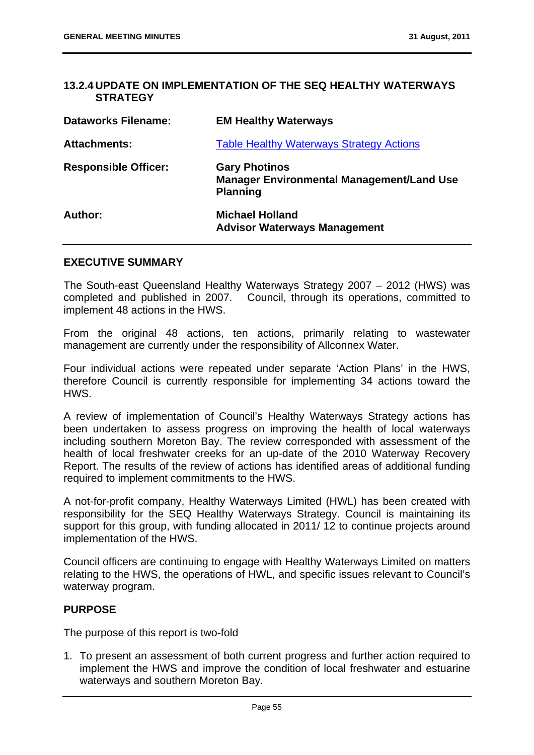## 13.2.4 UPDATE ON IMPLEMENTATION OF THE SEQ HEALTHY WATERWAYS STRATEGY

| | |
|---|---|
| **Dataworks Filename:** | **EM Healthy Waterways** |
| **Attachments:** | [Table Healthy Waterways Strategy Actions]() |
| **Responsible Officer:** | **Gary Photinos**<br>**Manager Environmental Management/Land Use Planning** |
| **Author:** | **Michael Holland**<br>**Advisor Waterways Management** |

### EXECUTIVE SUMMARY

The South-east Queensland Healthy Waterways Strategy 2007 – 2012 (HWS) was completed and published in 2007. Council, through its operations, committed to implement 48 actions in the HWS.

From the original 48 actions, ten actions, primarily relating to wastewater management are currently under the responsibility of Allconnex Water.

Four individual actions were repeated under separate 'Action Plans' in the HWS, therefore Council is currently responsible for implementing 34 actions toward the HWS.

A review of implementation of Council's Healthy Waterways Strategy actions has been undertaken to assess progress on improving the health of local waterways including southern Moreton Bay. The review corresponded with assessment of the health of local freshwater creeks for an up-date of the 2010 Waterway Recovery Report. The results of the review of actions has identified areas of additional funding required to implement commitments to the HWS.

A not-for-profit company, Healthy Waterways Limited (HWL) has been created with responsibility for the SEQ Healthy Waterways Strategy. Council is maintaining its support for this group, with funding allocated in 2011/ 12 to continue projects around implementation of the HWS.

Council officers are continuing to engage with Healthy Waterways Limited on matters relating to the HWS, the operations of HWL, and specific issues relevant to Council's waterway program.

### PURPOSE

The purpose of this report is two-fold

1. To present an assessment of both current progress and further action required to implement the HWS and improve the condition of local freshwater and estuarine waterways and southern Moreton Bay.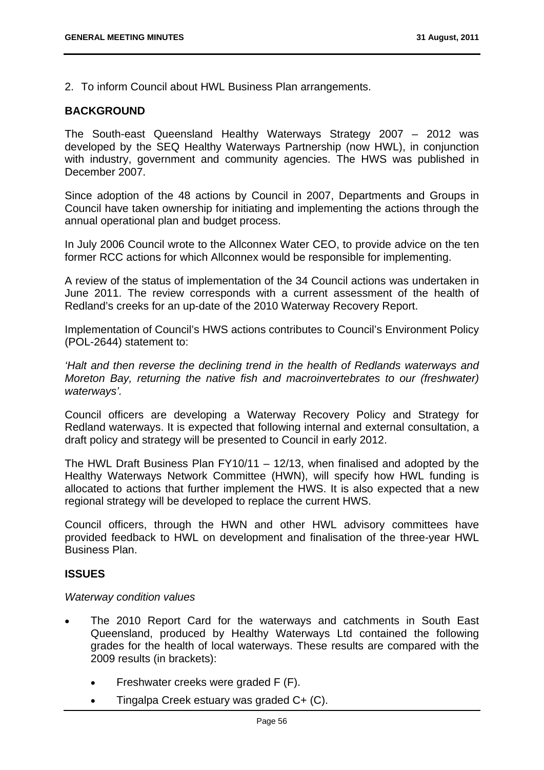2. To inform Council about HWL Business Plan arrangements.

## BACKGROUND

The South-east Queensland Healthy Waterways Strategy 2007 – 2012 was developed by the SEQ Healthy Waterways Partnership (now HWL), in conjunction with industry, government and community agencies. The HWS was published in December 2007.

Since adoption of the 48 actions by Council in 2007, Departments and Groups in Council have taken ownership for initiating and implementing the actions through the annual operational plan and budget process.

In July 2006 Council wrote to the Allconnex Water CEO, to provide advice on the ten former RCC actions for which Allconnex would be responsible for implementing.

A review of the status of implementation of the 34 Council actions was undertaken in June 2011. The review corresponds with a current assessment of the health of Redland's creeks for an up-date of the 2010 Waterway Recovery Report.

Implementation of Council's HWS actions contributes to Council's Environment Policy (POL-2644) statement to:

*'Halt and then reverse the declining trend in the health of Redlands waterways and Moreton Bay, returning the native fish and macroinvertebrates to our (freshwater) waterways'.*

Council officers are developing a Waterway Recovery Policy and Strategy for Redland waterways. It is expected that following internal and external consultation, a draft policy and strategy will be presented to Council in early 2012.

The HWL Draft Business Plan FY10/11 – 12/13, when finalised and adopted by the Healthy Waterways Network Committee (HWN), will specify how HWL funding is allocated to actions that further implement the HWS. It is also expected that a new regional strategy will be developed to replace the current HWS.

Council officers, through the HWN and other HWL advisory committees have provided feedback to HWL on development and finalisation of the three-year HWL Business Plan.

## ISSUES

*Waterway condition values*

- The 2010 Report Card for the waterways and catchments in South East Queensland, produced by Healthy Waterways Ltd contained the following grades for the health of local waterways. These results are compared with the 2009 results (in brackets):
    - Freshwater creeks were graded F (F).
    - Tingalpa Creek estuary was graded C+ (C).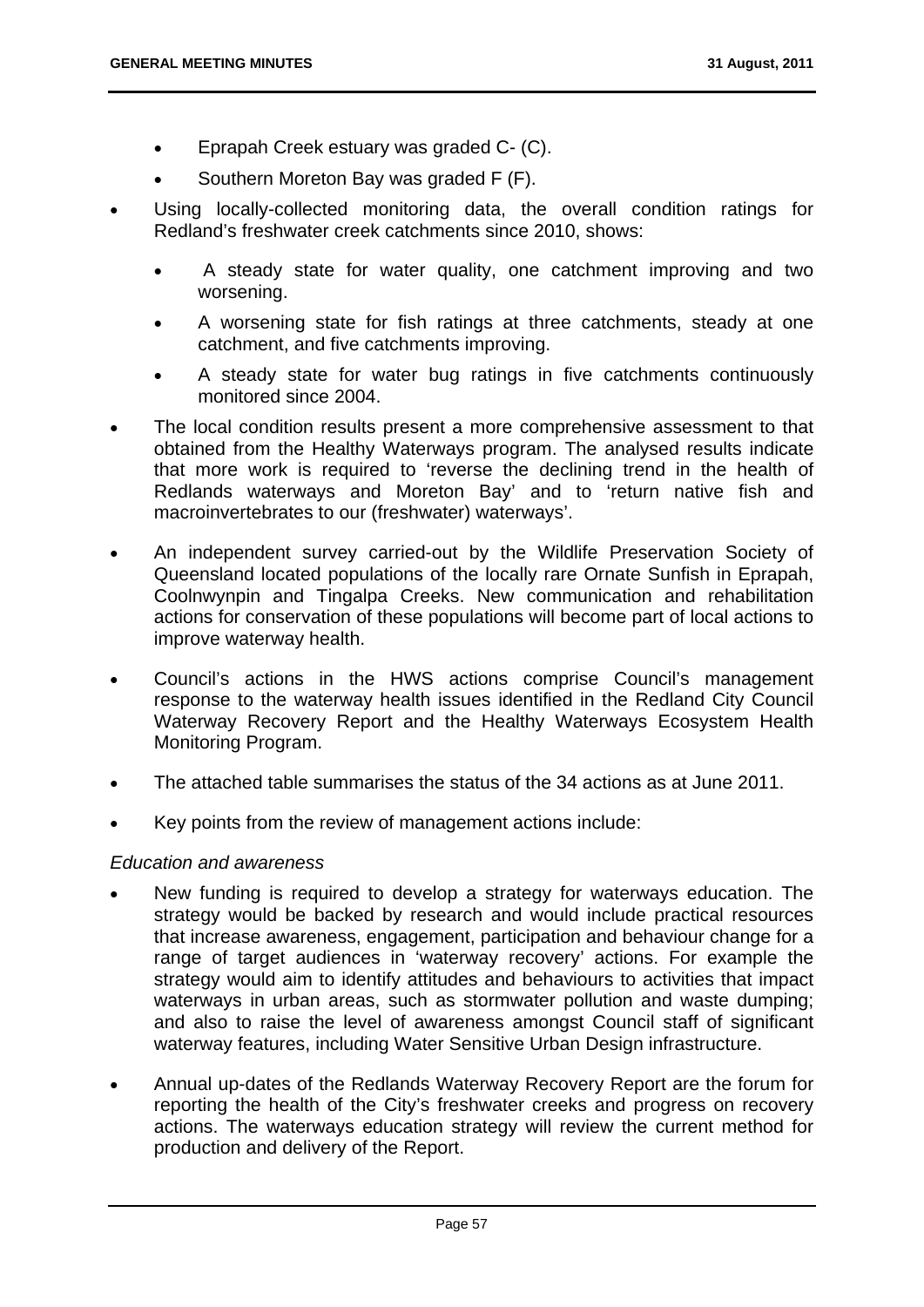- Eprapah Creek estuary was graded C- (C).
- Southern Moreton Bay was graded F (F).

- Using locally-collected monitoring data, the overall condition ratings for Redland's freshwater creek catchments since 2010, shows:
  - A steady state for water quality, one catchment improving and two worsening.
  - A worsening state for fish ratings at three catchments, steady at one catchment, and five catchments improving.
  - A steady state for water bug ratings in five catchments continuously monitored since 2004.
- The local condition results present a more comprehensive assessment to that obtained from the Healthy Waterways program. The analysed results indicate that more work is required to 'reverse the declining trend in the health of Redlands waterways and Moreton Bay' and to 'return native fish and macroinvertebrates to our (freshwater) waterways'.
- An independent survey carried-out by the Wildlife Preservation Society of Queensland located populations of the locally rare Ornate Sunfish in Eprapah, Coolnwynpin and Tingalpa Creeks. New communication and rehabilitation actions for conservation of these populations will become part of local actions to improve waterway health.
- Council's actions in the HWS actions comprise Council's management response to the waterway health issues identified in the Redland City Council Waterway Recovery Report and the Healthy Waterways Ecosystem Health Monitoring Program.
- The attached table summarises the status of the 34 actions as at June 2011.
- Key points from the review of management actions include:

*Education and awareness*

- New funding is required to develop a strategy for waterways education. The strategy would be backed by research and would include practical resources that increase awareness, engagement, participation and behaviour change for a range of target audiences in 'waterway recovery' actions. For example the strategy would aim to identify attitudes and behaviours to activities that impact waterways in urban areas, such as stormwater pollution and waste dumping; and also to raise the level of awareness amongst Council staff of significant waterway features, including Water Sensitive Urban Design infrastructure.
- Annual up-dates of the Redlands Waterway Recovery Report are the forum for reporting the health of the City's freshwater creeks and progress on recovery actions. The waterways education strategy will review the current method for production and delivery of the Report.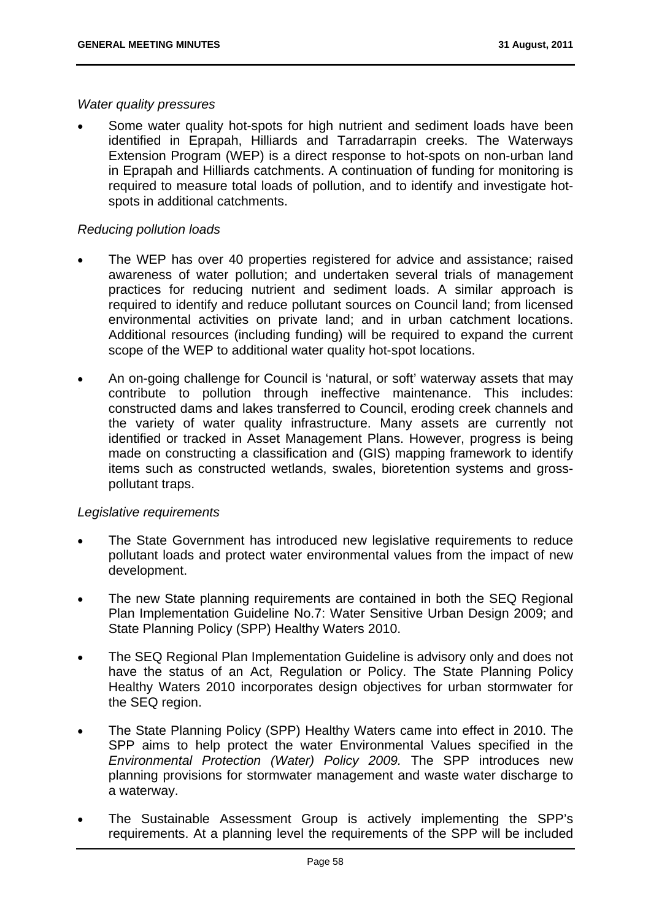*Water quality pressures*

- Some water quality hot-spots for high nutrient and sediment loads have been identified in Eprapah, Hilliards and Tarradarrapin creeks. The Waterways Extension Program (WEP) is a direct response to hot-spots on non-urban land in Eprapah and Hilliards catchments. A continuation of funding for monitoring is required to measure total loads of pollution, and to identify and investigate hot-spots in additional catchments.

*Reducing pollution loads*

- The WEP has over 40 properties registered for advice and assistance; raised awareness of water pollution; and undertaken several trials of management practices for reducing nutrient and sediment loads. A similar approach is required to identify and reduce pollutant sources on Council land; from licensed environmental activities on private land; and in urban catchment locations. Additional resources (including funding) will be required to expand the current scope of the WEP to additional water quality hot-spot locations.

- An on-going challenge for Council is 'natural, or soft' waterway assets that may contribute to pollution through ineffective maintenance. This includes: constructed dams and lakes transferred to Council, eroding creek channels and the variety of water quality infrastructure. Many assets are currently not identified or tracked in Asset Management Plans. However, progress is being made on constructing a classification and (GIS) mapping framework to identify items such as constructed wetlands, swales, bioretention systems and gross-pollutant traps.

*Legislative requirements*

- The State Government has introduced new legislative requirements to reduce pollutant loads and protect water environmental values from the impact of new development.

- The new State planning requirements are contained in both the SEQ Regional Plan Implementation Guideline No.7: Water Sensitive Urban Design 2009; and State Planning Policy (SPP) Healthy Waters 2010.

- The SEQ Regional Plan Implementation Guideline is advisory only and does not have the status of an Act, Regulation or Policy. The State Planning Policy Healthy Waters 2010 incorporates design objectives for urban stormwater for the SEQ region.

- The State Planning Policy (SPP) Healthy Waters came into effect in 2010. The SPP aims to help protect the water Environmental Values specified in the *Environmental Protection (Water) Policy 2009.* The SPP introduces new planning provisions for stormwater management and waste water discharge to a waterway.

- The Sustainable Assessment Group is actively implementing the SPP's requirements. At a planning level the requirements of the SPP will be included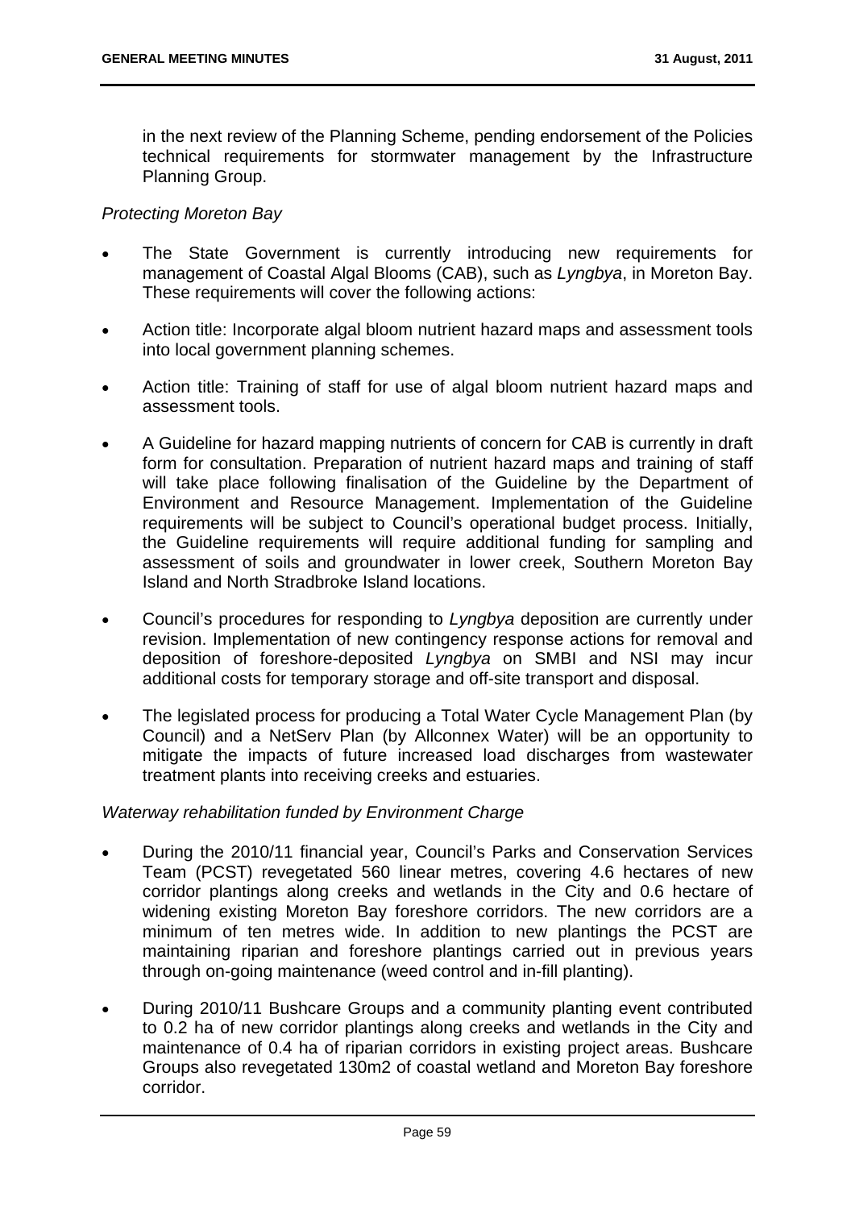in the next review of the Planning Scheme, pending endorsement of the Policies technical requirements for stormwater management by the Infrastructure Planning Group.

*Protecting Moreton Bay*

- The State Government is currently introducing new requirements for management of Coastal Algal Blooms (CAB), such as *Lyngbya*, in Moreton Bay. These requirements will cover the following actions:
- Action title: Incorporate algal bloom nutrient hazard maps and assessment tools into local government planning schemes.
- Action title: Training of staff for use of algal bloom nutrient hazard maps and assessment tools.
- A Guideline for hazard mapping nutrients of concern for CAB is currently in draft form for consultation. Preparation of nutrient hazard maps and training of staff will take place following finalisation of the Guideline by the Department of Environment and Resource Management. Implementation of the Guideline requirements will be subject to Council's operational budget process. Initially, the Guideline requirements will require additional funding for sampling and assessment of soils and groundwater in lower creek, Southern Moreton Bay Island and North Stradbroke Island locations.
- Council's procedures for responding to *Lyngbya* deposition are currently under revision. Implementation of new contingency response actions for removal and deposition of foreshore-deposited *Lyngbya* on SMBI and NSI may incur additional costs for temporary storage and off-site transport and disposal.
- The legislated process for producing a Total Water Cycle Management Plan (by Council) and a NetServ Plan (by Allconnex Water) will be an opportunity to mitigate the impacts of future increased load discharges from wastewater treatment plants into receiving creeks and estuaries.

*Waterway rehabilitation funded by Environment Charge*

- During the 2010/11 financial year, Council's Parks and Conservation Services Team (PCST) revegetated 560 linear metres, covering 4.6 hectares of new corridor plantings along creeks and wetlands in the City and 0.6 hectare of widening existing Moreton Bay foreshore corridors. The new corridors are a minimum of ten metres wide. In addition to new plantings the PCST are maintaining riparian and foreshore plantings carried out in previous years through on-going maintenance (weed control and in-fill planting).
- During 2010/11 Bushcare Groups and a community planting event contributed to 0.2 ha of new corridor plantings along creeks and wetlands in the City and maintenance of 0.4 ha of riparian corridors in existing project areas. Bushcare Groups also revegetated 130m2 of coastal wetland and Moreton Bay foreshore corridor.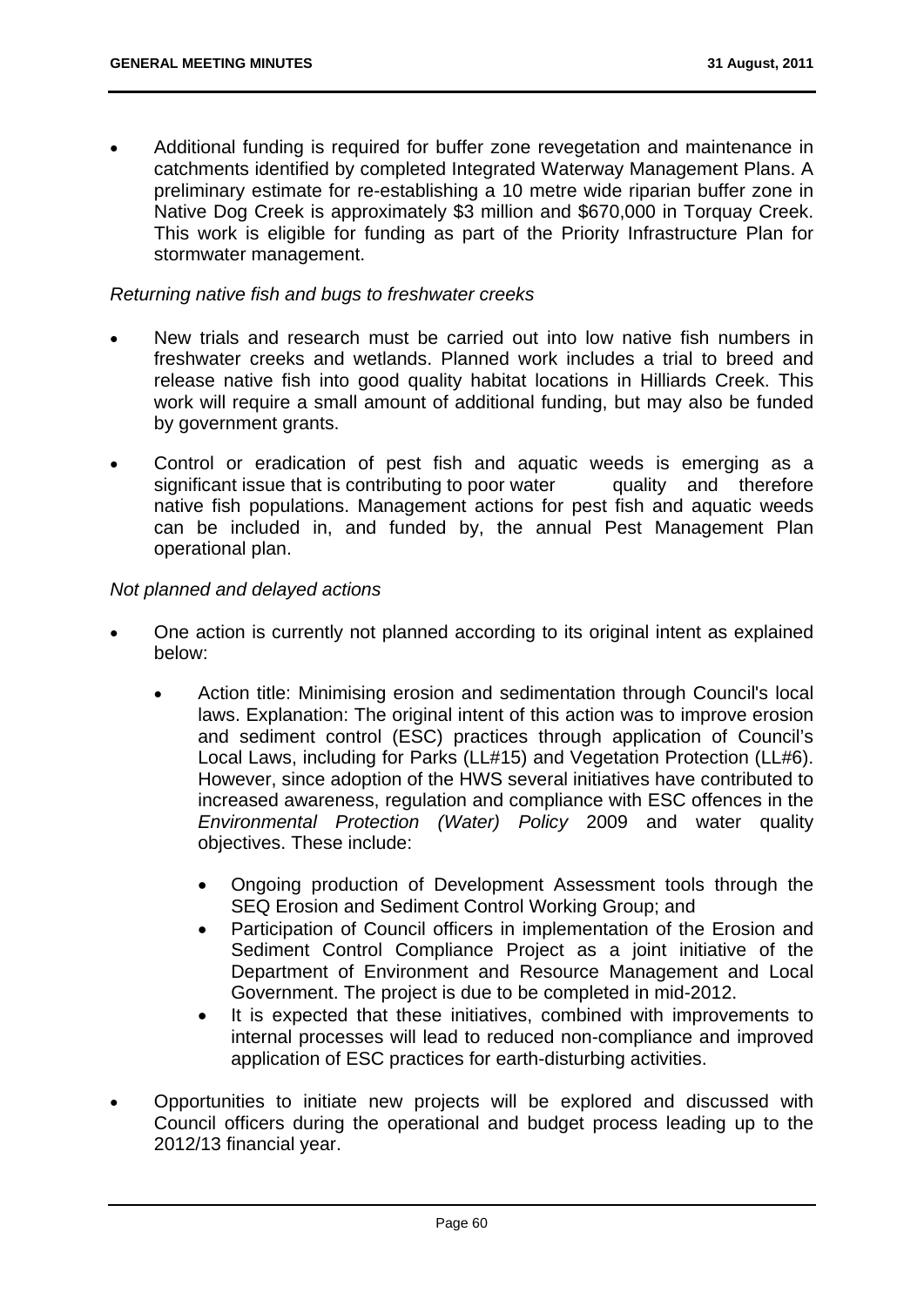- Additional funding is required for buffer zone revegetation and maintenance in catchments identified by completed Integrated Waterway Management Plans. A preliminary estimate for re-establishing a 10 metre wide riparian buffer zone in Native Dog Creek is approximately $3 million and $670,000 in Torquay Creek. This work is eligible for funding as part of the Priority Infrastructure Plan for stormwater management.

*Returning native fish and bugs to freshwater creeks*

- New trials and research must be carried out into low native fish numbers in freshwater creeks and wetlands. Planned work includes a trial to breed and release native fish into good quality habitat locations in Hilliards Creek. This work will require a small amount of additional funding, but may also be funded by government grants.
- Control or eradication of pest fish and aquatic weeds is emerging as a significant issue that is contributing to poor water quality and therefore native fish populations. Management actions for pest fish and aquatic weeds can be included in, and funded by, the annual Pest Management Plan operational plan.

*Not planned and delayed actions*

- One action is currently not planned according to its original intent as explained below:
    - Action title: Minimising erosion and sedimentation through Council's local laws. Explanation: The original intent of this action was to improve erosion and sediment control (ESC) practices through application of Council's Local Laws, including for Parks (LL#15) and Vegetation Protection (LL#6). However, since adoption of the HWS several initiatives have contributed to increased awareness, regulation and compliance with ESC offences in the *Environmental Protection (Water) Policy* 2009 and water quality objectives. These include:
        - Ongoing production of Development Assessment tools through the SEQ Erosion and Sediment Control Working Group; and
        - Participation of Council officers in implementation of the Erosion and Sediment Control Compliance Project as a joint initiative of the Department of Environment and Resource Management and Local Government. The project is due to be completed in mid-2012.
        - It is expected that these initiatives, combined with improvements to internal processes will lead to reduced non-compliance and improved application of ESC practices for earth-disturbing activities.
- Opportunities to initiate new projects will be explored and discussed with Council officers during the operational and budget process leading up to the 2012/13 financial year.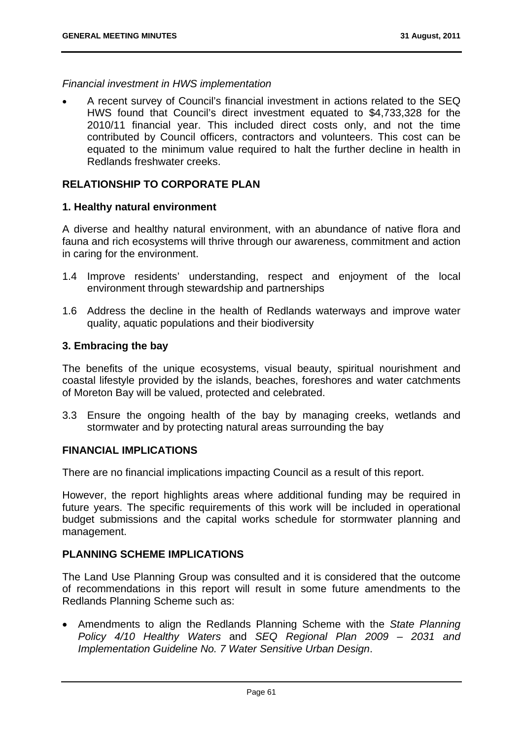*Financial investment in HWS implementation*

- A recent survey of Council's financial investment in actions related to the SEQ HWS found that Council's direct investment equated to $4,733,328 for the 2010/11 financial year. This included direct costs only, and not the time contributed by Council officers, contractors and volunteers. This cost can be equated to the minimum value required to halt the further decline in health in Redlands freshwater creeks.

## RELATIONSHIP TO CORPORATE PLAN

### 1. Healthy natural environment

A diverse and healthy natural environment, with an abundance of native flora and fauna and rich ecosystems will thrive through our awareness, commitment and action in caring for the environment.

1.4 Improve residents' understanding, respect and enjoyment of the local environment through stewardship and partnerships

1.6 Address the decline in the health of Redlands waterways and improve water quality, aquatic populations and their biodiversity

### 3. Embracing the bay

The benefits of the unique ecosystems, visual beauty, spiritual nourishment and coastal lifestyle provided by the islands, beaches, foreshores and water catchments of Moreton Bay will be valued, protected and celebrated.

3.3 Ensure the ongoing health of the bay by managing creeks, wetlands and stormwater and by protecting natural areas surrounding the bay

## FINANCIAL IMPLICATIONS

There are no financial implications impacting Council as a result of this report.

However, the report highlights areas where additional funding may be required in future years. The specific requirements of this work will be included in operational budget submissions and the capital works schedule for stormwater planning and management.

## PLANNING SCHEME IMPLICATIONS

The Land Use Planning Group was consulted and it is considered that the outcome of recommendations in this report will result in some future amendments to the Redlands Planning Scheme such as:

- Amendments to align the Redlands Planning Scheme with the *State Planning Policy 4/10 Healthy Waters* and *SEQ Regional Plan 2009 – 2031 and Implementation Guideline No. 7 Water Sensitive Urban Design*.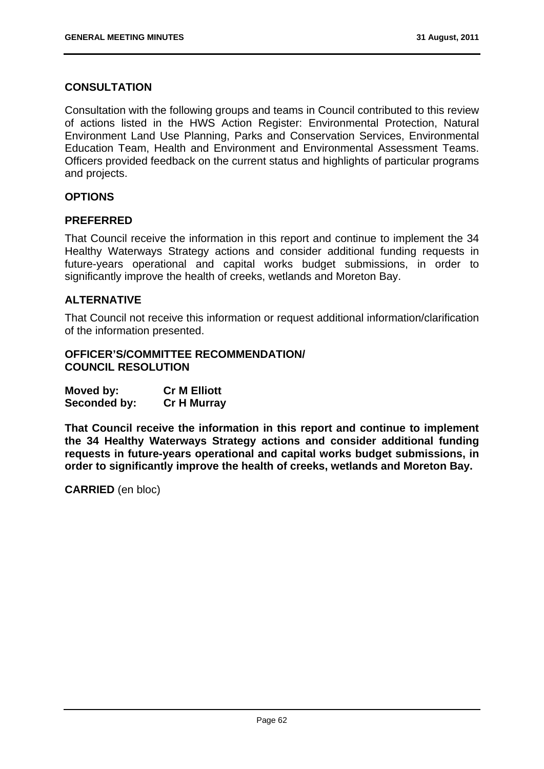## CONSULTATION

Consultation with the following groups and teams in Council contributed to this review of actions listed in the HWS Action Register: Environmental Protection, Natural Environment Land Use Planning, Parks and Conservation Services, Environmental Education Team, Health and Environment and Environmental Assessment Teams. Officers provided feedback on the current status and highlights of particular programs and projects.

## OPTIONS

### PREFERRED

That Council receive the information in this report and continue to implement the 34 Healthy Waterways Strategy actions and consider additional funding requests in future-years operational and capital works budget submissions, in order to significantly improve the health of creeks, wetlands and Moreton Bay.

### ALTERNATIVE

That Council not receive this information or request additional information/clarification of the information presented.

## OFFICER'S/COMMITTEE RECOMMENDATION/ COUNCIL RESOLUTION

**Moved by:** **Cr M Elliott**
**Seconded by:** **Cr H Murray**

**That Council receive the information in this report and continue to implement the 34 Healthy Waterways Strategy actions and consider additional funding requests in future-years operational and capital works budget submissions, in order to significantly improve the health of creeks, wetlands and Moreton Bay.**

**CARRIED** (en bloc)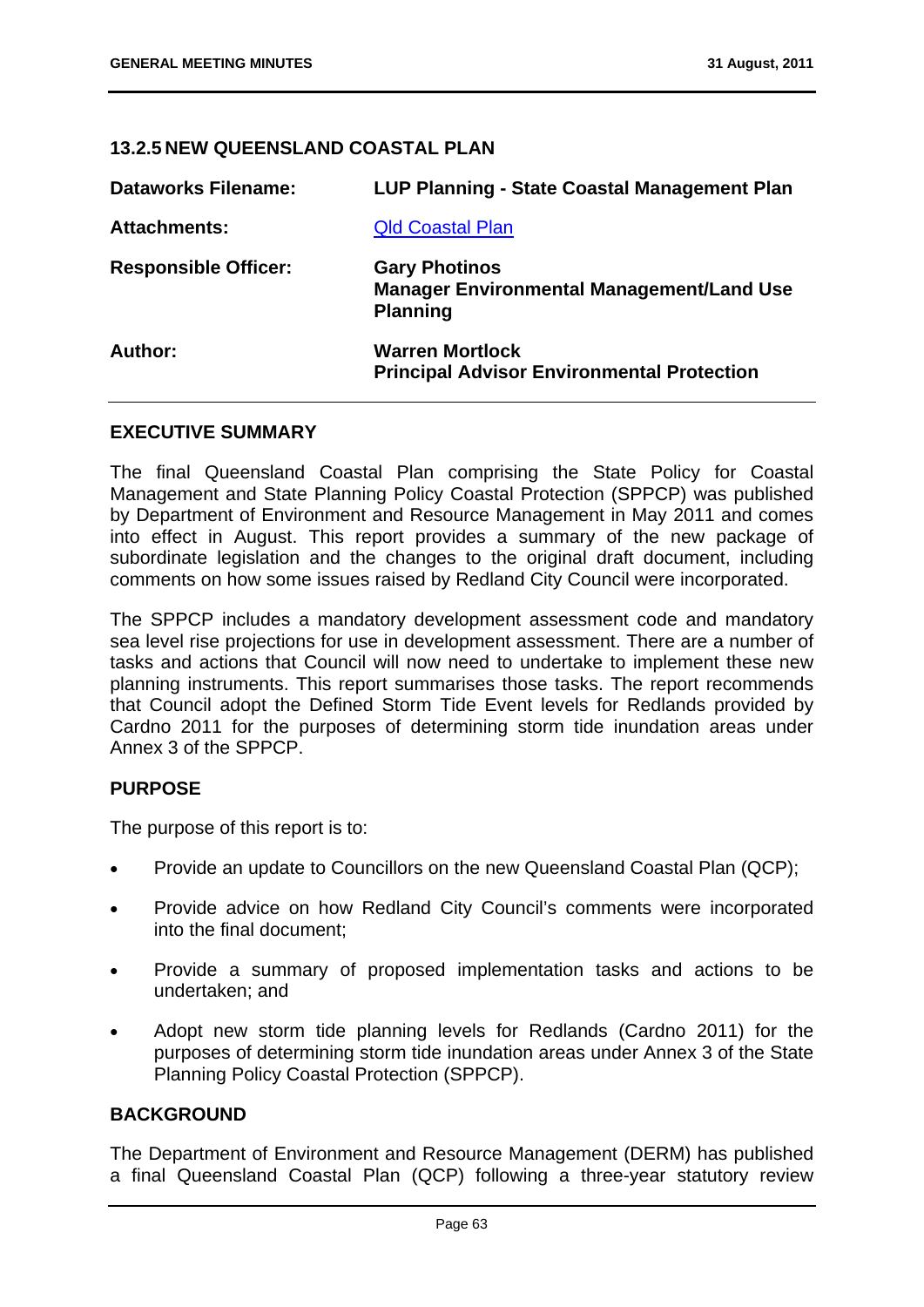## 13.2.5 NEW QUEENSLAND COASTAL PLAN

| | |
|---|---|
| **Dataworks Filename:** | **LUP Planning - State Coastal Management Plan** |
| **Attachments:** | Qld Coastal Plan |
| **Responsible Officer:** | **Gary Photinos**<br>**Manager Environmental Management/Land Use Planning** |
| **Author:** | **Warren Mortlock**<br>**Principal Advisor Environmental Protection** |

### EXECUTIVE SUMMARY

The final Queensland Coastal Plan comprising the State Policy for Coastal Management and State Planning Policy Coastal Protection (SPPCP) was published by Department of Environment and Resource Management in May 2011 and comes into effect in August. This report provides a summary of the new package of subordinate legislation and the changes to the original draft document, including comments on how some issues raised by Redland City Council were incorporated.

The SPPCP includes a mandatory development assessment code and mandatory sea level rise projections for use in development assessment. There are a number of tasks and actions that Council will now need to undertake to implement these new planning instruments. This report summarises those tasks. The report recommends that Council adopt the Defined Storm Tide Event levels for Redlands provided by Cardno 2011 for the purposes of determining storm tide inundation areas under Annex 3 of the SPPCP.

### PURPOSE

The purpose of this report is to:

- Provide an update to Councillors on the new Queensland Coastal Plan (QCP);
- Provide advice on how Redland City Council's comments were incorporated into the final document;
- Provide a summary of proposed implementation tasks and actions to be undertaken; and
- Adopt new storm tide planning levels for Redlands (Cardno 2011) for the purposes of determining storm tide inundation areas under Annex 3 of the State Planning Policy Coastal Protection (SPPCP).

### BACKGROUND

The Department of Environment and Resource Management (DERM) has published a final Queensland Coastal Plan (QCP) following a three-year statutory review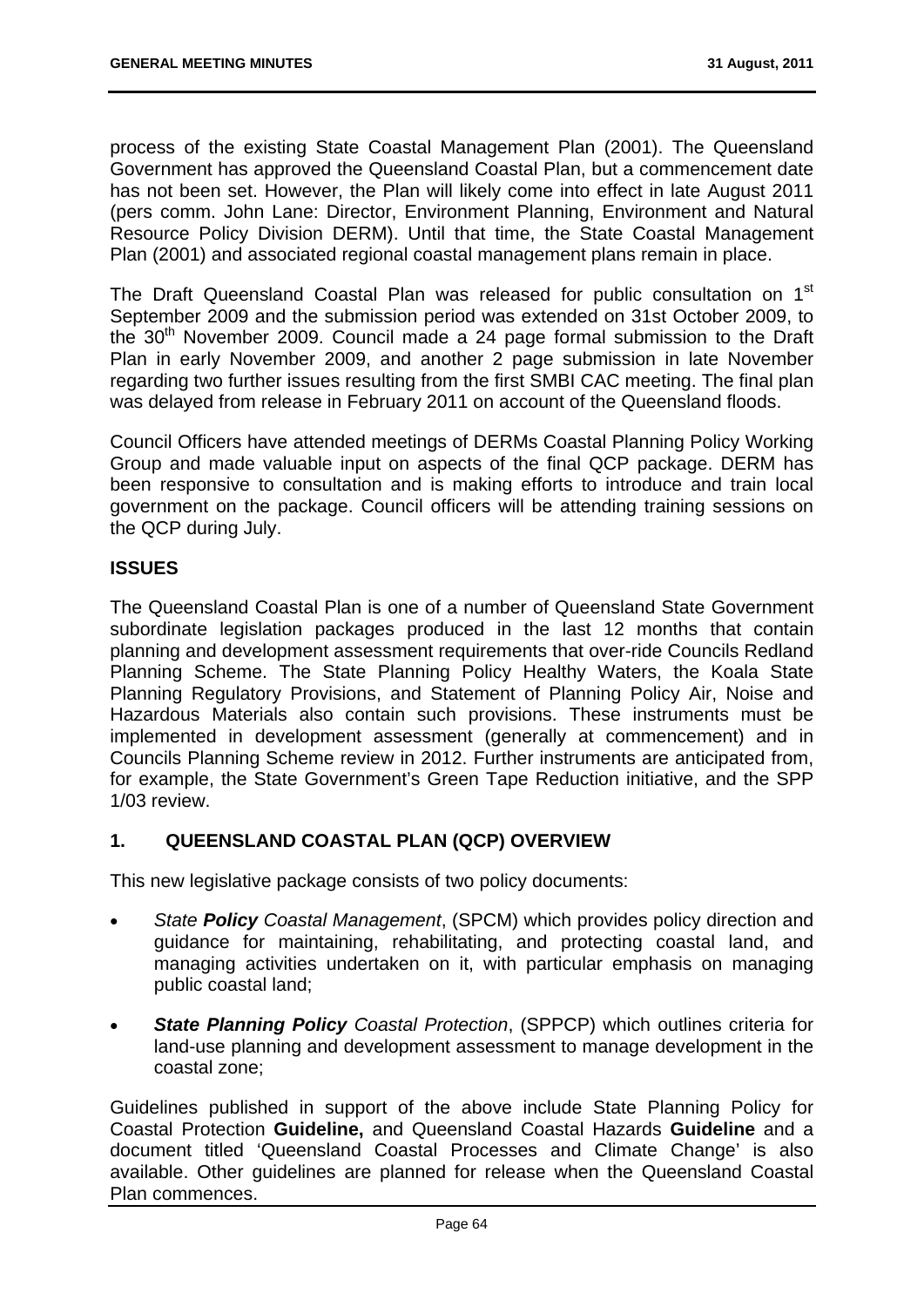process of the existing State Coastal Management Plan (2001). The Queensland Government has approved the Queensland Coastal Plan, but a commencement date has not been set. However, the Plan will likely come into effect in late August 2011 (pers comm. John Lane: Director, Environment Planning, Environment and Natural Resource Policy Division DERM). Until that time, the State Coastal Management Plan (2001) and associated regional coastal management plans remain in place.

The Draft Queensland Coastal Plan was released for public consultation on 1st September 2009 and the submission period was extended on 31st October 2009, to the 30th November 2009. Council made a 24 page formal submission to the Draft Plan in early November 2009, and another 2 page submission in late November regarding two further issues resulting from the first SMBI CAC meeting. The final plan was delayed from release in February 2011 on account of the Queensland floods.

Council Officers have attended meetings of DERMs Coastal Planning Policy Working Group and made valuable input on aspects of the final QCP package. DERM has been responsive to consultation and is making efforts to introduce and train local government on the package. Council officers will be attending training sessions on the QCP during July.

## ISSUES

The Queensland Coastal Plan is one of a number of Queensland State Government subordinate legislation packages produced in the last 12 months that contain planning and development assessment requirements that over-ride Councils Redland Planning Scheme. The State Planning Policy Healthy Waters, the Koala State Planning Regulatory Provisions, and Statement of Planning Policy Air, Noise and Hazardous Materials also contain such provisions. These instruments must be implemented in development assessment (generally at commencement) and in Councils Planning Scheme review in 2012. Further instruments are anticipated from, for example, the State Government's Green Tape Reduction initiative, and the SPP 1/03 review.

## 1. QUEENSLAND COASTAL PLAN (QCP) OVERVIEW

This new legislative package consists of two policy documents:

- *State* ***Policy*** *Coastal Management*, (SPCM) which provides policy direction and guidance for maintaining, rehabilitating, and protecting coastal land, and managing activities undertaken on it, with particular emphasis on managing public coastal land;
- ***State Planning Policy*** *Coastal Protection*, (SPPCP) which outlines criteria for land-use planning and development assessment to manage development in the coastal zone;

Guidelines published in support of the above include State Planning Policy for Coastal Protection **Guideline,** and Queensland Coastal Hazards **Guideline** and a document titled 'Queensland Coastal Processes and Climate Change' is also available. Other guidelines are planned for release when the Queensland Coastal Plan commences.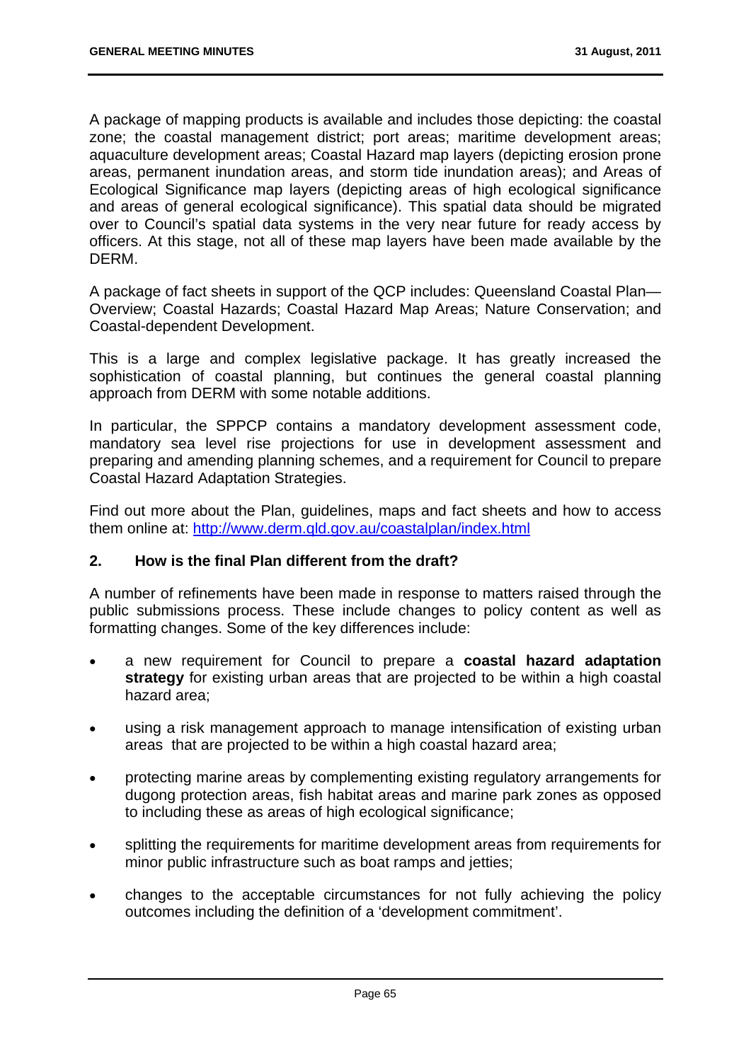A package of mapping products is available and includes those depicting: the coastal zone; the coastal management district; port areas; maritime development areas; aquaculture development areas; Coastal Hazard map layers (depicting erosion prone areas, permanent inundation areas, and storm tide inundation areas); and Areas of Ecological Significance map layers (depicting areas of high ecological significance and areas of general ecological significance). This spatial data should be migrated over to Council's spatial data systems in the very near future for ready access by officers. At this stage, not all of these map layers have been made available by the DERM.

A package of fact sheets in support of the QCP includes: Queensland Coastal Plan—Overview; Coastal Hazards; Coastal Hazard Map Areas; Nature Conservation; and Coastal-dependent Development.

This is a large and complex legislative package. It has greatly increased the sophistication of coastal planning, but continues the general coastal planning approach from DERM with some notable additions.

In particular, the SPPCP contains a mandatory development assessment code, mandatory sea level rise projections for use in development assessment and preparing and amending planning schemes, and a requirement for Council to prepare Coastal Hazard Adaptation Strategies.

Find out more about the Plan, guidelines, maps and fact sheets and how to access them online at: [http://www.derm.qld.gov.au/coastalplan/index.html](http://www.derm.qld.gov.au/coastalplan/index.html)

## 2. How is the final Plan different from the draft?

A number of refinements have been made in response to matters raised through the public submissions process. These include changes to policy content as well as formatting changes. Some of the key differences include:

- a new requirement for Council to prepare a **coastal hazard adaptation strategy** for existing urban areas that are projected to be within a high coastal hazard area;
- using a risk management approach to manage intensification of existing urban areas that are projected to be within a high coastal hazard area;
- protecting marine areas by complementing existing regulatory arrangements for dugong protection areas, fish habitat areas and marine park zones as opposed to including these as areas of high ecological significance;
- splitting the requirements for maritime development areas from requirements for minor public infrastructure such as boat ramps and jetties;
- changes to the acceptable circumstances for not fully achieving the policy outcomes including the definition of a 'development commitment'.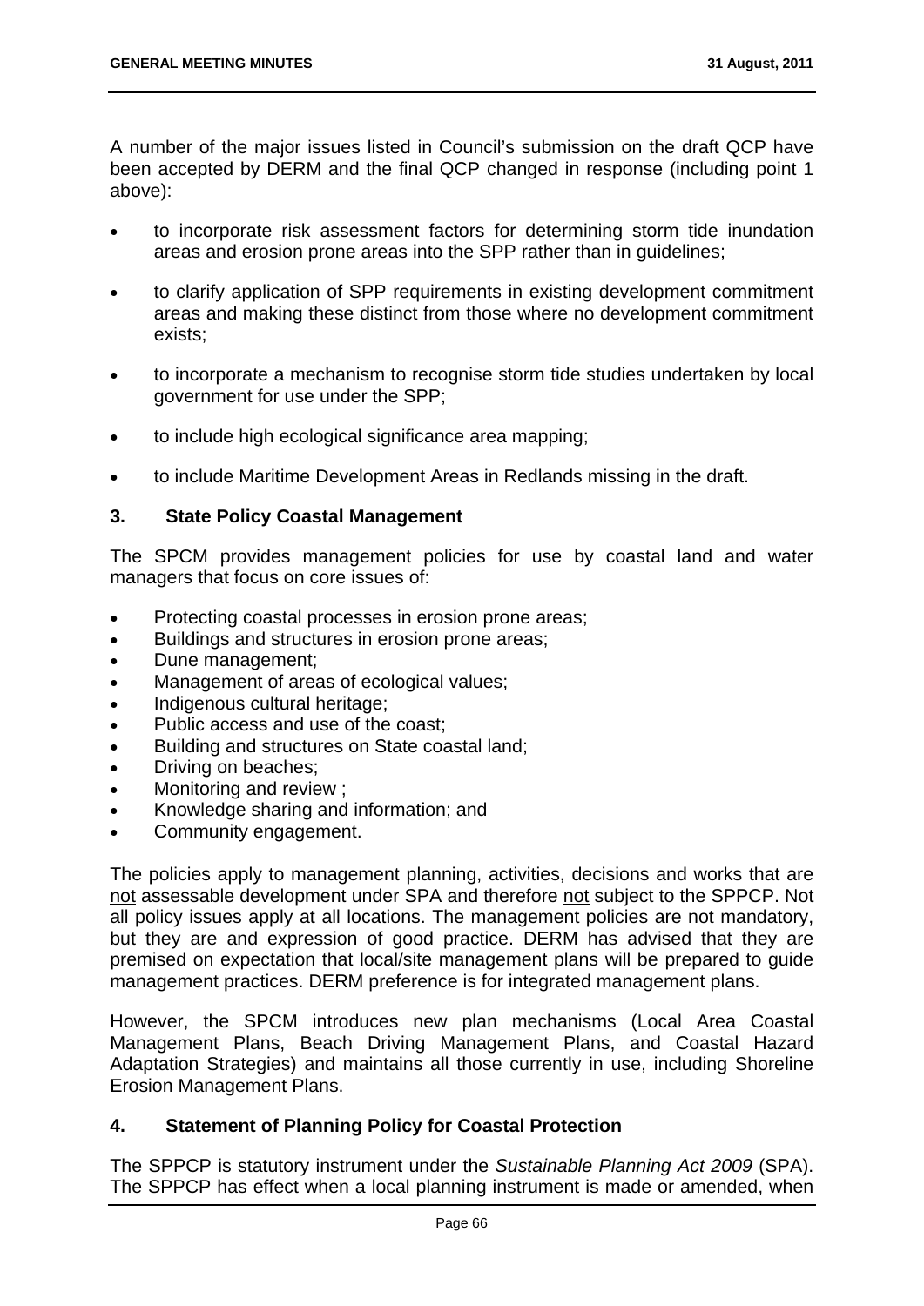A number of the major issues listed in Council's submission on the draft QCP have been accepted by DERM and the final QCP changed in response (including point 1 above):

- to incorporate risk assessment factors for determining storm tide inundation areas and erosion prone areas into the SPP rather than in guidelines;
- to clarify application of SPP requirements in existing development commitment areas and making these distinct from those where no development commitment exists;
- to incorporate a mechanism to recognise storm tide studies undertaken by local government for use under the SPP;
- to include high ecological significance area mapping;
- to include Maritime Development Areas in Redlands missing in the draft.

### 3. State Policy Coastal Management

The SPCM provides management policies for use by coastal land and water managers that focus on core issues of:

- Protecting coastal processes in erosion prone areas;
- Buildings and structures in erosion prone areas;
- Dune management;
- Management of areas of ecological values;
- Indigenous cultural heritage;
- Public access and use of the coast;
- Building and structures on State coastal land;
- Driving on beaches;
- Monitoring and review ;
- Knowledge sharing and information; and
- Community engagement.

The policies apply to management planning, activities, decisions and works that are not assessable development under SPA and therefore not subject to the SPPCP. Not all policy issues apply at all locations. The management policies are not mandatory, but they are and expression of good practice. DERM has advised that they are premised on expectation that local/site management plans will be prepared to guide management practices. DERM preference is for integrated management plans.

However, the SPCM introduces new plan mechanisms (Local Area Coastal Management Plans, Beach Driving Management Plans, and Coastal Hazard Adaptation Strategies) and maintains all those currently in use, including Shoreline Erosion Management Plans.

### 4. Statement of Planning Policy for Coastal Protection

The SPPCP is statutory instrument under the *Sustainable Planning Act 2009* (SPA). The SPPCP has effect when a local planning instrument is made or amended, when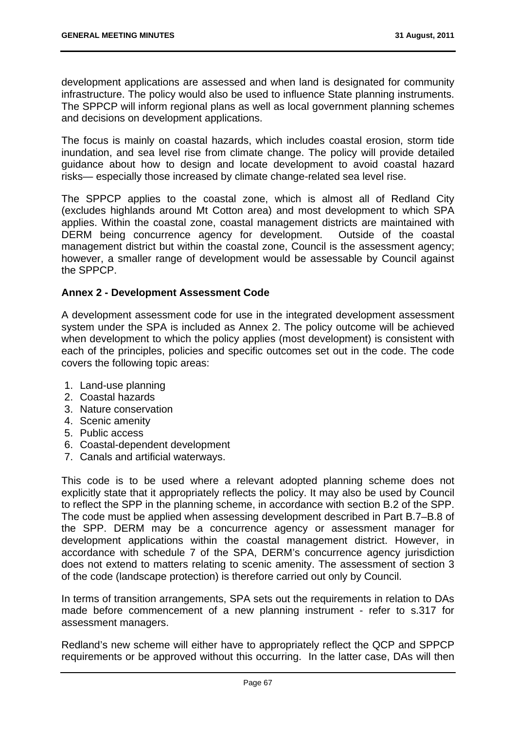development applications are assessed and when land is designated for community infrastructure. The policy would also be used to influence State planning instruments. The SPPCP will inform regional plans as well as local government planning schemes and decisions on development applications.

The focus is mainly on coastal hazards, which includes coastal erosion, storm tide inundation, and sea level rise from climate change. The policy will provide detailed guidance about how to design and locate development to avoid coastal hazard risks— especially those increased by climate change-related sea level rise.

The SPPCP applies to the coastal zone, which is almost all of Redland City (excludes highlands around Mt Cotton area) and most development to which SPA applies. Within the coastal zone, coastal management districts are maintained with DERM being concurrence agency for development. Outside of the coastal management district but within the coastal zone, Council is the assessment agency; however, a smaller range of development would be assessable by Council against the SPPCP.

**Annex 2 - Development Assessment Code**

A development assessment code for use in the integrated development assessment system under the SPA is included as Annex 2. The policy outcome will be achieved when development to which the policy applies (most development) is consistent with each of the principles, policies and specific outcomes set out in the code. The code covers the following topic areas:

1. Land-use planning
2. Coastal hazards
3. Nature conservation
4. Scenic amenity
5. Public access
6. Coastal-dependent development
7. Canals and artificial waterways.

This code is to be used where a relevant adopted planning scheme does not explicitly state that it appropriately reflects the policy. It may also be used by Council to reflect the SPP in the planning scheme, in accordance with section B.2 of the SPP. The code must be applied when assessing development described in Part B.7–B.8 of the SPP. DERM may be a concurrence agency or assessment manager for development applications within the coastal management district. However, in accordance with schedule 7 of the SPA, DERM's concurrence agency jurisdiction does not extend to matters relating to scenic amenity. The assessment of section 3 of the code (landscape protection) is therefore carried out only by Council.

In terms of transition arrangements, SPA sets out the requirements in relation to DAs made before commencement of a new planning instrument - refer to s.317 for assessment managers.

Redland's new scheme will either have to appropriately reflect the QCP and SPPCP requirements or be approved without this occurring. In the latter case, DAs will then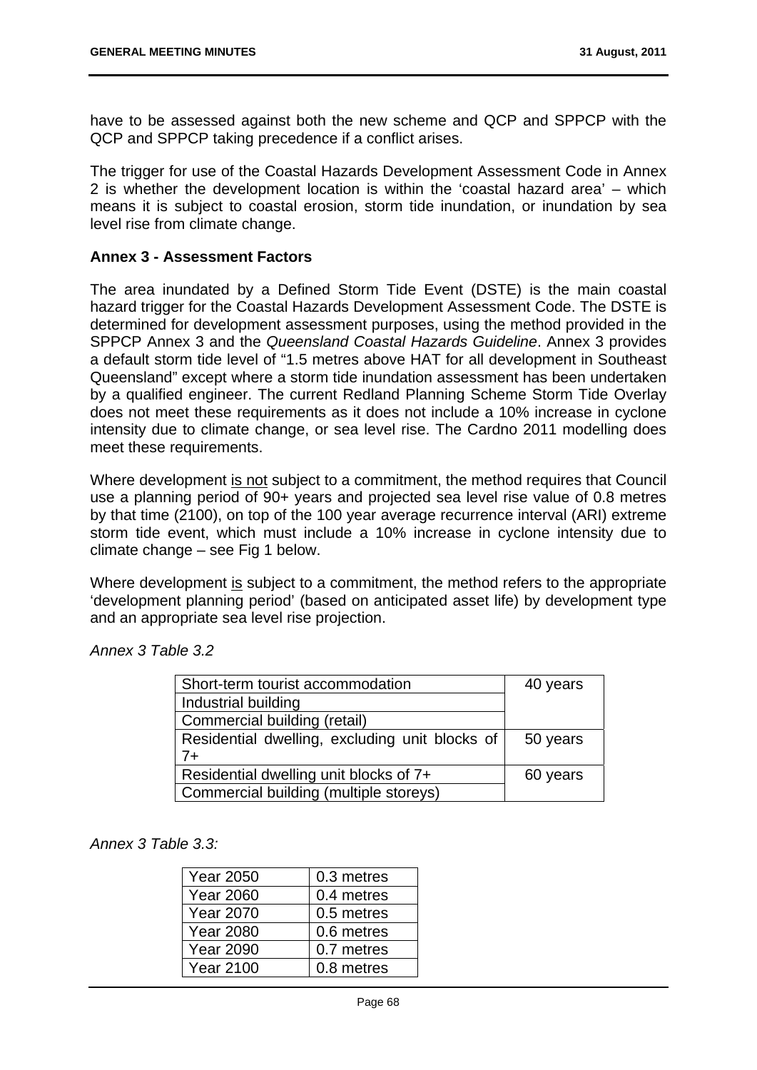have to be assessed against both the new scheme and QCP and SPPCP with the QCP and SPPCP taking precedence if a conflict arises.

The trigger for use of the Coastal Hazards Development Assessment Code in Annex 2 is whether the development location is within the 'coastal hazard area' – which means it is subject to coastal erosion, storm tide inundation, or inundation by sea level rise from climate change.

**Annex 3 - Assessment Factors**

The area inundated by a Defined Storm Tide Event (DSTE) is the main coastal hazard trigger for the Coastal Hazards Development Assessment Code. The DSTE is determined for development assessment purposes, using the method provided in the SPPCP Annex 3 and the *Queensland Coastal Hazards Guideline*. Annex 3 provides a default storm tide level of "1.5 metres above HAT for all development in Southeast Queensland" except where a storm tide inundation assessment has been undertaken by a qualified engineer. The current Redland Planning Scheme Storm Tide Overlay does not meet these requirements as it does not include a 10% increase in cyclone intensity due to climate change, or sea level rise. The Cardno 2011 modelling does meet these requirements.

Where development is not subject to a commitment, the method requires that Council use a planning period of 90+ years and projected sea level rise value of 0.8 metres by that time (2100), on top of the 100 year average recurrence interval (ARI) extreme storm tide event, which must include a 10% increase in cyclone intensity due to climate change – see Fig 1 below.

Where development is subject to a commitment, the method refers to the appropriate 'development planning period' (based on anticipated asset life) by development type and an appropriate sea level rise projection.

*Annex 3 Table 3.2*

| | |
|---|---|
| Short-term tourist accommodation | 40 years |
| Industrial building | |
| Commercial building (retail) | |
| Residential dwelling, excluding unit blocks of 7+ | 50 years |
| Residential dwelling unit blocks of 7+ | 60 years |
| Commercial building (multiple storeys) | |

*Annex 3 Table 3.3:*

| | |
|---|---|
| Year 2050 | 0.3 metres |
| Year 2060 | 0.4 metres |
| Year 2070 | 0.5 metres |
| Year 2080 | 0.6 metres |
| Year 2090 | 0.7 metres |
| Year 2100 | 0.8 metres |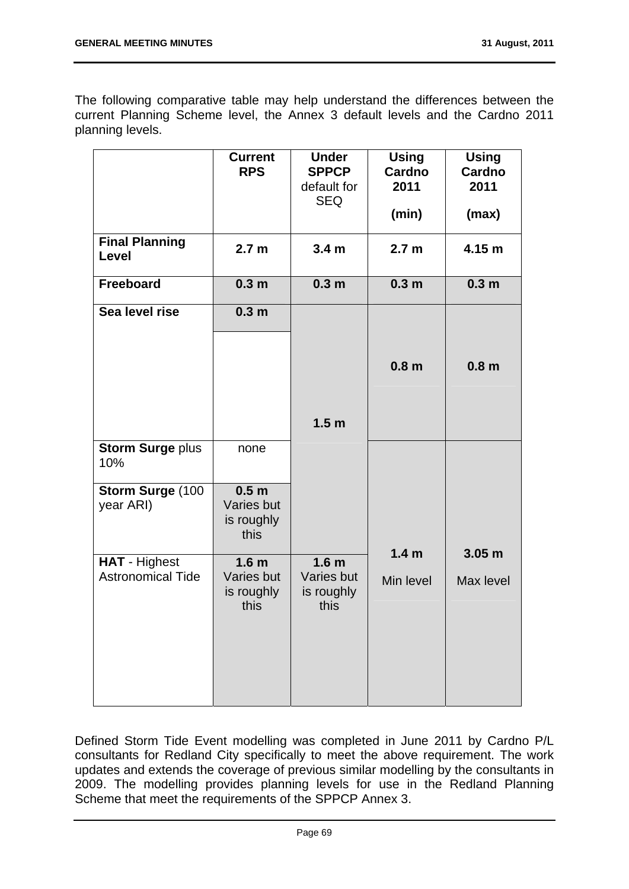The following comparative table may help understand the differences between the current Planning Scheme level, the Annex 3 default levels and the Cardno 2011 planning levels.

| | **Current RPS** | **Under SPPCP** default for SEQ | **Using Cardno 2011 (min)** | **Using Cardno 2011 (max)** |
|---|---|---|---|---|
| **Final Planning Level** | **2.7 m** | **3.4 m** | **2.7 m** | **4.15 m** |
| **Freeboard** | **0.3 m** | **0.3 m** | **0.3 m** | **0.3 m** |
| **Sea level rise** | **0.3 m** | **1.5 m** | **0.8 m** | **0.8 m** |
| **Storm Surge** plus 10% | none | | **1.4 m** Min level | **3.05 m** Max level |
| **Storm Surge** (100 year ARI) | **0.5 m** Varies but is roughly this | | | |
| **HAT** - Highest Astronomical Tide | **1.6 m** Varies but is roughly this | **1.6 m** Varies but is roughly this | | |

Defined Storm Tide Event modelling was completed in June 2011 by Cardno P/L consultants for Redland City specifically to meet the above requirement. The work updates and extends the coverage of previous similar modelling by the consultants in 2009. The modelling provides planning levels for use in the Redland Planning Scheme that meet the requirements of the SPPCP Annex 3.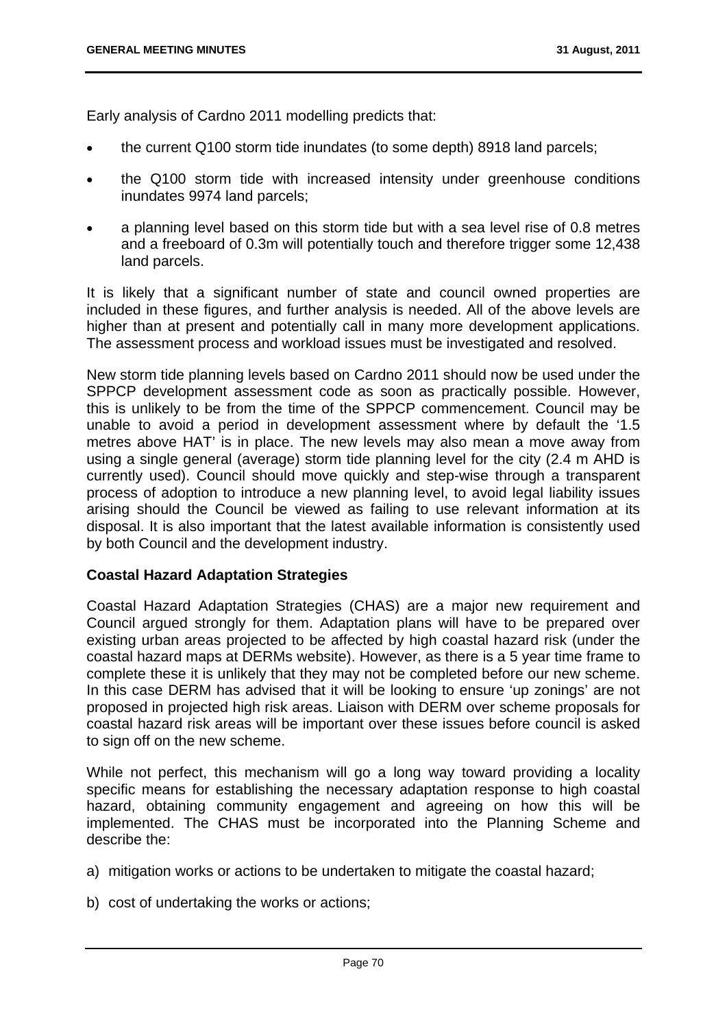Early analysis of Cardno 2011 modelling predicts that:

- the current Q100 storm tide inundates (to some depth) 8918 land parcels;
- the Q100 storm tide with increased intensity under greenhouse conditions inundates 9974 land parcels;
- a planning level based on this storm tide but with a sea level rise of 0.8 metres and a freeboard of 0.3m will potentially touch and therefore trigger some 12,438 land parcels.

It is likely that a significant number of state and council owned properties are included in these figures, and further analysis is needed. All of the above levels are higher than at present and potentially call in many more development applications. The assessment process and workload issues must be investigated and resolved.

New storm tide planning levels based on Cardno 2011 should now be used under the SPPCP development assessment code as soon as practically possible. However, this is unlikely to be from the time of the SPPCP commencement. Council may be unable to avoid a period in development assessment where by default the '1.5 metres above HAT' is in place. The new levels may also mean a move away from using a single general (average) storm tide planning level for the city (2.4 m AHD is currently used). Council should move quickly and step-wise through a transparent process of adoption to introduce a new planning level, to avoid legal liability issues arising should the Council be viewed as failing to use relevant information at its disposal. It is also important that the latest available information is consistently used by both Council and the development industry.

**Coastal Hazard Adaptation Strategies**

Coastal Hazard Adaptation Strategies (CHAS) are a major new requirement and Council argued strongly for them. Adaptation plans will have to be prepared over existing urban areas projected to be affected by high coastal hazard risk (under the coastal hazard maps at DERMs website). However, as there is a 5 year time frame to complete these it is unlikely that they may not be completed before our new scheme. In this case DERM has advised that it will be looking to ensure 'up zonings' are not proposed in projected high risk areas. Liaison with DERM over scheme proposals for coastal hazard risk areas will be important over these issues before council is asked to sign off on the new scheme.

While not perfect, this mechanism will go a long way toward providing a locality specific means for establishing the necessary adaptation response to high coastal hazard, obtaining community engagement and agreeing on how this will be implemented. The CHAS must be incorporated into the Planning Scheme and describe the:

a) mitigation works or actions to be undertaken to mitigate the coastal hazard;

b) cost of undertaking the works or actions;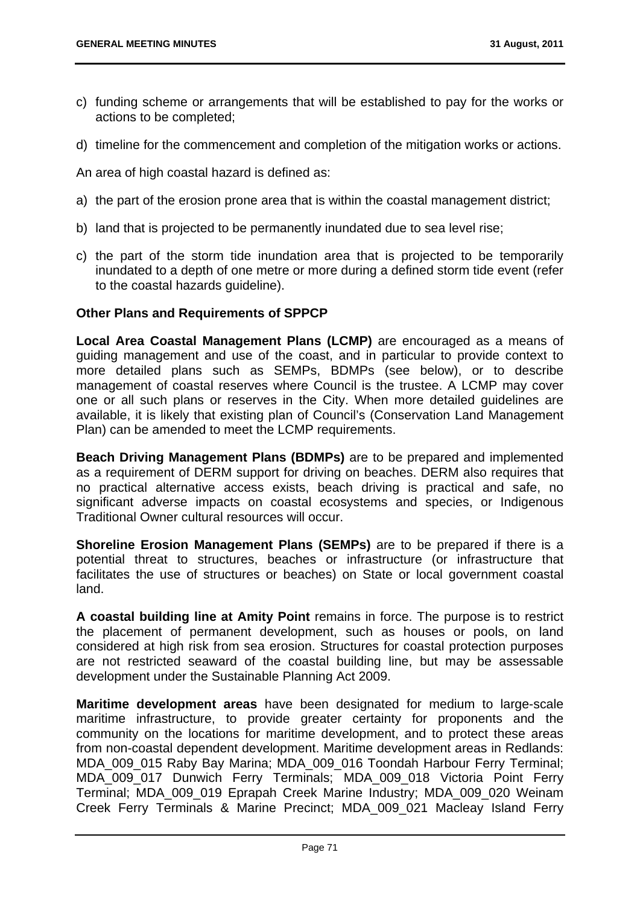c) funding scheme or arrangements that will be established to pay for the works or actions to be completed;

d) timeline for the commencement and completion of the mitigation works or actions.

An area of high coastal hazard is defined as:

a) the part of the erosion prone area that is within the coastal management district;

b) land that is projected to be permanently inundated due to sea level rise;

c) the part of the storm tide inundation area that is projected to be temporarily inundated to a depth of one metre or more during a defined storm tide event (refer to the coastal hazards guideline).

**Other Plans and Requirements of SPPCP**

**Local Area Coastal Management Plans (LCMP)** are encouraged as a means of guiding management and use of the coast, and in particular to provide context to more detailed plans such as SEMPs, BDMPs (see below), or to describe management of coastal reserves where Council is the trustee. A LCMP may cover one or all such plans or reserves in the City. When more detailed guidelines are available, it is likely that existing plan of Council's (Conservation Land Management Plan) can be amended to meet the LCMP requirements.

**Beach Driving Management Plans (BDMPs)** are to be prepared and implemented as a requirement of DERM support for driving on beaches. DERM also requires that no practical alternative access exists, beach driving is practical and safe, no significant adverse impacts on coastal ecosystems and species, or Indigenous Traditional Owner cultural resources will occur.

**Shoreline Erosion Management Plans (SEMPs)** are to be prepared if there is a potential threat to structures, beaches or infrastructure (or infrastructure that facilitates the use of structures or beaches) on State or local government coastal land.

**A coastal building line at Amity Point** remains in force. The purpose is to restrict the placement of permanent development, such as houses or pools, on land considered at high risk from sea erosion. Structures for coastal protection purposes are not restricted seaward of the coastal building line, but may be assessable development under the Sustainable Planning Act 2009.

**Maritime development areas** have been designated for medium to large-scale maritime infrastructure, to provide greater certainty for proponents and the community on the locations for maritime development, and to protect these areas from non-coastal dependent development. Maritime development areas in Redlands: MDA_009_015 Raby Bay Marina; MDA_009_016 Toondah Harbour Ferry Terminal; MDA_009_017 Dunwich Ferry Terminals; MDA_009_018 Victoria Point Ferry Terminal; MDA_009_019 Eprapah Creek Marine Industry; MDA_009_020 Weinam Creek Ferry Terminals & Marine Precinct; MDA_009_021 Macleay Island Ferry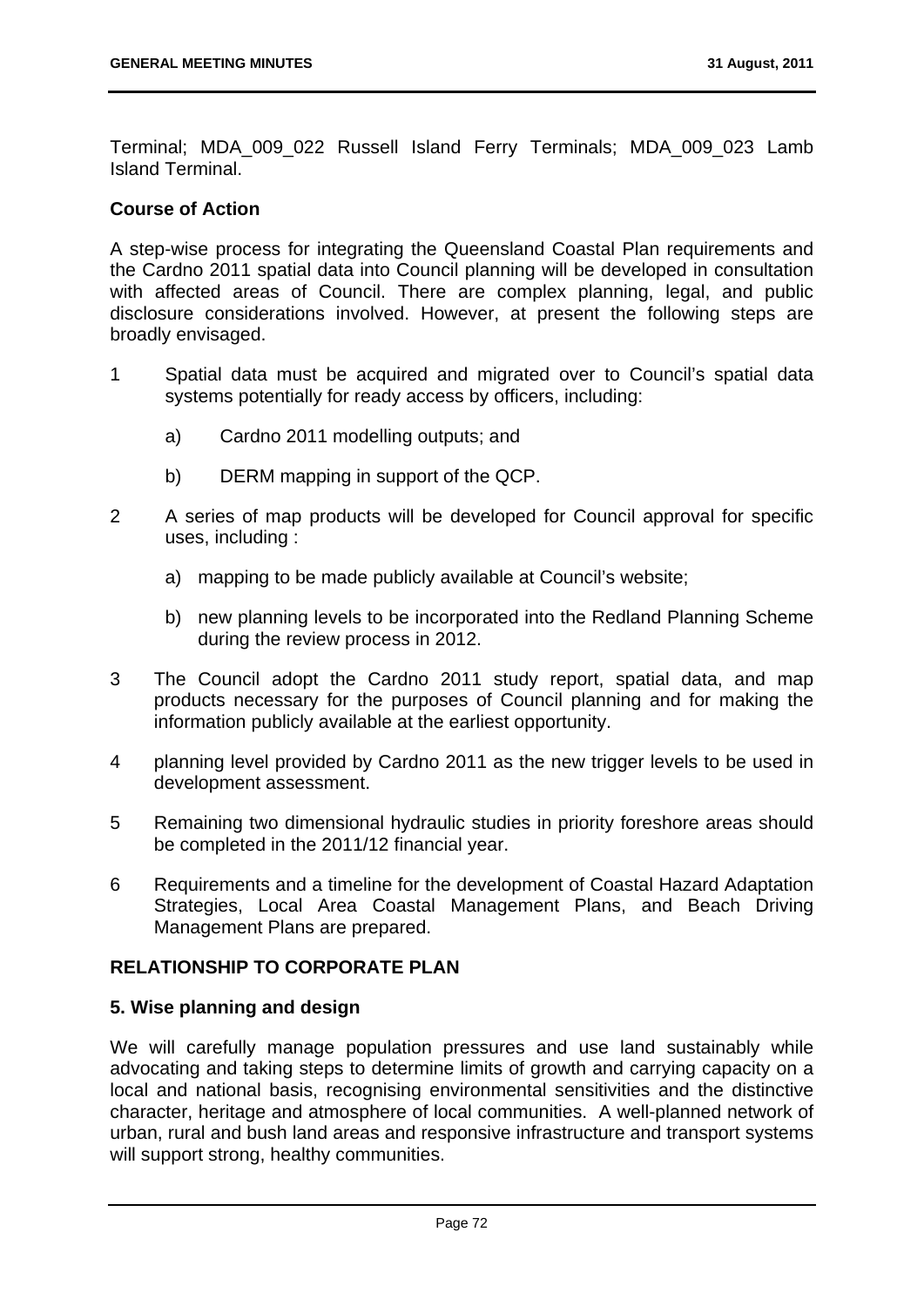Terminal; MDA_009_022 Russell Island Ferry Terminals; MDA_009_023 Lamb Island Terminal.

**Course of Action**

A step-wise process for integrating the Queensland Coastal Plan requirements and the Cardno 2011 spatial data into Council planning will be developed in consultation with affected areas of Council. There are complex planning, legal, and public disclosure considerations involved. However, at present the following steps are broadly envisaged.

1 Spatial data must be acquired and migrated over to Council's spatial data systems potentially for ready access by officers, including:

   a) Cardno 2011 modelling outputs; and

   b) DERM mapping in support of the QCP.

2 A series of map products will be developed for Council approval for specific uses, including :

   a) mapping to be made publicly available at Council's website;

   b) new planning levels to be incorporated into the Redland Planning Scheme during the review process in 2012.

3 The Council adopt the Cardno 2011 study report, spatial data, and map products necessary for the purposes of Council planning and for making the information publicly available at the earliest opportunity.

4 planning level provided by Cardno 2011 as the new trigger levels to be used in development assessment.

5 Remaining two dimensional hydraulic studies in priority foreshore areas should be completed in the 2011/12 financial year.

6 Requirements and a timeline for the development of Coastal Hazard Adaptation Strategies, Local Area Coastal Management Plans, and Beach Driving Management Plans are prepared.

## RELATIONSHIP TO CORPORATE PLAN

### 5. Wise planning and design

We will carefully manage population pressures and use land sustainably while advocating and taking steps to determine limits of growth and carrying capacity on a local and national basis, recognising environmental sensitivities and the distinctive character, heritage and atmosphere of local communities. A well-planned network of urban, rural and bush land areas and responsive infrastructure and transport systems will support strong, healthy communities.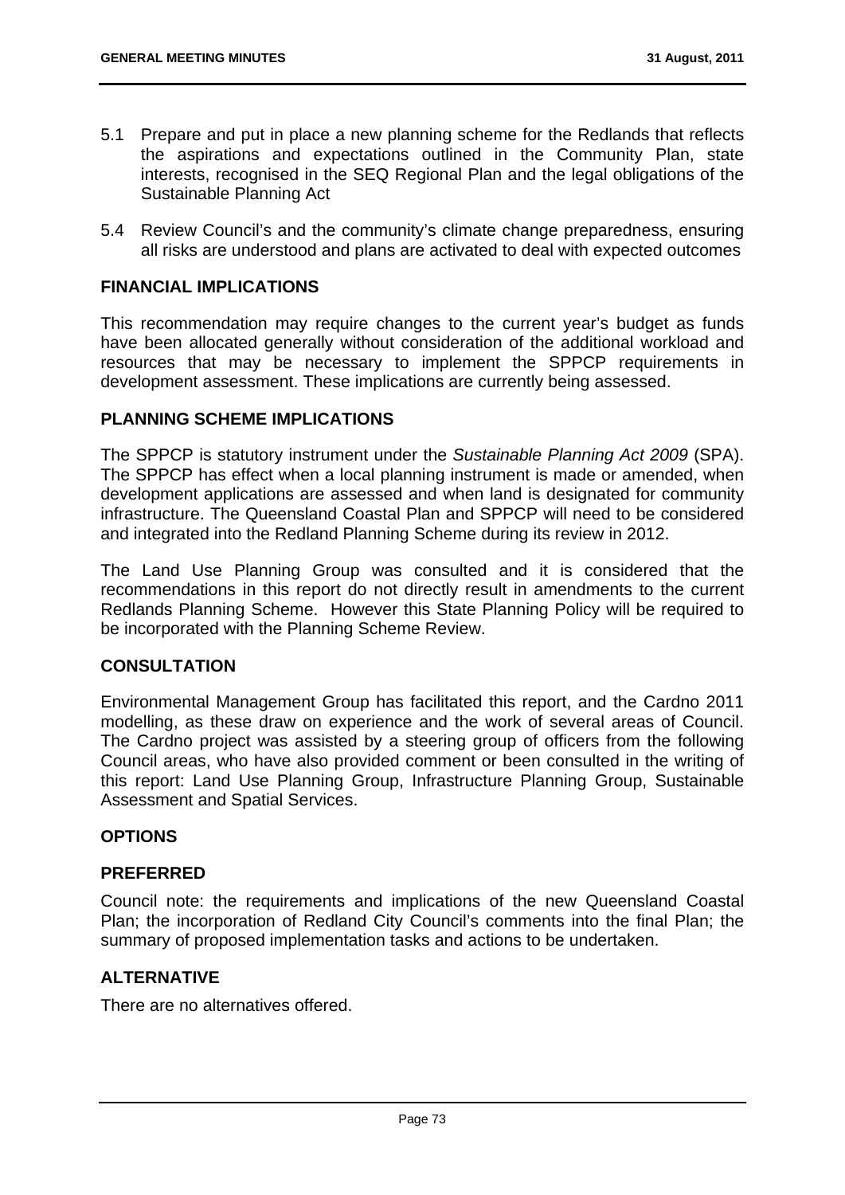5.1 Prepare and put in place a new planning scheme for the Redlands that reflects the aspirations and expectations outlined in the Community Plan, state interests, recognised in the SEQ Regional Plan and the legal obligations of the Sustainable Planning Act

5.4 Review Council's and the community's climate change preparedness, ensuring all risks are understood and plans are activated to deal with expected outcomes

## FINANCIAL IMPLICATIONS

This recommendation may require changes to the current year's budget as funds have been allocated generally without consideration of the additional workload and resources that may be necessary to implement the SPPCP requirements in development assessment. These implications are currently being assessed.

## PLANNING SCHEME IMPLICATIONS

The SPPCP is statutory instrument under the *Sustainable Planning Act 2009* (SPA). The SPPCP has effect when a local planning instrument is made or amended, when development applications are assessed and when land is designated for community infrastructure. The Queensland Coastal Plan and SPPCP will need to be considered and integrated into the Redland Planning Scheme during its review in 2012.

The Land Use Planning Group was consulted and it is considered that the recommendations in this report do not directly result in amendments to the current Redlands Planning Scheme. However this State Planning Policy will be required to be incorporated with the Planning Scheme Review.

## CONSULTATION

Environmental Management Group has facilitated this report, and the Cardno 2011 modelling, as these draw on experience and the work of several areas of Council. The Cardno project was assisted by a steering group of officers from the following Council areas, who have also provided comment or been consulted in the writing of this report: Land Use Planning Group, Infrastructure Planning Group, Sustainable Assessment and Spatial Services.

## OPTIONS

## PREFERRED

Council note: the requirements and implications of the new Queensland Coastal Plan; the incorporation of Redland City Council's comments into the final Plan; the summary of proposed implementation tasks and actions to be undertaken.

## ALTERNATIVE

There are no alternatives offered.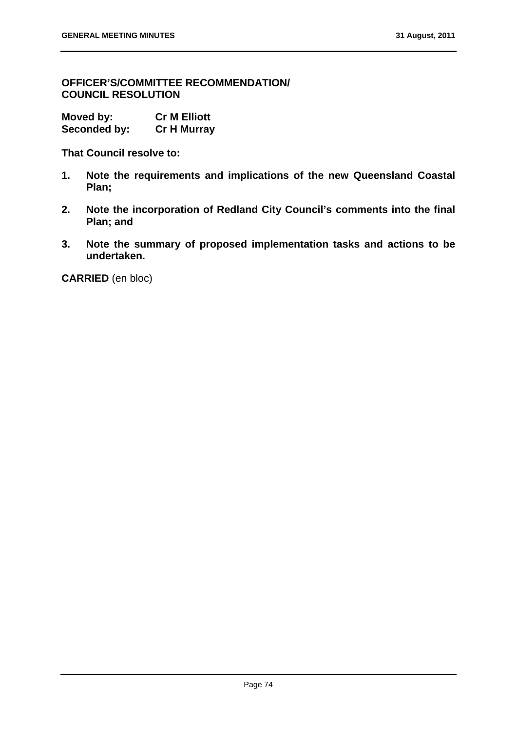**OFFICER'S/COMMITTEE RECOMMENDATION/ COUNCIL RESOLUTION**

**Moved by:** **Cr M Elliott**
**Seconded by:** **Cr H Murray**

**That Council resolve to:**

1. **Note the requirements and implications of the new Queensland Coastal Plan;**
2. **Note the incorporation of Redland City Council's comments into the final Plan; and**
3. **Note the summary of proposed implementation tasks and actions to be undertaken.**

**CARRIED** (en bloc)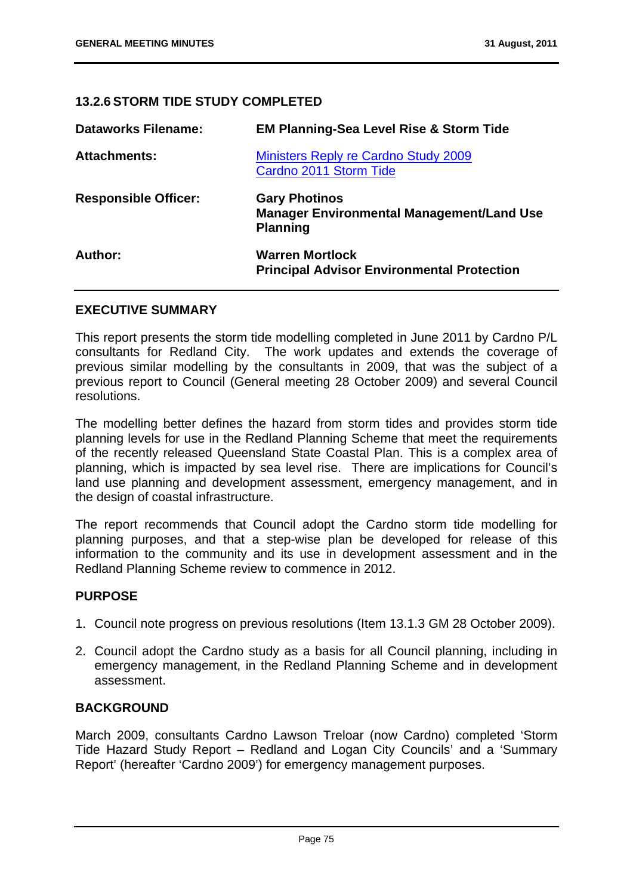## 13.2.6 STORM TIDE STUDY COMPLETED

| | |
|---|---|
| **Dataworks Filename:** | **EM Planning-Sea Level Rise & Storm Tide** |
| **Attachments:** | Ministers Reply re Cardno Study 2009<br>Cardno 2011 Storm Tide |
| **Responsible Officer:** | **Gary Photinos**<br>**Manager Environmental Management/Land Use Planning** |
| **Author:** | **Warren Mortlock**<br>**Principal Advisor Environmental Protection** |

### EXECUTIVE SUMMARY

This report presents the storm tide modelling completed in June 2011 by Cardno P/L consultants for Redland City. The work updates and extends the coverage of previous similar modelling by the consultants in 2009, that was the subject of a previous report to Council (General meeting 28 October 2009) and several Council resolutions.

The modelling better defines the hazard from storm tides and provides storm tide planning levels for use in the Redland Planning Scheme that meet the requirements of the recently released Queensland State Coastal Plan. This is a complex area of planning, which is impacted by sea level rise. There are implications for Council's land use planning and development assessment, emergency management, and in the design of coastal infrastructure.

The report recommends that Council adopt the Cardno storm tide modelling for planning purposes, and that a step-wise plan be developed for release of this information to the community and its use in development assessment and in the Redland Planning Scheme review to commence in 2012.

### PURPOSE

1. Council note progress on previous resolutions (Item 13.1.3 GM 28 October 2009).
2. Council adopt the Cardno study as a basis for all Council planning, including in emergency management, in the Redland Planning Scheme and in development assessment.

### BACKGROUND

March 2009, consultants Cardno Lawson Treloar (now Cardno) completed 'Storm Tide Hazard Study Report – Redland and Logan City Councils' and a 'Summary Report' (hereafter 'Cardno 2009') for emergency management purposes.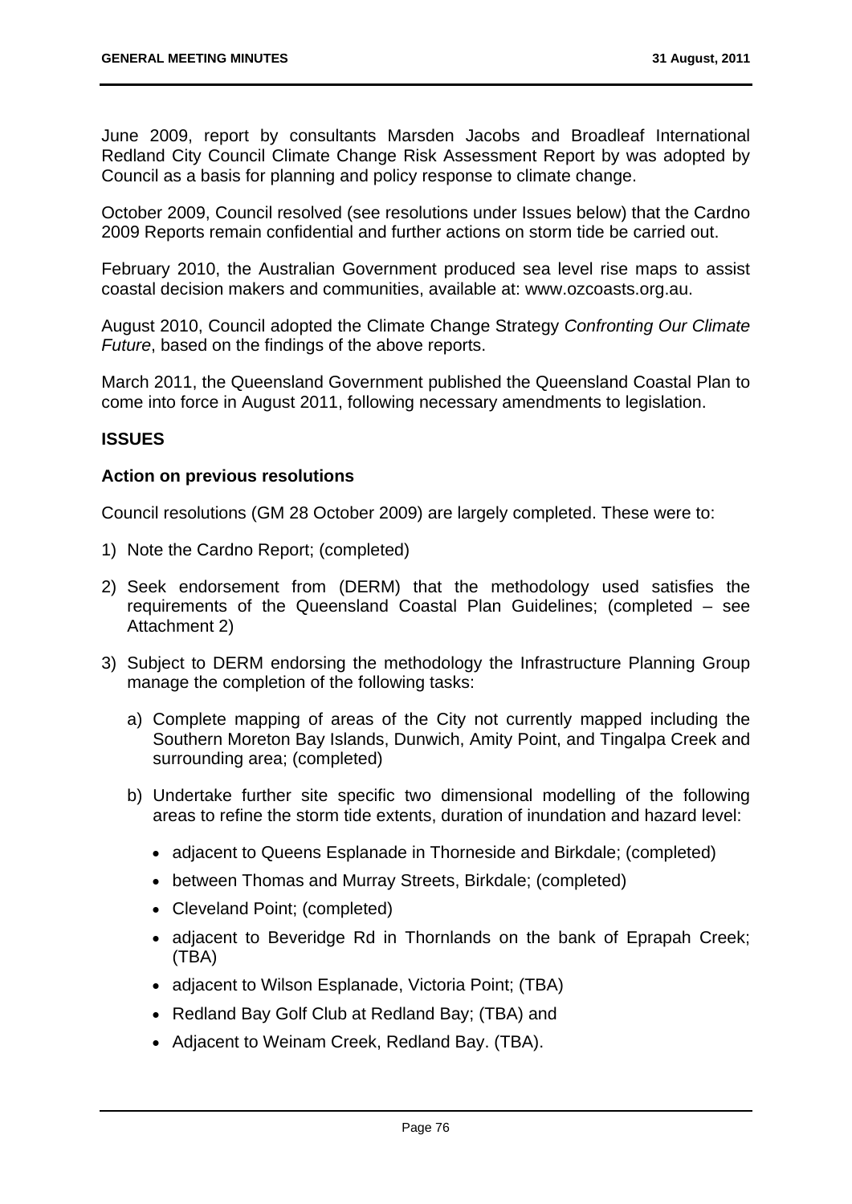June 2009, report by consultants Marsden Jacobs and Broadleaf International Redland City Council Climate Change Risk Assessment Report by was adopted by Council as a basis for planning and policy response to climate change.

October 2009, Council resolved (see resolutions under Issues below) that the Cardno 2009 Reports remain confidential and further actions on storm tide be carried out.

February 2010, the Australian Government produced sea level rise maps to assist coastal decision makers and communities, available at: www.ozcoasts.org.au.

August 2010, Council adopted the Climate Change Strategy *Confronting Our Climate Future*, based on the findings of the above reports.

March 2011, the Queensland Government published the Queensland Coastal Plan to come into force in August 2011, following necessary amendments to legislation.

## ISSUES

### Action on previous resolutions

Council resolutions (GM 28 October 2009) are largely completed. These were to:

1) Note the Cardno Report; (completed)

2) Seek endorsement from (DERM) that the methodology used satisfies the requirements of the Queensland Coastal Plan Guidelines; (completed – see Attachment 2)

3) Subject to DERM endorsing the methodology the Infrastructure Planning Group manage the completion of the following tasks:

   a) Complete mapping of areas of the City not currently mapped including the Southern Moreton Bay Islands, Dunwich, Amity Point, and Tingalpa Creek and surrounding area; (completed)

   b) Undertake further site specific two dimensional modelling of the following areas to refine the storm tide extents, duration of inundation and hazard level:

      - adjacent to Queens Esplanade in Thorneside and Birkdale; (completed)
      - between Thomas and Murray Streets, Birkdale; (completed)
      - Cleveland Point; (completed)
      - adjacent to Beveridge Rd in Thornlands on the bank of Eprapah Creek; (TBA)
      - adjacent to Wilson Esplanade, Victoria Point; (TBA)
      - Redland Bay Golf Club at Redland Bay; (TBA) and
      - Adjacent to Weinam Creek, Redland Bay. (TBA).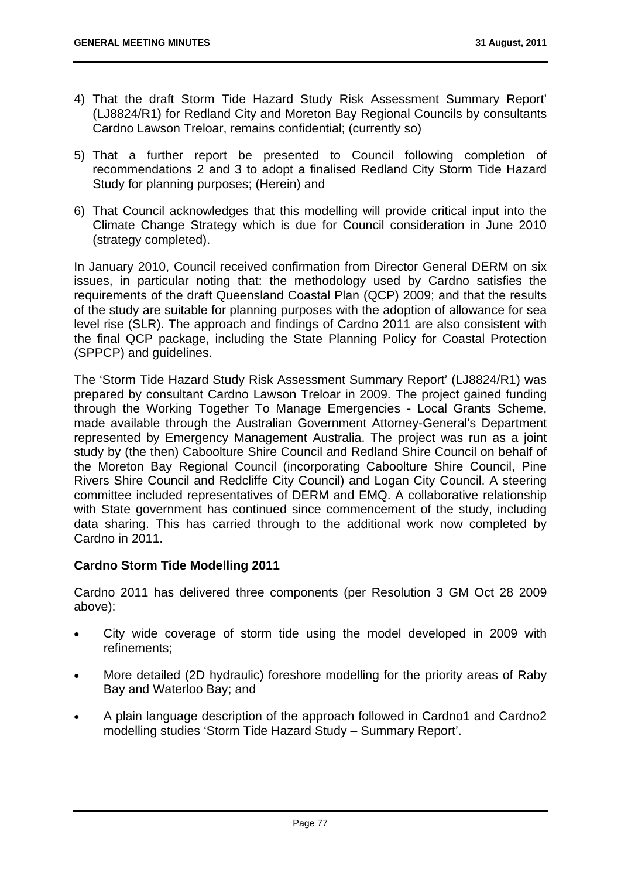4) That the draft Storm Tide Hazard Study Risk Assessment Summary Report' (LJ8824/R1) for Redland City and Moreton Bay Regional Councils by consultants Cardno Lawson Treloar, remains confidential; (currently so)

5) That a further report be presented to Council following completion of recommendations 2 and 3 to adopt a finalised Redland City Storm Tide Hazard Study for planning purposes; (Herein) and

6) That Council acknowledges that this modelling will provide critical input into the Climate Change Strategy which is due for Council consideration in June 2010 (strategy completed).

In January 2010, Council received confirmation from Director General DERM on six issues, in particular noting that: the methodology used by Cardno satisfies the requirements of the draft Queensland Coastal Plan (QCP) 2009; and that the results of the study are suitable for planning purposes with the adoption of allowance for sea level rise (SLR). The approach and findings of Cardno 2011 are also consistent with the final QCP package, including the State Planning Policy for Coastal Protection (SPPCP) and guidelines.

The 'Storm Tide Hazard Study Risk Assessment Summary Report' (LJ8824/R1) was prepared by consultant Cardno Lawson Treloar in 2009. The project gained funding through the Working Together To Manage Emergencies - Local Grants Scheme, made available through the Australian Government Attorney-General's Department represented by Emergency Management Australia. The project was run as a joint study by (the then) Caboolture Shire Council and Redland Shire Council on behalf of the Moreton Bay Regional Council (incorporating Caboolture Shire Council, Pine Rivers Shire Council and Redcliffe City Council) and Logan City Council. A steering committee included representatives of DERM and EMQ. A collaborative relationship with State government has continued since commencement of the study, including data sharing. This has carried through to the additional work now completed by Cardno in 2011.

**Cardno Storm Tide Modelling 2011**

Cardno 2011 has delivered three components (per Resolution 3 GM Oct 28 2009 above):

- City wide coverage of storm tide using the model developed in 2009 with refinements;
- More detailed (2D hydraulic) foreshore modelling for the priority areas of Raby Bay and Waterloo Bay; and
- A plain language description of the approach followed in Cardno1 and Cardno2 modelling studies 'Storm Tide Hazard Study – Summary Report'.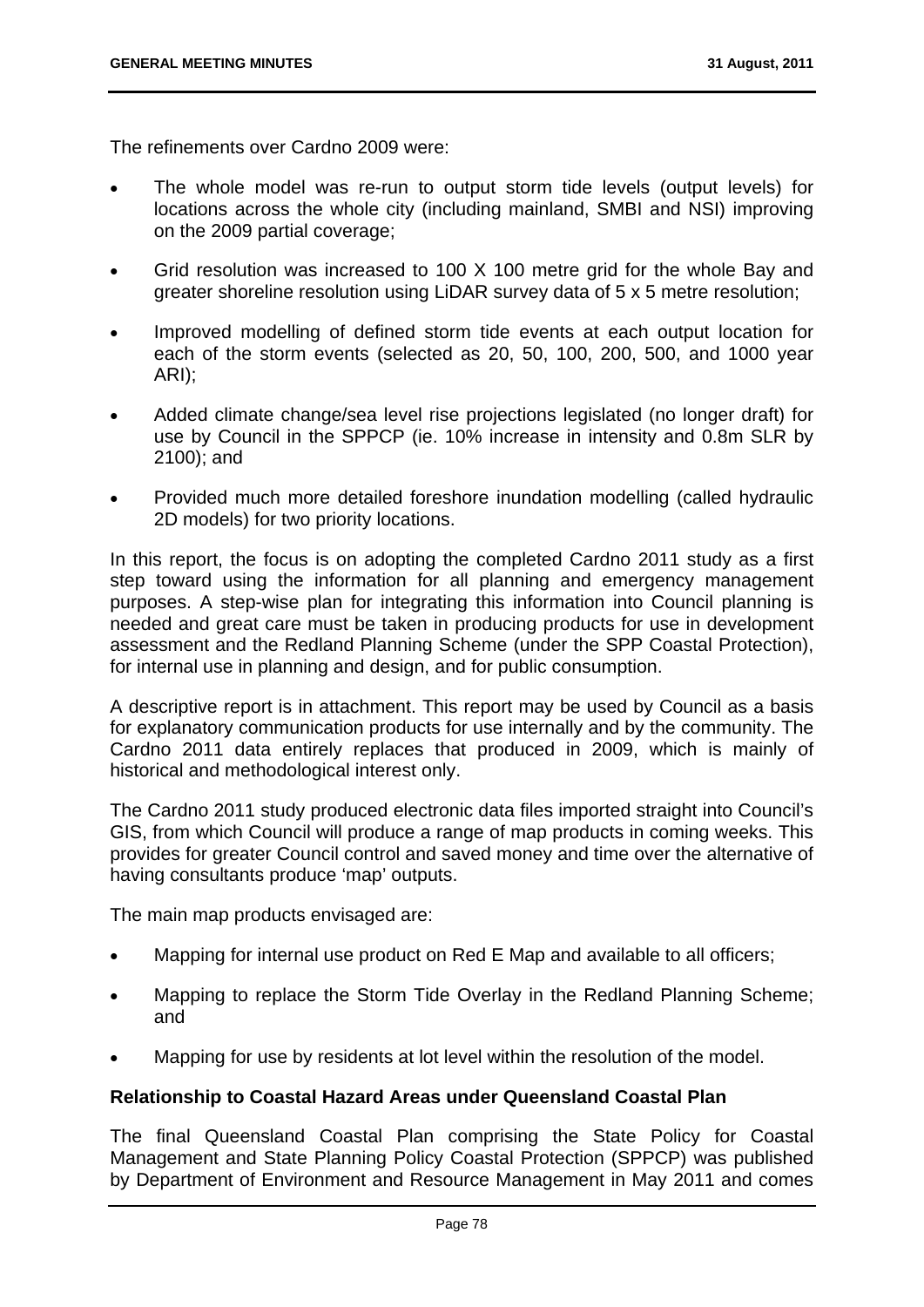The refinements over Cardno 2009 were:

- The whole model was re-run to output storm tide levels (output levels) for locations across the whole city (including mainland, SMBI and NSI) improving on the 2009 partial coverage;
- Grid resolution was increased to 100 X 100 metre grid for the whole Bay and greater shoreline resolution using LiDAR survey data of 5 x 5 metre resolution;
- Improved modelling of defined storm tide events at each output location for each of the storm events (selected as 20, 50, 100, 200, 500, and 1000 year ARI);
- Added climate change/sea level rise projections legislated (no longer draft) for use by Council in the SPPCP (ie. 10% increase in intensity and 0.8m SLR by 2100); and
- Provided much more detailed foreshore inundation modelling (called hydraulic 2D models) for two priority locations.

In this report, the focus is on adopting the completed Cardno 2011 study as a first step toward using the information for all planning and emergency management purposes. A step-wise plan for integrating this information into Council planning is needed and great care must be taken in producing products for use in development assessment and the Redland Planning Scheme (under the SPP Coastal Protection), for internal use in planning and design, and for public consumption.

A descriptive report is in attachment. This report may be used by Council as a basis for explanatory communication products for use internally and by the community. The Cardno 2011 data entirely replaces that produced in 2009, which is mainly of historical and methodological interest only.

The Cardno 2011 study produced electronic data files imported straight into Council's GIS, from which Council will produce a range of map products in coming weeks. This provides for greater Council control and saved money and time over the alternative of having consultants produce 'map' outputs.

The main map products envisaged are:

- Mapping for internal use product on Red E Map and available to all officers;
- Mapping to replace the Storm Tide Overlay in the Redland Planning Scheme; and
- Mapping for use by residents at lot level within the resolution of the model.

**Relationship to Coastal Hazard Areas under Queensland Coastal Plan**

The final Queensland Coastal Plan comprising the State Policy for Coastal Management and State Planning Policy Coastal Protection (SPPCP) was published by Department of Environment and Resource Management in May 2011 and comes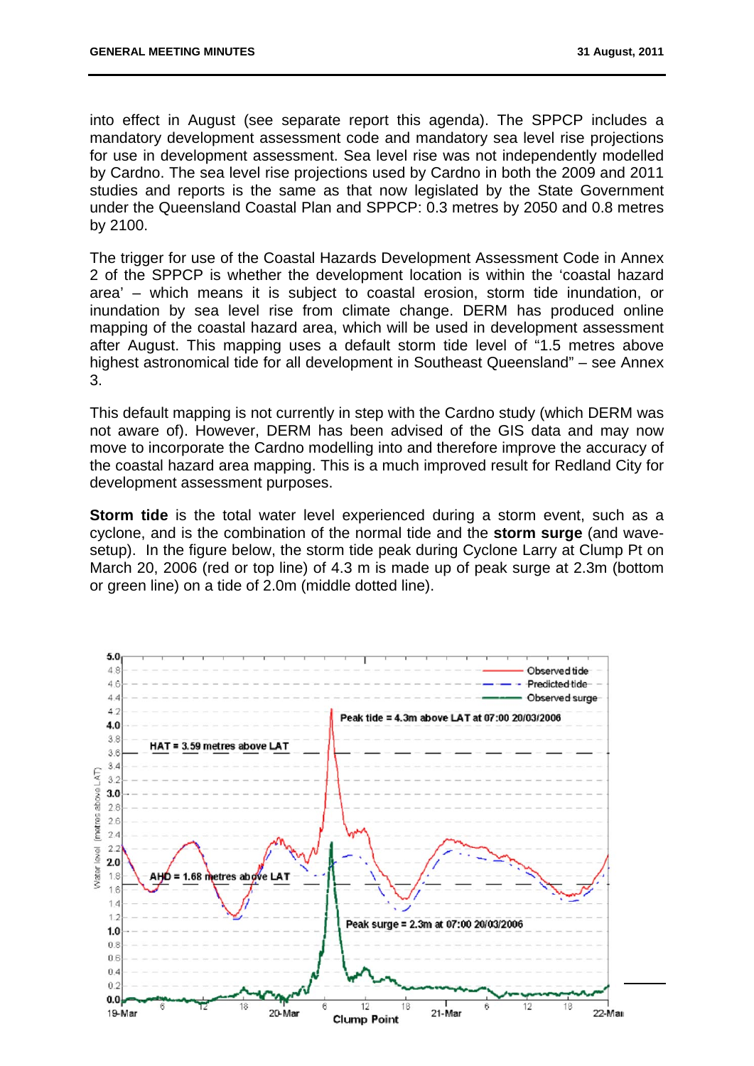into effect in August (see separate report this agenda). The SPPCP includes a mandatory development assessment code and mandatory sea level rise projections for use in development assessment. Sea level rise was not independently modelled by Cardno. The sea level rise projections used by Cardno in both the 2009 and 2011 studies and reports is the same as that now legislated by the State Government under the Queensland Coastal Plan and SPPCP: 0.3 metres by 2050 and 0.8 metres by 2100.

The trigger for use of the Coastal Hazards Development Assessment Code in Annex 2 of the SPPCP is whether the development location is within the 'coastal hazard area' – which means it is subject to coastal erosion, storm tide inundation, or inundation by sea level rise from climate change. DERM has produced online mapping of the coastal hazard area, which will be used in development assessment after August. This mapping uses a default storm tide level of "1.5 metres above highest astronomical tide for all development in Southeast Queensland" – see Annex 3.

This default mapping is not currently in step with the Cardno study (which DERM was not aware of). However, DERM has been advised of the GIS data and may now move to incorporate the Cardno modelling into and therefore improve the accuracy of the coastal hazard area mapping. This is a much improved result for Redland City for development assessment purposes.

**Storm tide** is the total water level experienced during a storm event, such as a cyclone, and is the combination of the normal tide and the **storm surge** (and wave-setup). In the figure below, the storm tide peak during Cyclone Larry at Clump Pt on March 20, 2006 (red or top line) of 4.3 m is made up of peak surge at 2.3m (bottom or green line) on a tide of 2.0m (middle dotted line).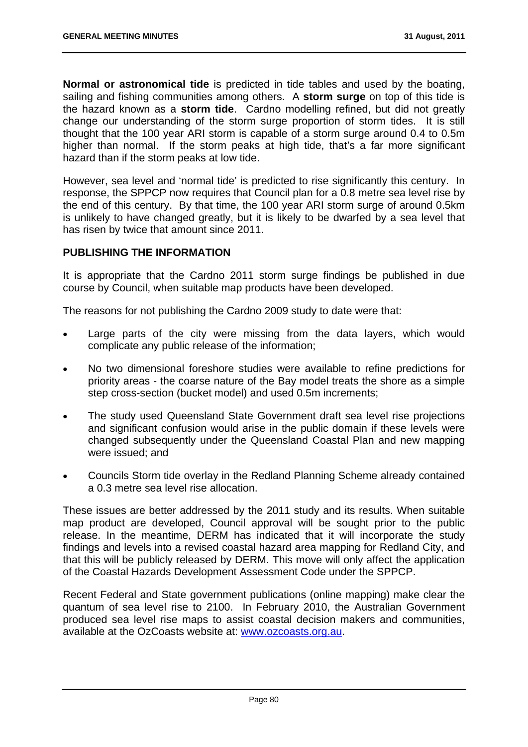**Normal or astronomical tide** is predicted in tide tables and used by the boating, sailing and fishing communities among others. A **storm surge** on top of this tide is the hazard known as a **storm tide**. Cardno modelling refined, but did not greatly change our understanding of the storm surge proportion of storm tides. It is still thought that the 100 year ARI storm is capable of a storm surge around 0.4 to 0.5m higher than normal. If the storm peaks at high tide, that's a far more significant hazard than if the storm peaks at low tide.

However, sea level and 'normal tide' is predicted to rise significantly this century. In response, the SPPCP now requires that Council plan for a 0.8 metre sea level rise by the end of this century. By that time, the 100 year ARI storm surge of around 0.5km is unlikely to have changed greatly, but it is likely to be dwarfed by a sea level that has risen by twice that amount since 2011.

**PUBLISHING THE INFORMATION**

It is appropriate that the Cardno 2011 storm surge findings be published in due course by Council, when suitable map products have been developed.

The reasons for not publishing the Cardno 2009 study to date were that:

- Large parts of the city were missing from the data layers, which would complicate any public release of the information;
- No two dimensional foreshore studies were available to refine predictions for priority areas - the coarse nature of the Bay model treats the shore as a simple step cross-section (bucket model) and used 0.5m increments;
- The study used Queensland State Government draft sea level rise projections and significant confusion would arise in the public domain if these levels were changed subsequently under the Queensland Coastal Plan and new mapping were issued; and
- Councils Storm tide overlay in the Redland Planning Scheme already contained a 0.3 metre sea level rise allocation.

These issues are better addressed by the 2011 study and its results. When suitable map product are developed, Council approval will be sought prior to the public release. In the meantime, DERM has indicated that it will incorporate the study findings and levels into a revised coastal hazard area mapping for Redland City, and that this will be publicly released by DERM. This move will only affect the application of the Coastal Hazards Development Assessment Code under the SPPCP.

Recent Federal and State government publications (online mapping) make clear the quantum of sea level rise to 2100. In February 2010, the Australian Government produced sea level rise maps to assist coastal decision makers and communities, available at the OzCoasts website at: [www.ozcoasts.org.au](http://www.ozcoasts.org.au).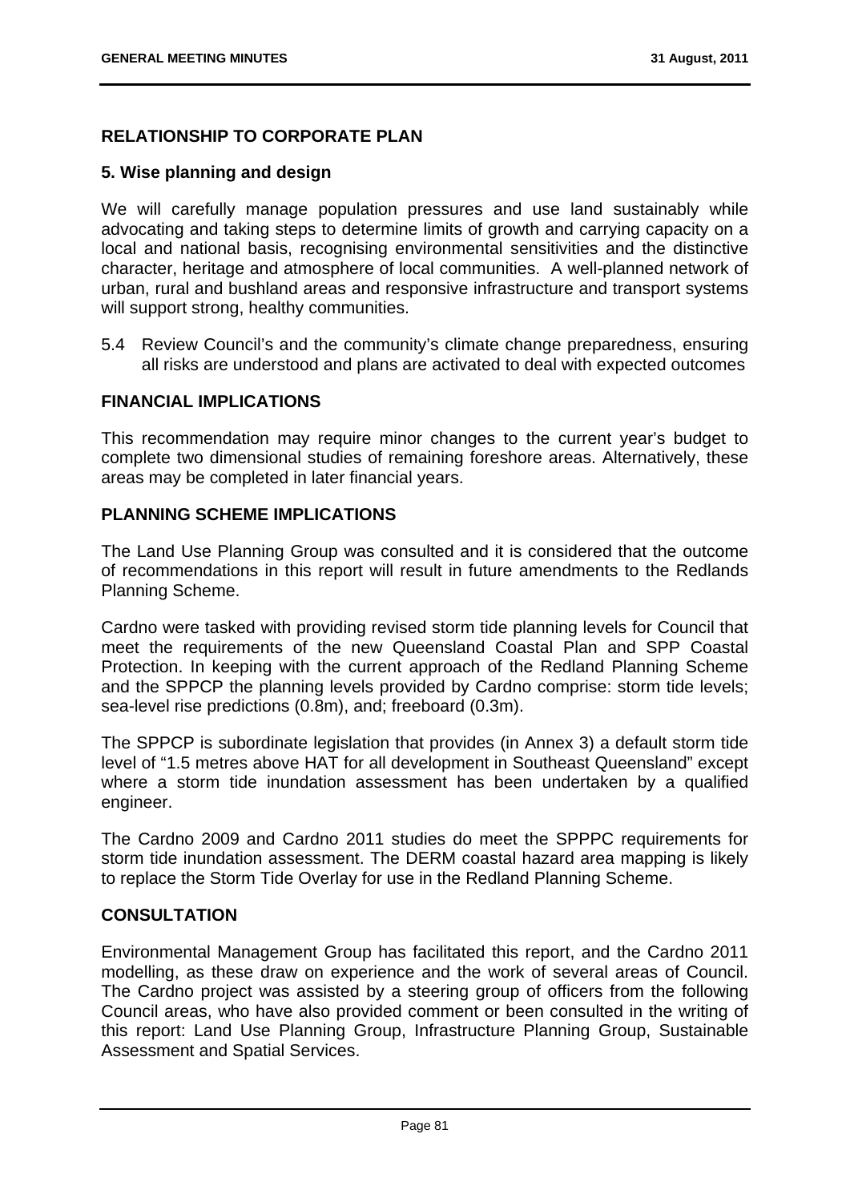## RELATIONSHIP TO CORPORATE PLAN

### 5. Wise planning and design

We will carefully manage population pressures and use land sustainably while advocating and taking steps to determine limits of growth and carrying capacity on a local and national basis, recognising environmental sensitivities and the distinctive character, heritage and atmosphere of local communities. A well-planned network of urban, rural and bushland areas and responsive infrastructure and transport systems will support strong, healthy communities.

5.4 Review Council's and the community's climate change preparedness, ensuring all risks are understood and plans are activated to deal with expected outcomes

## FINANCIAL IMPLICATIONS

This recommendation may require minor changes to the current year's budget to complete two dimensional studies of remaining foreshore areas. Alternatively, these areas may be completed in later financial years.

## PLANNING SCHEME IMPLICATIONS

The Land Use Planning Group was consulted and it is considered that the outcome of recommendations in this report will result in future amendments to the Redlands Planning Scheme.

Cardno were tasked with providing revised storm tide planning levels for Council that meet the requirements of the new Queensland Coastal Plan and SPP Coastal Protection. In keeping with the current approach of the Redland Planning Scheme and the SPPCP the planning levels provided by Cardno comprise: storm tide levels; sea-level rise predictions (0.8m), and; freeboard (0.3m).

The SPPCP is subordinate legislation that provides (in Annex 3) a default storm tide level of "1.5 metres above HAT for all development in Southeast Queensland" except where a storm tide inundation assessment has been undertaken by a qualified engineer.

The Cardno 2009 and Cardno 2011 studies do meet the SPPPC requirements for storm tide inundation assessment. The DERM coastal hazard area mapping is likely to replace the Storm Tide Overlay for use in the Redland Planning Scheme.

## CONSULTATION

Environmental Management Group has facilitated this report, and the Cardno 2011 modelling, as these draw on experience and the work of several areas of Council. The Cardno project was assisted by a steering group of officers from the following Council areas, who have also provided comment or been consulted in the writing of this report: Land Use Planning Group, Infrastructure Planning Group, Sustainable Assessment and Spatial Services.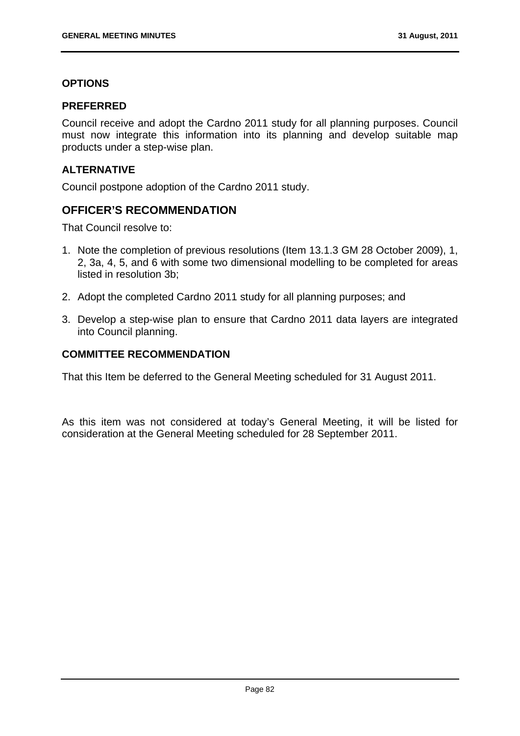### OPTIONS

### PREFERRED

Council receive and adopt the Cardno 2011 study for all planning purposes. Council must now integrate this information into its planning and develop suitable map products under a step-wise plan.

### ALTERNATIVE

Council postpone adoption of the Cardno 2011 study.

## OFFICER'S RECOMMENDATION

That Council resolve to:

1. Note the completion of previous resolutions (Item 13.1.3 GM 28 October 2009), 1, 2, 3a, 4, 5, and 6 with some two dimensional modelling to be completed for areas listed in resolution 3b;
2. Adopt the completed Cardno 2011 study for all planning purposes; and
3. Develop a step-wise plan to ensure that Cardno 2011 data layers are integrated into Council planning.

### COMMITTEE RECOMMENDATION

That this Item be deferred to the General Meeting scheduled for 31 August 2011.

As this item was not considered at today's General Meeting, it will be listed for consideration at the General Meeting scheduled for 28 September 2011.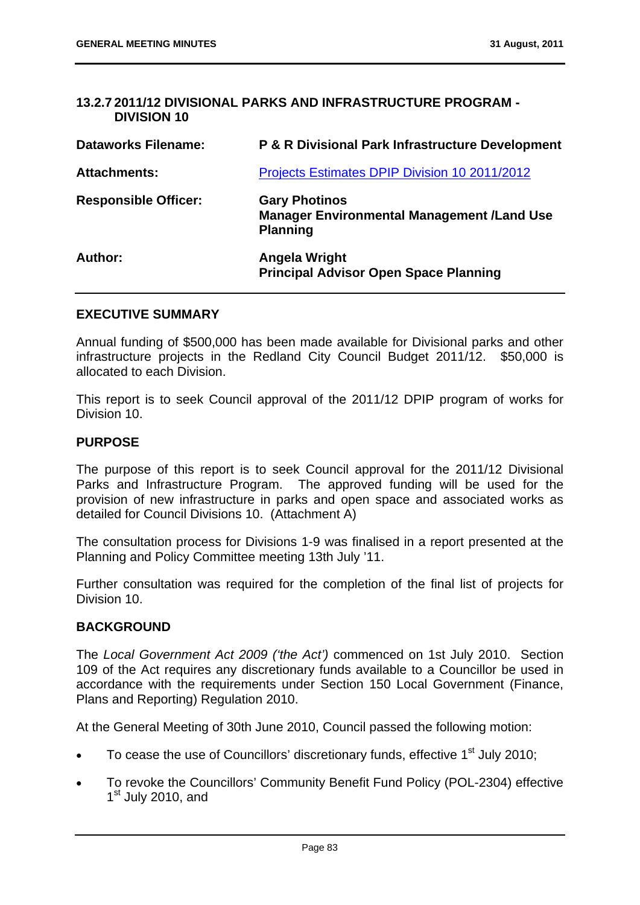## 13.2.7 2011/12 DIVISIONAL PARKS AND INFRASTRUCTURE PROGRAM - DIVISION 10

| | |
|---|---|
| **Dataworks Filename:** | **P & R Divisional Park Infrastructure Development** |
| **Attachments:** | Projects Estimates DPIP Division 10 2011/2012 |
| **Responsible Officer:** | **Gary Photinos**<br>**Manager Environmental Management /Land Use Planning** |
| **Author:** | **Angela Wright**<br>**Principal Advisor Open Space Planning** |

### EXECUTIVE SUMMARY

Annual funding of $500,000 has been made available for Divisional parks and other infrastructure projects in the Redland City Council Budget 2011/12. $50,000 is allocated to each Division.

This report is to seek Council approval of the 2011/12 DPIP program of works for Division 10.

### PURPOSE

The purpose of this report is to seek Council approval for the 2011/12 Divisional Parks and Infrastructure Program. The approved funding will be used for the provision of new infrastructure in parks and open space and associated works as detailed for Council Divisions 10. (Attachment A)

The consultation process for Divisions 1-9 was finalised in a report presented at the Planning and Policy Committee meeting 13th July '11.

Further consultation was required for the completion of the final list of projects for Division 10.

### BACKGROUND

The *Local Government Act 2009 ('the Act')* commenced on 1st July 2010. Section 109 of the Act requires any discretionary funds available to a Councillor be used in accordance with the requirements under Section 150 Local Government (Finance, Plans and Reporting) Regulation 2010.

At the General Meeting of 30th June 2010, Council passed the following motion:

- To cease the use of Councillors' discretionary funds, effective 1st July 2010;
- To revoke the Councillors' Community Benefit Fund Policy (POL-2304) effective 1st July 2010, and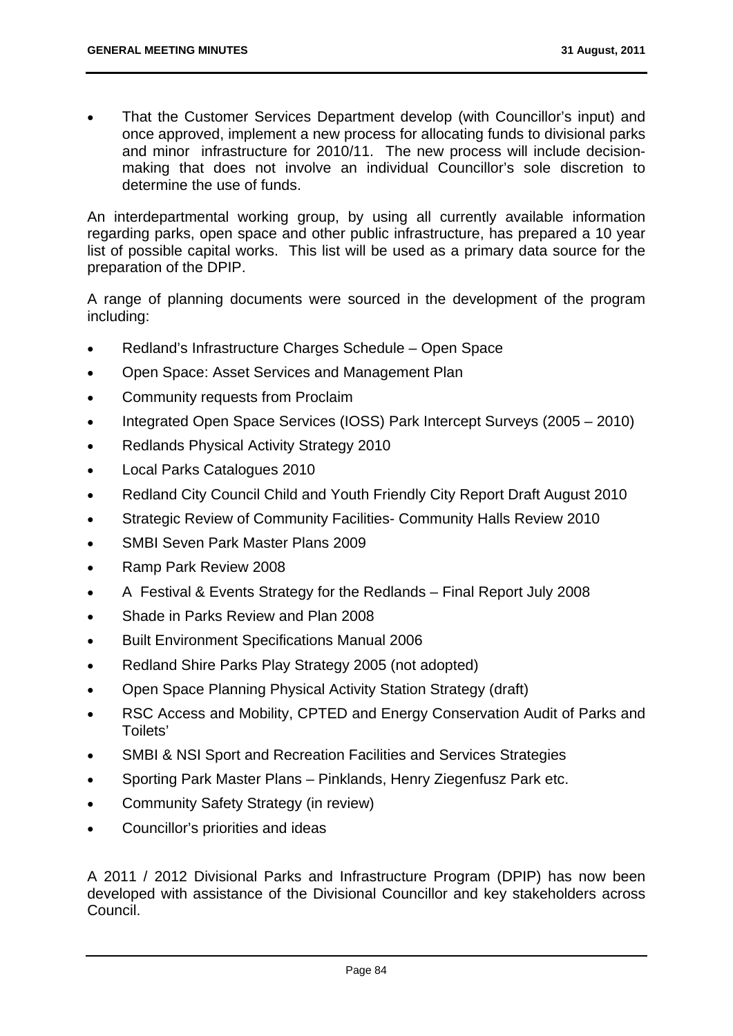- That the Customer Services Department develop (with Councillor's input) and once approved, implement a new process for allocating funds to divisional parks and minor infrastructure for 2010/11. The new process will include decision-making that does not involve an individual Councillor's sole discretion to determine the use of funds.

An interdepartmental working group, by using all currently available information regarding parks, open space and other public infrastructure, has prepared a 10 year list of possible capital works. This list will be used as a primary data source for the preparation of the DPIP.

A range of planning documents were sourced in the development of the program including:

- Redland's Infrastructure Charges Schedule – Open Space
- Open Space: Asset Services and Management Plan
- Community requests from Proclaim
- Integrated Open Space Services (IOSS) Park Intercept Surveys (2005 – 2010)
- Redlands Physical Activity Strategy 2010
- Local Parks Catalogues 2010
- Redland City Council Child and Youth Friendly City Report Draft August 2010
- Strategic Review of Community Facilities- Community Halls Review 2010
- SMBI Seven Park Master Plans 2009
- Ramp Park Review 2008
- A Festival & Events Strategy for the Redlands – Final Report July 2008
- Shade in Parks Review and Plan 2008
- Built Environment Specifications Manual 2006
- Redland Shire Parks Play Strategy 2005 (not adopted)
- Open Space Planning Physical Activity Station Strategy (draft)
- RSC Access and Mobility, CPTED and Energy Conservation Audit of Parks and Toilets'
- SMBI & NSI Sport and Recreation Facilities and Services Strategies
- Sporting Park Master Plans – Pinklands, Henry Ziegenfusz Park etc.
- Community Safety Strategy (in review)
- Councillor's priorities and ideas

A 2011 / 2012 Divisional Parks and Infrastructure Program (DPIP) has now been developed with assistance of the Divisional Councillor and key stakeholders across Council.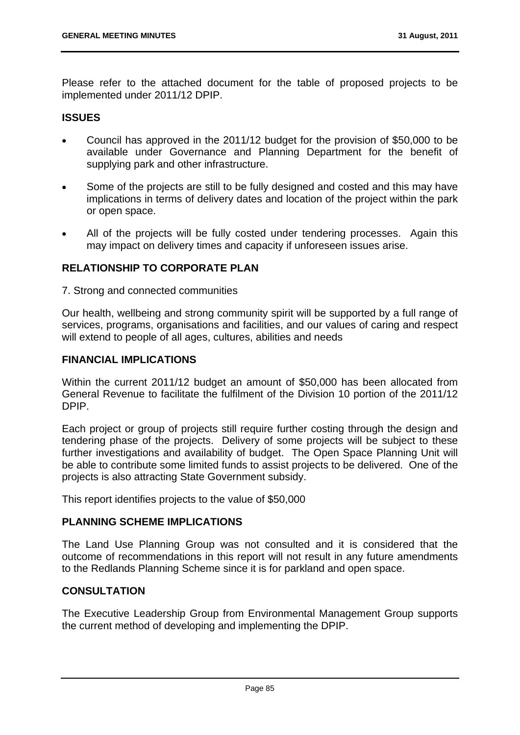Please refer to the attached document for the table of proposed projects to be implemented under 2011/12 DPIP.

## ISSUES

- Council has approved in the 2011/12 budget for the provision of $50,000 to be available under Governance and Planning Department for the benefit of supplying park and other infrastructure.
- Some of the projects are still to be fully designed and costed and this may have implications in terms of delivery dates and location of the project within the park or open space.
- All of the projects will be fully costed under tendering processes. Again this may impact on delivery times and capacity if unforeseen issues arise.

## RELATIONSHIP TO CORPORATE PLAN

7. Strong and connected communities

Our health, wellbeing and strong community spirit will be supported by a full range of services, programs, organisations and facilities, and our values of caring and respect will extend to people of all ages, cultures, abilities and needs

## FINANCIAL IMPLICATIONS

Within the current 2011/12 budget an amount of $50,000 has been allocated from General Revenue to facilitate the fulfilment of the Division 10 portion of the 2011/12 DPIP.

Each project or group of projects still require further costing through the design and tendering phase of the projects. Delivery of some projects will be subject to these further investigations and availability of budget. The Open Space Planning Unit will be able to contribute some limited funds to assist projects to be delivered. One of the projects is also attracting State Government subsidy.

This report identifies projects to the value of $50,000

## PLANNING SCHEME IMPLICATIONS

The Land Use Planning Group was not consulted and it is considered that the outcome of recommendations in this report will not result in any future amendments to the Redlands Planning Scheme since it is for parkland and open space.

## CONSULTATION

The Executive Leadership Group from Environmental Management Group supports the current method of developing and implementing the DPIP.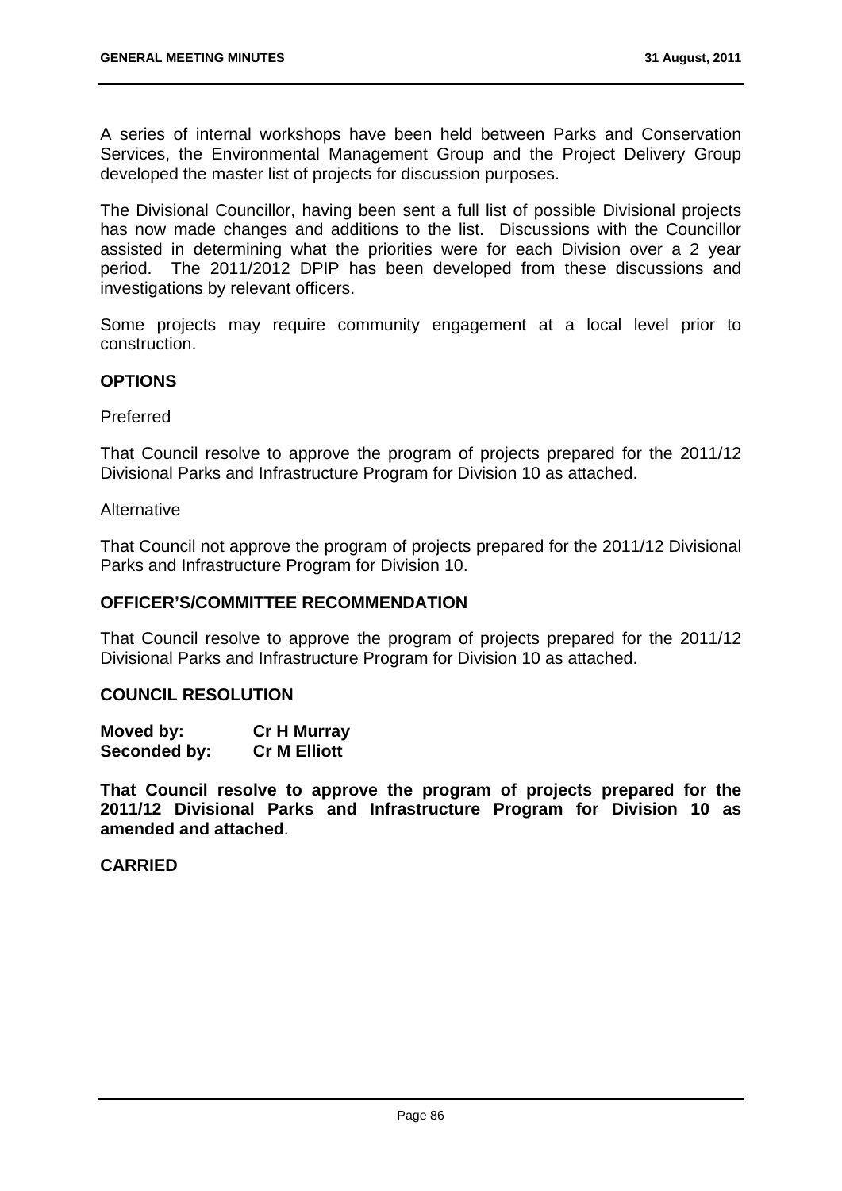A series of internal workshops have been held between Parks and Conservation Services, the Environmental Management Group and the Project Delivery Group developed the master list of projects for discussion purposes.

The Divisional Councillor, having been sent a full list of possible Divisional projects has now made changes and additions to the list. Discussions with the Councillor assisted in determining what the priorities were for each Division over a 2 year period. The 2011/2012 DPIP has been developed from these discussions and investigations by relevant officers.

Some projects may require community engagement at a local level prior to construction.

## OPTIONS

Preferred

That Council resolve to approve the program of projects prepared for the 2011/12 Divisional Parks and Infrastructure Program for Division 10 as attached.

Alternative

That Council not approve the program of projects prepared for the 2011/12 Divisional Parks and Infrastructure Program for Division 10.

## OFFICER'S/COMMITTEE RECOMMENDATION

That Council resolve to approve the program of projects prepared for the 2011/12 Divisional Parks and Infrastructure Program for Division 10 as attached.

## COUNCIL RESOLUTION

**Moved by:** **Cr H Murray**
**Seconded by:** **Cr M Elliott**

**That Council resolve to approve the program of projects prepared for the 2011/12 Divisional Parks and Infrastructure Program for Division 10 as amended and attached**.

**CARRIED**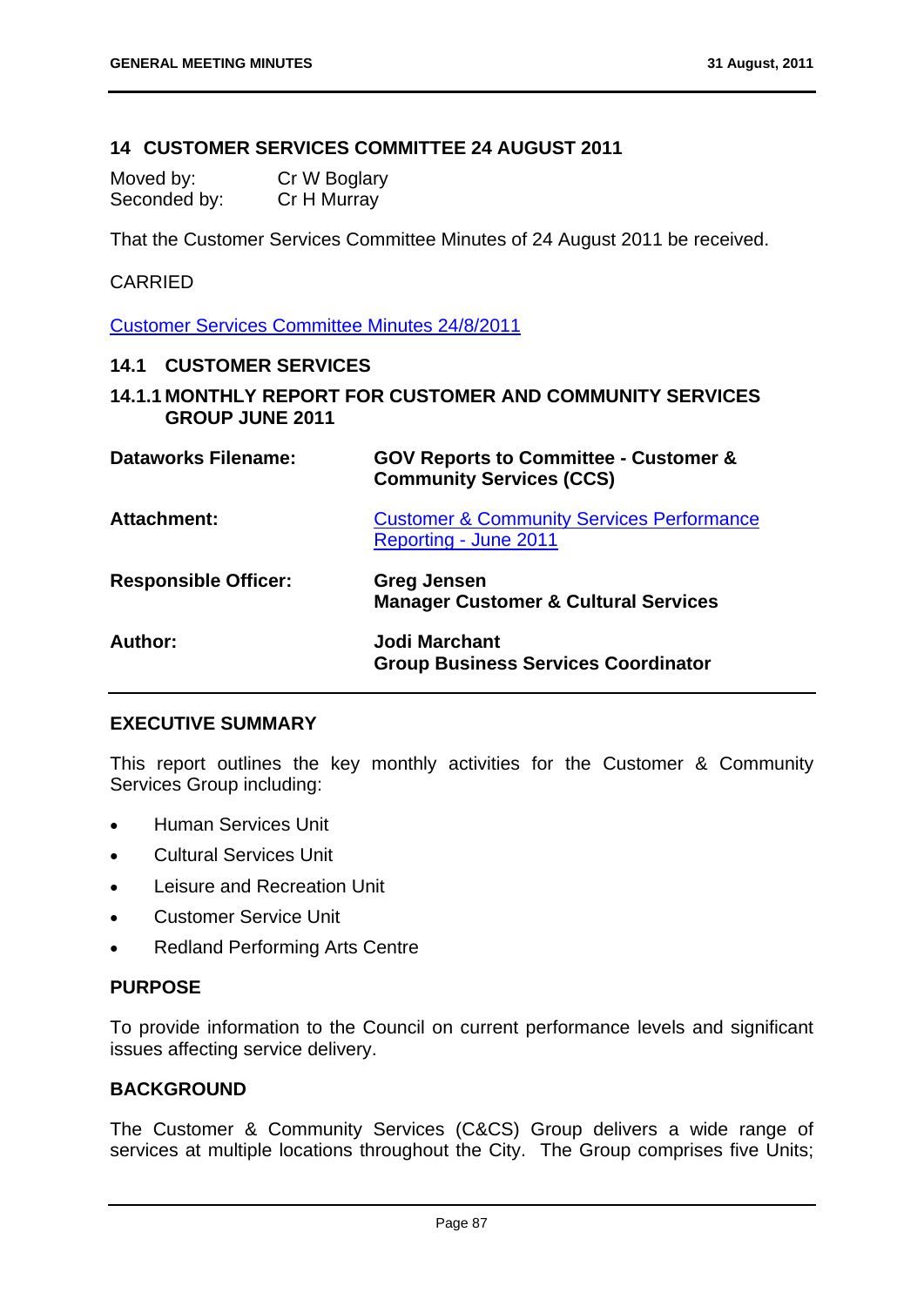## 14 CUSTOMER SERVICES COMMITTEE 24 AUGUST 2011

Moved by: Cr W Boglary
Seconded by: Cr H Murray

That the Customer Services Committee Minutes of 24 August 2011 be received.

CARRIED

Customer Services Committee Minutes 24/8/2011

### 14.1 CUSTOMER SERVICES

#### 14.1.1 MONTHLY REPORT FOR CUSTOMER AND COMMUNITY SERVICES GROUP JUNE 2011

| | |
|---|---|
| **Dataworks Filename:** | **GOV Reports to Committee - Customer & Community Services (CCS)** |
| **Attachment:** | Customer & Community Services Performance Reporting - June 2011 |
| **Responsible Officer:** | **Greg Jensen**<br>**Manager Customer & Cultural Services** |
| **Author:** | **Jodi Marchant**<br>**Group Business Services Coordinator** |

**EXECUTIVE SUMMARY**

This report outlines the key monthly activities for the Customer & Community Services Group including:

- Human Services Unit
- Cultural Services Unit
- Leisure and Recreation Unit
- Customer Service Unit
- Redland Performing Arts Centre

**PURPOSE**

To provide information to the Council on current performance levels and significant issues affecting service delivery.

**BACKGROUND**

The Customer & Community Services (C&CS) Group delivers a wide range of services at multiple locations throughout the City. The Group comprises five Units;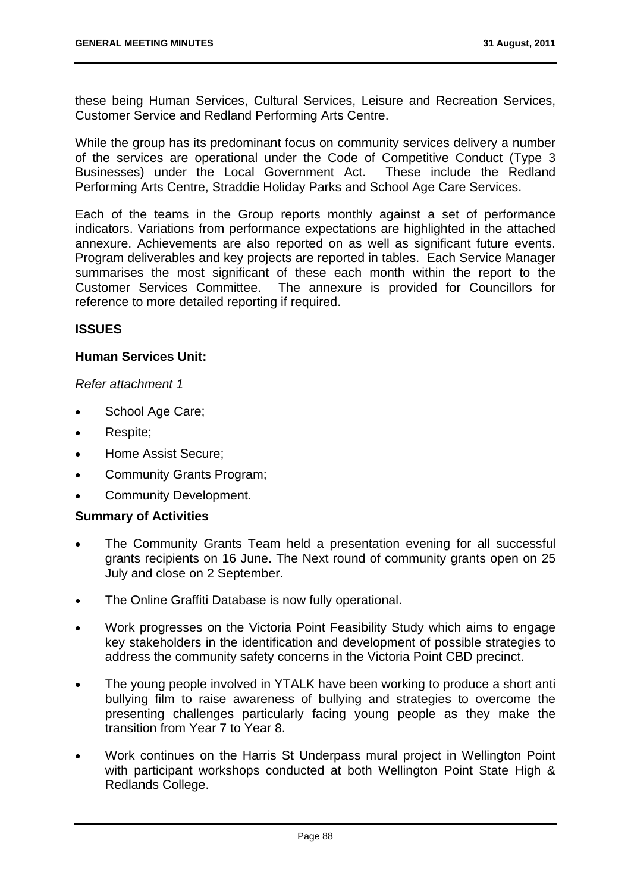these being Human Services, Cultural Services, Leisure and Recreation Services, Customer Service and Redland Performing Arts Centre.

While the group has its predominant focus on community services delivery a number of the services are operational under the Code of Competitive Conduct (Type 3 Businesses) under the Local Government Act. These include the Redland Performing Arts Centre, Straddie Holiday Parks and School Age Care Services.

Each of the teams in the Group reports monthly against a set of performance indicators. Variations from performance expectations are highlighted in the attached annexure. Achievements are also reported on as well as significant future events. Program deliverables and key projects are reported in tables. Each Service Manager summarises the most significant of these each month within the report to the Customer Services Committee. The annexure is provided for Councillors for reference to more detailed reporting if required.

**ISSUES**

**Human Services Unit:**

*Refer attachment 1*

- School Age Care;
- Respite;
- Home Assist Secure;
- Community Grants Program;
- Community Development.

**Summary of Activities**

- The Community Grants Team held a presentation evening for all successful grants recipients on 16 June. The Next round of community grants open on 25 July and close on 2 September.
- The Online Graffiti Database is now fully operational.
- Work progresses on the Victoria Point Feasibility Study which aims to engage key stakeholders in the identification and development of possible strategies to address the community safety concerns in the Victoria Point CBD precinct.
- The young people involved in YTALK have been working to produce a short anti bullying film to raise awareness of bullying and strategies to overcome the presenting challenges particularly facing young people as they make the transition from Year 7 to Year 8.
- Work continues on the Harris St Underpass mural project in Wellington Point with participant workshops conducted at both Wellington Point State High & Redlands College.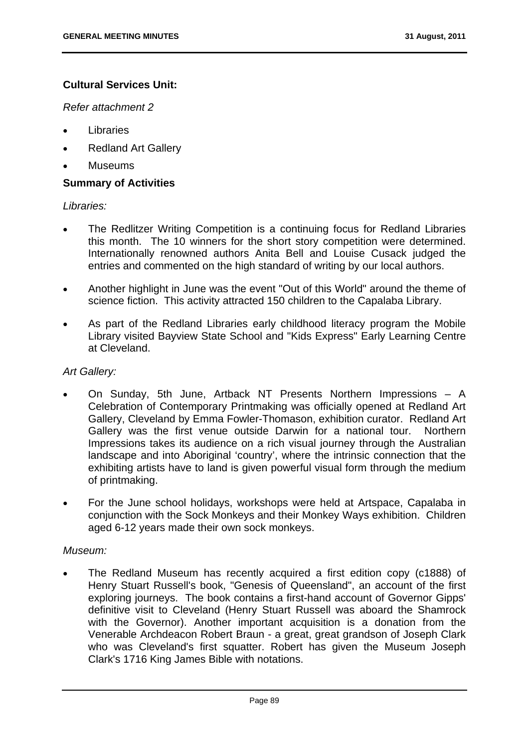**Cultural Services Unit:**

*Refer attachment 2*

- Libraries
- Redland Art Gallery
- Museums

**Summary of Activities**

*Libraries:*

- The Redlitzer Writing Competition is a continuing focus for Redland Libraries this month. The 10 winners for the short story competition were determined. Internationally renowned authors Anita Bell and Louise Cusack judged the entries and commented on the high standard of writing by our local authors.
- Another highlight in June was the event "Out of this World" around the theme of science fiction. This activity attracted 150 children to the Capalaba Library.
- As part of the Redland Libraries early childhood literacy program the Mobile Library visited Bayview State School and "Kids Express" Early Learning Centre at Cleveland.

*Art Gallery:*

- On Sunday, 5th June, Artback NT Presents Northern Impressions – A Celebration of Contemporary Printmaking was officially opened at Redland Art Gallery, Cleveland by Emma Fowler-Thomason, exhibition curator. Redland Art Gallery was the first venue outside Darwin for a national tour. Northern Impressions takes its audience on a rich visual journey through the Australian landscape and into Aboriginal 'country', where the intrinsic connection that the exhibiting artists have to land is given powerful visual form through the medium of printmaking.
- For the June school holidays, workshops were held at Artspace, Capalaba in conjunction with the Sock Monkeys and their Monkey Ways exhibition. Children aged 6-12 years made their own sock monkeys.

*Museum:*

- The Redland Museum has recently acquired a first edition copy (c1888) of Henry Stuart Russell's book, "Genesis of Queensland", an account of the first exploring journeys. The book contains a first-hand account of Governor Gipps' definitive visit to Cleveland (Henry Stuart Russell was aboard the Shamrock with the Governor). Another important acquisition is a donation from the Venerable Archdeacon Robert Braun - a great, great grandson of Joseph Clark who was Cleveland's first squatter. Robert has given the Museum Joseph Clark's 1716 King James Bible with notations.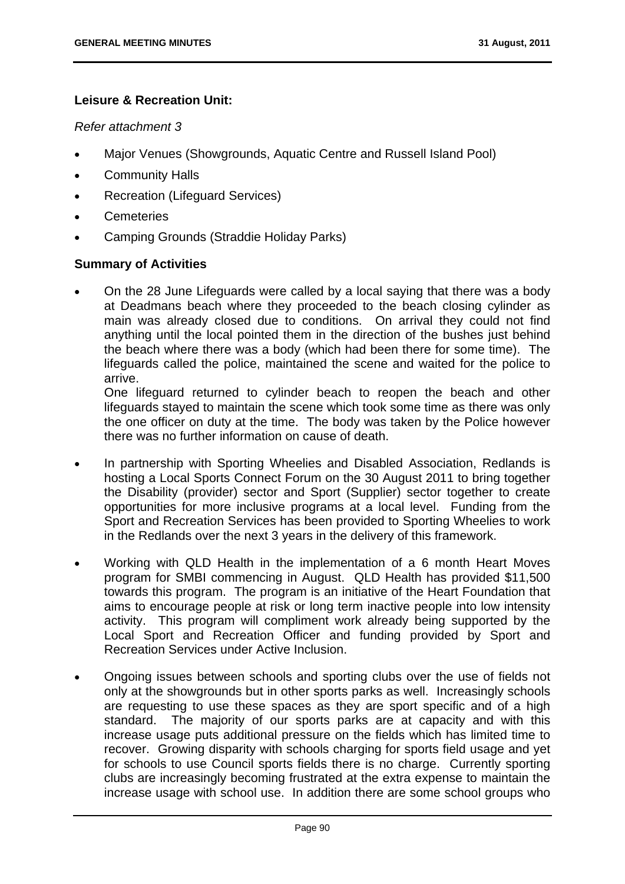**Leisure & Recreation Unit:**

*Refer attachment 3*

- Major Venues (Showgrounds, Aquatic Centre and Russell Island Pool)
- Community Halls
- Recreation (Lifeguard Services)
- Cemeteries
- Camping Grounds (Straddie Holiday Parks)

**Summary of Activities**

- On the 28 June Lifeguards were called by a local saying that there was a body at Deadmans beach where they proceeded to the beach closing cylinder as main was already closed due to conditions. On arrival they could not find anything until the local pointed them in the direction of the bushes just behind the beach where there was a body (which had been there for some time). The lifeguards called the police, maintained the scene and waited for the police to arrive.
  One lifeguard returned to cylinder beach to reopen the beach and other lifeguards stayed to maintain the scene which took some time as there was only the one officer on duty at the time. The body was taken by the Police however there was no further information on cause of death.

- In partnership with Sporting Wheelies and Disabled Association, Redlands is hosting a Local Sports Connect Forum on the 30 August 2011 to bring together the Disability (provider) sector and Sport (Supplier) sector together to create opportunities for more inclusive programs at a local level. Funding from the Sport and Recreation Services has been provided to Sporting Wheelies to work in the Redlands over the next 3 years in the delivery of this framework.

- Working with QLD Health in the implementation of a 6 month Heart Moves program for SMBI commencing in August. QLD Health has provided $11,500 towards this program. The program is an initiative of the Heart Foundation that aims to encourage people at risk or long term inactive people into low intensity activity. This program will compliment work already being supported by the Local Sport and Recreation Officer and funding provided by Sport and Recreation Services under Active Inclusion.

- Ongoing issues between schools and sporting clubs over the use of fields not only at the showgrounds but in other sports parks as well. Increasingly schools are requesting to use these spaces as they are sport specific and of a high standard. The majority of our sports parks are at capacity and with this increase usage puts additional pressure on the fields which has limited time to recover. Growing disparity with schools charging for sports field usage and yet for schools to use Council sports fields there is no charge. Currently sporting clubs are increasingly becoming frustrated at the extra expense to maintain the increase usage with school use. In addition there are some school groups who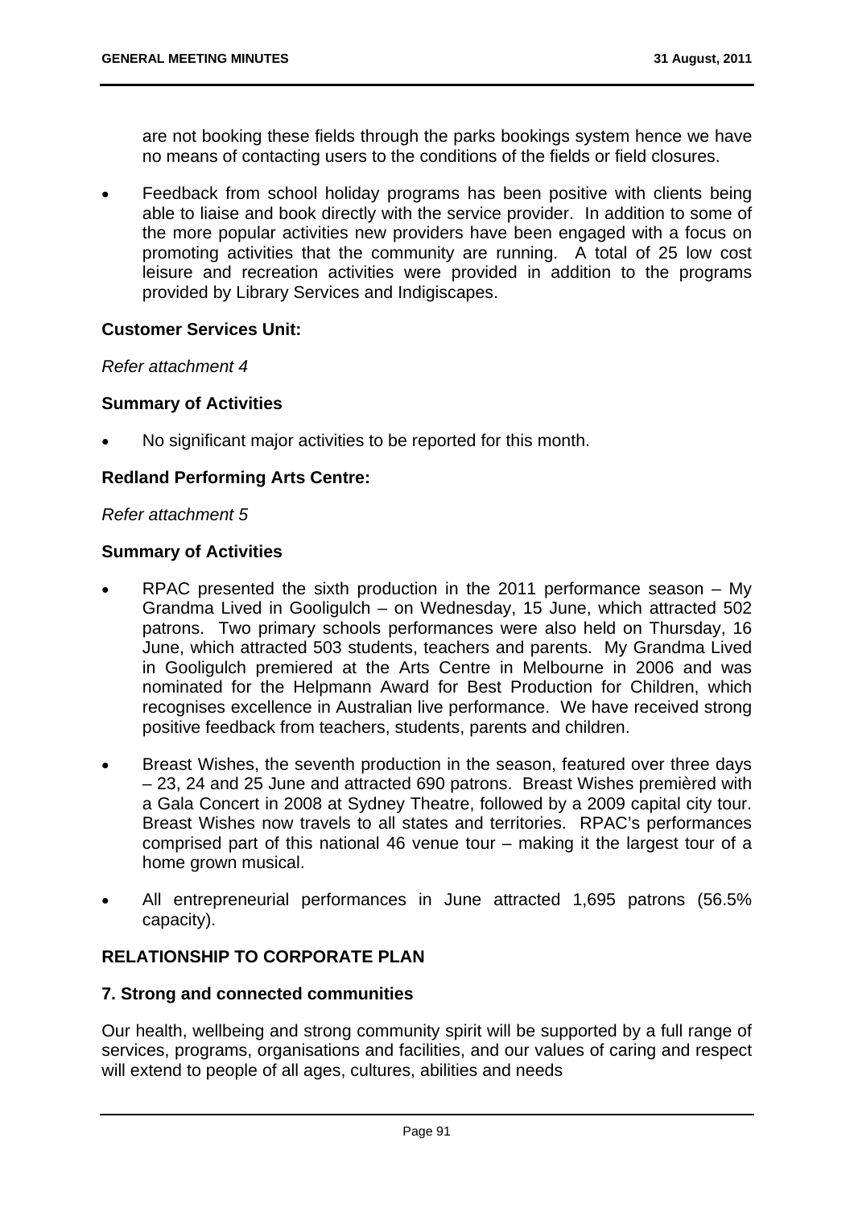are not booking these fields through the parks bookings system hence we have no means of contacting users to the conditions of the fields or field closures.

- Feedback from school holiday programs has been positive with clients being able to liaise and book directly with the service provider. In addition to some of the more popular activities new providers have been engaged with a focus on promoting activities that the community are running. A total of 25 low cost leisure and recreation activities were provided in addition to the programs provided by Library Services and Indigiscapes.

**Customer Services Unit:**

*Refer attachment 4*

**Summary of Activities**

- No significant major activities to be reported for this month.

**Redland Performing Arts Centre:**

*Refer attachment 5*

**Summary of Activities**

- RPAC presented the sixth production in the 2011 performance season – My Grandma Lived in Gooligulch – on Wednesday, 15 June, which attracted 502 patrons. Two primary schools performances were also held on Thursday, 16 June, which attracted 503 students, teachers and parents. My Grandma Lived in Gooligulch premiered at the Arts Centre in Melbourne in 2006 and was nominated for the Helpmann Award for Best Production for Children, which recognises excellence in Australian live performance. We have received strong positive feedback from teachers, students, parents and children.

- Breast Wishes, the seventh production in the season, featured over three days – 23, 24 and 25 June and attracted 690 patrons. Breast Wishes premièred with a Gala Concert in 2008 at Sydney Theatre, followed by a 2009 capital city tour. Breast Wishes now travels to all states and territories. RPAC's performances comprised part of this national 46 venue tour – making it the largest tour of a home grown musical.

- All entrepreneurial performances in June attracted 1,695 patrons (56.5% capacity).

## RELATIONSHIP TO CORPORATE PLAN

**7. Strong and connected communities**

Our health, wellbeing and strong community spirit will be supported by a full range of services, programs, organisations and facilities, and our values of caring and respect will extend to people of all ages, cultures, abilities and needs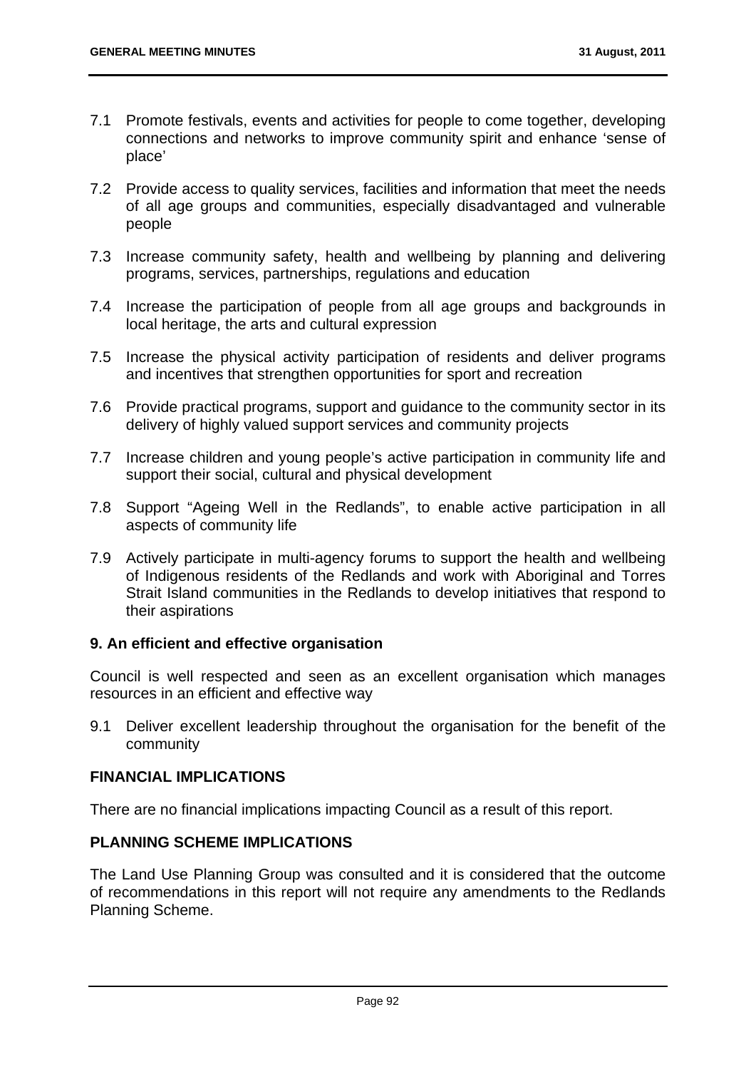7.1 Promote festivals, events and activities for people to come together, developing connections and networks to improve community spirit and enhance 'sense of place'

7.2 Provide access to quality services, facilities and information that meet the needs of all age groups and communities, especially disadvantaged and vulnerable people

7.3 Increase community safety, health and wellbeing by planning and delivering programs, services, partnerships, regulations and education

7.4 Increase the participation of people from all age groups and backgrounds in local heritage, the arts and cultural expression

7.5 Increase the physical activity participation of residents and deliver programs and incentives that strengthen opportunities for sport and recreation

7.6 Provide practical programs, support and guidance to the community sector in its delivery of highly valued support services and community projects

7.7 Increase children and young people's active participation in community life and support their social, cultural and physical development

7.8 Support "Ageing Well in the Redlands", to enable active participation in all aspects of community life

7.9 Actively participate in multi-agency forums to support the health and wellbeing of Indigenous residents of the Redlands and work with Aboriginal and Torres Strait Island communities in the Redlands to develop initiatives that respond to their aspirations

**9. An efficient and effective organisation**

Council is well respected and seen as an excellent organisation which manages resources in an efficient and effective way

9.1 Deliver excellent leadership throughout the organisation for the benefit of the community

## FINANCIAL IMPLICATIONS

There are no financial implications impacting Council as a result of this report.

## PLANNING SCHEME IMPLICATIONS

The Land Use Planning Group was consulted and it is considered that the outcome of recommendations in this report will not require any amendments to the Redlands Planning Scheme.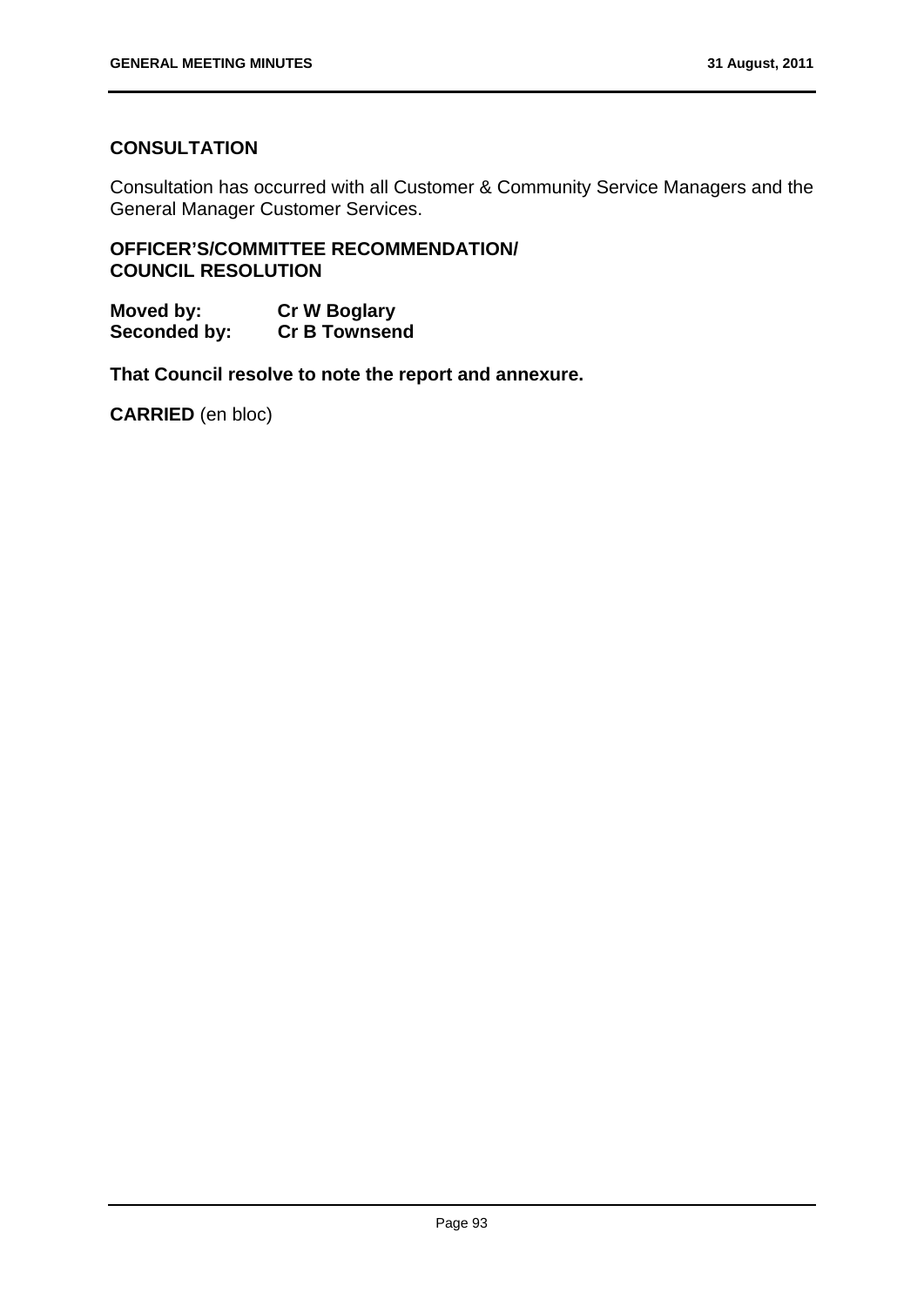## CONSULTATION

Consultation has occurred with all Customer & Community Service Managers and the General Manager Customer Services.

## OFFICER'S/COMMITTEE RECOMMENDATION/ COUNCIL RESOLUTION

**Moved by:** **Cr W Boglary**
**Seconded by:** **Cr B Townsend**

**That Council resolve to note the report and annexure.**

**CARRIED** (en bloc)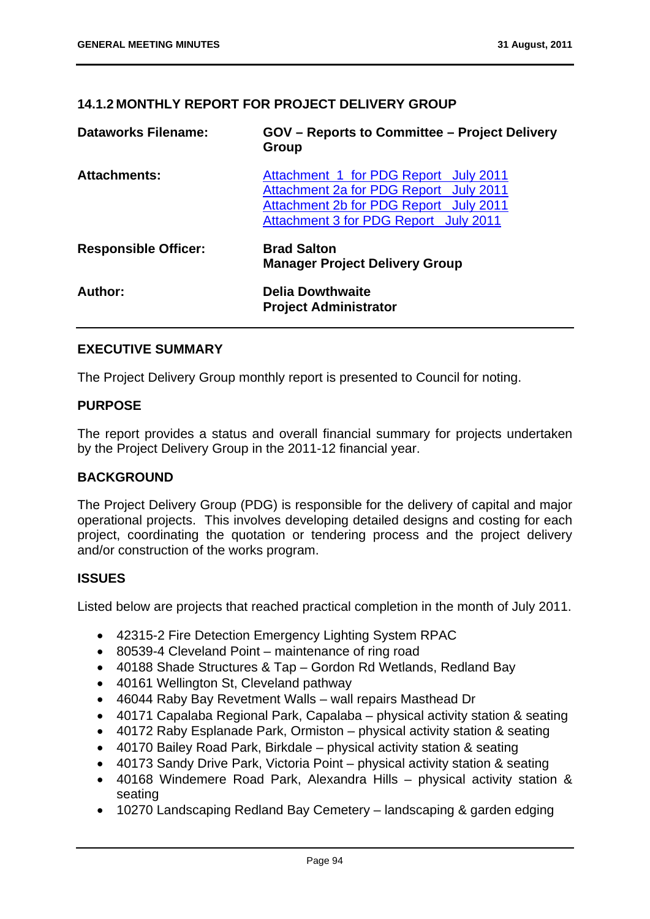## 14.1.2 MONTHLY REPORT FOR PROJECT DELIVERY GROUP

| | |
|---|---|
| **Dataworks Filename:** | **GOV – Reports to Committee – Project Delivery Group** |
| **Attachments:** | Attachment 1 for PDG Report July 2011<br>Attachment 2a for PDG Report July 2011<br>Attachment 2b for PDG Report July 2011<br>Attachment 3 for PDG Report July 2011 |
| **Responsible Officer:** | **Brad Salton**<br>**Manager Project Delivery Group** |
| **Author:** | **Delia Dowthwaite**<br>**Project Administrator** |

### EXECUTIVE SUMMARY

The Project Delivery Group monthly report is presented to Council for noting.

### PURPOSE

The report provides a status and overall financial summary for projects undertaken by the Project Delivery Group in the 2011-12 financial year.

### BACKGROUND

The Project Delivery Group (PDG) is responsible for the delivery of capital and major operational projects. This involves developing detailed designs and costing for each project, coordinating the quotation or tendering process and the project delivery and/or construction of the works program.

### ISSUES

Listed below are projects that reached practical completion in the month of July 2011.

- 42315-2 Fire Detection Emergency Lighting System RPAC
- 80539-4 Cleveland Point – maintenance of ring road
- 40188 Shade Structures & Tap – Gordon Rd Wetlands, Redland Bay
- 40161 Wellington St, Cleveland pathway
- 46044 Raby Bay Revetment Walls – wall repairs Masthead Dr
- 40171 Capalaba Regional Park, Capalaba – physical activity station & seating
- 40172 Raby Esplanade Park, Ormiston – physical activity station & seating
- 40170 Bailey Road Park, Birkdale – physical activity station & seating
- 40173 Sandy Drive Park, Victoria Point – physical activity station & seating
- 40168 Windemere Road Park, Alexandra Hills – physical activity station & seating
- 10270 Landscaping Redland Bay Cemetery – landscaping & garden edging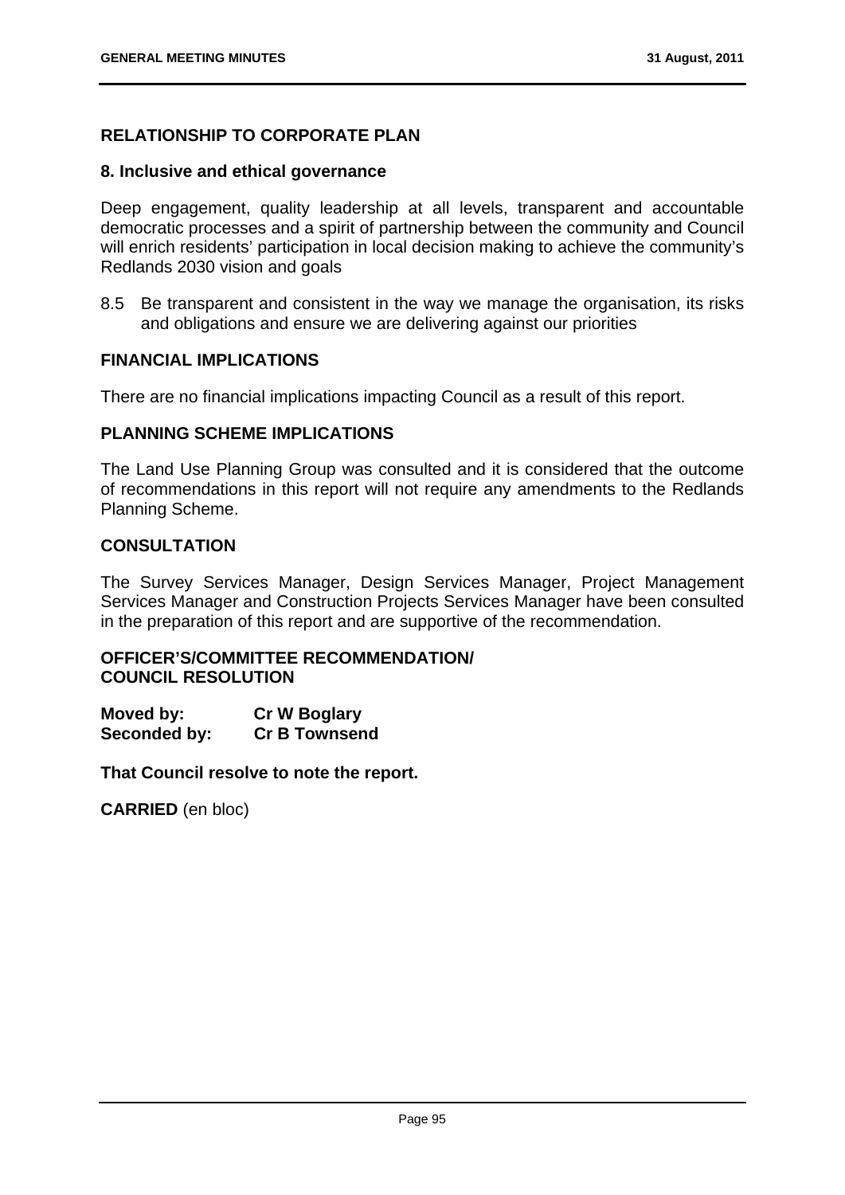## RELATIONSHIP TO CORPORATE PLAN

### 8. Inclusive and ethical governance

Deep engagement, quality leadership at all levels, transparent and accountable democratic processes and a spirit of partnership between the community and Council will enrich residents' participation in local decision making to achieve the community's Redlands 2030 vision and goals

8.5 Be transparent and consistent in the way we manage the organisation, its risks and obligations and ensure we are delivering against our priorities

## FINANCIAL IMPLICATIONS

There are no financial implications impacting Council as a result of this report.

## PLANNING SCHEME IMPLICATIONS

The Land Use Planning Group was consulted and it is considered that the outcome of recommendations in this report will not require any amendments to the Redlands Planning Scheme.

## CONSULTATION

The Survey Services Manager, Design Services Manager, Project Management Services Manager and Construction Projects Services Manager have been consulted in the preparation of this report and are supportive of the recommendation.

## OFFICER'S/COMMITTEE RECOMMENDATION/ COUNCIL RESOLUTION

**Moved by:** **Cr W Boglary**
**Seconded by:** **Cr B Townsend**

**That Council resolve to note the report.**

**CARRIED** (en bloc)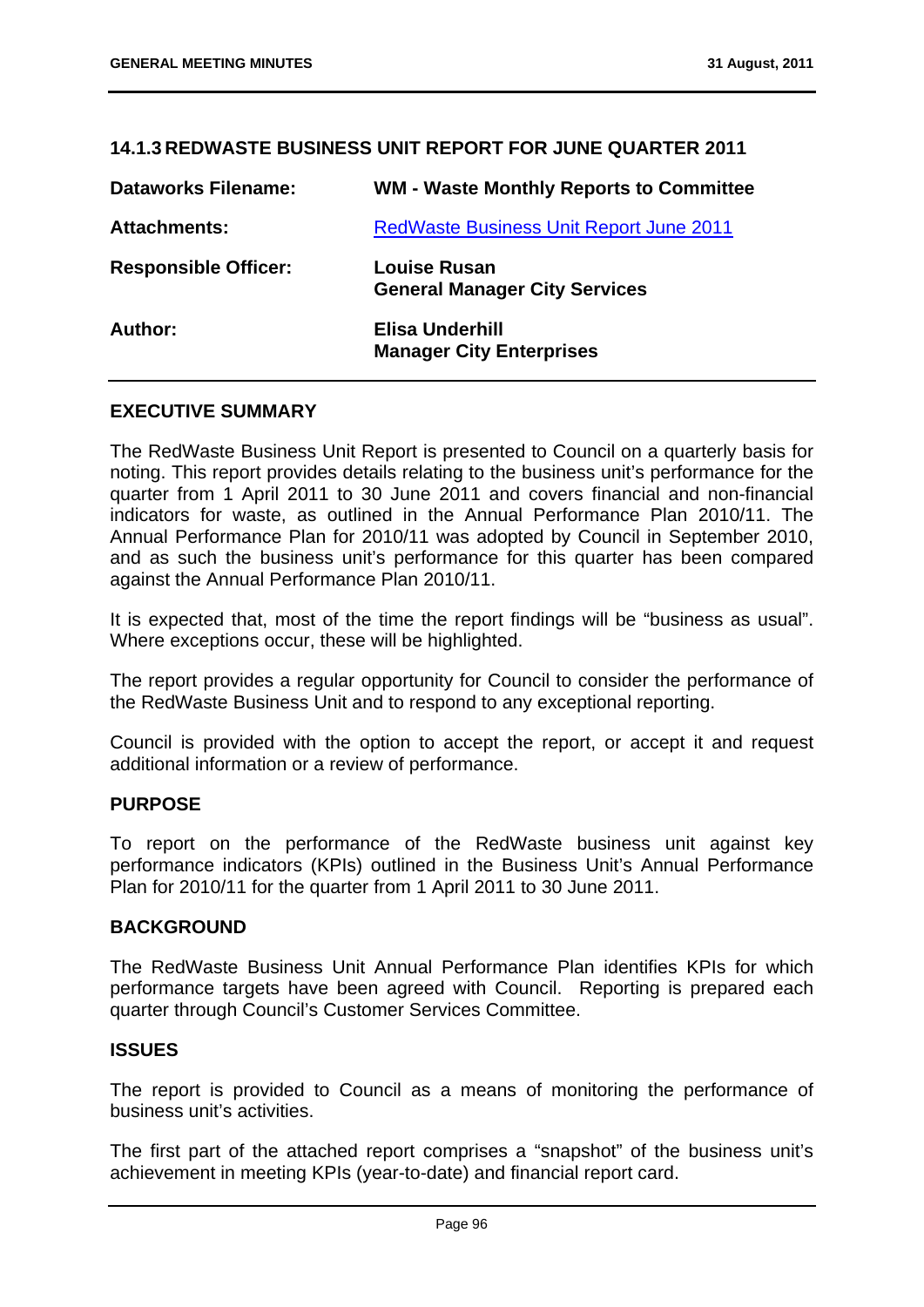## 14.1.3 REDWASTE BUSINESS UNIT REPORT FOR JUNE QUARTER 2011

| | |
|---|---|
| **Dataworks Filename:** | **WM - Waste Monthly Reports to Committee** |
| **Attachments:** | RedWaste Business Unit Report June 2011 |
| **Responsible Officer:** | **Louise Rusan**<br>**General Manager City Services** |
| **Author:** | **Elisa Underhill**<br>**Manager City Enterprises** |

### EXECUTIVE SUMMARY

The RedWaste Business Unit Report is presented to Council on a quarterly basis for noting. This report provides details relating to the business unit's performance for the quarter from 1 April 2011 to 30 June 2011 and covers financial and non-financial indicators for waste, as outlined in the Annual Performance Plan 2010/11. The Annual Performance Plan for 2010/11 was adopted by Council in September 2010, and as such the business unit's performance for this quarter has been compared against the Annual Performance Plan 2010/11.

It is expected that, most of the time the report findings will be "business as usual". Where exceptions occur, these will be highlighted.

The report provides a regular opportunity for Council to consider the performance of the RedWaste Business Unit and to respond to any exceptional reporting.

Council is provided with the option to accept the report, or accept it and request additional information or a review of performance.

### PURPOSE

To report on the performance of the RedWaste business unit against key performance indicators (KPIs) outlined in the Business Unit's Annual Performance Plan for 2010/11 for the quarter from 1 April 2011 to 30 June 2011.

### BACKGROUND

The RedWaste Business Unit Annual Performance Plan identifies KPIs for which performance targets have been agreed with Council. Reporting is prepared each quarter through Council's Customer Services Committee.

### ISSUES

The report is provided to Council as a means of monitoring the performance of business unit's activities.

The first part of the attached report comprises a "snapshot" of the business unit's achievement in meeting KPIs (year-to-date) and financial report card.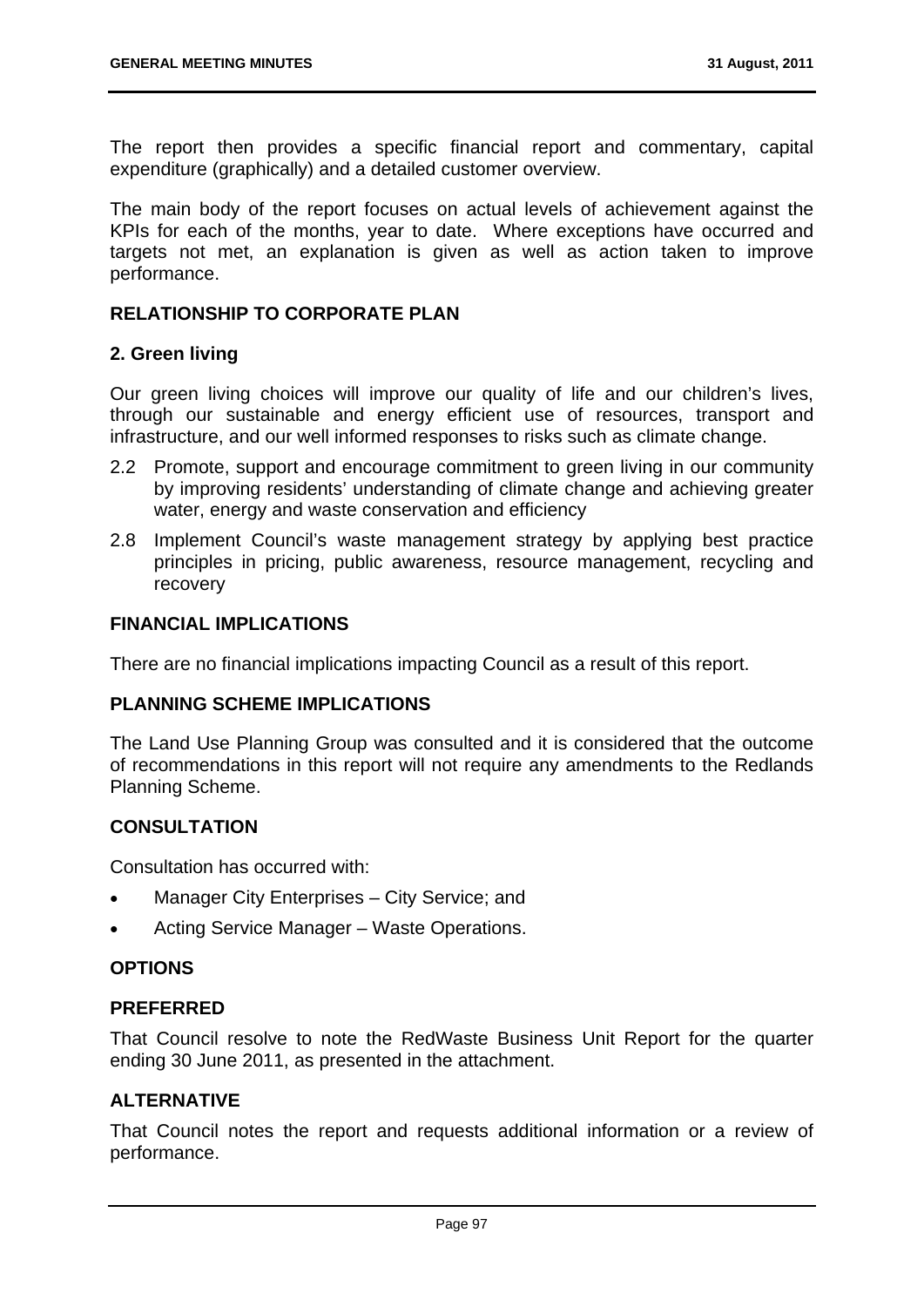The report then provides a specific financial report and commentary, capital expenditure (graphically) and a detailed customer overview.

The main body of the report focuses on actual levels of achievement against the KPIs for each of the months, year to date. Where exceptions have occurred and targets not met, an explanation is given as well as action taken to improve performance.

## RELATIONSHIP TO CORPORATE PLAN

### 2. Green living

Our green living choices will improve our quality of life and our children's lives, through our sustainable and energy efficient use of resources, transport and infrastructure, and our well informed responses to risks such as climate change.

2.2 Promote, support and encourage commitment to green living in our community by improving residents' understanding of climate change and achieving greater water, energy and waste conservation and efficiency

2.8 Implement Council's waste management strategy by applying best practice principles in pricing, public awareness, resource management, recycling and recovery

## FINANCIAL IMPLICATIONS

There are no financial implications impacting Council as a result of this report.

## PLANNING SCHEME IMPLICATIONS

The Land Use Planning Group was consulted and it is considered that the outcome of recommendations in this report will not require any amendments to the Redlands Planning Scheme.

## CONSULTATION

Consultation has occurred with:

- Manager City Enterprises – City Service; and
- Acting Service Manager – Waste Operations.

## OPTIONS

### PREFERRED

That Council resolve to note the RedWaste Business Unit Report for the quarter ending 30 June 2011, as presented in the attachment.

### ALTERNATIVE

That Council notes the report and requests additional information or a review of performance.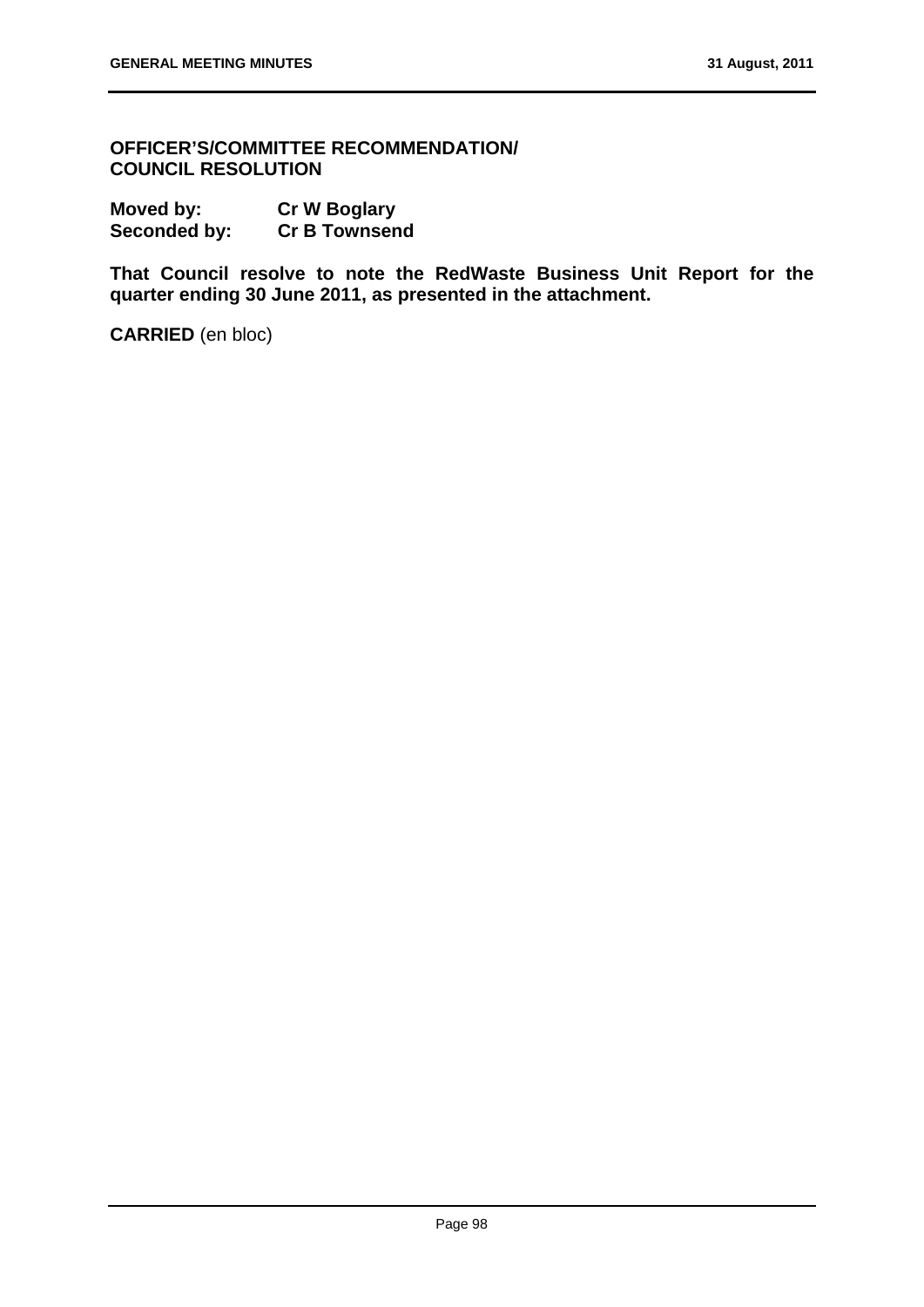**OFFICER'S/COMMITTEE RECOMMENDATION/ COUNCIL RESOLUTION**

**Moved by:** **Cr W Boglary**
**Seconded by:** **Cr B Townsend**

**That Council resolve to note the RedWaste Business Unit Report for the quarter ending 30 June 2011, as presented in the attachment.**

**CARRIED** (en bloc)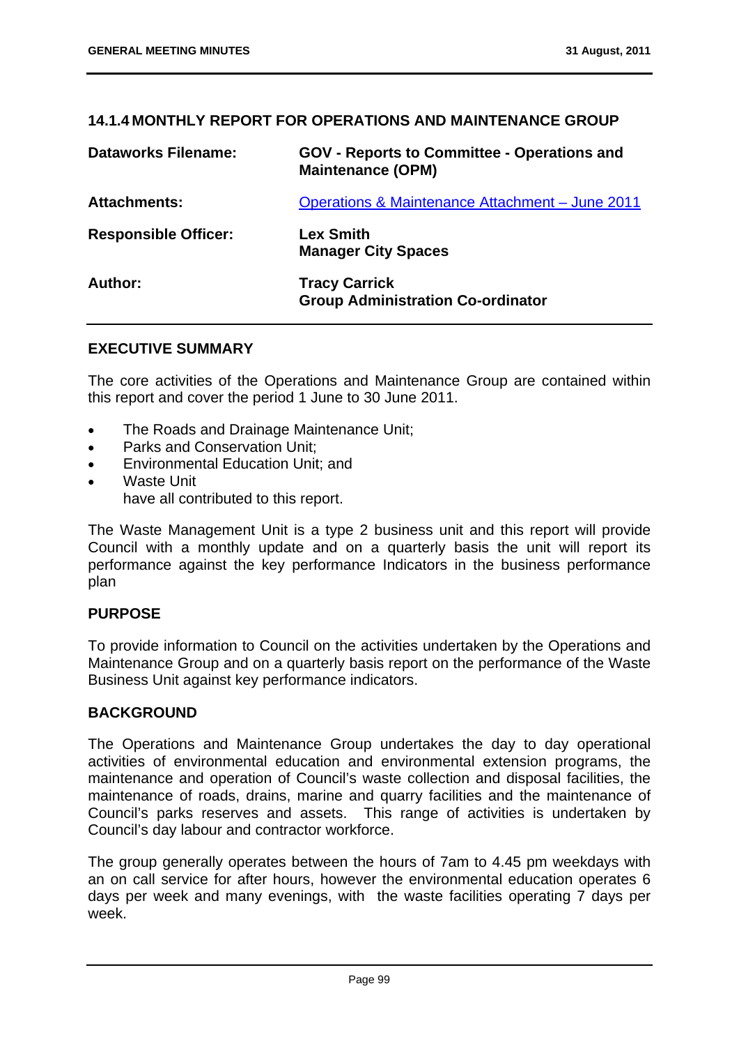## 14.1.4 MONTHLY REPORT FOR OPERATIONS AND MAINTENANCE GROUP

| | |
|---|---|
| **Dataworks Filename:** | **GOV - Reports to Committee - Operations and Maintenance (OPM)** |
| **Attachments:** | Operations & Maintenance Attachment – June 2011 |
| **Responsible Officer:** | **Lex Smith**<br>**Manager City Spaces** |
| **Author:** | **Tracy Carrick**<br>**Group Administration Co-ordinator** |

### EXECUTIVE SUMMARY

The core activities of the Operations and Maintenance Group are contained within this report and cover the period 1 June to 30 June 2011.

- The Roads and Drainage Maintenance Unit;
- Parks and Conservation Unit;
- Environmental Education Unit; and
- Waste Unit
  have all contributed to this report.

The Waste Management Unit is a type 2 business unit and this report will provide Council with a monthly update and on a quarterly basis the unit will report its performance against the key performance Indicators in the business performance plan

### PURPOSE

To provide information to Council on the activities undertaken by the Operations and Maintenance Group and on a quarterly basis report on the performance of the Waste Business Unit against key performance indicators.

### BACKGROUND

The Operations and Maintenance Group undertakes the day to day operational activities of environmental education and environmental extension programs, the maintenance and operation of Council's waste collection and disposal facilities, the maintenance of roads, drains, marine and quarry facilities and the maintenance of Council's parks reserves and assets. This range of activities is undertaken by Council's day labour and contractor workforce.

The group generally operates between the hours of 7am to 4.45 pm weekdays with an on call service for after hours, however the environmental education operates 6 days per week and many evenings, with the waste facilities operating 7 days per week.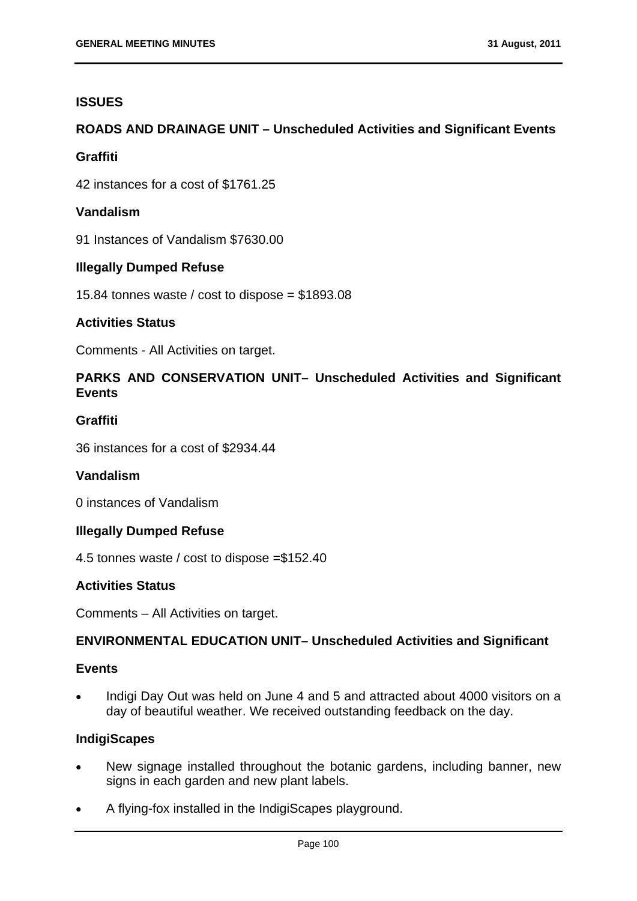## ISSUES

### ROADS AND DRAINAGE UNIT – Unscheduled Activities and Significant Events

**Graffiti**

42 instances for a cost of $1761.25

**Vandalism**

91 Instances of Vandalism $7630.00

**Illegally Dumped Refuse**

15.84 tonnes waste / cost to dispose = $1893.08

**Activities Status**

Comments - All Activities on target.

### PARKS AND CONSERVATION UNIT– Unscheduled Activities and Significant Events

**Graffiti**

36 instances for a cost of $2934.44

**Vandalism**

0 instances of Vandalism

**Illegally Dumped Refuse**

4.5 tonnes waste / cost to dispose =$152.40

**Activities Status**

Comments – All Activities on target.

### ENVIRONMENTAL EDUCATION UNIT– Unscheduled Activities and Significant

**Events**

- Indigi Day Out was held on June 4 and 5 and attracted about 4000 visitors on a day of beautiful weather. We received outstanding feedback on the day.

**IndigiScapes**

- New signage installed throughout the botanic gardens, including banner, new signs in each garden and new plant labels.
- A flying-fox installed in the IndigiScapes playground.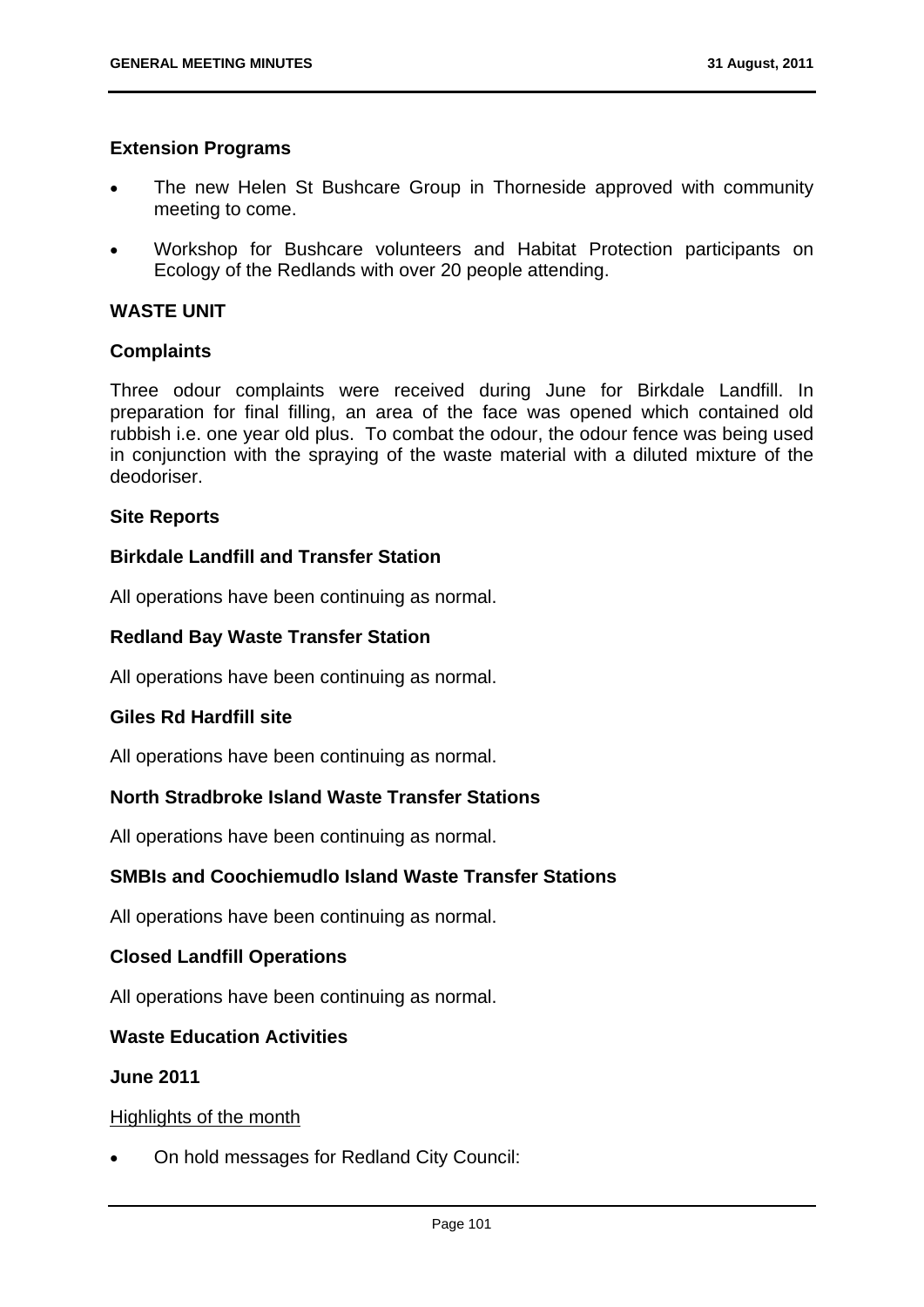**Extension Programs**

- The new Helen St Bushcare Group in Thorneside approved with community meeting to come.
- Workshop for Bushcare volunteers and Habitat Protection participants on Ecology of the Redlands with over 20 people attending.

**WASTE UNIT**

**Complaints**

Three odour complaints were received during June for Birkdale Landfill. In preparation for final filling, an area of the face was opened which contained old rubbish i.e. one year old plus. To combat the odour, the odour fence was being used in conjunction with the spraying of the waste material with a diluted mixture of the deodoriser.

**Site Reports**

**Birkdale Landfill and Transfer Station**

All operations have been continuing as normal.

**Redland Bay Waste Transfer Station**

All operations have been continuing as normal.

**Giles Rd Hardfill site**

All operations have been continuing as normal.

**North Stradbroke Island Waste Transfer Stations**

All operations have been continuing as normal.

**SMBIs and Coochiemudlo Island Waste Transfer Stations**

All operations have been continuing as normal.

**Closed Landfill Operations**

All operations have been continuing as normal.

**Waste Education Activities**

**June 2011**

Highlights of the month

- On hold messages for Redland City Council: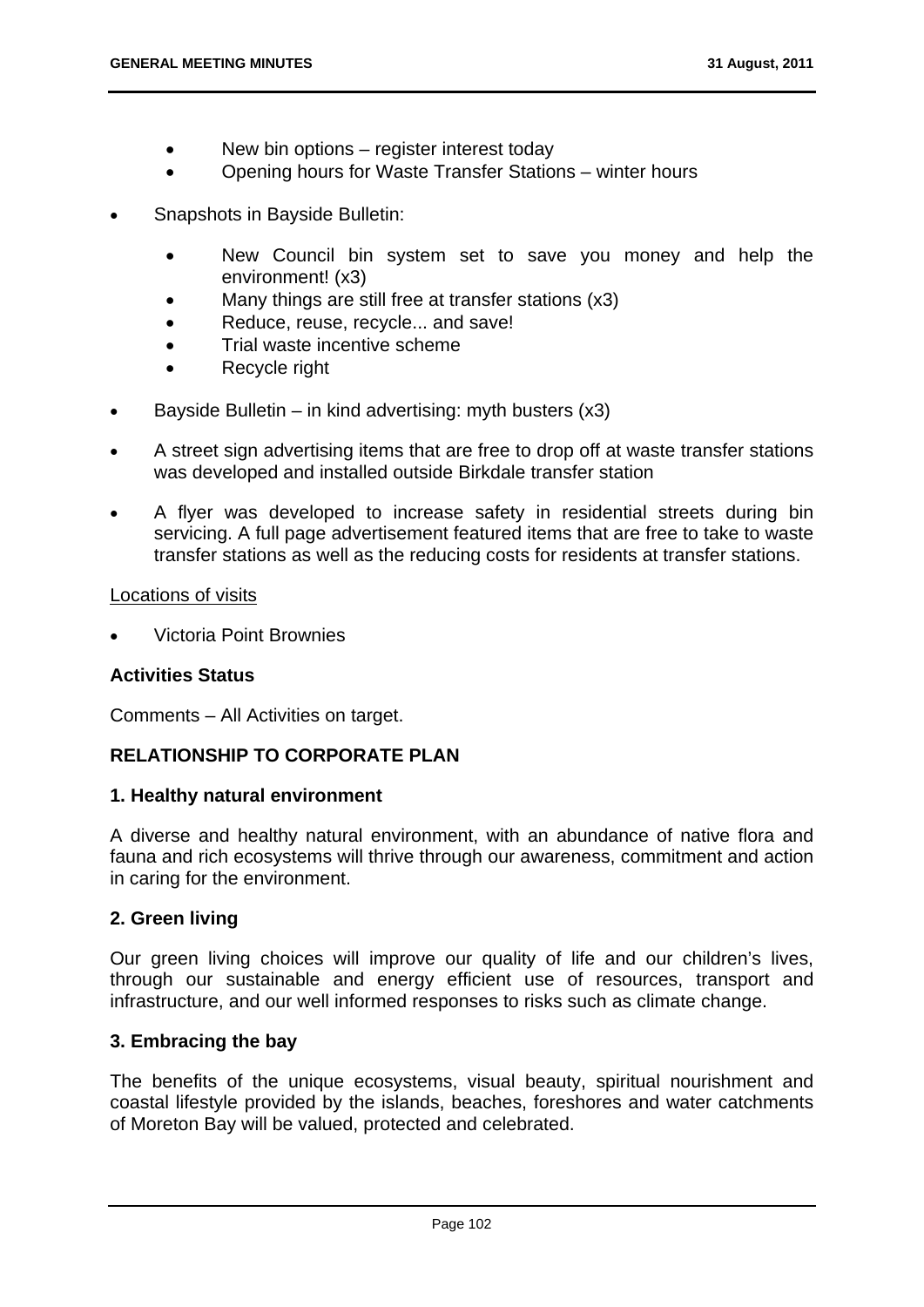- New bin options – register interest today
- Opening hours for Waste Transfer Stations – winter hours

- Snapshots in Bayside Bulletin:

    - New Council bin system set to save you money and help the environment! (x3)
    - Many things are still free at transfer stations (x3)
    - Reduce, reuse, recycle... and save!
    - Trial waste incentive scheme
    - Recycle right

- Bayside Bulletin – in kind advertising: myth busters (x3)

- A street sign advertising items that are free to drop off at waste transfer stations was developed and installed outside Birkdale transfer station

- A flyer was developed to increase safety in residential streets during bin servicing. A full page advertisement featured items that are free to take to waste transfer stations as well as the reducing costs for residents at transfer stations.

<u>Locations of visits</u>

- Victoria Point Brownies

**Activities Status**

Comments – All Activities on target.

**RELATIONSHIP TO CORPORATE PLAN**

**1. Healthy natural environment**

A diverse and healthy natural environment, with an abundance of native flora and fauna and rich ecosystems will thrive through our awareness, commitment and action in caring for the environment.

**2. Green living**

Our green living choices will improve our quality of life and our children's lives, through our sustainable and energy efficient use of resources, transport and infrastructure, and our well informed responses to risks such as climate change.

**3. Embracing the bay**

The benefits of the unique ecosystems, visual beauty, spiritual nourishment and coastal lifestyle provided by the islands, beaches, foreshores and water catchments of Moreton Bay will be valued, protected and celebrated.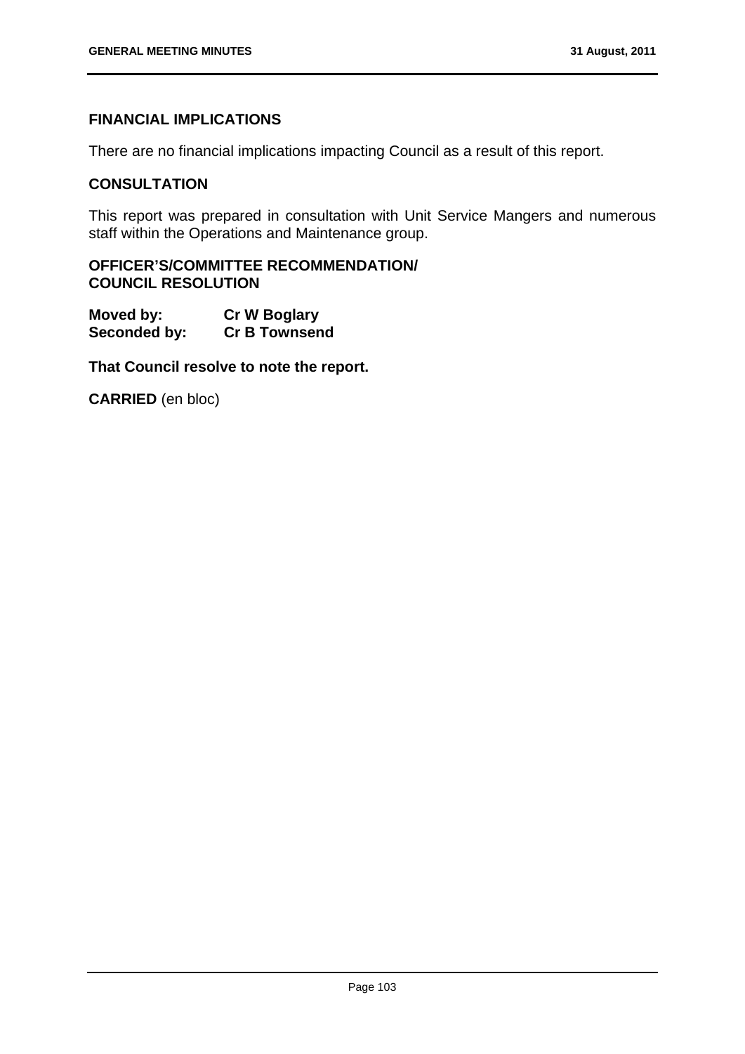## FINANCIAL IMPLICATIONS

There are no financial implications impacting Council as a result of this report.

## CONSULTATION

This report was prepared in consultation with Unit Service Mangers and numerous staff within the Operations and Maintenance group.

## OFFICER'S/COMMITTEE RECOMMENDATION/ COUNCIL RESOLUTION

**Moved by:** **Cr W Boglary**
**Seconded by:** **Cr B Townsend**

**That Council resolve to note the report.**

**CARRIED** (en bloc)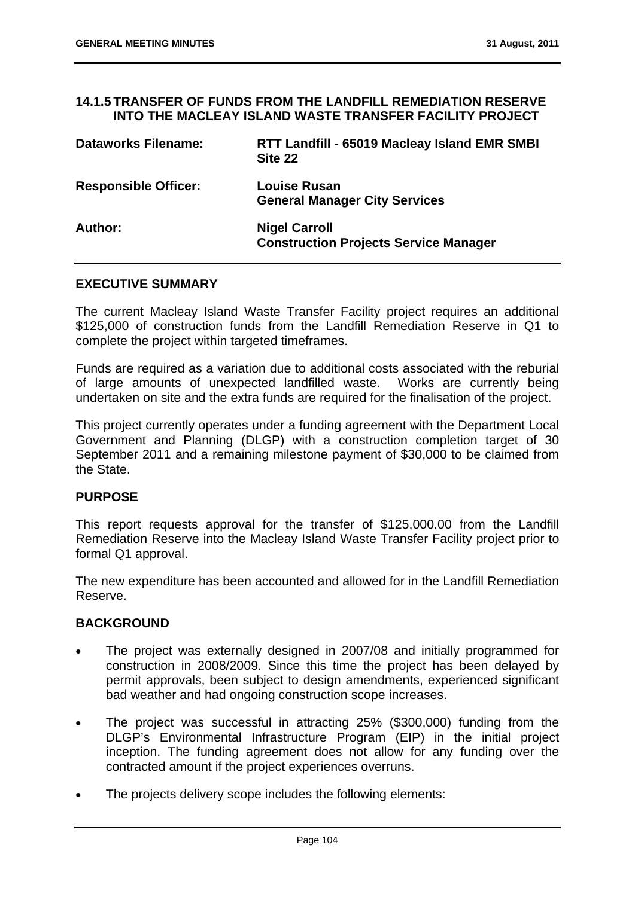## 14.1.5 TRANSFER OF FUNDS FROM THE LANDFILL REMEDIATION RESERVE INTO THE MACLEAY ISLAND WASTE TRANSFER FACILITY PROJECT

| | |
|---|---|
| **Dataworks Filename:** | **RTT Landfill - 65019 Macleay Island EMR SMBI Site 22** |
| **Responsible Officer:** | **Louise Rusan**<br>**General Manager City Services** |
| **Author:** | **Nigel Carroll**<br>**Construction Projects Service Manager** |

### EXECUTIVE SUMMARY

The current Macleay Island Waste Transfer Facility project requires an additional $125,000 of construction funds from the Landfill Remediation Reserve in Q1 to complete the project within targeted timeframes.

Funds are required as a variation due to additional costs associated with the reburial of large amounts of unexpected landfilled waste. Works are currently being undertaken on site and the extra funds are required for the finalisation of the project.

This project currently operates under a funding agreement with the Department Local Government and Planning (DLGP) with a construction completion target of 30 September 2011 and a remaining milestone payment of $30,000 to be claimed from the State.

### PURPOSE

This report requests approval for the transfer of $125,000.00 from the Landfill Remediation Reserve into the Macleay Island Waste Transfer Facility project prior to formal Q1 approval.

The new expenditure has been accounted and allowed for in the Landfill Remediation Reserve.

### BACKGROUND

- The project was externally designed in 2007/08 and initially programmed for construction in 2008/2009. Since this time the project has been delayed by permit approvals, been subject to design amendments, experienced significant bad weather and had ongoing construction scope increases.
- The project was successful in attracting 25% ($300,000) funding from the DLGP's Environmental Infrastructure Program (EIP) in the initial project inception. The funding agreement does not allow for any funding over the contracted amount if the project experiences overruns.
- The projects delivery scope includes the following elements: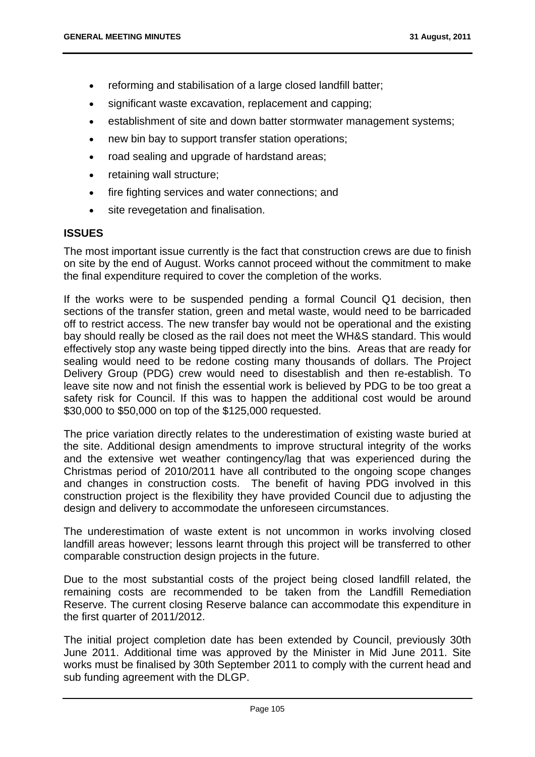- reforming and stabilisation of a large closed landfill batter;
- significant waste excavation, replacement and capping;
- establishment of site and down batter stormwater management systems;
- new bin bay to support transfer station operations;
- road sealing and upgrade of hardstand areas;
- retaining wall structure;
- fire fighting services and water connections; and
- site revegetation and finalisation.

## ISSUES

The most important issue currently is the fact that construction crews are due to finish on site by the end of August. Works cannot proceed without the commitment to make the final expenditure required to cover the completion of the works.

If the works were to be suspended pending a formal Council Q1 decision, then sections of the transfer station, green and metal waste, would need to be barricaded off to restrict access. The new transfer bay would not be operational and the existing bay should really be closed as the rail does not meet the WH&S standard. This would effectively stop any waste being tipped directly into the bins. Areas that are ready for sealing would need to be redone costing many thousands of dollars. The Project Delivery Group (PDG) crew would need to disestablish and then re-establish. To leave site now and not finish the essential work is believed by PDG to be too great a safety risk for Council. If this was to happen the additional cost would be around \$30,000 to \$50,000 on top of the \$125,000 requested.

The price variation directly relates to the underestimation of existing waste buried at the site. Additional design amendments to improve structural integrity of the works and the extensive wet weather contingency/lag that was experienced during the Christmas period of 2010/2011 have all contributed to the ongoing scope changes and changes in construction costs. The benefit of having PDG involved in this construction project is the flexibility they have provided Council due to adjusting the design and delivery to accommodate the unforeseen circumstances.

The underestimation of waste extent is not uncommon in works involving closed landfill areas however; lessons learnt through this project will be transferred to other comparable construction design projects in the future.

Due to the most substantial costs of the project being closed landfill related, the remaining costs are recommended to be taken from the Landfill Remediation Reserve. The current closing Reserve balance can accommodate this expenditure in the first quarter of 2011/2012.

The initial project completion date has been extended by Council, previously 30th June 2011. Additional time was approved by the Minister in Mid June 2011. Site works must be finalised by 30th September 2011 to comply with the current head and sub funding agreement with the DLGP.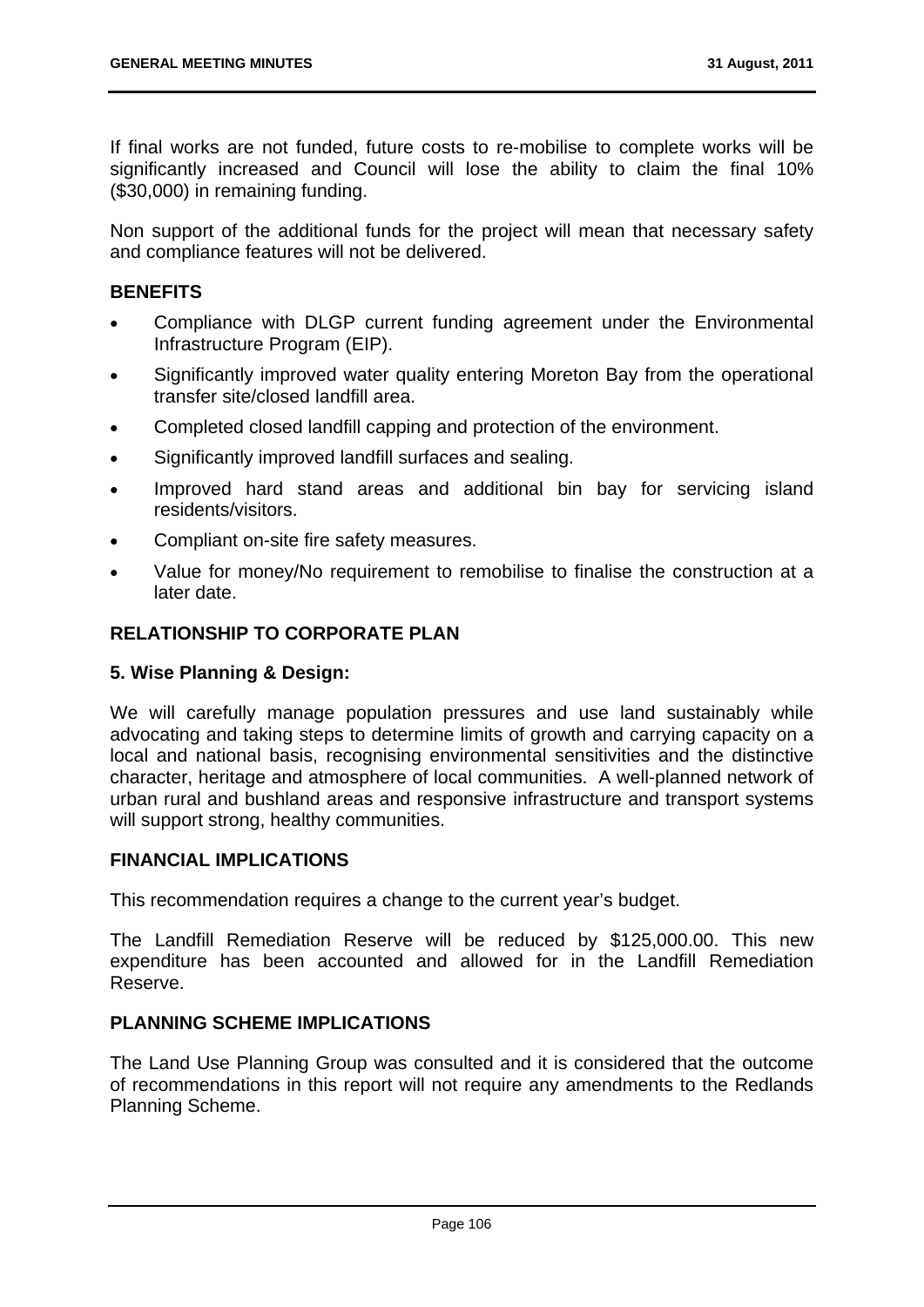If final works are not funded, future costs to re-mobilise to complete works will be significantly increased and Council will lose the ability to claim the final 10% ($30,000) in remaining funding.

Non support of the additional funds for the project will mean that necessary safety and compliance features will not be delivered.

## BENEFITS

- Compliance with DLGP current funding agreement under the Environmental Infrastructure Program (EIP).
- Significantly improved water quality entering Moreton Bay from the operational transfer site/closed landfill area.
- Completed closed landfill capping and protection of the environment.
- Significantly improved landfill surfaces and sealing.
- Improved hard stand areas and additional bin bay for servicing island residents/visitors.
- Compliant on-site fire safety measures.
- Value for money/No requirement to remobilise to finalise the construction at a later date.

## RELATIONSHIP TO CORPORATE PLAN

### 5. Wise Planning & Design:

We will carefully manage population pressures and use land sustainably while advocating and taking steps to determine limits of growth and carrying capacity on a local and national basis, recognising environmental sensitivities and the distinctive character, heritage and atmosphere of local communities. A well-planned network of urban rural and bushland areas and responsive infrastructure and transport systems will support strong, healthy communities.

## FINANCIAL IMPLICATIONS

This recommendation requires a change to the current year's budget.

The Landfill Remediation Reserve will be reduced by $125,000.00. This new expenditure has been accounted and allowed for in the Landfill Remediation Reserve.

## PLANNING SCHEME IMPLICATIONS

The Land Use Planning Group was consulted and it is considered that the outcome of recommendations in this report will not require any amendments to the Redlands Planning Scheme.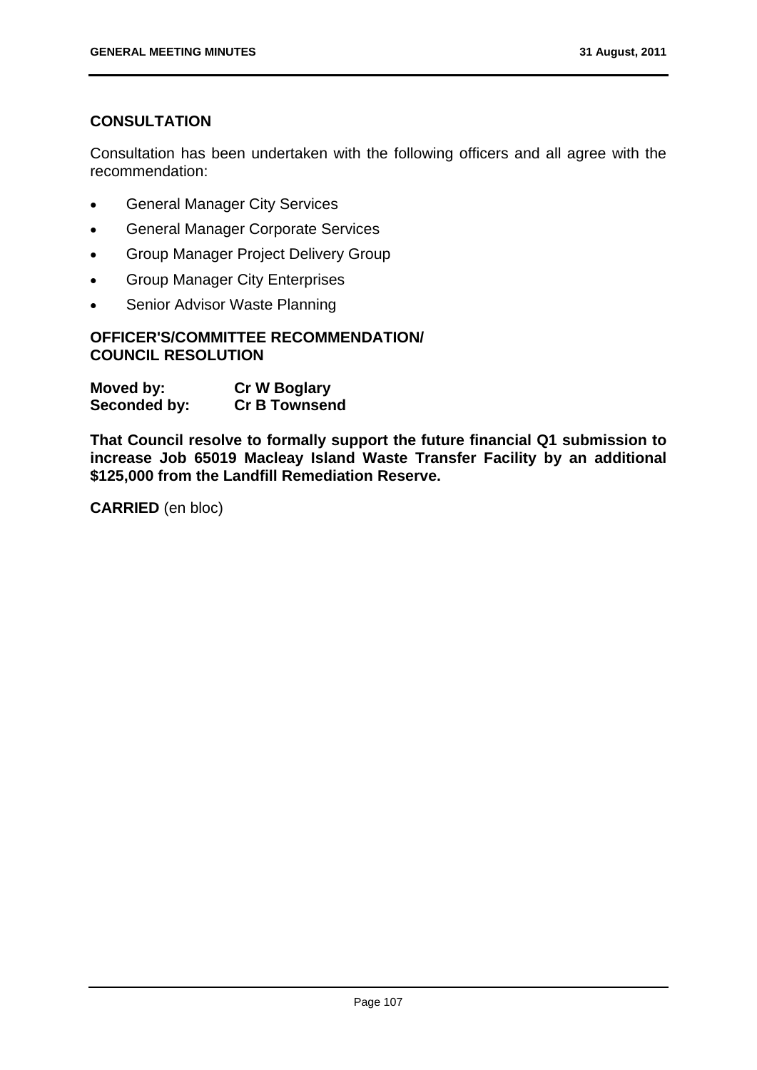## CONSULTATION

Consultation has been undertaken with the following officers and all agree with the recommendation:

- General Manager City Services
- General Manager Corporate Services
- Group Manager Project Delivery Group
- Group Manager City Enterprises
- Senior Advisor Waste Planning

## OFFICER'S/COMMITTEE RECOMMENDATION/ COUNCIL RESOLUTION

**Moved by:** **Cr W Boglary**
**Seconded by:** **Cr B Townsend**

**That Council resolve to formally support the future financial Q1 submission to increase Job 65019 Macleay Island Waste Transfer Facility by an additional $125,000 from the Landfill Remediation Reserve.**

**CARRIED** (en bloc)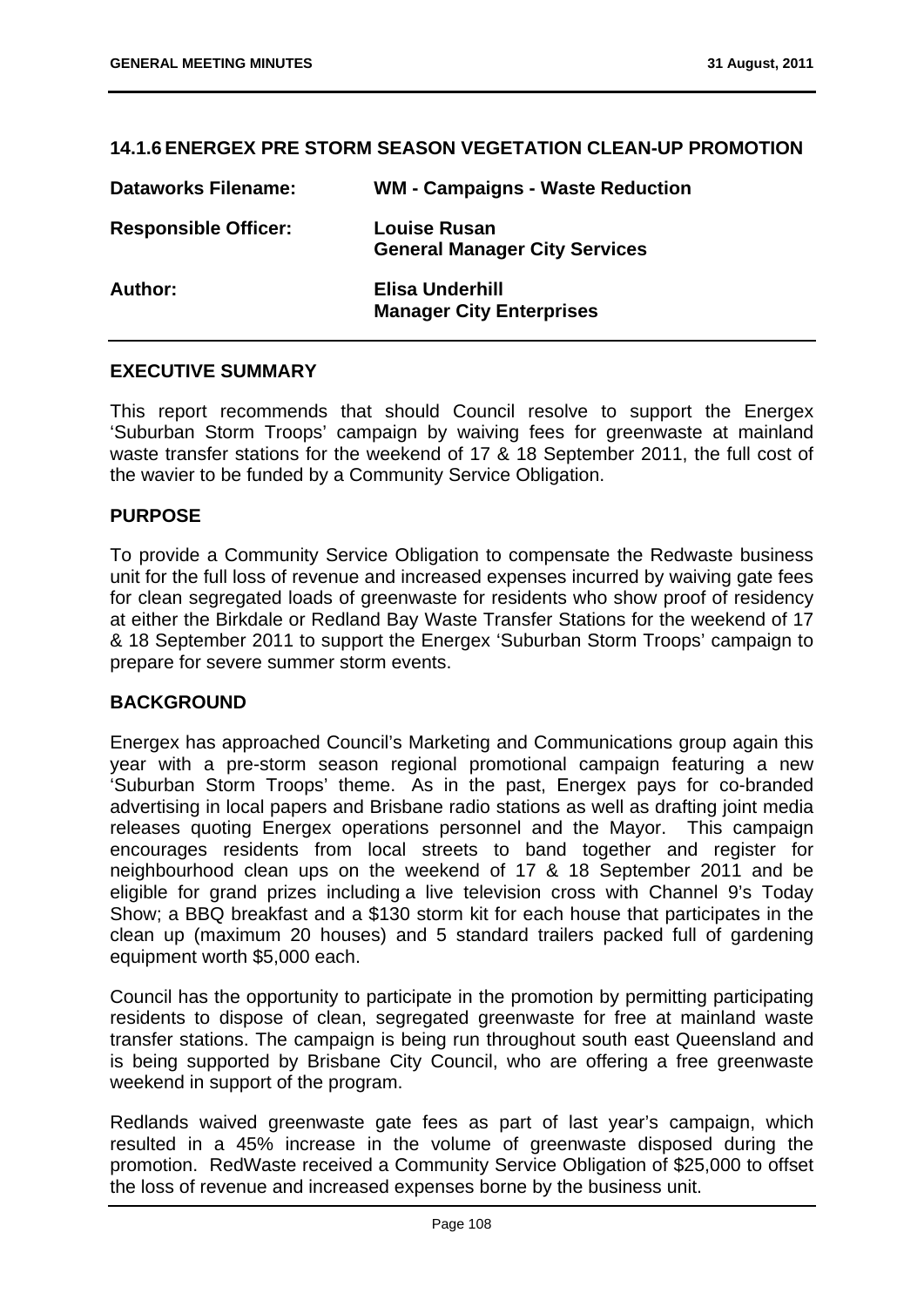## 14.1.6 ENERGEX PRE STORM SEASON VEGETATION CLEAN-UP PROMOTION

| | |
|---|---|
| **Dataworks Filename:** | **WM - Campaigns - Waste Reduction** |
| **Responsible Officer:** | **Louise Rusan**<br>**General Manager City Services** |
| **Author:** | **Elisa Underhill**<br>**Manager City Enterprises** |

### EXECUTIVE SUMMARY

This report recommends that should Council resolve to support the Energex 'Suburban Storm Troops' campaign by waiving fees for greenwaste at mainland waste transfer stations for the weekend of 17 & 18 September 2011, the full cost of the wavier to be funded by a Community Service Obligation.

### PURPOSE

To provide a Community Service Obligation to compensate the Redwaste business unit for the full loss of revenue and increased expenses incurred by waiving gate fees for clean segregated loads of greenwaste for residents who show proof of residency at either the Birkdale or Redland Bay Waste Transfer Stations for the weekend of 17 & 18 September 2011 to support the Energex 'Suburban Storm Troops' campaign to prepare for severe summer storm events.

### BACKGROUND

Energex has approached Council's Marketing and Communications group again this year with a pre-storm season regional promotional campaign featuring a new 'Suburban Storm Troops' theme. As in the past, Energex pays for co-branded advertising in local papers and Brisbane radio stations as well as drafting joint media releases quoting Energex operations personnel and the Mayor. This campaign encourages residents from local streets to band together and register for neighbourhood clean ups on the weekend of 17 & 18 September 2011 and be eligible for grand prizes including a live television cross with Channel 9's Today Show; a BBQ breakfast and a $130 storm kit for each house that participates in the clean up (maximum 20 houses) and 5 standard trailers packed full of gardening equipment worth $5,000 each.

Council has the opportunity to participate in the promotion by permitting participating residents to dispose of clean, segregated greenwaste for free at mainland waste transfer stations. The campaign is being run throughout south east Queensland and is being supported by Brisbane City Council, who are offering a free greenwaste weekend in support of the program.

Redlands waived greenwaste gate fees as part of last year's campaign, which resulted in a 45% increase in the volume of greenwaste disposed during the promotion. RedWaste received a Community Service Obligation of $25,000 to offset the loss of revenue and increased expenses borne by the business unit.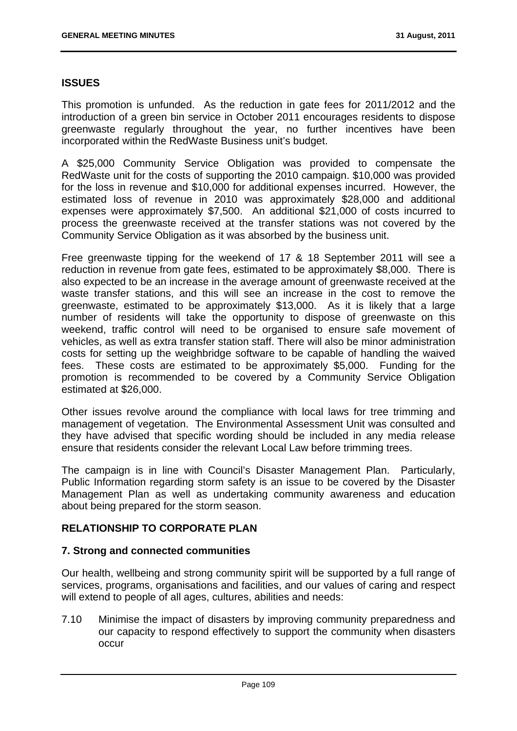## ISSUES

This promotion is unfunded. As the reduction in gate fees for 2011/2012 and the introduction of a green bin service in October 2011 encourages residents to dispose greenwaste regularly throughout the year, no further incentives have been incorporated within the RedWaste Business unit's budget.

A $25,000 Community Service Obligation was provided to compensate the RedWaste unit for the costs of supporting the 2010 campaign. $10,000 was provided for the loss in revenue and $10,000 for additional expenses incurred. However, the estimated loss of revenue in 2010 was approximately $28,000 and additional expenses were approximately $7,500. An additional $21,000 of costs incurred to process the greenwaste received at the transfer stations was not covered by the Community Service Obligation as it was absorbed by the business unit.

Free greenwaste tipping for the weekend of 17 & 18 September 2011 will see a reduction in revenue from gate fees, estimated to be approximately $8,000. There is also expected to be an increase in the average amount of greenwaste received at the waste transfer stations, and this will see an increase in the cost to remove the greenwaste, estimated to be approximately $13,000. As it is likely that a large number of residents will take the opportunity to dispose of greenwaste on this weekend, traffic control will need to be organised to ensure safe movement of vehicles, as well as extra transfer station staff. There will also be minor administration costs for setting up the weighbridge software to be capable of handling the waived fees. These costs are estimated to be approximately $5,000. Funding for the promotion is recommended to be covered by a Community Service Obligation estimated at $26,000.

Other issues revolve around the compliance with local laws for tree trimming and management of vegetation. The Environmental Assessment Unit was consulted and they have advised that specific wording should be included in any media release ensure that residents consider the relevant Local Law before trimming trees.

The campaign is in line with Council's Disaster Management Plan. Particularly, Public Information regarding storm safety is an issue to be covered by the Disaster Management Plan as well as undertaking community awareness and education about being prepared for the storm season.

## RELATIONSHIP TO CORPORATE PLAN

### 7. Strong and connected communities

Our health, wellbeing and strong community spirit will be supported by a full range of services, programs, organisations and facilities, and our values of caring and respect will extend to people of all ages, cultures, abilities and needs:

7.10 Minimise the impact of disasters by improving community preparedness and our capacity to respond effectively to support the community when disasters occur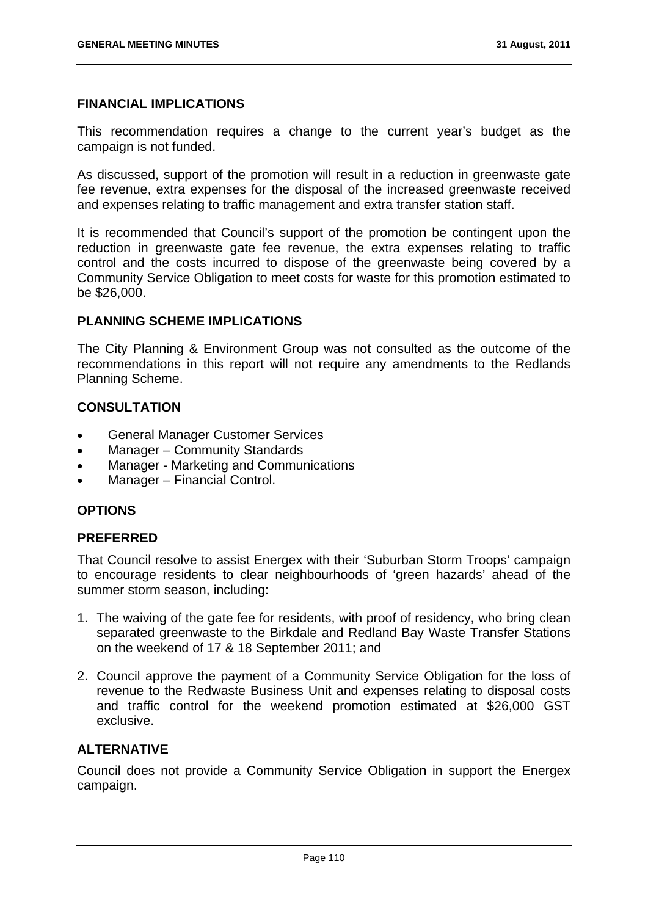## FINANCIAL IMPLICATIONS

This recommendation requires a change to the current year's budget as the campaign is not funded.

As discussed, support of the promotion will result in a reduction in greenwaste gate fee revenue, extra expenses for the disposal of the increased greenwaste received and expenses relating to traffic management and extra transfer station staff.

It is recommended that Council's support of the promotion be contingent upon the reduction in greenwaste gate fee revenue, the extra expenses relating to traffic control and the costs incurred to dispose of the greenwaste being covered by a Community Service Obligation to meet costs for waste for this promotion estimated to be $26,000.

## PLANNING SCHEME IMPLICATIONS

The City Planning & Environment Group was not consulted as the outcome of the recommendations in this report will not require any amendments to the Redlands Planning Scheme.

## CONSULTATION

- General Manager Customer Services
- Manager – Community Standards
- Manager - Marketing and Communications
- Manager – Financial Control.

## OPTIONS

## PREFERRED

That Council resolve to assist Energex with their 'Suburban Storm Troops' campaign to encourage residents to clear neighbourhoods of 'green hazards' ahead of the summer storm season, including:

1. The waiving of the gate fee for residents, with proof of residency, who bring clean separated greenwaste to the Birkdale and Redland Bay Waste Transfer Stations on the weekend of 17 & 18 September 2011; and
2. Council approve the payment of a Community Service Obligation for the loss of revenue to the Redwaste Business Unit and expenses relating to disposal costs and traffic control for the weekend promotion estimated at $26,000 GST exclusive.

## ALTERNATIVE

Council does not provide a Community Service Obligation in support the Energex campaign.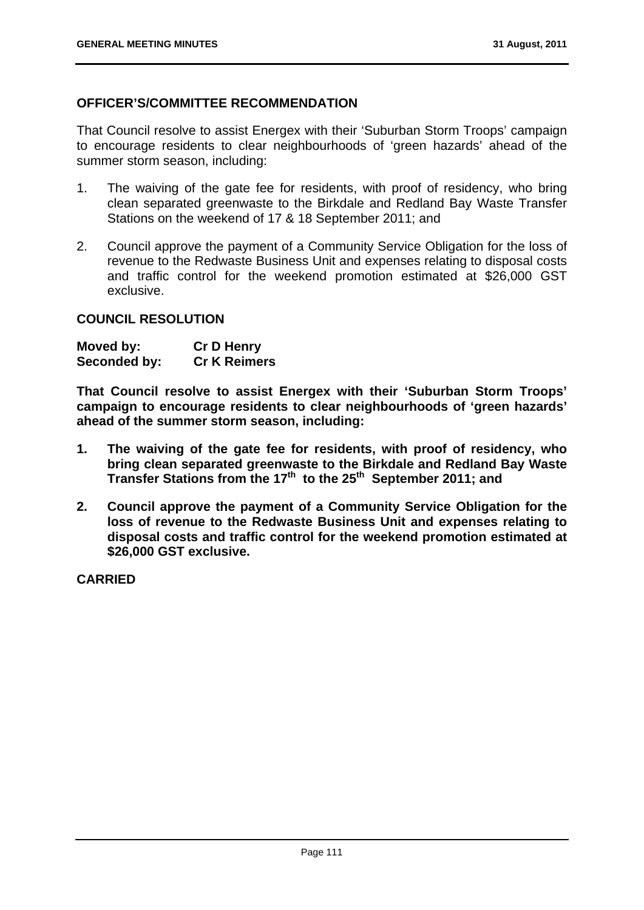**OFFICER'S/COMMITTEE RECOMMENDATION**

That Council resolve to assist Energex with their 'Suburban Storm Troops' campaign to encourage residents to clear neighbourhoods of 'green hazards' ahead of the summer storm season, including:

1. The waiving of the gate fee for residents, with proof of residency, who bring clean separated greenwaste to the Birkdale and Redland Bay Waste Transfer Stations on the weekend of 17 & 18 September 2011; and
2. Council approve the payment of a Community Service Obligation for the loss of revenue to the Redwaste Business Unit and expenses relating to disposal costs and traffic control for the weekend promotion estimated at $26,000 GST exclusive.

**COUNCIL RESOLUTION**

**Moved by:** **Cr D Henry**
**Seconded by:** **Cr K Reimers**

**That Council resolve to assist Energex with their 'Suburban Storm Troops' campaign to encourage residents to clear neighbourhoods of 'green hazards' ahead of the summer storm season, including:**

1. **The waiving of the gate fee for residents, with proof of residency, who bring clean separated greenwaste to the Birkdale and Redland Bay Waste Transfer Stations from the 17th to the 25th September 2011; and**
2. **Council approve the payment of a Community Service Obligation for the loss of revenue to the Redwaste Business Unit and expenses relating to disposal costs and traffic control for the weekend promotion estimated at $26,000 GST exclusive.**

**CARRIED**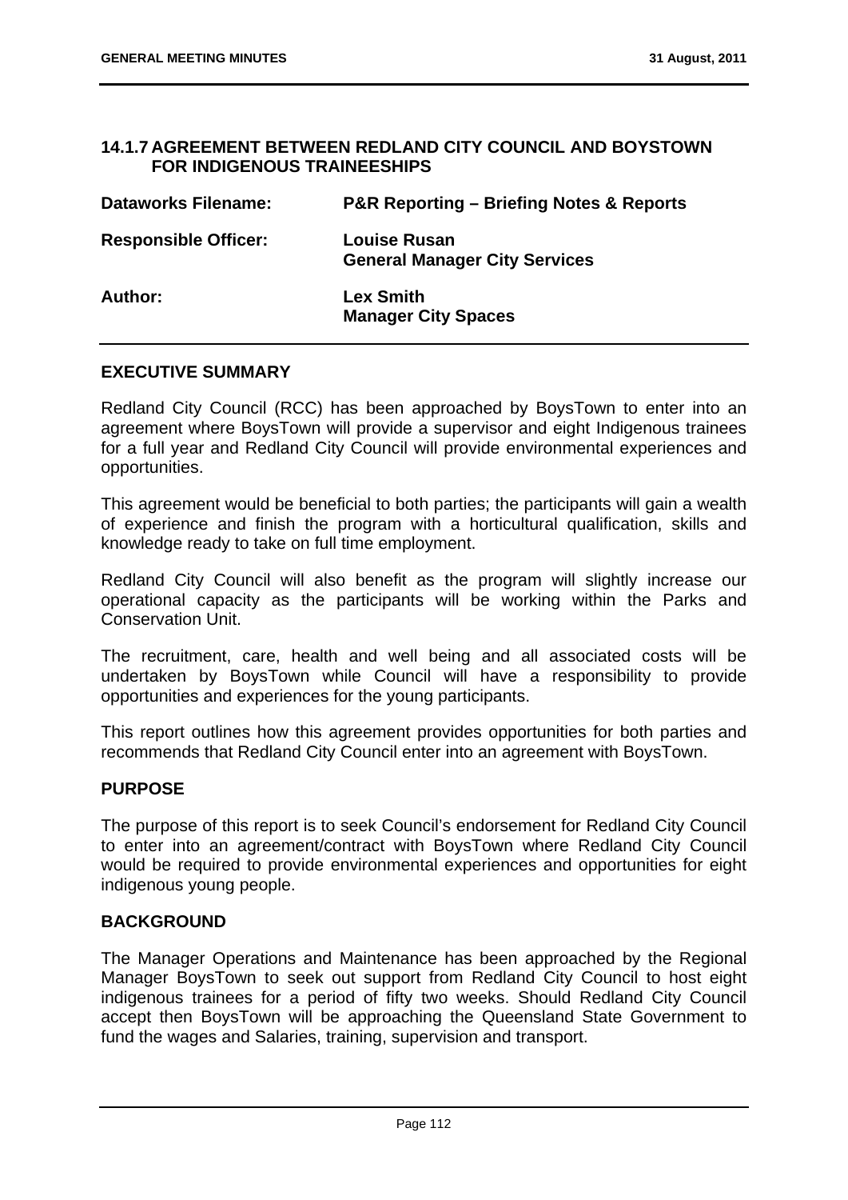## 14.1.7 AGREEMENT BETWEEN REDLAND CITY COUNCIL AND BOYSTOWN FOR INDIGENOUS TRAINEESHIPS

| | |
|---|---|
| **Dataworks Filename:** | **P&R Reporting – Briefing Notes & Reports** |
| **Responsible Officer:** | **Louise Rusan**<br>**General Manager City Services** |
| **Author:** | **Lex Smith**<br>**Manager City Spaces** |

### EXECUTIVE SUMMARY

Redland City Council (RCC) has been approached by BoysTown to enter into an agreement where BoysTown will provide a supervisor and eight Indigenous trainees for a full year and Redland City Council will provide environmental experiences and opportunities.

This agreement would be beneficial to both parties; the participants will gain a wealth of experience and finish the program with a horticultural qualification, skills and knowledge ready to take on full time employment.

Redland City Council will also benefit as the program will slightly increase our operational capacity as the participants will be working within the Parks and Conservation Unit.

The recruitment, care, health and well being and all associated costs will be undertaken by BoysTown while Council will have a responsibility to provide opportunities and experiences for the young participants.

This report outlines how this agreement provides opportunities for both parties and recommends that Redland City Council enter into an agreement with BoysTown.

### PURPOSE

The purpose of this report is to seek Council's endorsement for Redland City Council to enter into an agreement/contract with BoysTown where Redland City Council would be required to provide environmental experiences and opportunities for eight indigenous young people.

### BACKGROUND

The Manager Operations and Maintenance has been approached by the Regional Manager BoysTown to seek out support from Redland City Council to host eight indigenous trainees for a period of fifty two weeks. Should Redland City Council accept then BoysTown will be approaching the Queensland State Government to fund the wages and Salaries, training, supervision and transport.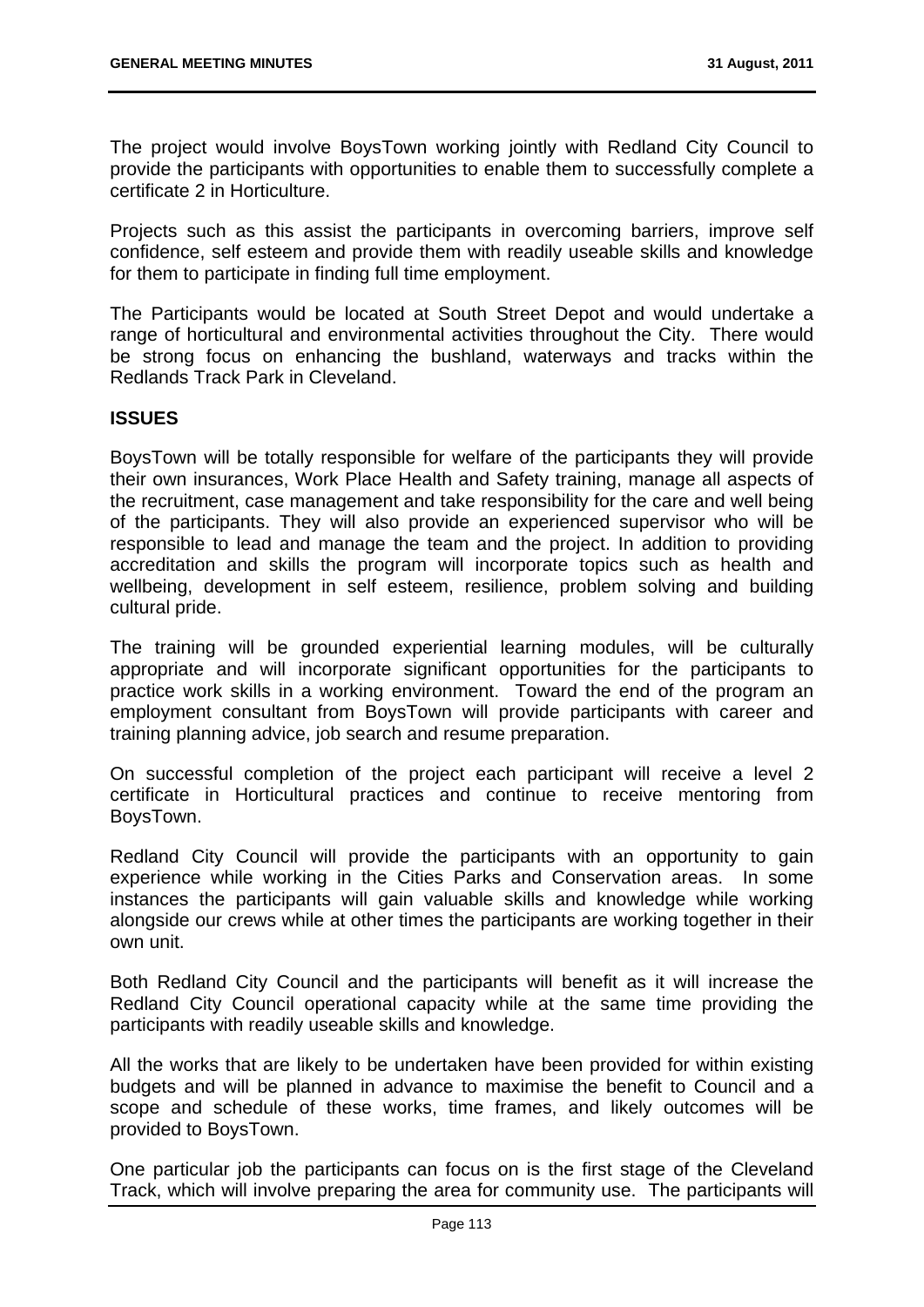The project would involve BoysTown working jointly with Redland City Council to provide the participants with opportunities to enable them to successfully complete a certificate 2 in Horticulture.

Projects such as this assist the participants in overcoming barriers, improve self confidence, self esteem and provide them with readily useable skills and knowledge for them to participate in finding full time employment.

The Participants would be located at South Street Depot and would undertake a range of horticultural and environmental activities throughout the City. There would be strong focus on enhancing the bushland, waterways and tracks within the Redlands Track Park in Cleveland.

**ISSUES**

BoysTown will be totally responsible for welfare of the participants they will provide their own insurances, Work Place Health and Safety training, manage all aspects of the recruitment, case management and take responsibility for the care and well being of the participants. They will also provide an experienced supervisor who will be responsible to lead and manage the team and the project. In addition to providing accreditation and skills the program will incorporate topics such as health and wellbeing, development in self esteem, resilience, problem solving and building cultural pride.

The training will be grounded experiential learning modules, will be culturally appropriate and will incorporate significant opportunities for the participants to practice work skills in a working environment. Toward the end of the program an employment consultant from BoysTown will provide participants with career and training planning advice, job search and resume preparation.

On successful completion of the project each participant will receive a level 2 certificate in Horticultural practices and continue to receive mentoring from BoysTown.

Redland City Council will provide the participants with an opportunity to gain experience while working in the Cities Parks and Conservation areas. In some instances the participants will gain valuable skills and knowledge while working alongside our crews while at other times the participants are working together in their own unit.

Both Redland City Council and the participants will benefit as it will increase the Redland City Council operational capacity while at the same time providing the participants with readily useable skills and knowledge.

All the works that are likely to be undertaken have been provided for within existing budgets and will be planned in advance to maximise the benefit to Council and a scope and schedule of these works, time frames, and likely outcomes will be provided to BoysTown.

One particular job the participants can focus on is the first stage of the Cleveland Track, which will involve preparing the area for community use. The participants will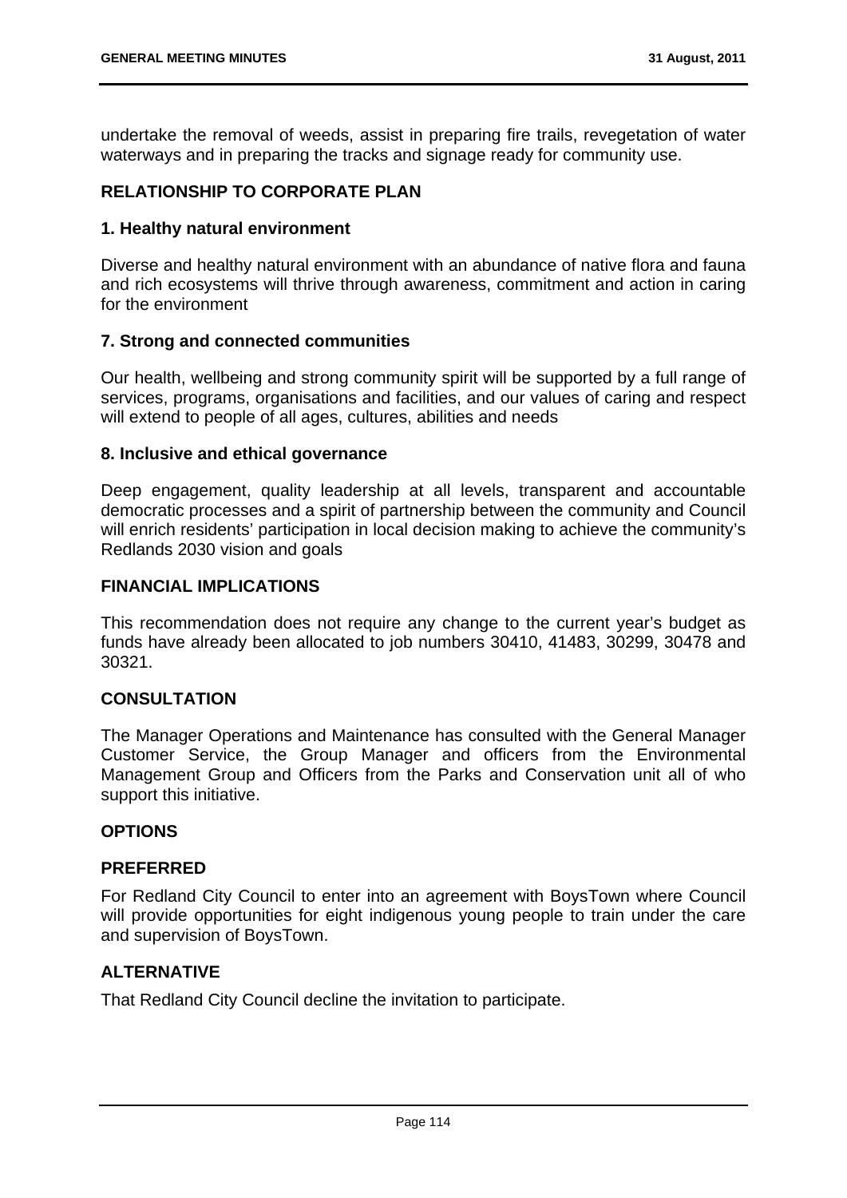undertake the removal of weeds, assist in preparing fire trails, revegetation of water waterways and in preparing the tracks and signage ready for community use.

## RELATIONSHIP TO CORPORATE PLAN

### 1. Healthy natural environment

Diverse and healthy natural environment with an abundance of native flora and fauna and rich ecosystems will thrive through awareness, commitment and action in caring for the environment

### 7. Strong and connected communities

Our health, wellbeing and strong community spirit will be supported by a full range of services, programs, organisations and facilities, and our values of caring and respect will extend to people of all ages, cultures, abilities and needs

### 8. Inclusive and ethical governance

Deep engagement, quality leadership at all levels, transparent and accountable democratic processes and a spirit of partnership between the community and Council will enrich residents' participation in local decision making to achieve the community's Redlands 2030 vision and goals

## FINANCIAL IMPLICATIONS

This recommendation does not require any change to the current year's budget as funds have already been allocated to job numbers 30410, 41483, 30299, 30478 and 30321.

## CONSULTATION

The Manager Operations and Maintenance has consulted with the General Manager Customer Service, the Group Manager and officers from the Environmental Management Group and Officers from the Parks and Conservation unit all of who support this initiative.

## OPTIONS

### PREFERRED

For Redland City Council to enter into an agreement with BoysTown where Council will provide opportunities for eight indigenous young people to train under the care and supervision of BoysTown.

### ALTERNATIVE

That Redland City Council decline the invitation to participate.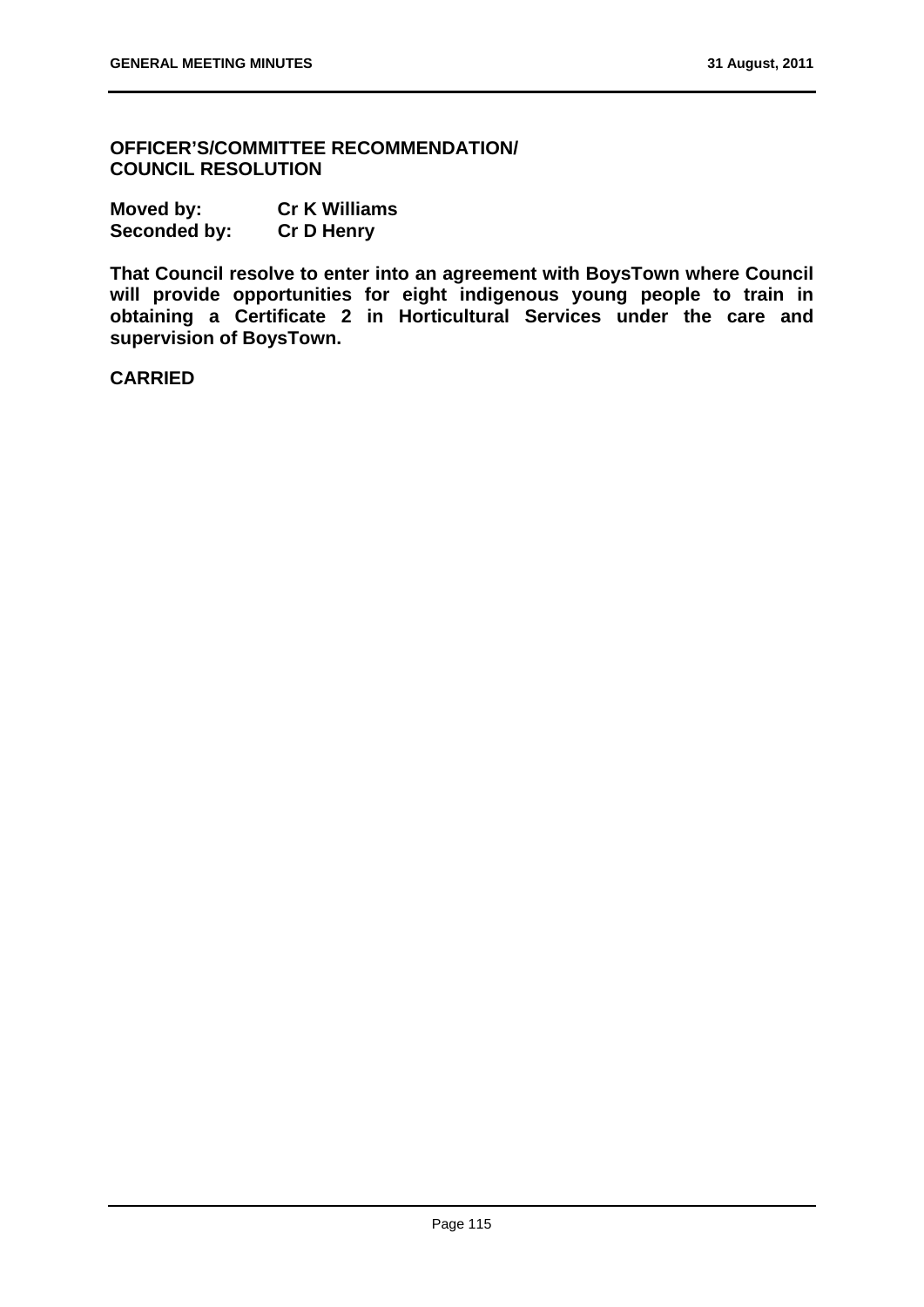**OFFICER'S/COMMITTEE RECOMMENDATION/ COUNCIL RESOLUTION**

**Moved by:** **Cr K Williams**
**Seconded by:** **Cr D Henry**

**That Council resolve to enter into an agreement with BoysTown where Council will provide opportunities for eight indigenous young people to train in obtaining a Certificate 2 in Horticultural Services under the care and supervision of BoysTown.**

**CARRIED**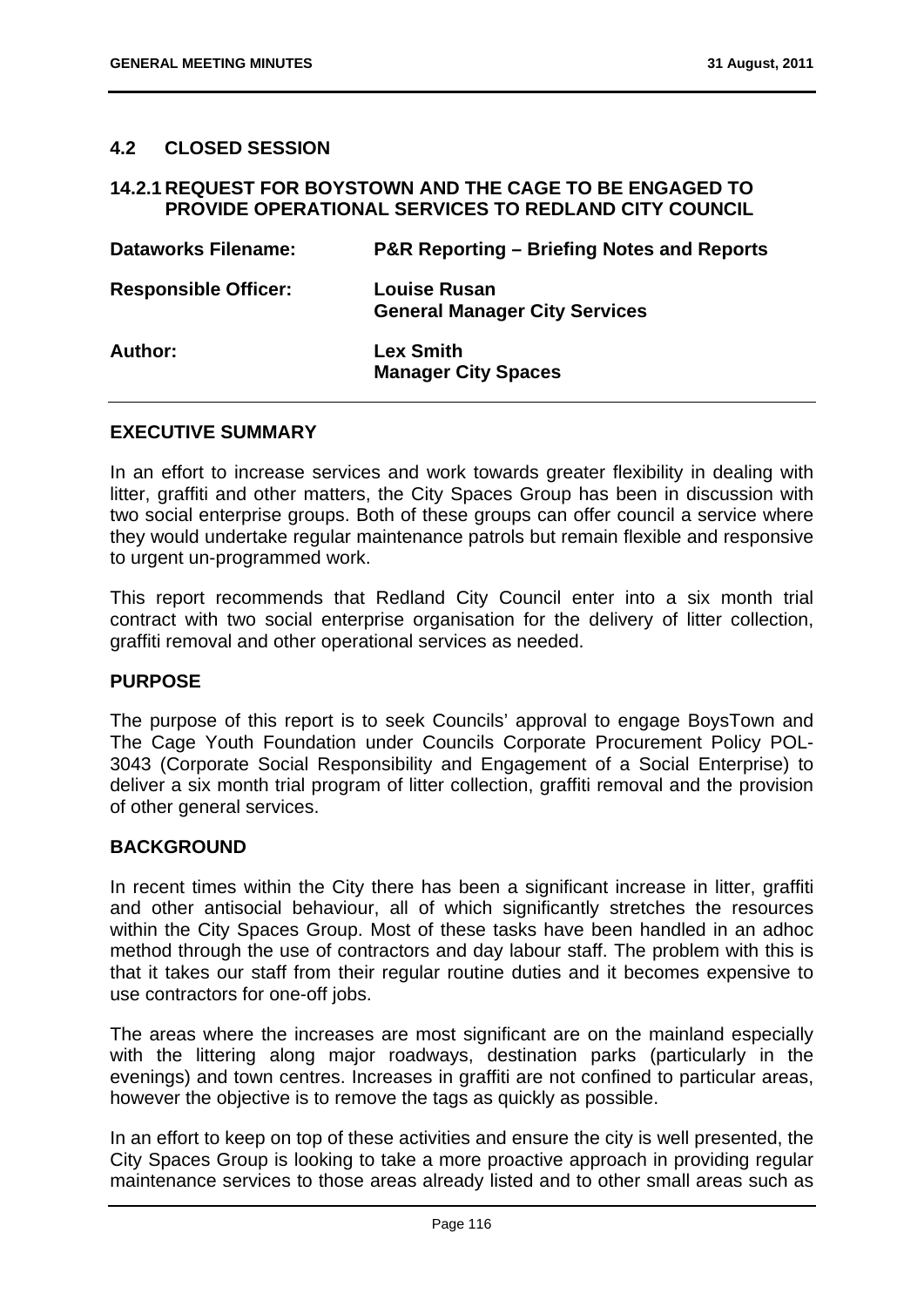## 4.2 CLOSED SESSION

### 14.2.1 REQUEST FOR BOYSTOWN AND THE CAGE TO BE ENGAGED TO PROVIDE OPERATIONAL SERVICES TO REDLAND CITY COUNCIL

| | |
|---|---|
| **Dataworks Filename:** | **P&R Reporting – Briefing Notes and Reports** |
| **Responsible Officer:** | **Louise Rusan**<br>**General Manager City Services** |
| **Author:** | **Lex Smith**<br>**Manager City Spaces** |

## EXECUTIVE SUMMARY

In an effort to increase services and work towards greater flexibility in dealing with litter, graffiti and other matters, the City Spaces Group has been in discussion with two social enterprise groups. Both of these groups can offer council a service where they would undertake regular maintenance patrols but remain flexible and responsive to urgent un-programmed work.

This report recommends that Redland City Council enter into a six month trial contract with two social enterprise organisation for the delivery of litter collection, graffiti removal and other operational services as needed.

## PURPOSE

The purpose of this report is to seek Councils' approval to engage BoysTown and The Cage Youth Foundation under Councils Corporate Procurement Policy POL-3043 (Corporate Social Responsibility and Engagement of a Social Enterprise) to deliver a six month trial program of litter collection, graffiti removal and the provision of other general services.

## BACKGROUND

In recent times within the City there has been a significant increase in litter, graffiti and other antisocial behaviour, all of which significantly stretches the resources within the City Spaces Group. Most of these tasks have been handled in an adhoc method through the use of contractors and day labour staff. The problem with this is that it takes our staff from their regular routine duties and it becomes expensive to use contractors for one-off jobs.

The areas where the increases are most significant are on the mainland especially with the littering along major roadways, destination parks (particularly in the evenings) and town centres. Increases in graffiti are not confined to particular areas, however the objective is to remove the tags as quickly as possible.

In an effort to keep on top of these activities and ensure the city is well presented, the City Spaces Group is looking to take a more proactive approach in providing regular maintenance services to those areas already listed and to other small areas such as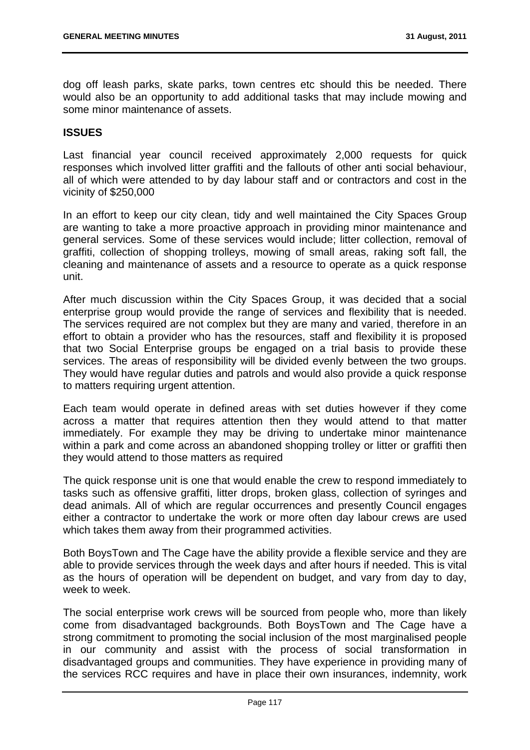dog off leash parks, skate parks, town centres etc should this be needed. There would also be an opportunity to add additional tasks that may include mowing and some minor maintenance of assets.

## ISSUES

Last financial year council received approximately 2,000 requests for quick responses which involved litter graffiti and the fallouts of other anti social behaviour, all of which were attended to by day labour staff and or contractors and cost in the vicinity of $250,000

In an effort to keep our city clean, tidy and well maintained the City Spaces Group are wanting to take a more proactive approach in providing minor maintenance and general services. Some of these services would include; litter collection, removal of graffiti, collection of shopping trolleys, mowing of small areas, raking soft fall, the cleaning and maintenance of assets and a resource to operate as a quick response unit.

After much discussion within the City Spaces Group, it was decided that a social enterprise group would provide the range of services and flexibility that is needed. The services required are not complex but they are many and varied, therefore in an effort to obtain a provider who has the resources, staff and flexibility it is proposed that two Social Enterprise groups be engaged on a trial basis to provide these services. The areas of responsibility will be divided evenly between the two groups. They would have regular duties and patrols and would also provide a quick response to matters requiring urgent attention.

Each team would operate in defined areas with set duties however if they come across a matter that requires attention then they would attend to that matter immediately. For example they may be driving to undertake minor maintenance within a park and come across an abandoned shopping trolley or litter or graffiti then they would attend to those matters as required

The quick response unit is one that would enable the crew to respond immediately to tasks such as offensive graffiti, litter drops, broken glass, collection of syringes and dead animals. All of which are regular occurrences and presently Council engages either a contractor to undertake the work or more often day labour crews are used which takes them away from their programmed activities.

Both BoysTown and The Cage have the ability provide a flexible service and they are able to provide services through the week days and after hours if needed. This is vital as the hours of operation will be dependent on budget, and vary from day to day, week to week.

The social enterprise work crews will be sourced from people who, more than likely come from disadvantaged backgrounds. Both BoysTown and The Cage have a strong commitment to promoting the social inclusion of the most marginalised people in our community and assist with the process of social transformation in disadvantaged groups and communities. They have experience in providing many of the services RCC requires and have in place their own insurances, indemnity, work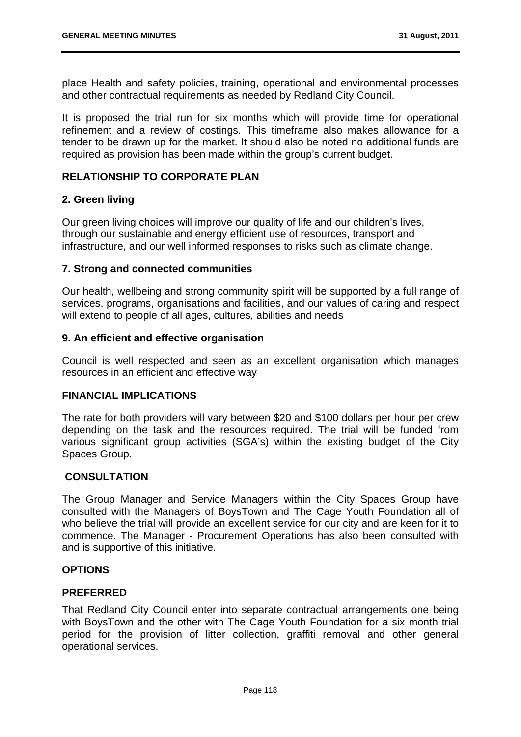place Health and safety policies, training, operational and environmental processes and other contractual requirements as needed by Redland City Council.

It is proposed the trial run for six months which will provide time for operational refinement and a review of costings. This timeframe also makes allowance for a tender to be drawn up for the market. It should also be noted no additional funds are required as provision has been made within the group's current budget.

## RELATIONSHIP TO CORPORATE PLAN

### 2. Green living

Our green living choices will improve our quality of life and our children's lives, through our sustainable and energy efficient use of resources, transport and infrastructure, and our well informed responses to risks such as climate change.

### 7. Strong and connected communities

Our health, wellbeing and strong community spirit will be supported by a full range of services, programs, organisations and facilities, and our values of caring and respect will extend to people of all ages, cultures, abilities and needs

### 9. An efficient and effective organisation

Council is well respected and seen as an excellent organisation which manages resources in an efficient and effective way

## FINANCIAL IMPLICATIONS

The rate for both providers will vary between $20 and $100 dollars per hour per crew depending on the task and the resources required. The trial will be funded from various significant group activities (SGA's) within the existing budget of the City Spaces Group.

## CONSULTATION

The Group Manager and Service Managers within the City Spaces Group have consulted with the Managers of BoysTown and The Cage Youth Foundation all of who believe the trial will provide an excellent service for our city and are keen for it to commence. The Manager - Procurement Operations has also been consulted with and is supportive of this initiative.

## OPTIONS

### PREFERRED

That Redland City Council enter into separate contractual arrangements one being with BoysTown and the other with The Cage Youth Foundation for a six month trial period for the provision of litter collection, graffiti removal and other general operational services.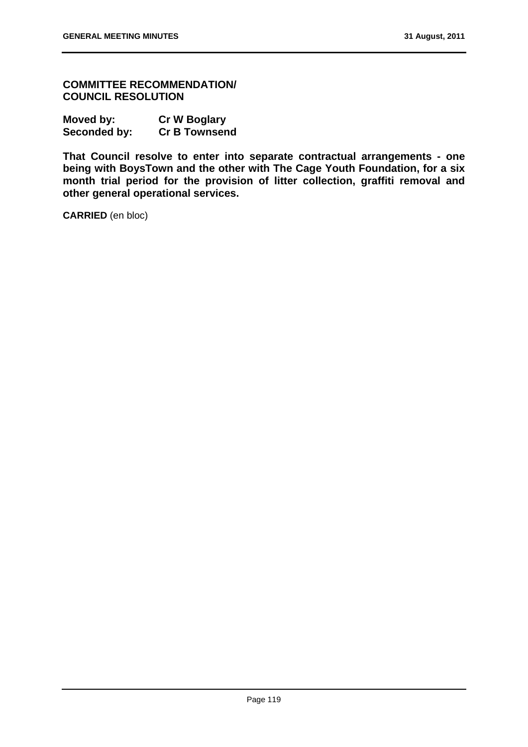**COMMITTEE RECOMMENDATION/**
**COUNCIL RESOLUTION**

**Moved by: Cr W Boglary**
**Seconded by: Cr B Townsend**

**That Council resolve to enter into separate contractual arrangements - one being with BoysTown and the other with The Cage Youth Foundation, for a six month trial period for the provision of litter collection, graffiti removal and other general operational services.**

**CARRIED** (en bloc)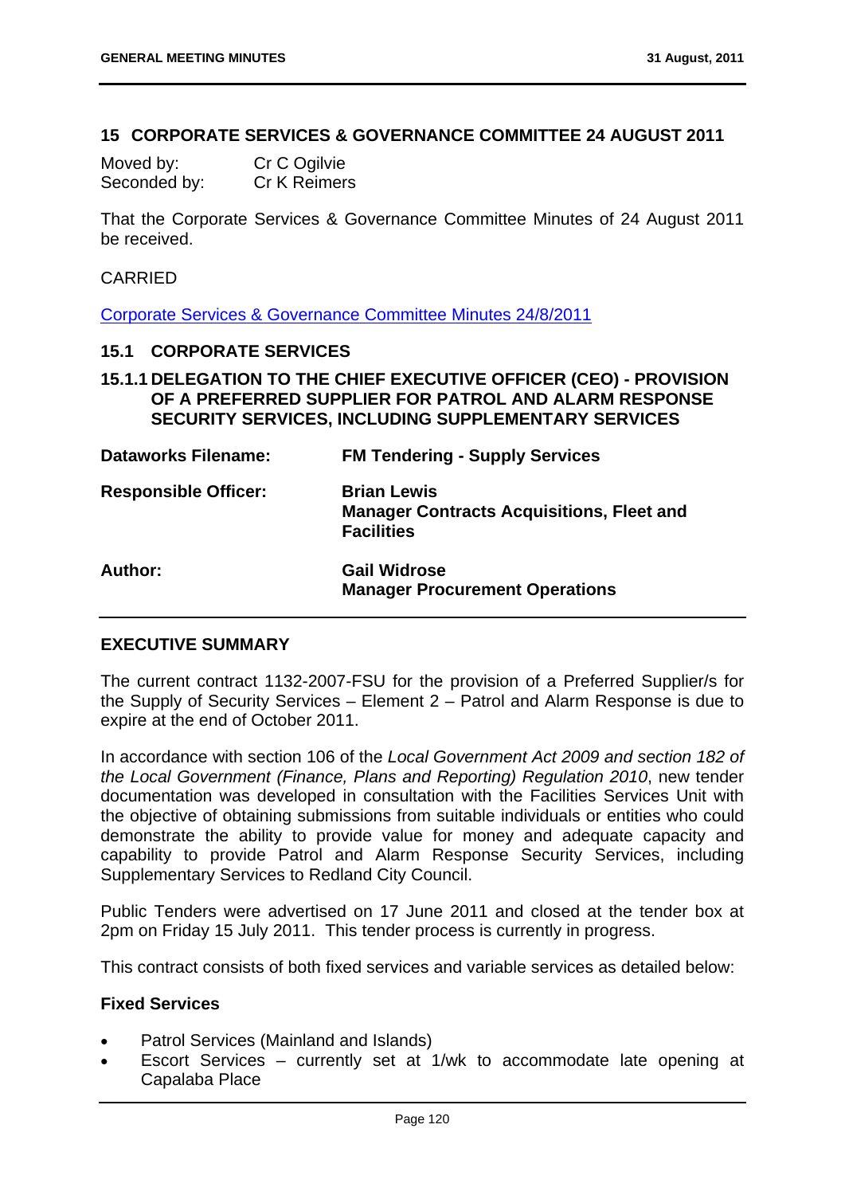## 15 CORPORATE SERVICES & GOVERNANCE COMMITTEE 24 AUGUST 2011

| | |
|---|---|
| Moved by: | Cr C Ogilvie |
| Seconded by: | Cr K Reimers |

That the Corporate Services & Governance Committee Minutes of 24 August 2011 be received.

CARRIED

Corporate Services & Governance Committee Minutes 24/8/2011

### 15.1 CORPORATE SERVICES

### 15.1.1 DELEGATION TO THE CHIEF EXECUTIVE OFFICER (CEO) - PROVISION OF A PREFERRED SUPPLIER FOR PATROL AND ALARM RESPONSE SECURITY SERVICES, INCLUDING SUPPLEMENTARY SERVICES

| | |
|---|---|
| **Dataworks Filename:** | **FM Tendering - Supply Services** |
| **Responsible Officer:** | **Brian Lewis**<br>**Manager Contracts Acquisitions, Fleet and Facilities** |
| **Author:** | **Gail Widrose**<br>**Manager Procurement Operations** |

**EXECUTIVE SUMMARY**

The current contract 1132-2007-FSU for the provision of a Preferred Supplier/s for the Supply of Security Services – Element 2 – Patrol and Alarm Response is due to expire at the end of October 2011.

In accordance with section 106 of the *Local Government Act 2009 and section 182 of the Local Government (Finance, Plans and Reporting) Regulation 2010*, new tender documentation was developed in consultation with the Facilities Services Unit with the objective of obtaining submissions from suitable individuals or entities who could demonstrate the ability to provide value for money and adequate capacity and capability to provide Patrol and Alarm Response Security Services, including Supplementary Services to Redland City Council.

Public Tenders were advertised on 17 June 2011 and closed at the tender box at 2pm on Friday 15 July 2011. This tender process is currently in progress.

This contract consists of both fixed services and variable services as detailed below:

**Fixed Services**

- Patrol Services (Mainland and Islands)
- Escort Services – currently set at 1/wk to accommodate late opening at Capalaba Place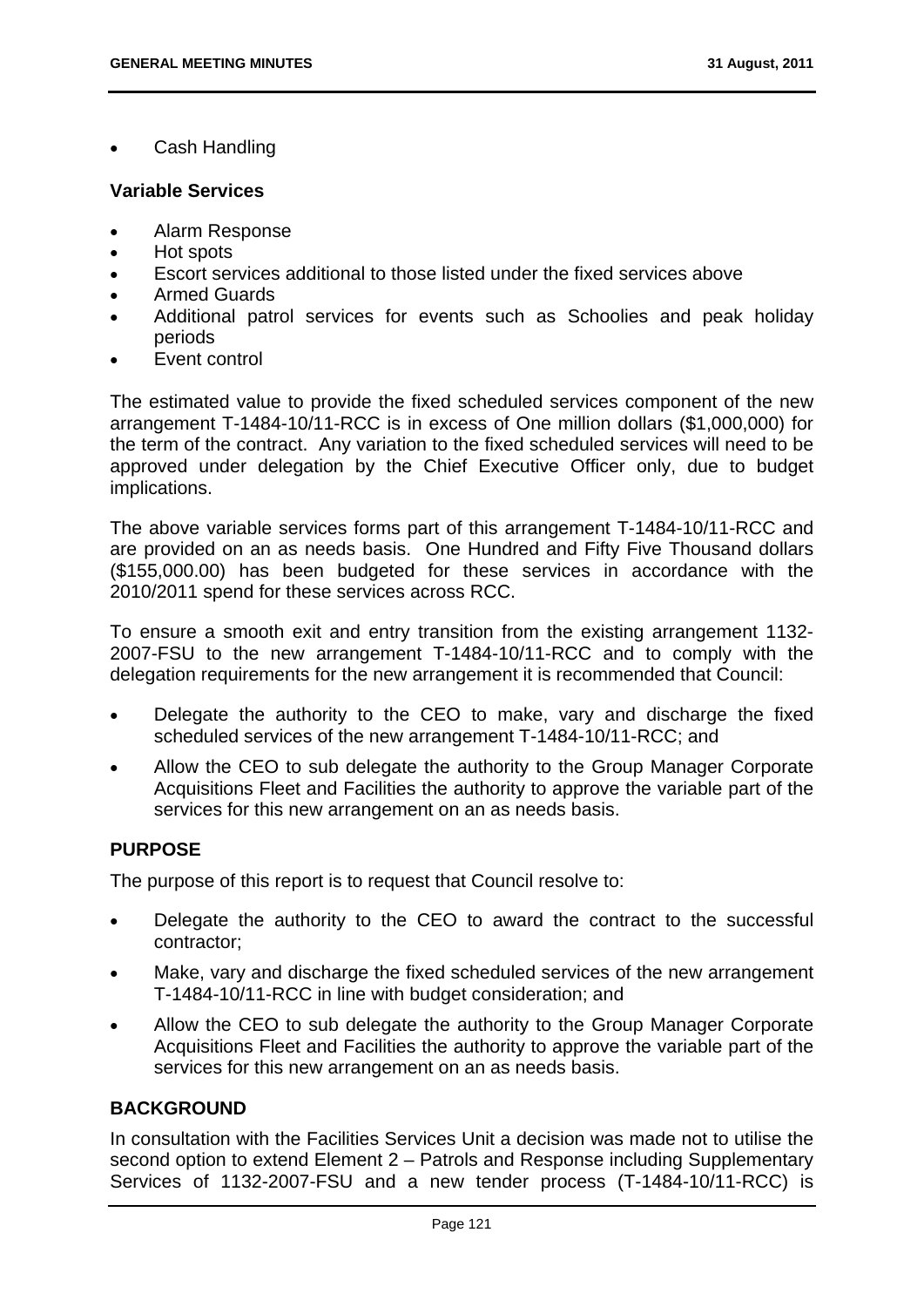- Cash Handling

**Variable Services**

- Alarm Response
- Hot spots
- Escort services additional to those listed under the fixed services above
- Armed Guards
- Additional patrol services for events such as Schoolies and peak holiday periods
- Event control

The estimated value to provide the fixed scheduled services component of the new arrangement T-1484-10/11-RCC is in excess of One million dollars ($1,000,000) for the term of the contract. Any variation to the fixed scheduled services will need to be approved under delegation by the Chief Executive Officer only, due to budget implications.

The above variable services forms part of this arrangement T-1484-10/11-RCC and are provided on an as needs basis. One Hundred and Fifty Five Thousand dollars ($155,000.00) has been budgeted for these services in accordance with the 2010/2011 spend for these services across RCC.

To ensure a smooth exit and entry transition from the existing arrangement 1132-2007-FSU to the new arrangement T-1484-10/11-RCC and to comply with the delegation requirements for the new arrangement it is recommended that Council:

- Delegate the authority to the CEO to make, vary and discharge the fixed scheduled services of the new arrangement T-1484-10/11-RCC; and
- Allow the CEO to sub delegate the authority to the Group Manager Corporate Acquisitions Fleet and Facilities the authority to approve the variable part of the services for this new arrangement on an as needs basis.

## PURPOSE

The purpose of this report is to request that Council resolve to:

- Delegate the authority to the CEO to award the contract to the successful contractor;
- Make, vary and discharge the fixed scheduled services of the new arrangement T-1484-10/11-RCC in line with budget consideration; and
- Allow the CEO to sub delegate the authority to the Group Manager Corporate Acquisitions Fleet and Facilities the authority to approve the variable part of the services for this new arrangement on an as needs basis.

## BACKGROUND

In consultation with the Facilities Services Unit a decision was made not to utilise the second option to extend Element 2 – Patrols and Response including Supplementary Services of 1132-2007-FSU and a new tender process (T-1484-10/11-RCC) is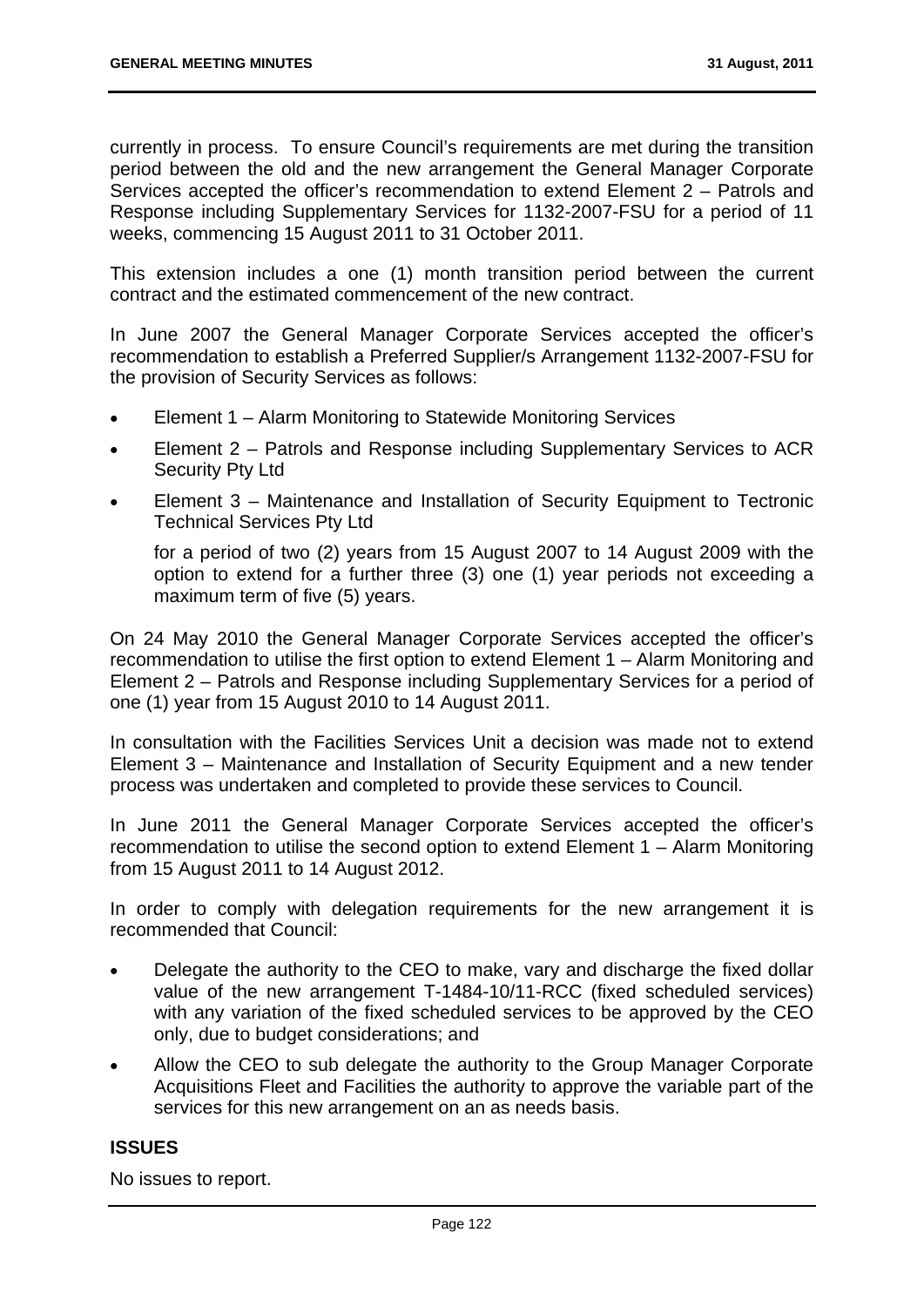currently in process. To ensure Council's requirements are met during the transition period between the old and the new arrangement the General Manager Corporate Services accepted the officer's recommendation to extend Element 2 – Patrols and Response including Supplementary Services for 1132-2007-FSU for a period of 11 weeks, commencing 15 August 2011 to 31 October 2011.

This extension includes a one (1) month transition period between the current contract and the estimated commencement of the new contract.

In June 2007 the General Manager Corporate Services accepted the officer's recommendation to establish a Preferred Supplier/s Arrangement 1132-2007-FSU for the provision of Security Services as follows:

- Element 1 – Alarm Monitoring to Statewide Monitoring Services
- Element 2 – Patrols and Response including Supplementary Services to ACR Security Pty Ltd
- Element 3 – Maintenance and Installation of Security Equipment to Tectronic Technical Services Pty Ltd

  for a period of two (2) years from 15 August 2007 to 14 August 2009 with the option to extend for a further three (3) one (1) year periods not exceeding a maximum term of five (5) years.

On 24 May 2010 the General Manager Corporate Services accepted the officer's recommendation to utilise the first option to extend Element 1 – Alarm Monitoring and Element 2 – Patrols and Response including Supplementary Services for a period of one (1) year from 15 August 2010 to 14 August 2011.

In consultation with the Facilities Services Unit a decision was made not to extend Element 3 – Maintenance and Installation of Security Equipment and a new tender process was undertaken and completed to provide these services to Council.

In June 2011 the General Manager Corporate Services accepted the officer's recommendation to utilise the second option to extend Element 1 – Alarm Monitoring from 15 August 2011 to 14 August 2012.

In order to comply with delegation requirements for the new arrangement it is recommended that Council:

- Delegate the authority to the CEO to make, vary and discharge the fixed dollar value of the new arrangement T-1484-10/11-RCC (fixed scheduled services) with any variation of the fixed scheduled services to be approved by the CEO only, due to budget considerations; and
- Allow the CEO to sub delegate the authority to the Group Manager Corporate Acquisitions Fleet and Facilities the authority to approve the variable part of the services for this new arrangement on an as needs basis.

## ISSUES

No issues to report.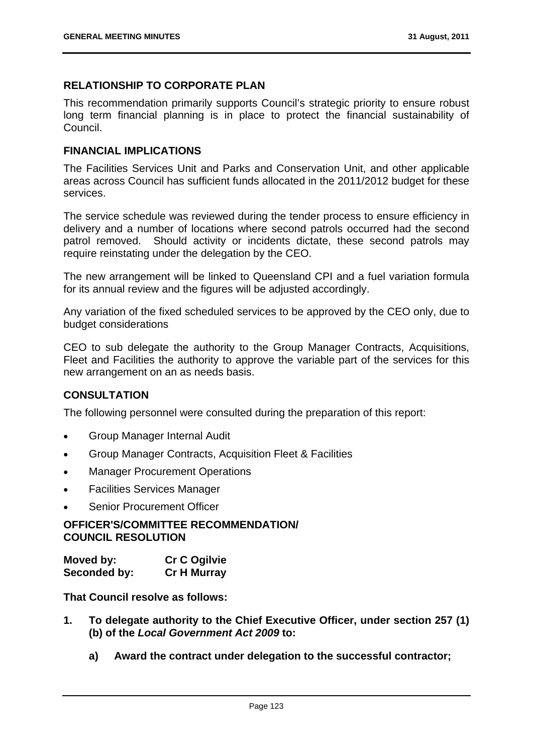## RELATIONSHIP TO CORPORATE PLAN

This recommendation primarily supports Council's strategic priority to ensure robust long term financial planning is in place to protect the financial sustainability of Council.

## FINANCIAL IMPLICATIONS

The Facilities Services Unit and Parks and Conservation Unit, and other applicable areas across Council has sufficient funds allocated in the 2011/2012 budget for these services.

The service schedule was reviewed during the tender process to ensure efficiency in delivery and a number of locations where second patrols occurred had the second patrol removed. Should activity or incidents dictate, these second patrols may require reinstating under the delegation by the CEO.

The new arrangement will be linked to Queensland CPI and a fuel variation formula for its annual review and the figures will be adjusted accordingly.

Any variation of the fixed scheduled services to be approved by the CEO only, due to budget considerations

CEO to sub delegate the authority to the Group Manager Contracts, Acquisitions, Fleet and Facilities the authority to approve the variable part of the services for this new arrangement on an as needs basis.

## CONSULTATION

The following personnel were consulted during the preparation of this report:

- Group Manager Internal Audit
- Group Manager Contracts, Acquisition Fleet & Facilities
- Manager Procurement Operations
- Facilities Services Manager
- Senior Procurement Officer

## OFFICER'S/COMMITTEE RECOMMENDATION/ COUNCIL RESOLUTION

**Moved by:** **Cr C Ogilvie**
**Seconded by:** **Cr H Murray**

**That Council resolve as follows:**

1. **To delegate authority to the Chief Executive Officer, under section 257 (1) (b) of the *Local Government Act 2009* to:**
   a) **Award the contract under delegation to the successful contractor;**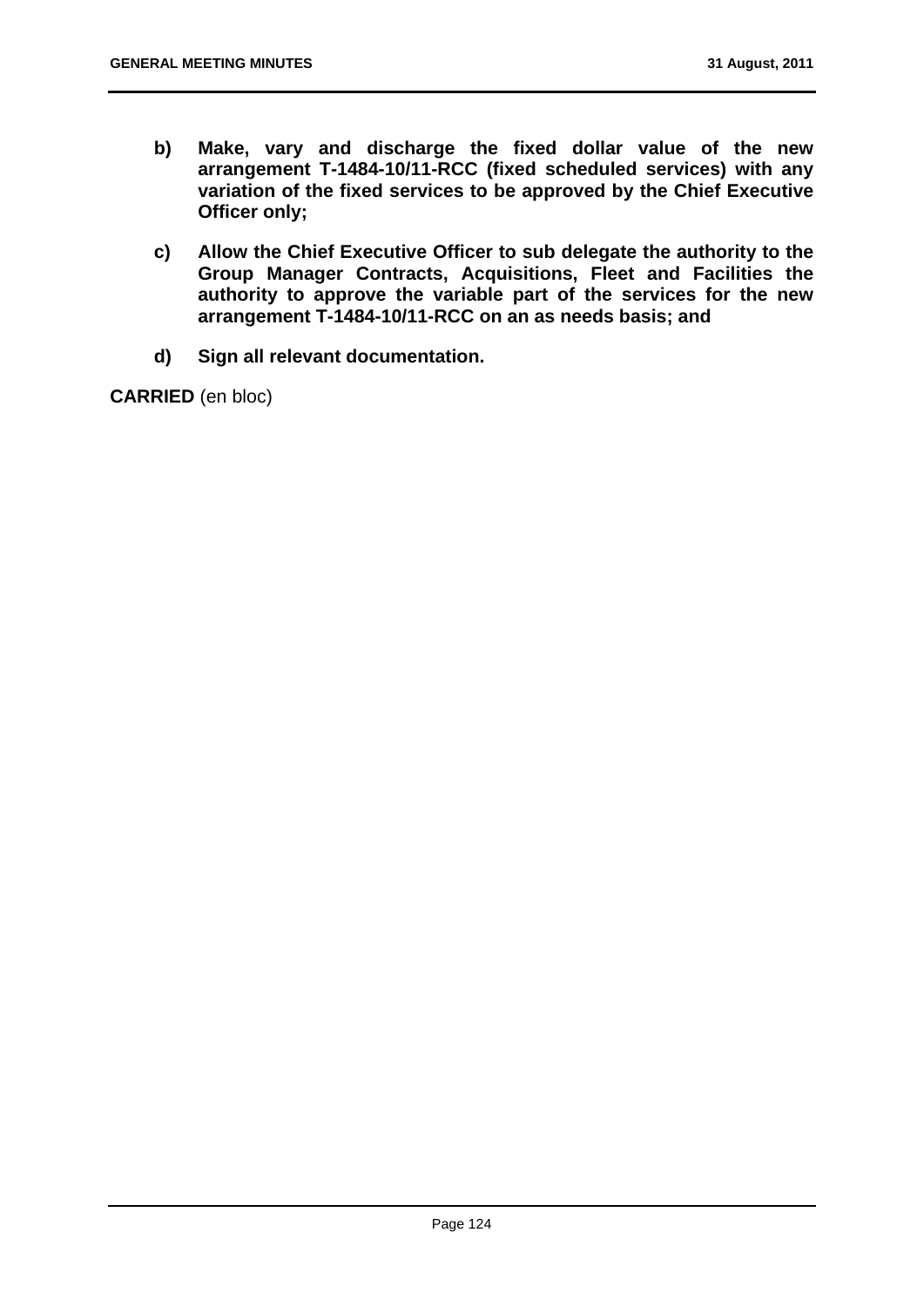**b) Make, vary and discharge the fixed dollar value of the new arrangement T-1484-10/11-RCC (fixed scheduled services) with any variation of the fixed services to be approved by the Chief Executive Officer only;**

**c) Allow the Chief Executive Officer to sub delegate the authority to the Group Manager Contracts, Acquisitions, Fleet and Facilities the authority to approve the variable part of the services for the new arrangement T-1484-10/11-RCC on an as needs basis; and**

**d) Sign all relevant documentation.**

**CARRIED** (en bloc)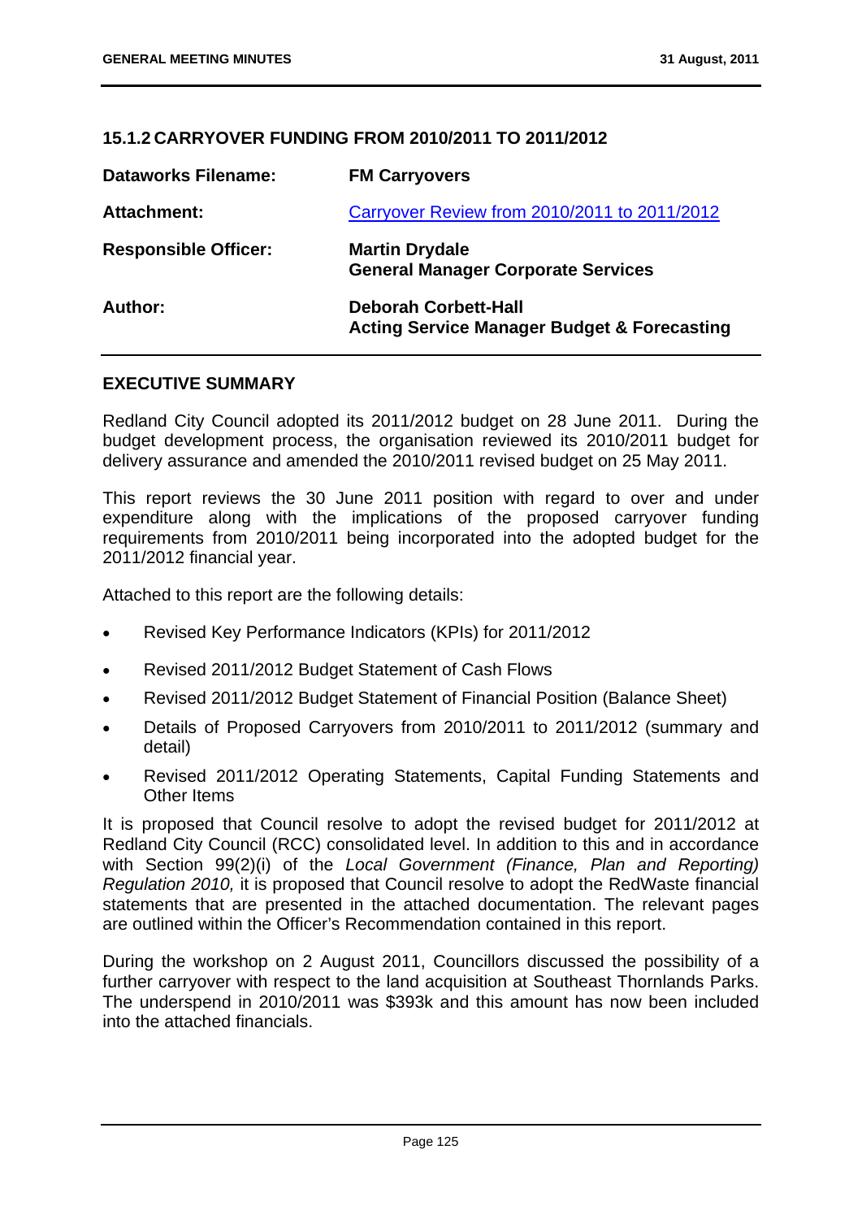## 15.1.2 CARRYOVER FUNDING FROM 2010/2011 TO 2011/2012

| | |
|---|---|
| **Dataworks Filename:** | **FM Carryovers** |
| **Attachment:** | Carryover Review from 2010/2011 to 2011/2012 |
| **Responsible Officer:** | **Martin Drydale**<br>**General Manager Corporate Services** |
| **Author:** | **Deborah Corbett-Hall**<br>**Acting Service Manager Budget & Forecasting** |

### EXECUTIVE SUMMARY

Redland City Council adopted its 2011/2012 budget on 28 June 2011. During the budget development process, the organisation reviewed its 2010/2011 budget for delivery assurance and amended the 2010/2011 revised budget on 25 May 2011.

This report reviews the 30 June 2011 position with regard to over and under expenditure along with the implications of the proposed carryover funding requirements from 2010/2011 being incorporated into the adopted budget for the 2011/2012 financial year.

Attached to this report are the following details:

- Revised Key Performance Indicators (KPIs) for 2011/2012
- Revised 2011/2012 Budget Statement of Cash Flows
- Revised 2011/2012 Budget Statement of Financial Position (Balance Sheet)
- Details of Proposed Carryovers from 2010/2011 to 2011/2012 (summary and detail)
- Revised 2011/2012 Operating Statements, Capital Funding Statements and Other Items

It is proposed that Council resolve to adopt the revised budget for 2011/2012 at Redland City Council (RCC) consolidated level. In addition to this and in accordance with Section 99(2)(i) of the *Local Government (Finance, Plan and Reporting) Regulation 2010,* it is proposed that Council resolve to adopt the RedWaste financial statements that are presented in the attached documentation. The relevant pages are outlined within the Officer's Recommendation contained in this report.

During the workshop on 2 August 2011, Councillors discussed the possibility of a further carryover with respect to the land acquisition at Southeast Thornlands Parks. The underspend in 2010/2011 was $393k and this amount has now been included into the attached financials.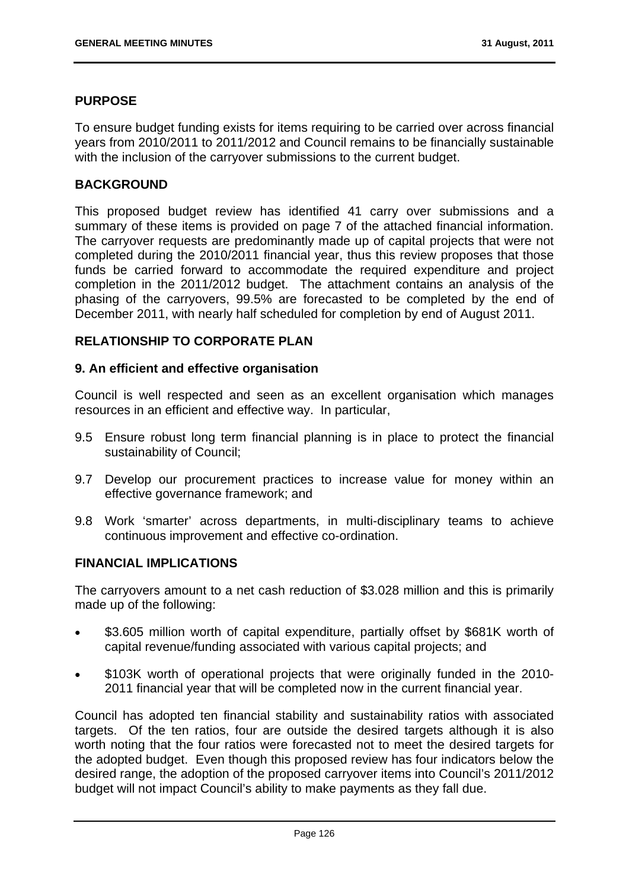## PURPOSE

To ensure budget funding exists for items requiring to be carried over across financial years from 2010/2011 to 2011/2012 and Council remains to be financially sustainable with the inclusion of the carryover submissions to the current budget.

## BACKGROUND

This proposed budget review has identified 41 carry over submissions and a summary of these items is provided on page 7 of the attached financial information. The carryover requests are predominantly made up of capital projects that were not completed during the 2010/2011 financial year, thus this review proposes that those funds be carried forward to accommodate the required expenditure and project completion in the 2011/2012 budget. The attachment contains an analysis of the phasing of the carryovers, 99.5% are forecasted to be completed by the end of December 2011, with nearly half scheduled for completion by end of August 2011.

## RELATIONSHIP TO CORPORATE PLAN

### 9. An efficient and effective organisation

Council is well respected and seen as an excellent organisation which manages resources in an efficient and effective way. In particular,

- 9.5 Ensure robust long term financial planning is in place to protect the financial sustainability of Council;
- 9.7 Develop our procurement practices to increase value for money within an effective governance framework; and
- 9.8 Work 'smarter' across departments, in multi-disciplinary teams to achieve continuous improvement and effective co-ordination.

## FINANCIAL IMPLICATIONS

The carryovers amount to a net cash reduction of $3.028 million and this is primarily made up of the following:

- $3.605 million worth of capital expenditure, partially offset by $681K worth of capital revenue/funding associated with various capital projects; and
- $103K worth of operational projects that were originally funded in the 2010-2011 financial year that will be completed now in the current financial year.

Council has adopted ten financial stability and sustainability ratios with associated targets. Of the ten ratios, four are outside the desired targets although it is also worth noting that the four ratios were forecasted not to meet the desired targets for the adopted budget. Even though this proposed review has four indicators below the desired range, the adoption of the proposed carryover items into Council's 2011/2012 budget will not impact Council's ability to make payments as they fall due.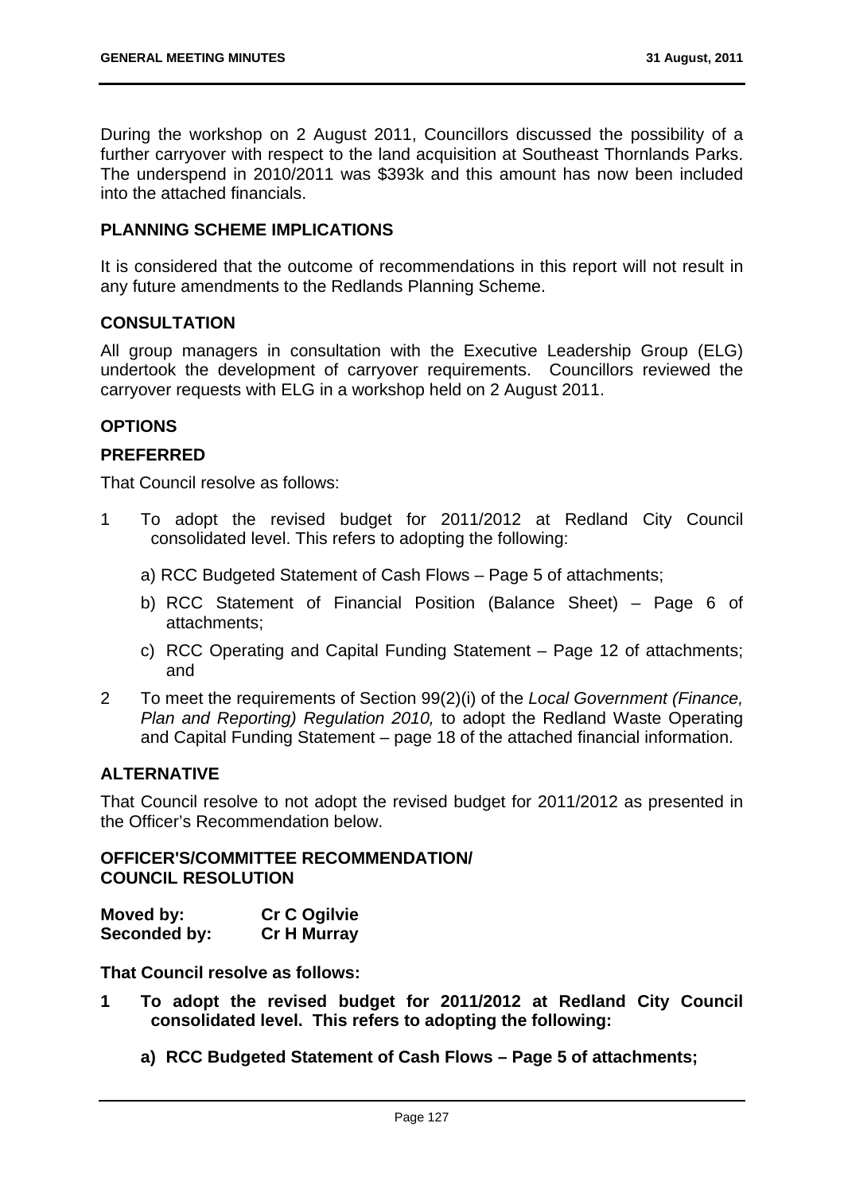During the workshop on 2 August 2011, Councillors discussed the possibility of a further carryover with respect to the land acquisition at Southeast Thornlands Parks. The underspend in 2010/2011 was $393k and this amount has now been included into the attached financials.

## PLANNING SCHEME IMPLICATIONS

It is considered that the outcome of recommendations in this report will not result in any future amendments to the Redlands Planning Scheme.

## CONSULTATION

All group managers in consultation with the Executive Leadership Group (ELG) undertook the development of carryover requirements. Councillors reviewed the carryover requests with ELG in a workshop held on 2 August 2011.

## OPTIONS

### PREFERRED

That Council resolve as follows:

1 To adopt the revised budget for 2011/2012 at Redland City Council consolidated level. This refers to adopting the following:

   a) RCC Budgeted Statement of Cash Flows – Page 5 of attachments;

   b) RCC Statement of Financial Position (Balance Sheet) – Page 6 of attachments;

   c) RCC Operating and Capital Funding Statement – Page 12 of attachments; and

2 To meet the requirements of Section 99(2)(i) of the *Local Government (Finance, Plan and Reporting) Regulation 2010,* to adopt the Redland Waste Operating and Capital Funding Statement – page 18 of the attached financial information.

### ALTERNATIVE

That Council resolve to not adopt the revised budget for 2011/2012 as presented in the Officer's Recommendation below.

## OFFICER'S/COMMITTEE RECOMMENDATION/ COUNCIL RESOLUTION

**Moved by:** **Cr C Ogilvie**
**Seconded by:** **Cr H Murray**

**That Council resolve as follows:**

**1 To adopt the revised budget for 2011/2012 at Redland City Council consolidated level. This refers to adopting the following:**

   **a) RCC Budgeted Statement of Cash Flows – Page 5 of attachments;**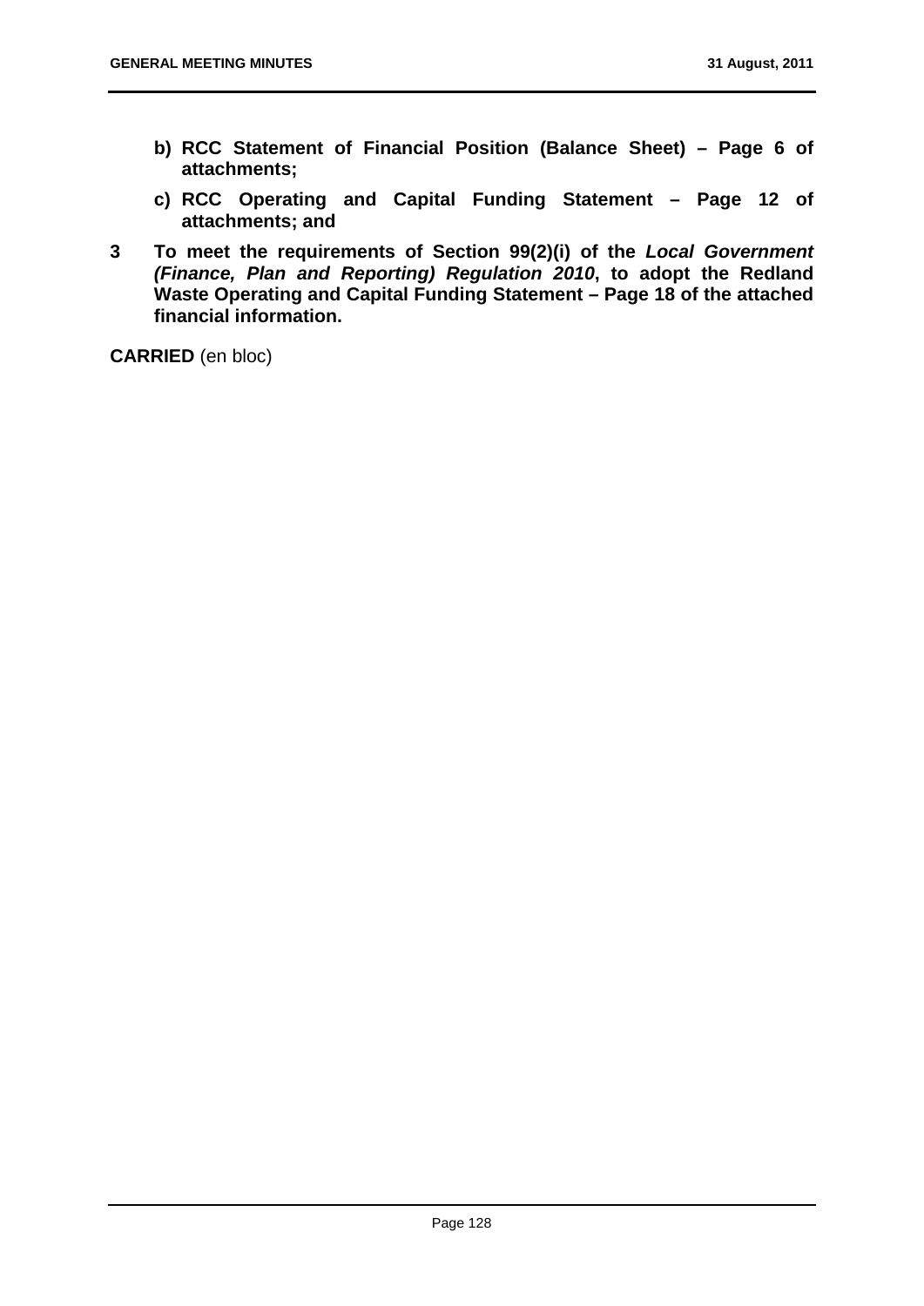**b) RCC Statement of Financial Position (Balance Sheet) – Page 6 of attachments;**

**c) RCC Operating and Capital Funding Statement – Page 12 of attachments; and**

**3 To meet the requirements of Section 99(2)(i) of the *Local Government (Finance, Plan and Reporting) Regulation 2010*, to adopt the Redland Waste Operating and Capital Funding Statement – Page 18 of the attached financial information.**

**CARRIED** (en bloc)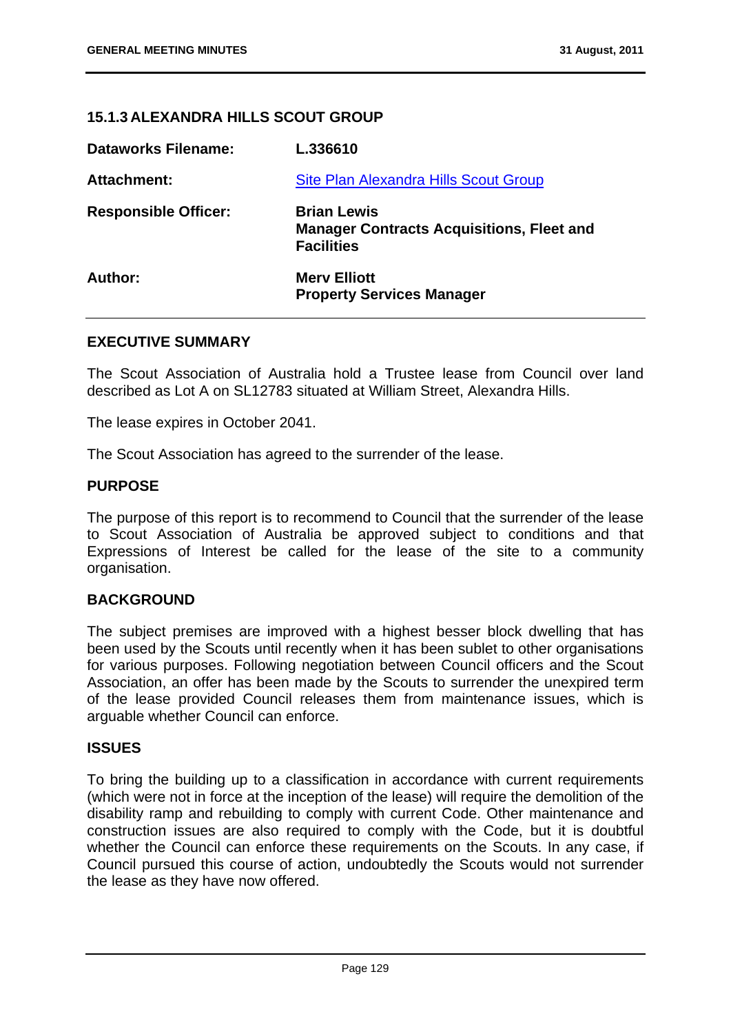### 15.1.3 ALEXANDRA HILLS SCOUT GROUP

**Dataworks Filename:** **L.336610**

**Attachment:** Site Plan Alexandra Hills Scout Group

**Responsible Officer:** **Brian Lewis**
**Manager Contracts Acquisitions, Fleet and Facilities**

**Author:** **Merv Elliott**
**Property Services Manager**

---

#### EXECUTIVE SUMMARY

The Scout Association of Australia hold a Trustee lease from Council over land described as Lot A on SL12783 situated at William Street, Alexandra Hills.

The lease expires in October 2041.

The Scout Association has agreed to the surrender of the lease.

#### PURPOSE

The purpose of this report is to recommend to Council that the surrender of the lease to Scout Association of Australia be approved subject to conditions and that Expressions of Interest be called for the lease of the site to a community organisation.

#### BACKGROUND

The subject premises are improved with a highest besser block dwelling that has been used by the Scouts until recently when it has been sublet to other organisations for various purposes. Following negotiation between Council officers and the Scout Association, an offer has been made by the Scouts to surrender the unexpired term of the lease provided Council releases them from maintenance issues, which is arguable whether Council can enforce.

#### ISSUES

To bring the building up to a classification in accordance with current requirements (which were not in force at the inception of the lease) will require the demolition of the disability ramp and rebuilding to comply with current Code. Other maintenance and construction issues are also required to comply with the Code, but it is doubtful whether the Council can enforce these requirements on the Scouts. In any case, if Council pursued this course of action, undoubtedly the Scouts would not surrender the lease as they have now offered.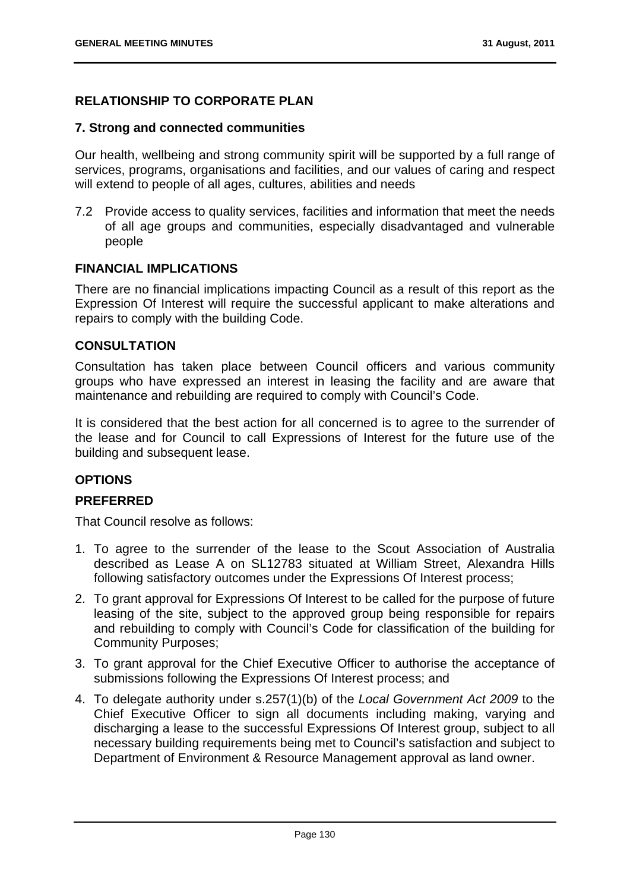## RELATIONSHIP TO CORPORATE PLAN

### 7. Strong and connected communities

Our health, wellbeing and strong community spirit will be supported by a full range of services, programs, organisations and facilities, and our values of caring and respect will extend to people of all ages, cultures, abilities and needs

7.2 Provide access to quality services, facilities and information that meet the needs of all age groups and communities, especially disadvantaged and vulnerable people

## FINANCIAL IMPLICATIONS

There are no financial implications impacting Council as a result of this report as the Expression Of Interest will require the successful applicant to make alterations and repairs to comply with the building Code.

## CONSULTATION

Consultation has taken place between Council officers and various community groups who have expressed an interest in leasing the facility and are aware that maintenance and rebuilding are required to comply with Council's Code.

It is considered that the best action for all concerned is to agree to the surrender of the lease and for Council to call Expressions of Interest for the future use of the building and subsequent lease.

## OPTIONS

### PREFERRED

That Council resolve as follows:

1. To agree to the surrender of the lease to the Scout Association of Australia described as Lease A on SL12783 situated at William Street, Alexandra Hills following satisfactory outcomes under the Expressions Of Interest process;
2. To grant approval for Expressions Of Interest to be called for the purpose of future leasing of the site, subject to the approved group being responsible for repairs and rebuilding to comply with Council's Code for classification of the building for Community Purposes;
3. To grant approval for the Chief Executive Officer to authorise the acceptance of submissions following the Expressions Of Interest process; and
4. To delegate authority under s.257(1)(b) of the *Local Government Act 2009* to the Chief Executive Officer to sign all documents including making, varying and discharging a lease to the successful Expressions Of Interest group, subject to all necessary building requirements being met to Council's satisfaction and subject to Department of Environment & Resource Management approval as land owner.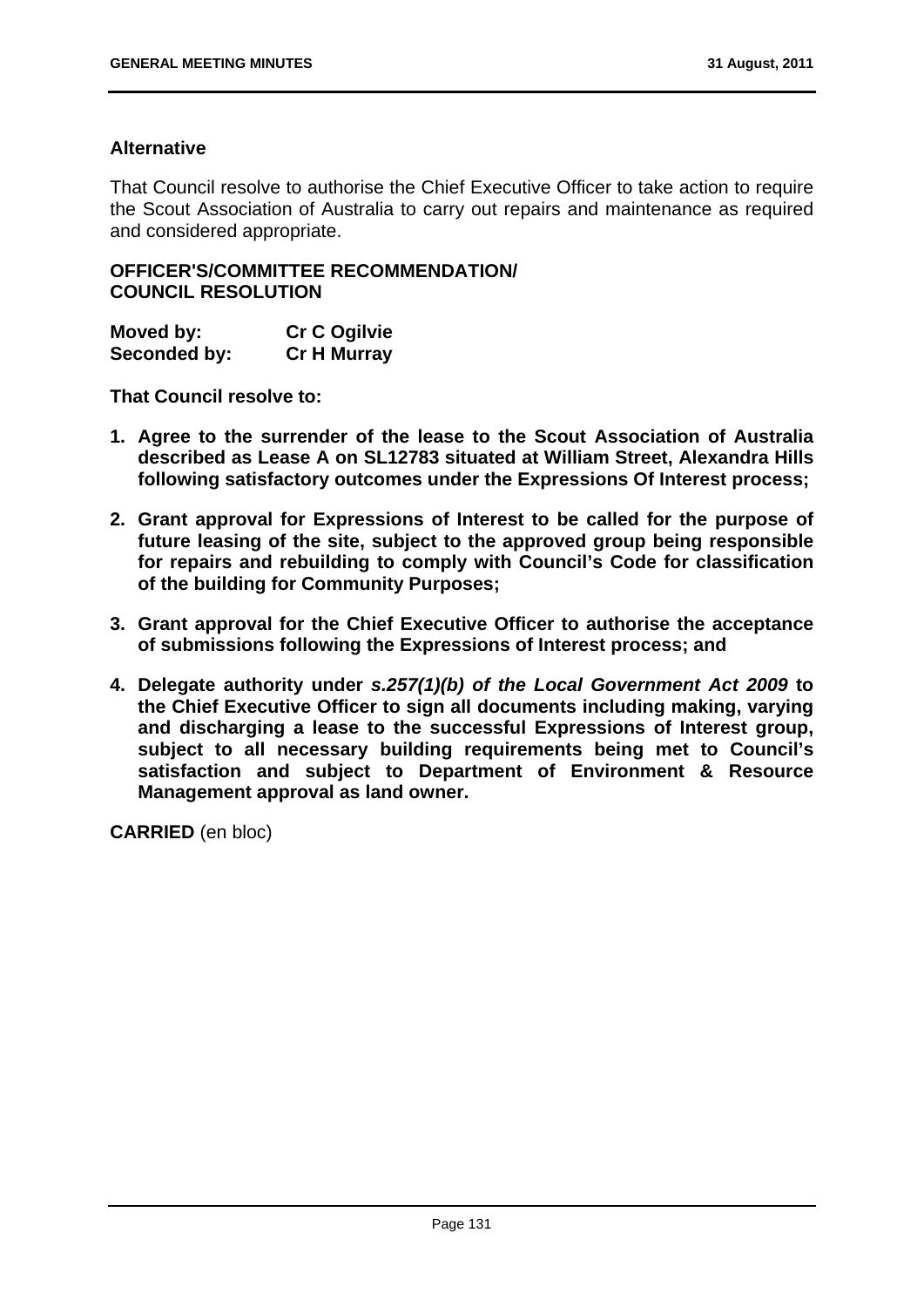**Alternative**

That Council resolve to authorise the Chief Executive Officer to take action to require the Scout Association of Australia to carry out repairs and maintenance as required and considered appropriate.

**OFFICER'S/COMMITTEE RECOMMENDATION/ COUNCIL RESOLUTION**

| **Moved by:** | **Cr C Ogilvie** |
|---|---|
| **Seconded by:** | **Cr H Murray** |

**That Council resolve to:**

1. **Agree to the surrender of the lease to the Scout Association of Australia described as Lease A on SL12783 situated at William Street, Alexandra Hills following satisfactory outcomes under the Expressions Of Interest process;**
2. **Grant approval for Expressions of Interest to be called for the purpose of future leasing of the site, subject to the approved group being responsible for repairs and rebuilding to comply with Council's Code for classification of the building for Community Purposes;**
3. **Grant approval for the Chief Executive Officer to authorise the acceptance of submissions following the Expressions of Interest process; and**
4. **Delegate authority under *s.257(1)(b) of the Local Government Act 2009* to the Chief Executive Officer to sign all documents including making, varying and discharging a lease to the successful Expressions of Interest group, subject to all necessary building requirements being met to Council's satisfaction and subject to Department of Environment & Resource Management approval as land owner.**

**CARRIED** (en bloc)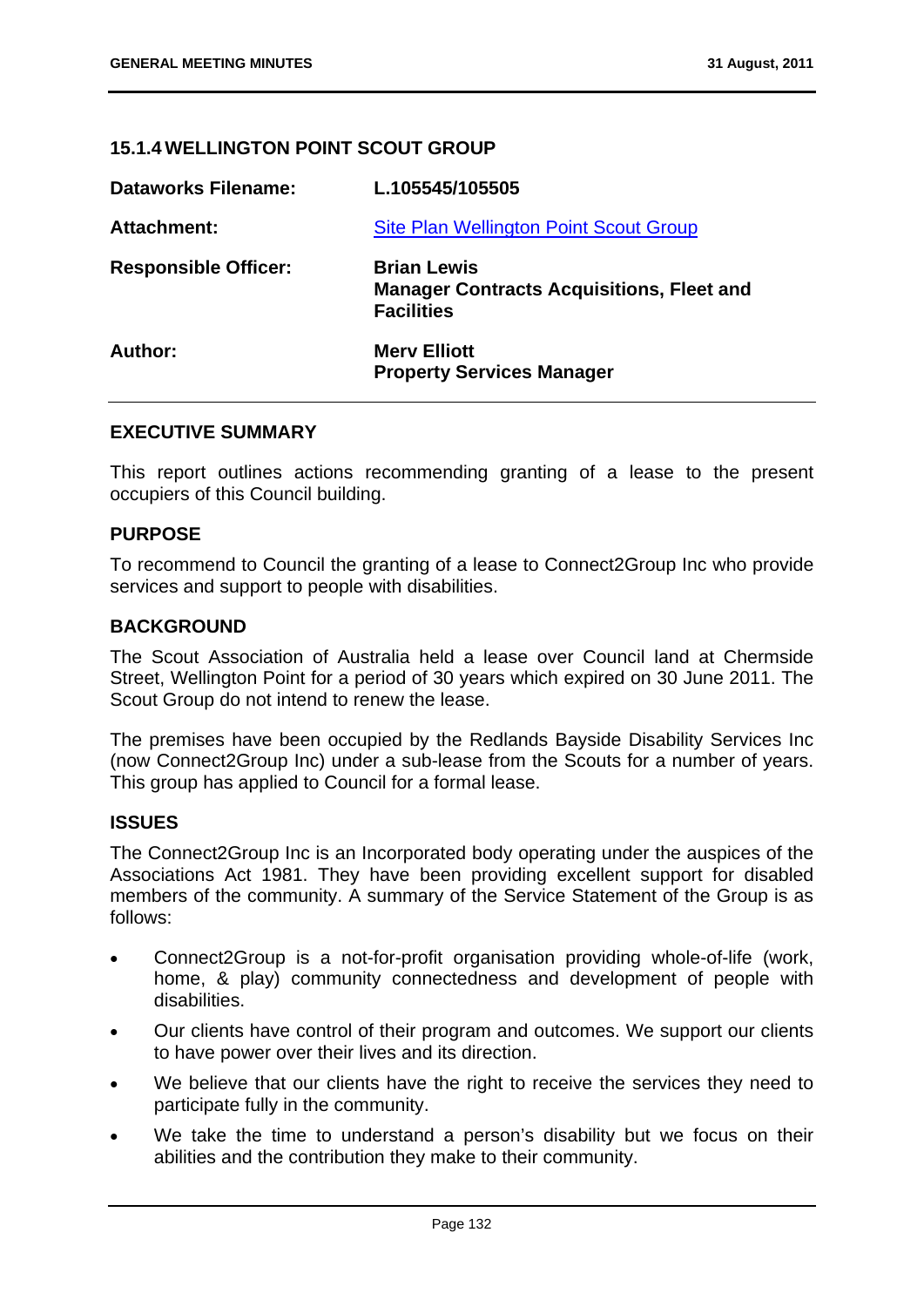### 15.1.4 WELLINGTON POINT SCOUT GROUP

| | |
|---|---|
| **Dataworks Filename:** | **L.105545/105505** |
| **Attachment:** | Site Plan Wellington Point Scout Group |
| **Responsible Officer:** | **Brian Lewis**<br>**Manager Contracts Acquisitions, Fleet and Facilities** |
| **Author:** | **Merv Elliott**<br>**Property Services Manager** |

#### EXECUTIVE SUMMARY

This report outlines actions recommending granting of a lease to the present occupiers of this Council building.

#### PURPOSE

To recommend to Council the granting of a lease to Connect2Group Inc who provide services and support to people with disabilities.

#### BACKGROUND

The Scout Association of Australia held a lease over Council land at Chermside Street, Wellington Point for a period of 30 years which expired on 30 June 2011. The Scout Group do not intend to renew the lease.

The premises have been occupied by the Redlands Bayside Disability Services Inc (now Connect2Group Inc) under a sub-lease from the Scouts for a number of years. This group has applied to Council for a formal lease.

#### ISSUES

The Connect2Group Inc is an Incorporated body operating under the auspices of the Associations Act 1981. They have been providing excellent support for disabled members of the community. A summary of the Service Statement of the Group is as follows:

- Connect2Group is a not-for-profit organisation providing whole-of-life (work, home, & play) community connectedness and development of people with disabilities.
- Our clients have control of their program and outcomes. We support our clients to have power over their lives and its direction.
- We believe that our clients have the right to receive the services they need to participate fully in the community.
- We take the time to understand a person's disability but we focus on their abilities and the contribution they make to their community.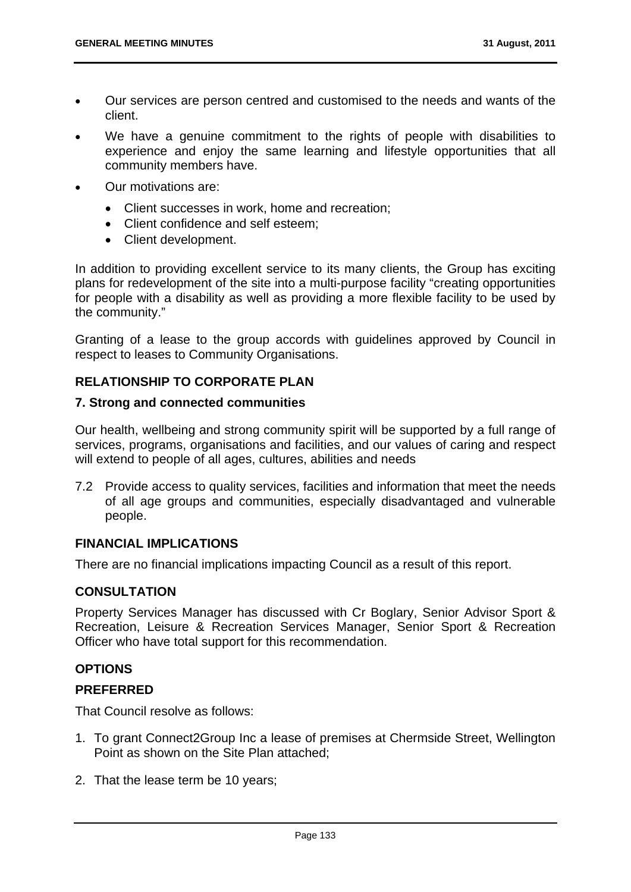- Our services are person centred and customised to the needs and wants of the client.
- We have a genuine commitment to the rights of people with disabilities to experience and enjoy the same learning and lifestyle opportunities that all community members have.
- Our motivations are:
  - Client successes in work, home and recreation;
  - Client confidence and self esteem;
  - Client development.

In addition to providing excellent service to its many clients, the Group has exciting plans for redevelopment of the site into a multi-purpose facility "creating opportunities for people with a disability as well as providing a more flexible facility to be used by the community."

Granting of a lease to the group accords with guidelines approved by Council in respect to leases to Community Organisations.

## RELATIONSHIP TO CORPORATE PLAN

### 7. Strong and connected communities

Our health, wellbeing and strong community spirit will be supported by a full range of services, programs, organisations and facilities, and our values of caring and respect will extend to people of all ages, cultures, abilities and needs

7.2 Provide access to quality services, facilities and information that meet the needs of all age groups and communities, especially disadvantaged and vulnerable people.

## FINANCIAL IMPLICATIONS

There are no financial implications impacting Council as a result of this report.

## CONSULTATION

Property Services Manager has discussed with Cr Boglary, Senior Advisor Sport & Recreation, Leisure & Recreation Services Manager, Senior Sport & Recreation Officer who have total support for this recommendation.

## OPTIONS

### PREFERRED

That Council resolve as follows:

1. To grant Connect2Group Inc a lease of premises at Chermside Street, Wellington Point as shown on the Site Plan attached;
2. That the lease term be 10 years;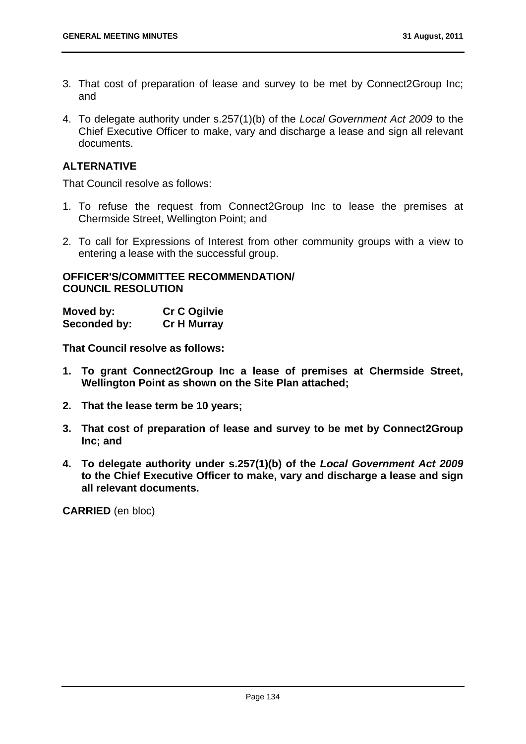3. That cost of preparation of lease and survey to be met by Connect2Group Inc; and

4. To delegate authority under s.257(1)(b) of the *Local Government Act 2009* to the Chief Executive Officer to make, vary and discharge a lease and sign all relevant documents.

## ALTERNATIVE

That Council resolve as follows:

1. To refuse the request from Connect2Group Inc to lease the premises at Chermside Street, Wellington Point; and

2. To call for Expressions of Interest from other community groups with a view to entering a lease with the successful group.

## OFFICER'S/COMMITTEE RECOMMENDATION/ COUNCIL RESOLUTION

**Moved by:** **Cr C Ogilvie**
**Seconded by:** **Cr H Murray**

**That Council resolve as follows:**

1. **To grant Connect2Group Inc a lease of premises at Chermside Street, Wellington Point as shown on the Site Plan attached;**

2. **That the lease term be 10 years;**

3. **That cost of preparation of lease and survey to be met by Connect2Group Inc; and**

4. **To delegate authority under s.257(1)(b) of the *Local Government Act 2009* to the Chief Executive Officer to make, vary and discharge a lease and sign all relevant documents.**

**CARRIED** (en bloc)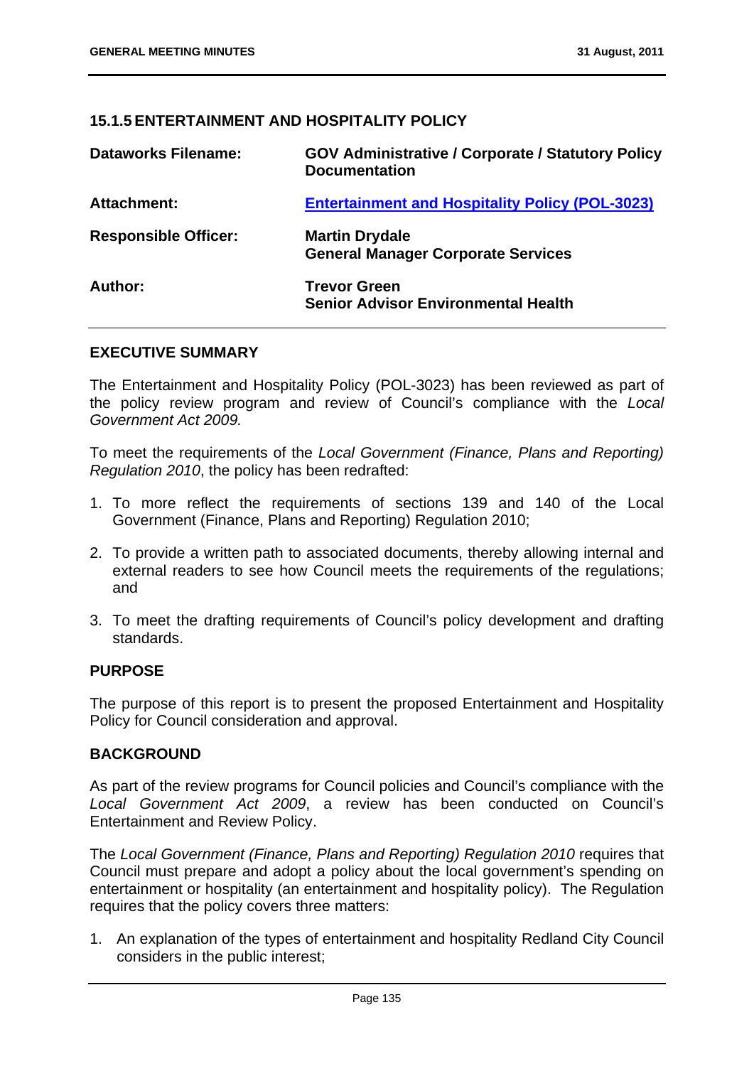### 15.1.5 ENTERTAINMENT AND HOSPITALITY POLICY

| | |
|---|---|
| **Dataworks Filename:** | **GOV Administrative / Corporate / Statutory Policy Documentation** |
| **Attachment:** | **Entertainment and Hospitality Policy (POL-3023)** |
| **Responsible Officer:** | **Martin Drydale**<br>**General Manager Corporate Services** |
| **Author:** | **Trevor Green**<br>**Senior Advisor Environmental Health** |

**EXECUTIVE SUMMARY**

The Entertainment and Hospitality Policy (POL-3023) has been reviewed as part of the policy review program and review of Council's compliance with the *Local Government Act 2009.*

To meet the requirements of the *Local Government (Finance, Plans and Reporting) Regulation 2010*, the policy has been redrafted:

1. To more reflect the requirements of sections 139 and 140 of the Local Government (Finance, Plans and Reporting) Regulation 2010;
2. To provide a written path to associated documents, thereby allowing internal and external readers to see how Council meets the requirements of the regulations; and
3. To meet the drafting requirements of Council's policy development and drafting standards.

**PURPOSE**

The purpose of this report is to present the proposed Entertainment and Hospitality Policy for Council consideration and approval.

**BACKGROUND**

As part of the review programs for Council policies and Council's compliance with the *Local Government Act 2009*, a review has been conducted on Council's Entertainment and Review Policy.

The *Local Government (Finance, Plans and Reporting) Regulation 2010* requires that Council must prepare and adopt a policy about the local government's spending on entertainment or hospitality (an entertainment and hospitality policy). The Regulation requires that the policy covers three matters:

1. An explanation of the types of entertainment and hospitality Redland City Council considers in the public interest;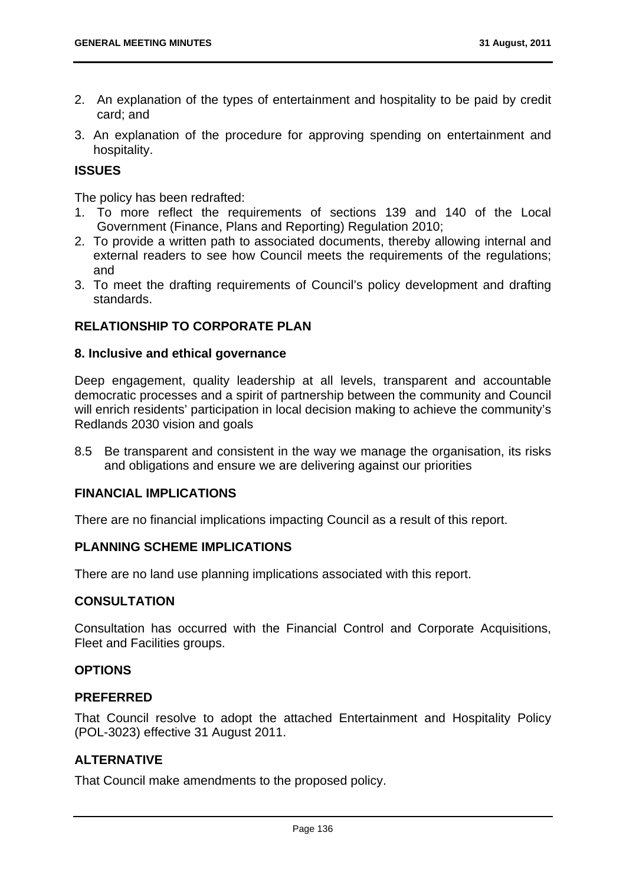2. An explanation of the types of entertainment and hospitality to be paid by credit card; and
3. An explanation of the procedure for approving spending on entertainment and hospitality.

## ISSUES

The policy has been redrafted:

1. To more reflect the requirements of sections 139 and 140 of the Local Government (Finance, Plans and Reporting) Regulation 2010;
2. To provide a written path to associated documents, thereby allowing internal and external readers to see how Council meets the requirements of the regulations; and
3. To meet the drafting requirements of Council's policy development and drafting standards.

## RELATIONSHIP TO CORPORATE PLAN

### 8. Inclusive and ethical governance

Deep engagement, quality leadership at all levels, transparent and accountable democratic processes and a spirit of partnership between the community and Council will enrich residents' participation in local decision making to achieve the community's Redlands 2030 vision and goals

8.5 Be transparent and consistent in the way we manage the organisation, its risks and obligations and ensure we are delivering against our priorities

## FINANCIAL IMPLICATIONS

There are no financial implications impacting Council as a result of this report.

## PLANNING SCHEME IMPLICATIONS

There are no land use planning implications associated with this report.

## CONSULTATION

Consultation has occurred with the Financial Control and Corporate Acquisitions, Fleet and Facilities groups.

## OPTIONS

## PREFERRED

That Council resolve to adopt the attached Entertainment and Hospitality Policy (POL-3023) effective 31 August 2011.

## ALTERNATIVE

That Council make amendments to the proposed policy.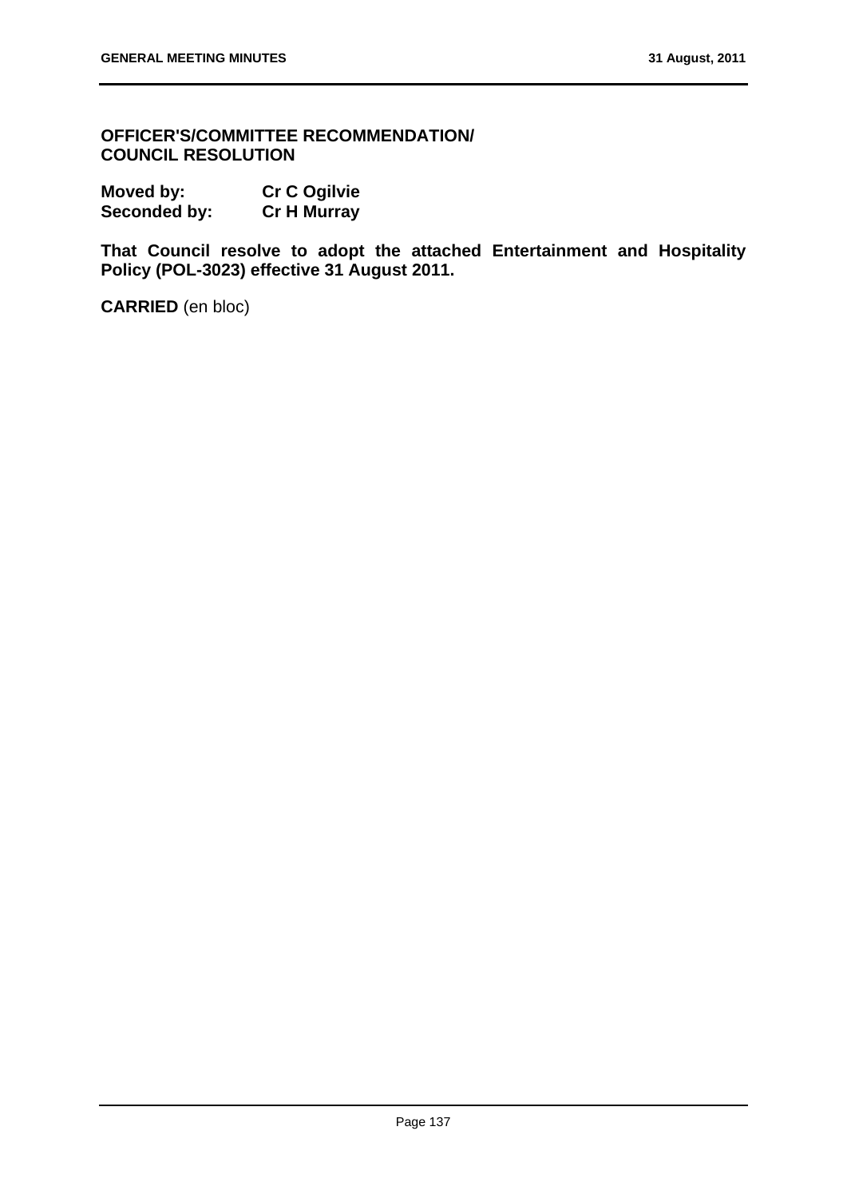**OFFICER'S/COMMITTEE RECOMMENDATION/ COUNCIL RESOLUTION**

| | |
|---|---|
| **Moved by:** | **Cr C Ogilvie** |
| **Seconded by:** | **Cr H Murray** |

**That Council resolve to adopt the attached Entertainment and Hospitality Policy (POL-3023) effective 31 August 2011.**

**CARRIED** (en bloc)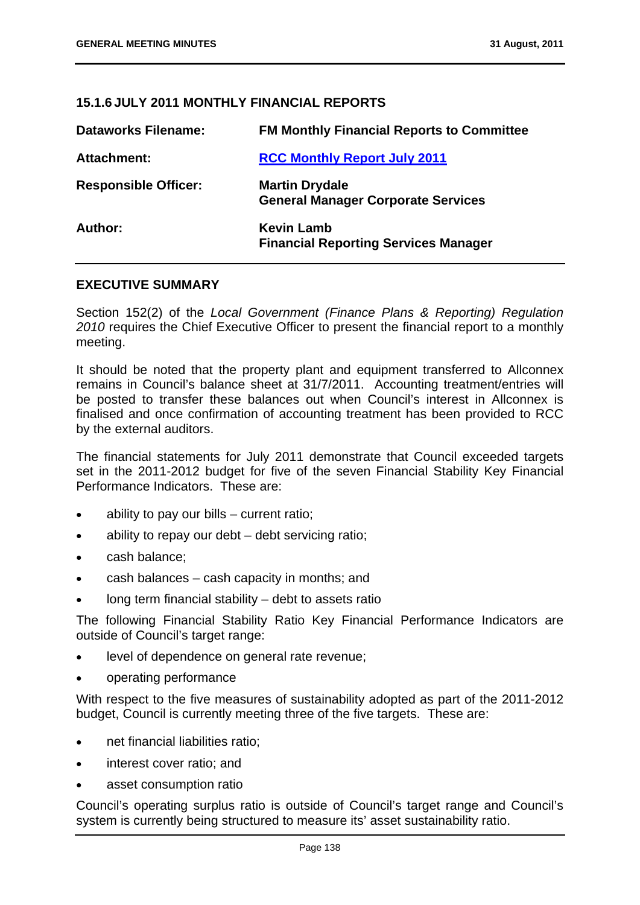## 15.1.6 JULY 2011 MONTHLY FINANCIAL REPORTS

| | |
|---|---|
| **Dataworks Filename:** | **FM Monthly Financial Reports to Committee** |
| **Attachment:** | **RCC Monthly Report July 2011** |
| **Responsible Officer:** | **Martin Drydale**<br>**General Manager Corporate Services** |
| **Author:** | **Kevin Lamb**<br>**Financial Reporting Services Manager** |

## EXECUTIVE SUMMARY

Section 152(2) of the *Local Government (Finance Plans & Reporting) Regulation 2010* requires the Chief Executive Officer to present the financial report to a monthly meeting.

It should be noted that the property plant and equipment transferred to Allconnex remains in Council's balance sheet at 31/7/2011. Accounting treatment/entries will be posted to transfer these balances out when Council's interest in Allconnex is finalised and once confirmation of accounting treatment has been provided to RCC by the external auditors.

The financial statements for July 2011 demonstrate that Council exceeded targets set in the 2011-2012 budget for five of the seven Financial Stability Key Financial Performance Indicators. These are:

- ability to pay our bills – current ratio;
- ability to repay our debt – debt servicing ratio;
- cash balance;
- cash balances – cash capacity in months; and
- long term financial stability – debt to assets ratio

The following Financial Stability Ratio Key Financial Performance Indicators are outside of Council's target range:

- level of dependence on general rate revenue;
- operating performance

With respect to the five measures of sustainability adopted as part of the 2011-2012 budget, Council is currently meeting three of the five targets. These are:

- net financial liabilities ratio;
- interest cover ratio; and
- asset consumption ratio

Council's operating surplus ratio is outside of Council's target range and Council's system is currently being structured to measure its' asset sustainability ratio.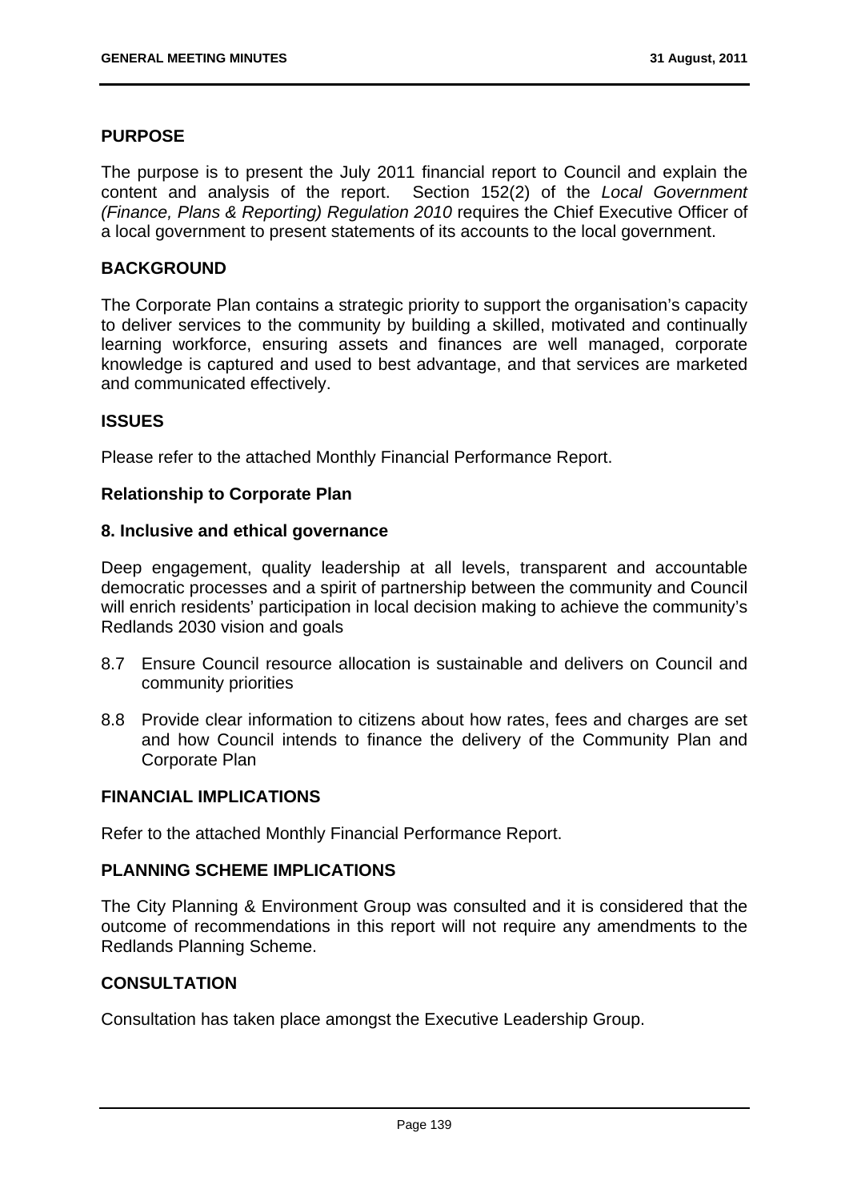## PURPOSE

The purpose is to present the July 2011 financial report to Council and explain the content and analysis of the report. Section 152(2) of the *Local Government (Finance, Plans & Reporting) Regulation 2010* requires the Chief Executive Officer of a local government to present statements of its accounts to the local government.

## BACKGROUND

The Corporate Plan contains a strategic priority to support the organisation's capacity to deliver services to the community by building a skilled, motivated and continually learning workforce, ensuring assets and finances are well managed, corporate knowledge is captured and used to best advantage, and that services are marketed and communicated effectively.

## ISSUES

Please refer to the attached Monthly Financial Performance Report.

### Relationship to Corporate Plan

### 8. Inclusive and ethical governance

Deep engagement, quality leadership at all levels, transparent and accountable democratic processes and a spirit of partnership between the community and Council will enrich residents' participation in local decision making to achieve the community's Redlands 2030 vision and goals

8.7 Ensure Council resource allocation is sustainable and delivers on Council and community priorities

8.8 Provide clear information to citizens about how rates, fees and charges are set and how Council intends to finance the delivery of the Community Plan and Corporate Plan

## FINANCIAL IMPLICATIONS

Refer to the attached Monthly Financial Performance Report.

## PLANNING SCHEME IMPLICATIONS

The City Planning & Environment Group was consulted and it is considered that the outcome of recommendations in this report will not require any amendments to the Redlands Planning Scheme.

## CONSULTATION

Consultation has taken place amongst the Executive Leadership Group.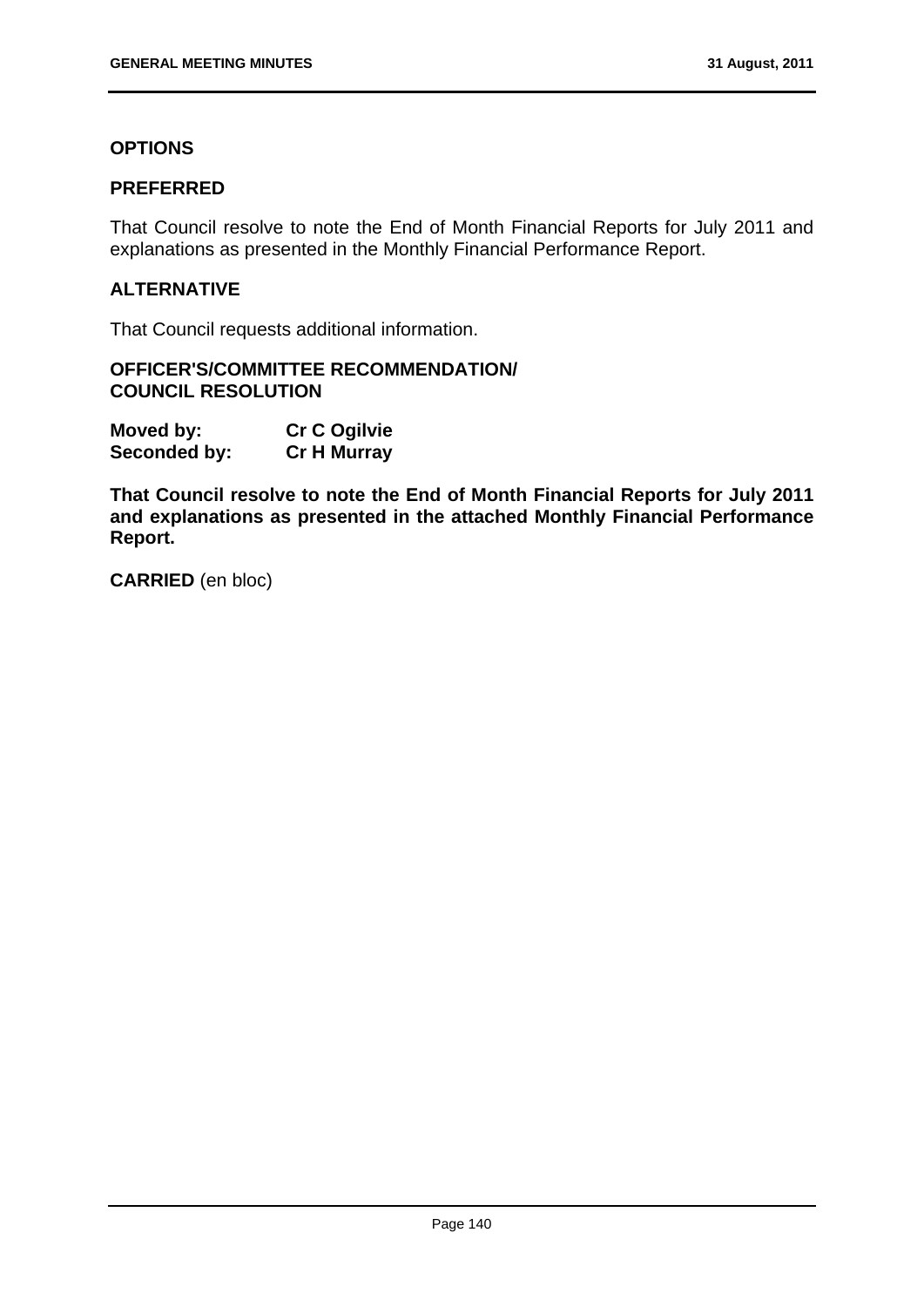## OPTIONS

### PREFERRED

That Council resolve to note the End of Month Financial Reports for July 2011 and explanations as presented in the Monthly Financial Performance Report.

### ALTERNATIVE

That Council requests additional information.

### OFFICER'S/COMMITTEE RECOMMENDATION/ COUNCIL RESOLUTION

**Moved by:** **Cr C Ogilvie**
**Seconded by:** **Cr H Murray**

**That Council resolve to note the End of Month Financial Reports for July 2011 and explanations as presented in the attached Monthly Financial Performance Report.**

**CARRIED** (en bloc)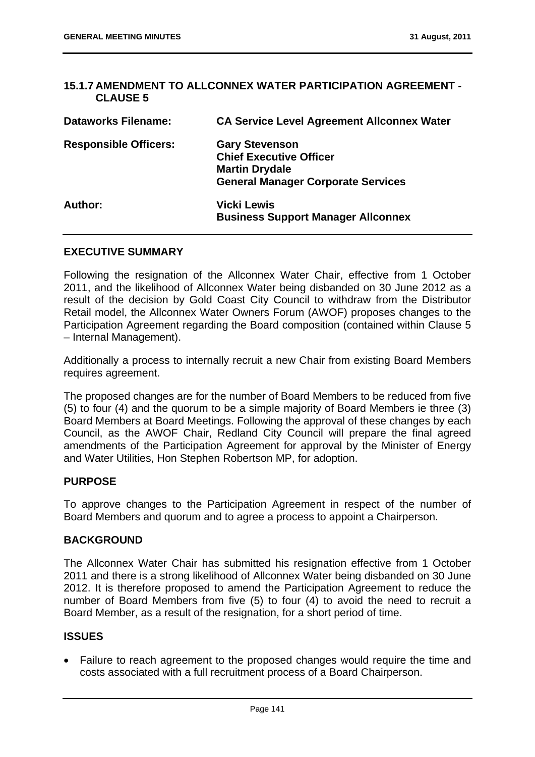## 15.1.7 AMENDMENT TO ALLCONNEX WATER PARTICIPATION AGREEMENT - CLAUSE 5

| | |
|---|---|
| **Dataworks Filename:** | **CA Service Level Agreement Allconnex Water** |
| **Responsible Officers:** | **Gary Stevenson**<br>**Chief Executive Officer**<br>**Martin Drydale**<br>**General Manager Corporate Services** |
| **Author:** | **Vicki Lewis**<br>**Business Support Manager Allconnex** |

### EXECUTIVE SUMMARY

Following the resignation of the Allconnex Water Chair, effective from 1 October 2011, and the likelihood of Allconnex Water being disbanded on 30 June 2012 as a result of the decision by Gold Coast City Council to withdraw from the Distributor Retail model, the Allconnex Water Owners Forum (AWOF) proposes changes to the Participation Agreement regarding the Board composition (contained within Clause 5 – Internal Management).

Additionally a process to internally recruit a new Chair from existing Board Members requires agreement.

The proposed changes are for the number of Board Members to be reduced from five (5) to four (4) and the quorum to be a simple majority of Board Members ie three (3) Board Members at Board Meetings. Following the approval of these changes by each Council, as the AWOF Chair, Redland City Council will prepare the final agreed amendments of the Participation Agreement for approval by the Minister of Energy and Water Utilities, Hon Stephen Robertson MP, for adoption.

### PURPOSE

To approve changes to the Participation Agreement in respect of the number of Board Members and quorum and to agree a process to appoint a Chairperson.

### BACKGROUND

The Allconnex Water Chair has submitted his resignation effective from 1 October 2011 and there is a strong likelihood of Allconnex Water being disbanded on 30 June 2012. It is therefore proposed to amend the Participation Agreement to reduce the number of Board Members from five (5) to four (4) to avoid the need to recruit a Board Member, as a result of the resignation, for a short period of time.

### ISSUES

- Failure to reach agreement to the proposed changes would require the time and costs associated with a full recruitment process of a Board Chairperson.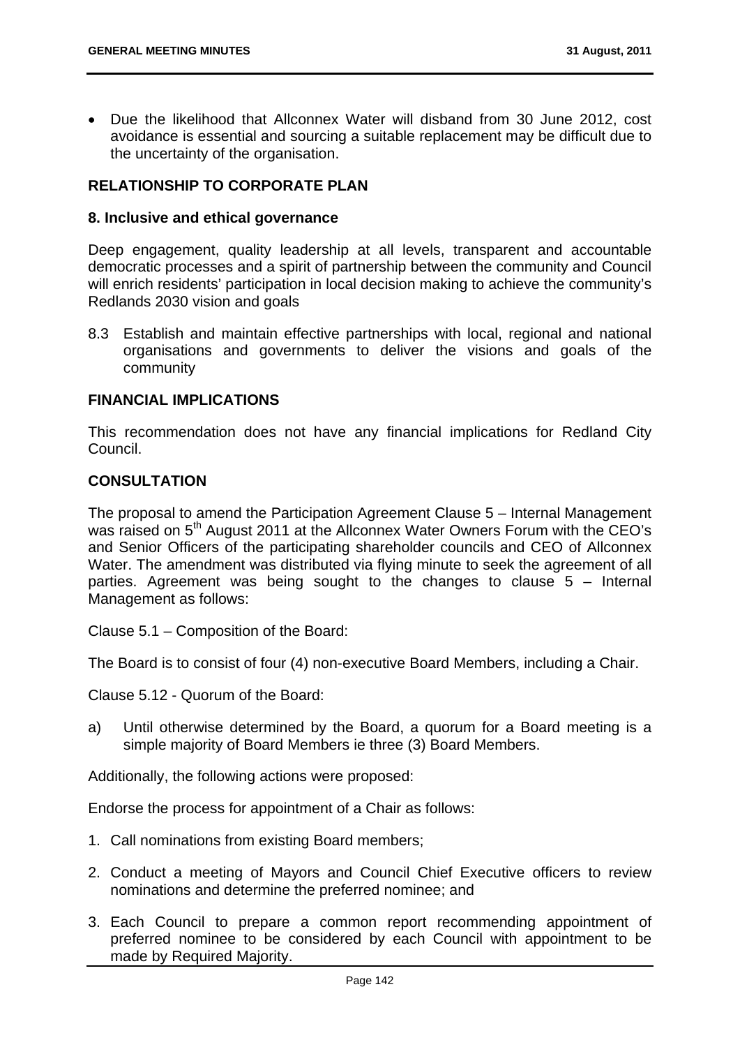- Due the likelihood that Allconnex Water will disband from 30 June 2012, cost avoidance is essential and sourcing a suitable replacement may be difficult due to the uncertainty of the organisation.

## RELATIONSHIP TO CORPORATE PLAN

### 8. Inclusive and ethical governance

Deep engagement, quality leadership at all levels, transparent and accountable democratic processes and a spirit of partnership between the community and Council will enrich residents' participation in local decision making to achieve the community's Redlands 2030 vision and goals

8.3 Establish and maintain effective partnerships with local, regional and national organisations and governments to deliver the visions and goals of the community

## FINANCIAL IMPLICATIONS

This recommendation does not have any financial implications for Redland City Council.

## CONSULTATION

The proposal to amend the Participation Agreement Clause 5 – Internal Management was raised on 5th August 2011 at the Allconnex Water Owners Forum with the CEO's and Senior Officers of the participating shareholder councils and CEO of Allconnex Water. The amendment was distributed via flying minute to seek the agreement of all parties. Agreement was being sought to the changes to clause 5 – Internal Management as follows:

Clause 5.1 – Composition of the Board:

The Board is to consist of four (4) non-executive Board Members, including a Chair.

Clause 5.12 - Quorum of the Board:

a) Until otherwise determined by the Board, a quorum for a Board meeting is a simple majority of Board Members ie three (3) Board Members.

Additionally, the following actions were proposed:

Endorse the process for appointment of a Chair as follows:

1. Call nominations from existing Board members;
2. Conduct a meeting of Mayors and Council Chief Executive officers to review nominations and determine the preferred nominee; and
3. Each Council to prepare a common report recommending appointment of preferred nominee to be considered by each Council with appointment to be made by Required Majority.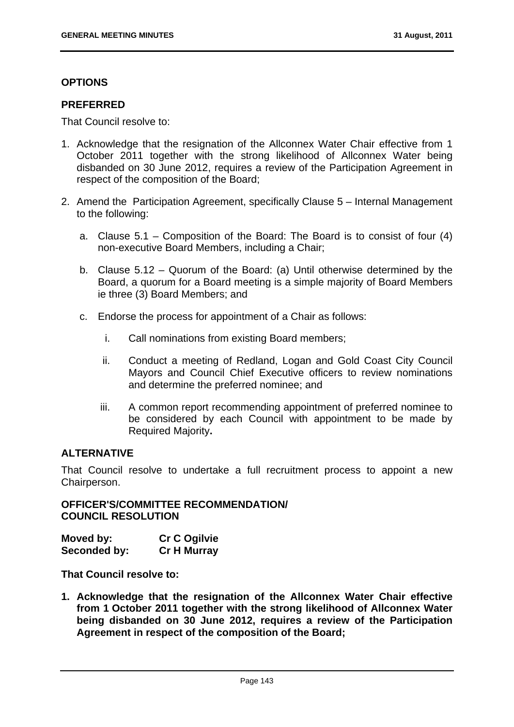## OPTIONS

### PREFERRED

That Council resolve to:

1. Acknowledge that the resignation of the Allconnex Water Chair effective from 1 October 2011 together with the strong likelihood of Allconnex Water being disbanded on 30 June 2012, requires a review of the Participation Agreement in respect of the composition of the Board;

2. Amend the Participation Agreement, specifically Clause 5 – Internal Management to the following:

   a. Clause 5.1 – Composition of the Board: The Board is to consist of four (4) non-executive Board Members, including a Chair;

   b. Clause 5.12 – Quorum of the Board: (a) Until otherwise determined by the Board, a quorum for a Board meeting is a simple majority of Board Members ie three (3) Board Members; and

   c. Endorse the process for appointment of a Chair as follows:

      i. Call nominations from existing Board members;

      ii. Conduct a meeting of Redland, Logan and Gold Coast City Council Mayors and Council Chief Executive officers to review nominations and determine the preferred nominee; and

      iii. A common report recommending appointment of preferred nominee to be considered by each Council with appointment to be made by Required Majority**.**

### ALTERNATIVE

That Council resolve to undertake a full recruitment process to appoint a new Chairperson.

### OFFICER'S/COMMITTEE RECOMMENDATION/ COUNCIL RESOLUTION

| **Moved by:** | **Cr C Ogilvie** |
|---|---|
| **Seconded by:** | **Cr H Murray** |

**That Council resolve to:**

1. **Acknowledge that the resignation of the Allconnex Water Chair effective from 1 October 2011 together with the strong likelihood of Allconnex Water being disbanded on 30 June 2012, requires a review of the Participation Agreement in respect of the composition of the Board;**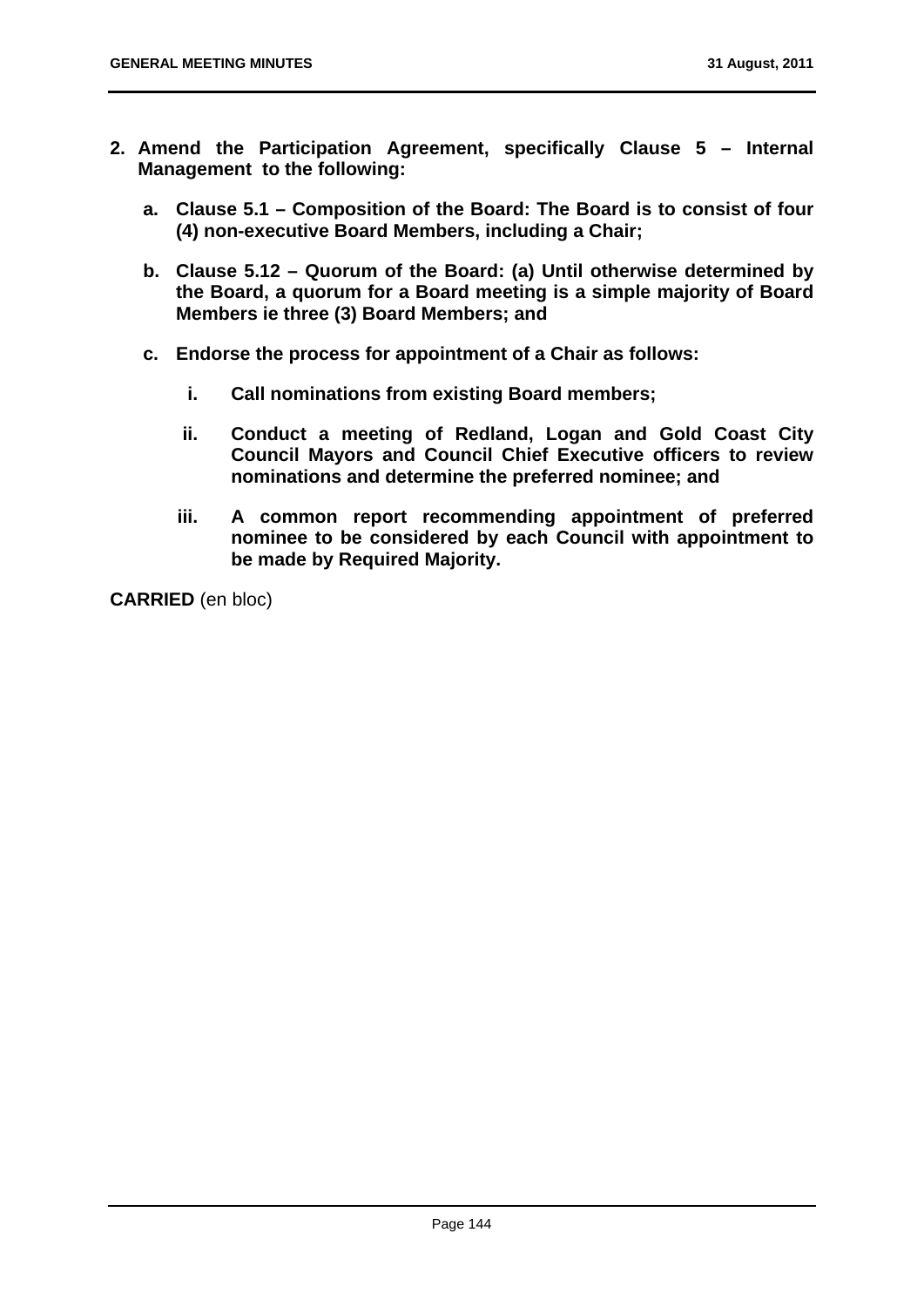2. **Amend the Participation Agreement, specifically Clause 5 – Internal Management to the following:**

   a. **Clause 5.1 – Composition of the Board: The Board is to consist of four (4) non-executive Board Members, including a Chair;**

   b. **Clause 5.12 – Quorum of the Board: (a) Until otherwise determined by the Board, a quorum for a Board meeting is a simple majority of Board Members ie three (3) Board Members; and**

   c. **Endorse the process for appointment of a Chair as follows:**

      i. **Call nominations from existing Board members;**

      ii. **Conduct a meeting of Redland, Logan and Gold Coast City Council Mayors and Council Chief Executive officers to review nominations and determine the preferred nominee; and**

      iii. **A common report recommending appointment of preferred nominee to be considered by each Council with appointment to be made by Required Majority.**

**CARRIED** (en bloc)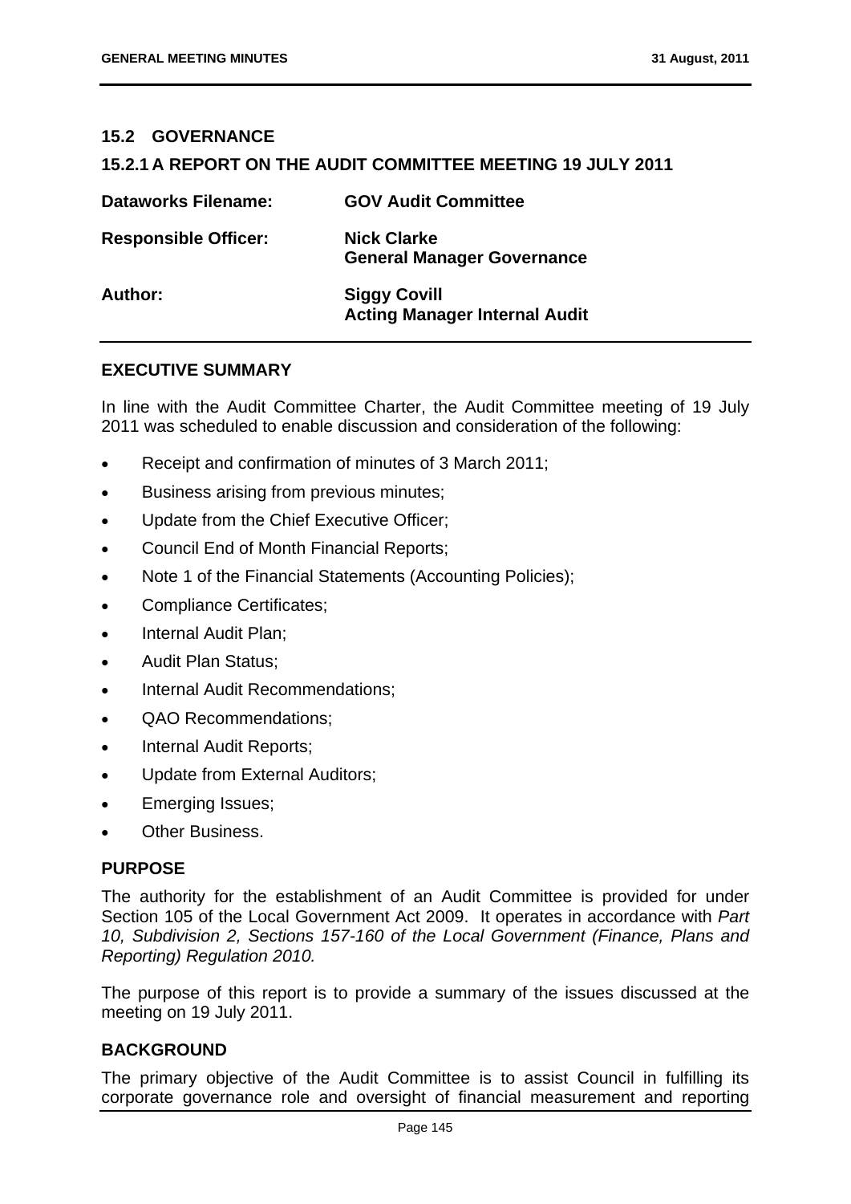## 15.2 GOVERNANCE

### 15.2.1 A REPORT ON THE AUDIT COMMITTEE MEETING 19 JULY 2011

| | |
|---|---|
| **Dataworks Filename:** | **GOV Audit Committee** |
| **Responsible Officer:** | **Nick Clarke**<br>**General Manager Governance** |
| **Author:** | **Siggy Covill**<br>**Acting Manager Internal Audit** |

#### EXECUTIVE SUMMARY

In line with the Audit Committee Charter, the Audit Committee meeting of 19 July 2011 was scheduled to enable discussion and consideration of the following:

- Receipt and confirmation of minutes of 3 March 2011;
- Business arising from previous minutes;
- Update from the Chief Executive Officer;
- Council End of Month Financial Reports;
- Note 1 of the Financial Statements (Accounting Policies);
- Compliance Certificates;
- Internal Audit Plan;
- Audit Plan Status;
- Internal Audit Recommendations;
- QAO Recommendations;
- Internal Audit Reports;
- Update from External Auditors;
- Emerging Issues;
- Other Business.

#### PURPOSE

The authority for the establishment of an Audit Committee is provided for under Section 105 of the Local Government Act 2009. It operates in accordance with *Part 10, Subdivision 2, Sections 157-160 of the Local Government (Finance, Plans and Reporting) Regulation 2010.*

The purpose of this report is to provide a summary of the issues discussed at the meeting on 19 July 2011.

#### BACKGROUND

The primary objective of the Audit Committee is to assist Council in fulfilling its corporate governance role and oversight of financial measurement and reporting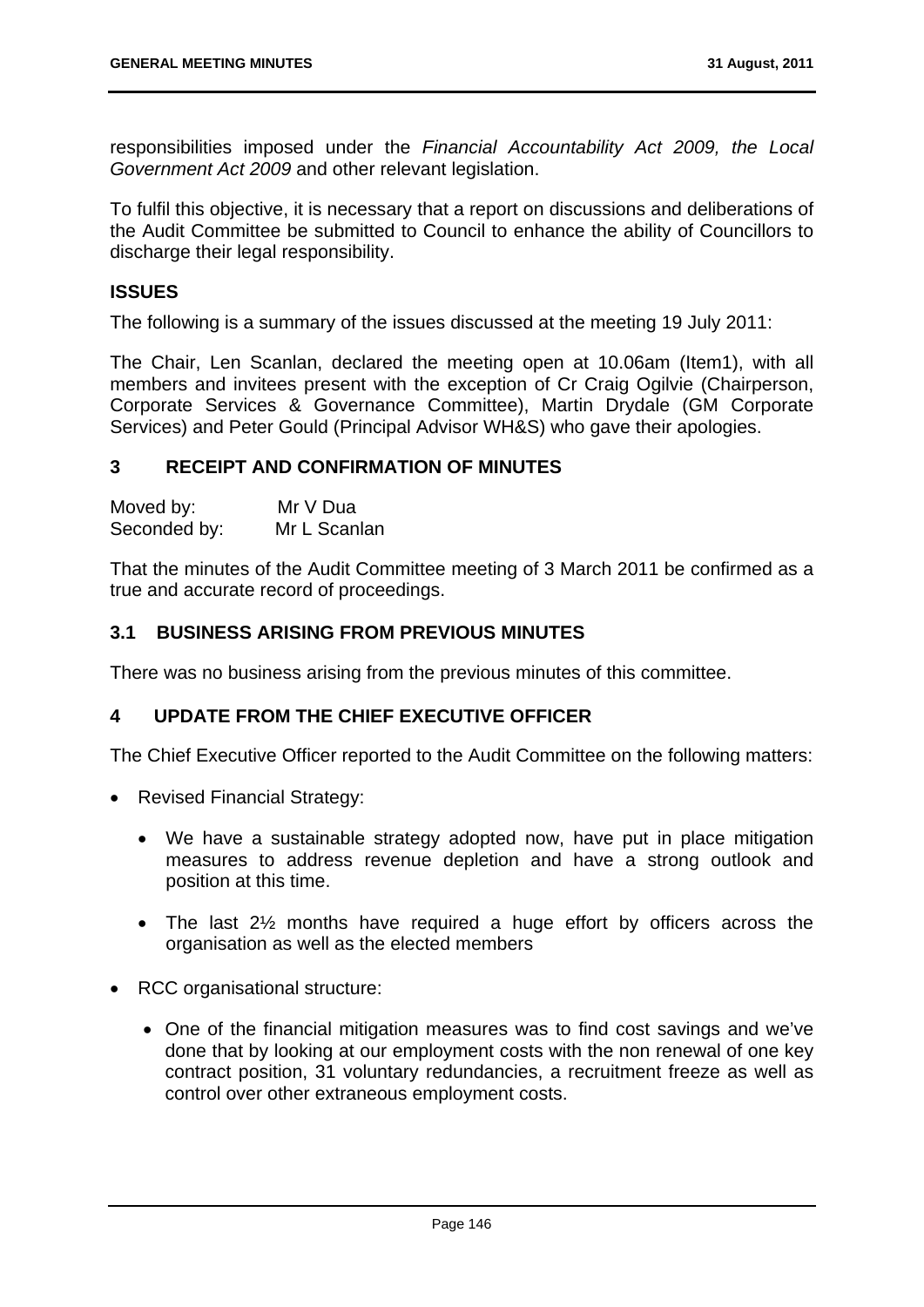responsibilities imposed under the *Financial Accountability Act 2009, the Local Government Act 2009* and other relevant legislation.

To fulfil this objective, it is necessary that a report on discussions and deliberations of the Audit Committee be submitted to Council to enhance the ability of Councillors to discharge their legal responsibility.

## ISSUES

The following is a summary of the issues discussed at the meeting 19 July 2011:

The Chair, Len Scanlan, declared the meeting open at 10.06am (Item1), with all members and invitees present with the exception of Cr Craig Ogilvie (Chairperson, Corporate Services & Governance Committee), Martin Drydale (GM Corporate Services) and Peter Gould (Principal Advisor WH&S) who gave their apologies.

## 3 RECEIPT AND CONFIRMATION OF MINUTES

Moved by: Mr V Dua
Seconded by: Mr L Scanlan

That the minutes of the Audit Committee meeting of 3 March 2011 be confirmed as a true and accurate record of proceedings.

## 3.1 BUSINESS ARISING FROM PREVIOUS MINUTES

There was no business arising from the previous minutes of this committee.

## 4 UPDATE FROM THE CHIEF EXECUTIVE OFFICER

The Chief Executive Officer reported to the Audit Committee on the following matters:

- Revised Financial Strategy:
  - We have a sustainable strategy adopted now, have put in place mitigation measures to address revenue depletion and have a strong outlook and position at this time.
  - The last 2½ months have required a huge effort by officers across the organisation as well as the elected members
- RCC organisational structure:
  - One of the financial mitigation measures was to find cost savings and we've done that by looking at our employment costs with the non renewal of one key contract position, 31 voluntary redundancies, a recruitment freeze as well as control over other extraneous employment costs.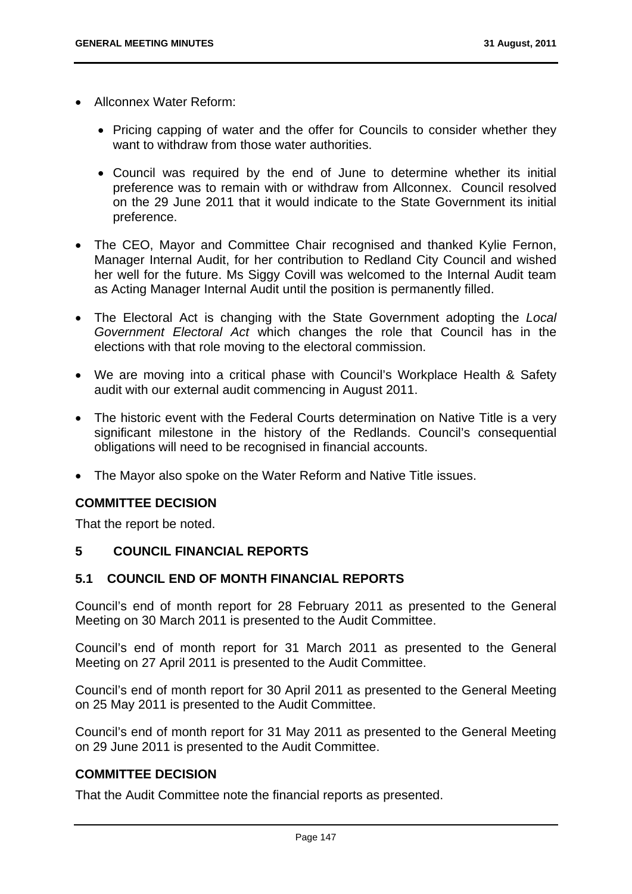- Allconnex Water Reform:

  - Pricing capping of water and the offer for Councils to consider whether they want to withdraw from those water authorities.

  - Council was required by the end of June to determine whether its initial preference was to remain with or withdraw from Allconnex. Council resolved on the 29 June 2011 that it would indicate to the State Government its initial preference.

- The CEO, Mayor and Committee Chair recognised and thanked Kylie Fernon, Manager Internal Audit, for her contribution to Redland City Council and wished her well for the future. Ms Siggy Covill was welcomed to the Internal Audit team as Acting Manager Internal Audit until the position is permanently filled.

- The Electoral Act is changing with the State Government adopting the *Local Government Electoral Act* which changes the role that Council has in the elections with that role moving to the electoral commission.

- We are moving into a critical phase with Council's Workplace Health & Safety audit with our external audit commencing in August 2011.

- The historic event with the Federal Courts determination on Native Title is a very significant milestone in the history of the Redlands. Council's consequential obligations will need to be recognised in financial accounts.

- The Mayor also spoke on the Water Reform and Native Title issues.

**COMMITTEE DECISION**

That the report be noted.

## 5 COUNCIL FINANCIAL REPORTS

### 5.1 COUNCIL END OF MONTH FINANCIAL REPORTS

Council's end of month report for 28 February 2011 as presented to the General Meeting on 30 March 2011 is presented to the Audit Committee.

Council's end of month report for 31 March 2011 as presented to the General Meeting on 27 April 2011 is presented to the Audit Committee.

Council's end of month report for 30 April 2011 as presented to the General Meeting on 25 May 2011 is presented to the Audit Committee.

Council's end of month report for 31 May 2011 as presented to the General Meeting on 29 June 2011 is presented to the Audit Committee.

**COMMITTEE DECISION**

That the Audit Committee note the financial reports as presented.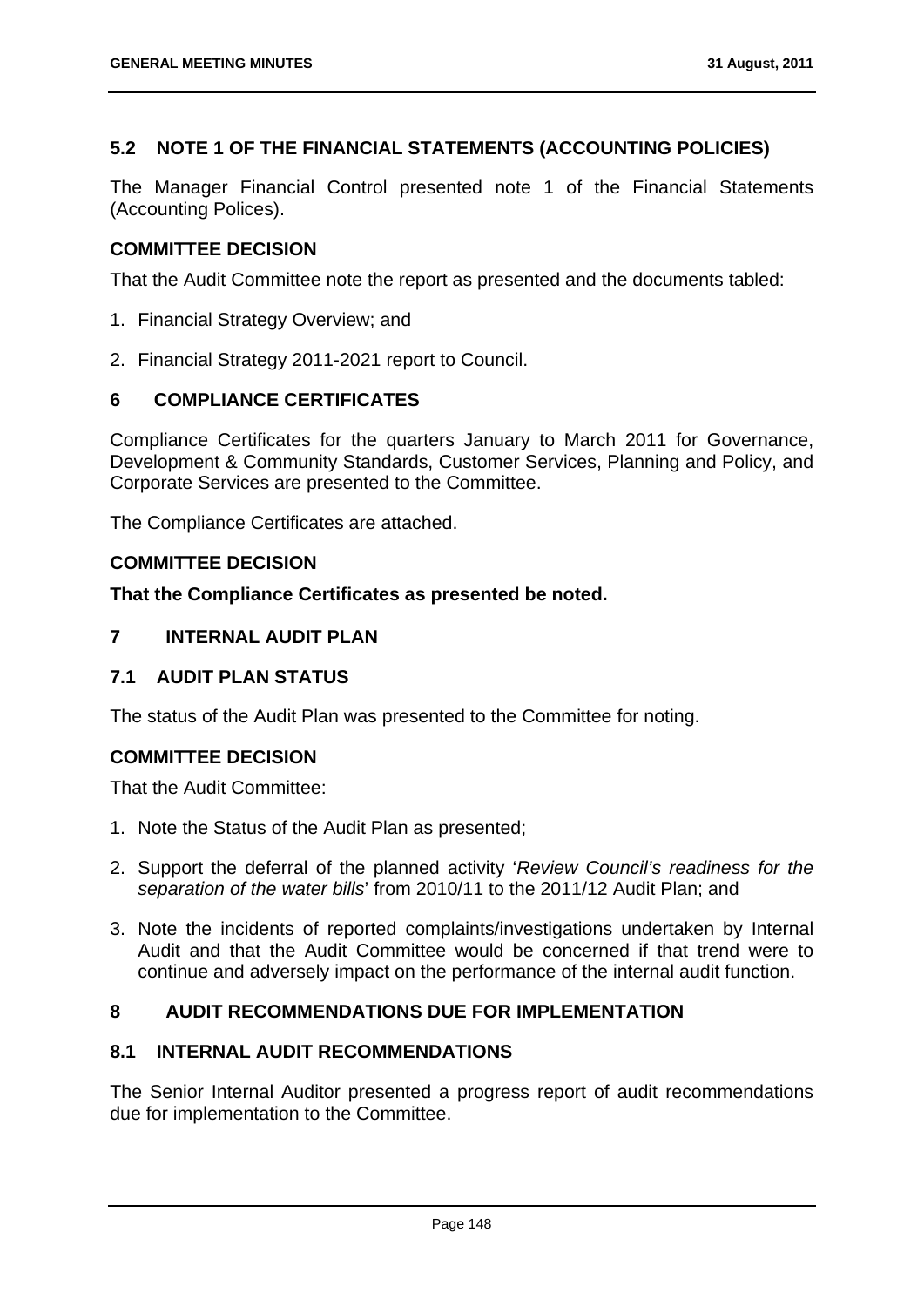## 5.2 NOTE 1 OF THE FINANCIAL STATEMENTS (ACCOUNTING POLICIES)

The Manager Financial Control presented note 1 of the Financial Statements (Accounting Polices).

### COMMITTEE DECISION

That the Audit Committee note the report as presented and the documents tabled:

1. Financial Strategy Overview; and
2. Financial Strategy 2011-2021 report to Council.

## 6 COMPLIANCE CERTIFICATES

Compliance Certificates for the quarters January to March 2011 for Governance, Development & Community Standards, Customer Services, Planning and Policy, and Corporate Services are presented to the Committee.

The Compliance Certificates are attached.

### COMMITTEE DECISION

**That the Compliance Certificates as presented be noted.**

## 7 INTERNAL AUDIT PLAN

## 7.1 AUDIT PLAN STATUS

The status of the Audit Plan was presented to the Committee for noting.

### COMMITTEE DECISION

That the Audit Committee:

1. Note the Status of the Audit Plan as presented;
2. Support the deferral of the planned activity '*Review Council's readiness for the separation of the water bills*' from 2010/11 to the 2011/12 Audit Plan; and
3. Note the incidents of reported complaints/investigations undertaken by Internal Audit and that the Audit Committee would be concerned if that trend were to continue and adversely impact on the performance of the internal audit function.

## 8 AUDIT RECOMMENDATIONS DUE FOR IMPLEMENTATION

## 8.1 INTERNAL AUDIT RECOMMENDATIONS

The Senior Internal Auditor presented a progress report of audit recommendations due for implementation to the Committee.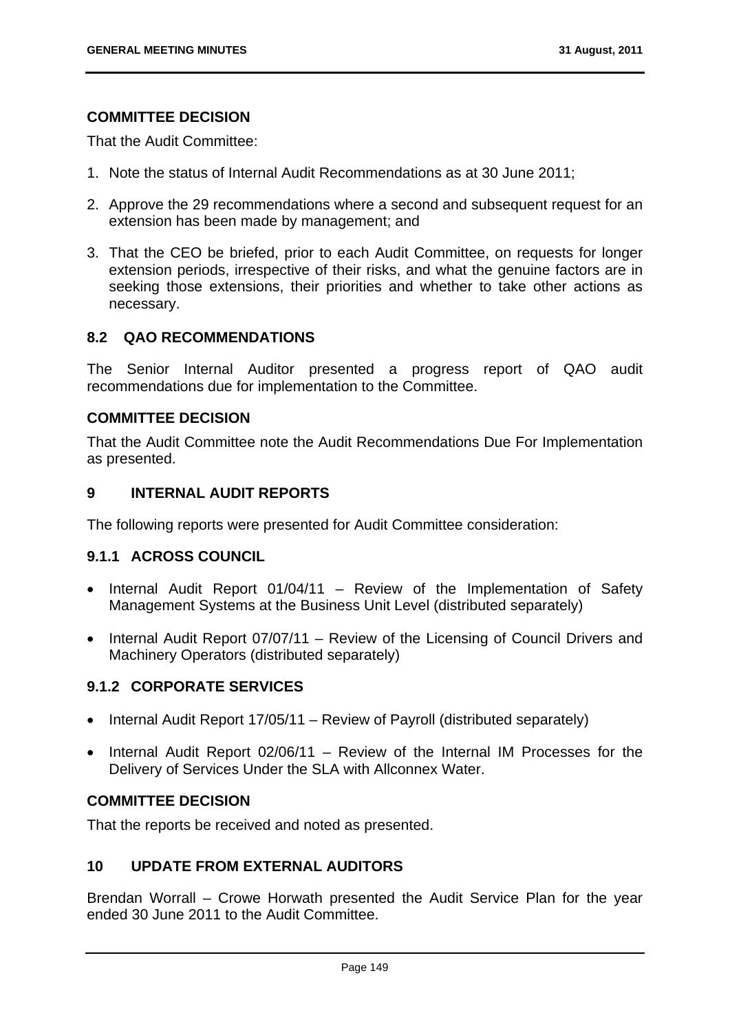### COMMITTEE DECISION

That the Audit Committee:

1. Note the status of Internal Audit Recommendations as at 30 June 2011;
2. Approve the 29 recommendations where a second and subsequent request for an extension has been made by management; and
3. That the CEO be briefed, prior to each Audit Committee, on requests for longer extension periods, irrespective of their risks, and what the genuine factors are in seeking those extensions, their priorities and whether to take other actions as necessary.

## 8.2 QAO RECOMMENDATIONS

The Senior Internal Auditor presented a progress report of QAO audit recommendations due for implementation to the Committee.

### COMMITTEE DECISION

That the Audit Committee note the Audit Recommendations Due For Implementation as presented.

## 9 INTERNAL AUDIT REPORTS

The following reports were presented for Audit Committee consideration:

### 9.1.1 ACROSS COUNCIL

- Internal Audit Report 01/04/11 – Review of the Implementation of Safety Management Systems at the Business Unit Level (distributed separately)
- Internal Audit Report 07/07/11 – Review of the Licensing of Council Drivers and Machinery Operators (distributed separately)

### 9.1.2 CORPORATE SERVICES

- Internal Audit Report 17/05/11 – Review of Payroll (distributed separately)
- Internal Audit Report 02/06/11 – Review of the Internal IM Processes for the Delivery of Services Under the SLA with Allconnex Water.

### COMMITTEE DECISION

That the reports be received and noted as presented.

## 10 UPDATE FROM EXTERNAL AUDITORS

Brendan Worrall – Crowe Horwath presented the Audit Service Plan for the year ended 30 June 2011 to the Audit Committee.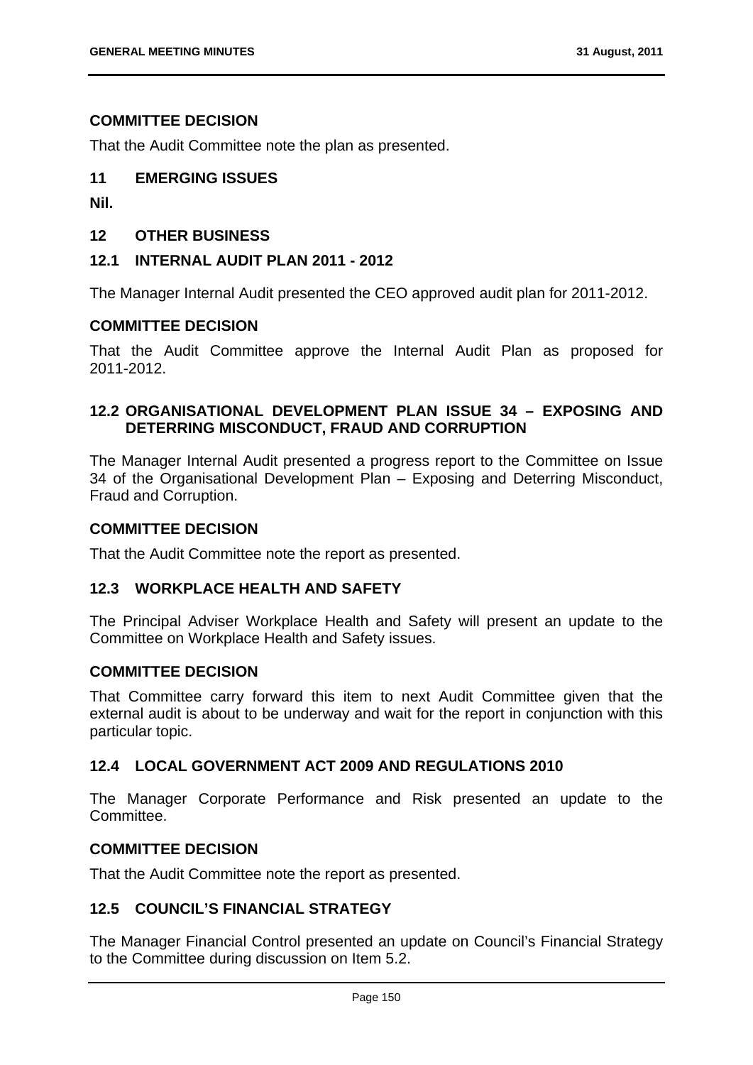### COMMITTEE DECISION

That the Audit Committee note the plan as presented.

## 11 EMERGING ISSUES

**Nil.**

## 12 OTHER BUSINESS

### 12.1 INTERNAL AUDIT PLAN 2011 - 2012

The Manager Internal Audit presented the CEO approved audit plan for 2011-2012.

### COMMITTEE DECISION

That the Audit Committee approve the Internal Audit Plan as proposed for 2011-2012.

### 12.2 ORGANISATIONAL DEVELOPMENT PLAN ISSUE 34 – EXPOSING AND DETERRING MISCONDUCT, FRAUD AND CORRUPTION

The Manager Internal Audit presented a progress report to the Committee on Issue 34 of the Organisational Development Plan – Exposing and Deterring Misconduct, Fraud and Corruption.

### COMMITTEE DECISION

That the Audit Committee note the report as presented.

### 12.3 WORKPLACE HEALTH AND SAFETY

The Principal Adviser Workplace Health and Safety will present an update to the Committee on Workplace Health and Safety issues.

### COMMITTEE DECISION

That Committee carry forward this item to next Audit Committee given that the external audit is about to be underway and wait for the report in conjunction with this particular topic.

### 12.4 LOCAL GOVERNMENT ACT 2009 AND REGULATIONS 2010

The Manager Corporate Performance and Risk presented an update to the Committee.

### COMMITTEE DECISION

That the Audit Committee note the report as presented.

### 12.5 COUNCIL'S FINANCIAL STRATEGY

The Manager Financial Control presented an update on Council's Financial Strategy to the Committee during discussion on Item 5.2.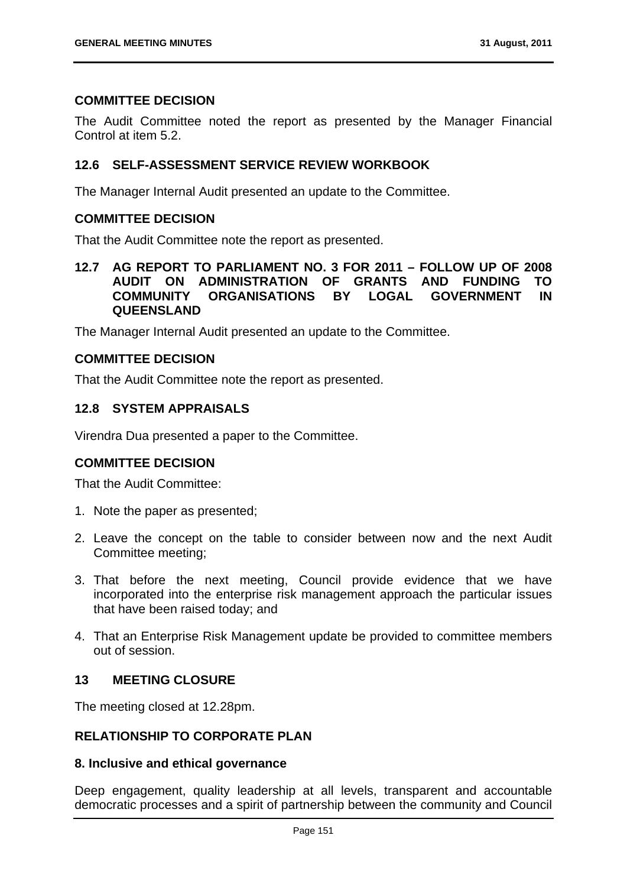**COMMITTEE DECISION**

The Audit Committee noted the report as presented by the Manager Financial Control at item 5.2.

### 12.6 SELF-ASSESSMENT SERVICE REVIEW WORKBOOK

The Manager Internal Audit presented an update to the Committee.

**COMMITTEE DECISION**

That the Audit Committee note the report as presented.

### 12.7 AG REPORT TO PARLIAMENT NO. 3 FOR 2011 – FOLLOW UP OF 2008 AUDIT ON ADMINISTRATION OF GRANTS AND FUNDING TO COMMUNITY ORGANISATIONS BY LOGAL GOVERNMENT IN QUEENSLAND

The Manager Internal Audit presented an update to the Committee.

**COMMITTEE DECISION**

That the Audit Committee note the report as presented.

### 12.8 SYSTEM APPRAISALS

Virendra Dua presented a paper to the Committee.

**COMMITTEE DECISION**

That the Audit Committee:

1. Note the paper as presented;
2. Leave the concept on the table to consider between now and the next Audit Committee meeting;
3. That before the next meeting, Council provide evidence that we have incorporated into the enterprise risk management approach the particular issues that have been raised today; and
4. That an Enterprise Risk Management update be provided to committee members out of session.

## 13 MEETING CLOSURE

The meeting closed at 12.28pm.

**RELATIONSHIP TO CORPORATE PLAN**

**8. Inclusive and ethical governance**

Deep engagement, quality leadership at all levels, transparent and accountable democratic processes and a spirit of partnership between the community and Council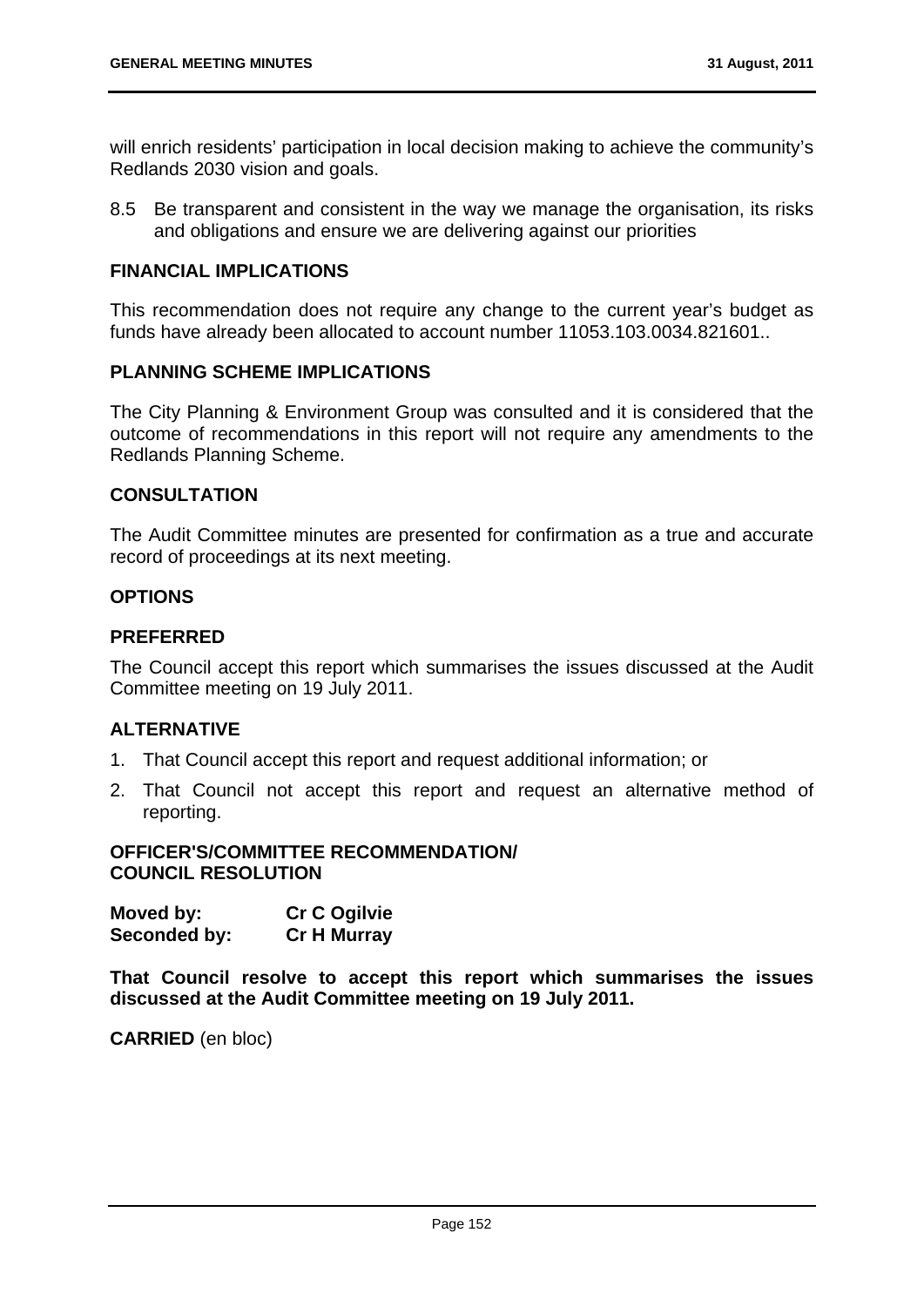will enrich residents' participation in local decision making to achieve the community's Redlands 2030 vision and goals.

8.5 Be transparent and consistent in the way we manage the organisation, its risks and obligations and ensure we are delivering against our priorities

## FINANCIAL IMPLICATIONS

This recommendation does not require any change to the current year's budget as funds have already been allocated to account number 11053.103.0034.821601..

## PLANNING SCHEME IMPLICATIONS

The City Planning & Environment Group was consulted and it is considered that the outcome of recommendations in this report will not require any amendments to the Redlands Planning Scheme.

## CONSULTATION

The Audit Committee minutes are presented for confirmation as a true and accurate record of proceedings at its next meeting.

## OPTIONS

### PREFERRED

The Council accept this report which summarises the issues discussed at the Audit Committee meeting on 19 July 2011.

### ALTERNATIVE

1. That Council accept this report and request additional information; or
2. That Council not accept this report and request an alternative method of reporting.

## OFFICER'S/COMMITTEE RECOMMENDATION/ COUNCIL RESOLUTION

**Moved by:** **Cr C Ogilvie**
**Seconded by:** **Cr H Murray**

**That Council resolve to accept this report which summarises the issues discussed at the Audit Committee meeting on 19 July 2011.**

**CARRIED** (en bloc)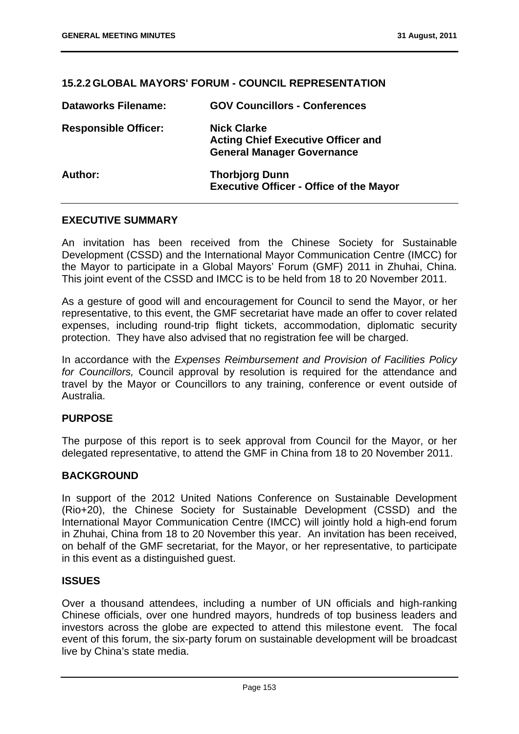## 15.2.2 GLOBAL MAYORS' FORUM - COUNCIL REPRESENTATION

| | |
|---|---|
| **Dataworks Filename:** | **GOV Councillors - Conferences** |
| **Responsible Officer:** | **Nick Clarke**<br>**Acting Chief Executive Officer and General Manager Governance** |
| **Author:** | **Thorbjorg Dunn**<br>**Executive Officer - Office of the Mayor** |

### EXECUTIVE SUMMARY

An invitation has been received from the Chinese Society for Sustainable Development (CSSD) and the International Mayor Communication Centre (IMCC) for the Mayor to participate in a Global Mayors' Forum (GMF) 2011 in Zhuhai, China. This joint event of the CSSD and IMCC is to be held from 18 to 20 November 2011.

As a gesture of good will and encouragement for Council to send the Mayor, or her representative, to this event, the GMF secretariat have made an offer to cover related expenses, including round-trip flight tickets, accommodation, diplomatic security protection. They have also advised that no registration fee will be charged.

In accordance with the *Expenses Reimbursement and Provision of Facilities Policy for Councillors,* Council approval by resolution is required for the attendance and travel by the Mayor or Councillors to any training, conference or event outside of Australia.

### PURPOSE

The purpose of this report is to seek approval from Council for the Mayor, or her delegated representative, to attend the GMF in China from 18 to 20 November 2011.

### BACKGROUND

In support of the 2012 United Nations Conference on Sustainable Development (Rio+20), the Chinese Society for Sustainable Development (CSSD) and the International Mayor Communication Centre (IMCC) will jointly hold a high-end forum in Zhuhai, China from 18 to 20 November this year. An invitation has been received, on behalf of the GMF secretariat, for the Mayor, or her representative, to participate in this event as a distinguished guest.

### ISSUES

Over a thousand attendees, including a number of UN officials and high-ranking Chinese officials, over one hundred mayors, hundreds of top business leaders and investors across the globe are expected to attend this milestone event. The focal event of this forum, the six-party forum on sustainable development will be broadcast live by China's state media.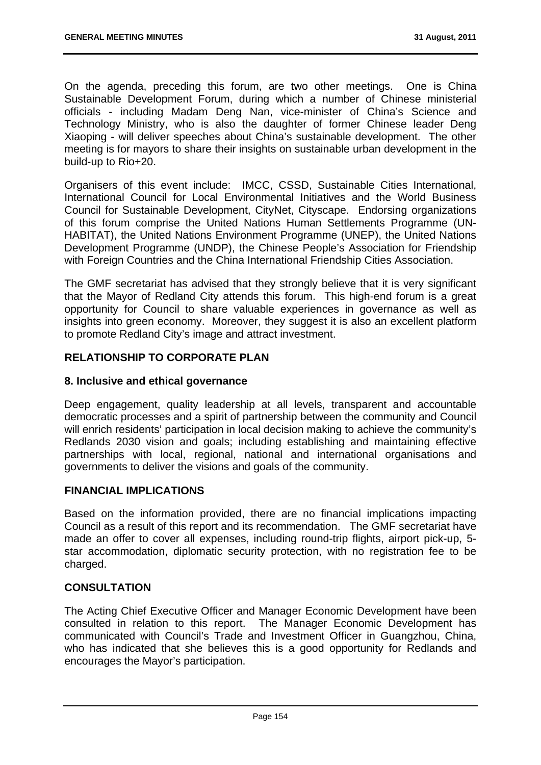On the agenda, preceding this forum, are two other meetings. One is China Sustainable Development Forum, during which a number of Chinese ministerial officials - including Madam Deng Nan, vice-minister of China's Science and Technology Ministry, who is also the daughter of former Chinese leader Deng Xiaoping - will deliver speeches about China's sustainable development. The other meeting is for mayors to share their insights on sustainable urban development in the build-up to Rio+20.

Organisers of this event include: IMCC, CSSD, Sustainable Cities International, International Council for Local Environmental Initiatives and the World Business Council for Sustainable Development, CityNet, Cityscape. Endorsing organizations of this forum comprise the United Nations Human Settlements Programme (UN-HABITAT), the United Nations Environment Programme (UNEP), the United Nations Development Programme (UNDP), the Chinese People's Association for Friendship with Foreign Countries and the China International Friendship Cities Association.

The GMF secretariat has advised that they strongly believe that it is very significant that the Mayor of Redland City attends this forum. This high-end forum is a great opportunity for Council to share valuable experiences in governance as well as insights into green economy. Moreover, they suggest it is also an excellent platform to promote Redland City's image and attract investment.

## RELATIONSHIP TO CORPORATE PLAN

### 8. Inclusive and ethical governance

Deep engagement, quality leadership at all levels, transparent and accountable democratic processes and a spirit of partnership between the community and Council will enrich residents' participation in local decision making to achieve the community's Redlands 2030 vision and goals; including establishing and maintaining effective partnerships with local, regional, national and international organisations and governments to deliver the visions and goals of the community.

## FINANCIAL IMPLICATIONS

Based on the information provided, there are no financial implications impacting Council as a result of this report and its recommendation. The GMF secretariat have made an offer to cover all expenses, including round-trip flights, airport pick-up, 5-star accommodation, diplomatic security protection, with no registration fee to be charged.

## CONSULTATION

The Acting Chief Executive Officer and Manager Economic Development have been consulted in relation to this report. The Manager Economic Development has communicated with Council's Trade and Investment Officer in Guangzhou, China, who has indicated that she believes this is a good opportunity for Redlands and encourages the Mayor's participation.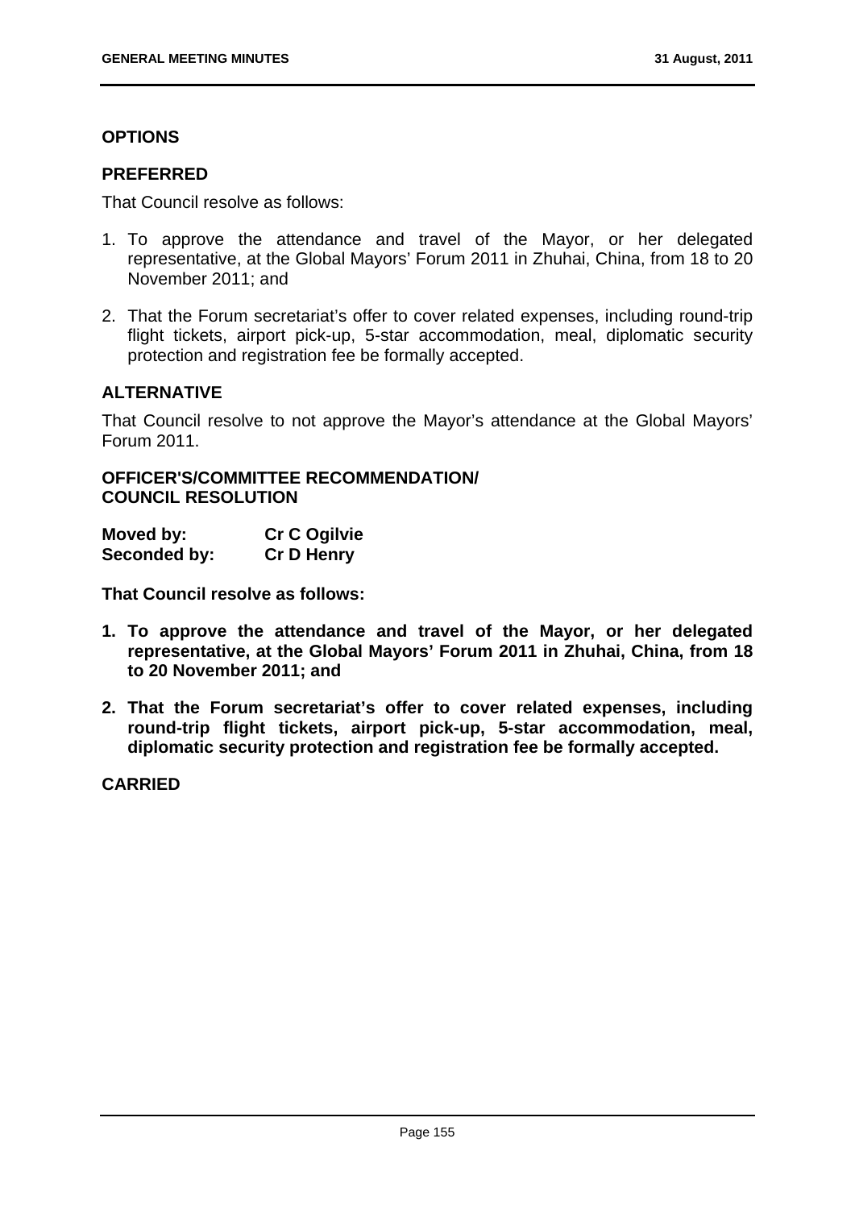## OPTIONS

### PREFERRED

That Council resolve as follows:

1. To approve the attendance and travel of the Mayor, or her delegated representative, at the Global Mayors' Forum 2011 in Zhuhai, China, from 18 to 20 November 2011; and

2. That the Forum secretariat's offer to cover related expenses, including round-trip flight tickets, airport pick-up, 5-star accommodation, meal, diplomatic security protection and registration fee be formally accepted.

### ALTERNATIVE

That Council resolve to not approve the Mayor's attendance at the Global Mayors' Forum 2011.

## OFFICER'S/COMMITTEE RECOMMENDATION/ COUNCIL RESOLUTION

**Moved by:** **Cr C Ogilvie**
**Seconded by:** **Cr D Henry**

**That Council resolve as follows:**

1. **To approve the attendance and travel of the Mayor, or her delegated representative, at the Global Mayors' Forum 2011 in Zhuhai, China, from 18 to 20 November 2011; and**

2. **That the Forum secretariat's offer to cover related expenses, including round-trip flight tickets, airport pick-up, 5-star accommodation, meal, diplomatic security protection and registration fee be formally accepted.**

**CARRIED**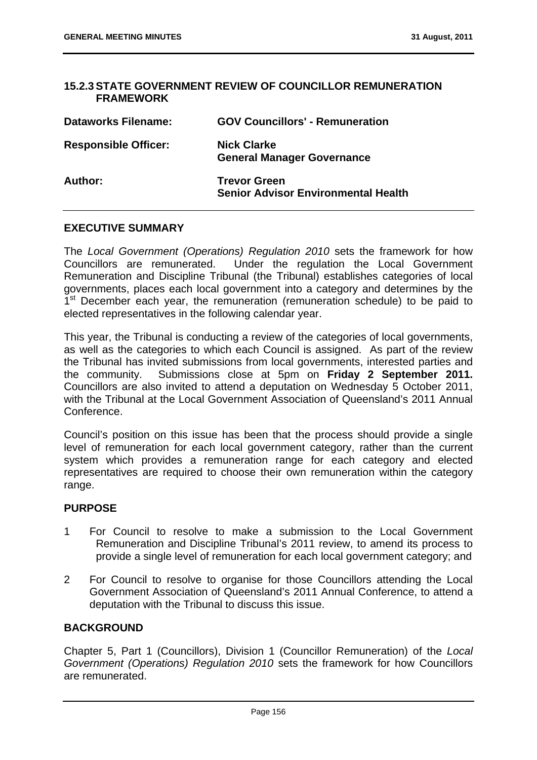## 15.2.3 STATE GOVERNMENT REVIEW OF COUNCILLOR REMUNERATION FRAMEWORK

| | |
|---|---|
| **Dataworks Filename:** | **GOV Councillors' - Remuneration** |
| **Responsible Officer:** | **Nick Clarke**<br>**General Manager Governance** |
| **Author:** | **Trevor Green**<br>**Senior Advisor Environmental Health** |

### EXECUTIVE SUMMARY

The *Local Government (Operations) Regulation 2010* sets the framework for how Councillors are remunerated. Under the regulation the Local Government Remuneration and Discipline Tribunal (the Tribunal) establishes categories of local governments, places each local government into a category and determines by the 1st December each year, the remuneration (remuneration schedule) to be paid to elected representatives in the following calendar year.

This year, the Tribunal is conducting a review of the categories of local governments, as well as the categories to which each Council is assigned. As part of the review the Tribunal has invited submissions from local governments, interested parties and the community. Submissions close at 5pm on **Friday 2 September 2011.** Councillors are also invited to attend a deputation on Wednesday 5 October 2011, with the Tribunal at the Local Government Association of Queensland's 2011 Annual Conference.

Council's position on this issue has been that the process should provide a single level of remuneration for each local government category, rather than the current system which provides a remuneration range for each category and elected representatives are required to choose their own remuneration within the category range.

### PURPOSE

1. For Council to resolve to make a submission to the Local Government Remuneration and Discipline Tribunal's 2011 review, to amend its process to provide a single level of remuneration for each local government category; and
2. For Council to resolve to organise for those Councillors attending the Local Government Association of Queensland's 2011 Annual Conference, to attend a deputation with the Tribunal to discuss this issue.

### BACKGROUND

Chapter 5, Part 1 (Councillors), Division 1 (Councillor Remuneration) of the *Local Government (Operations) Regulation 2010* sets the framework for how Councillors are remunerated.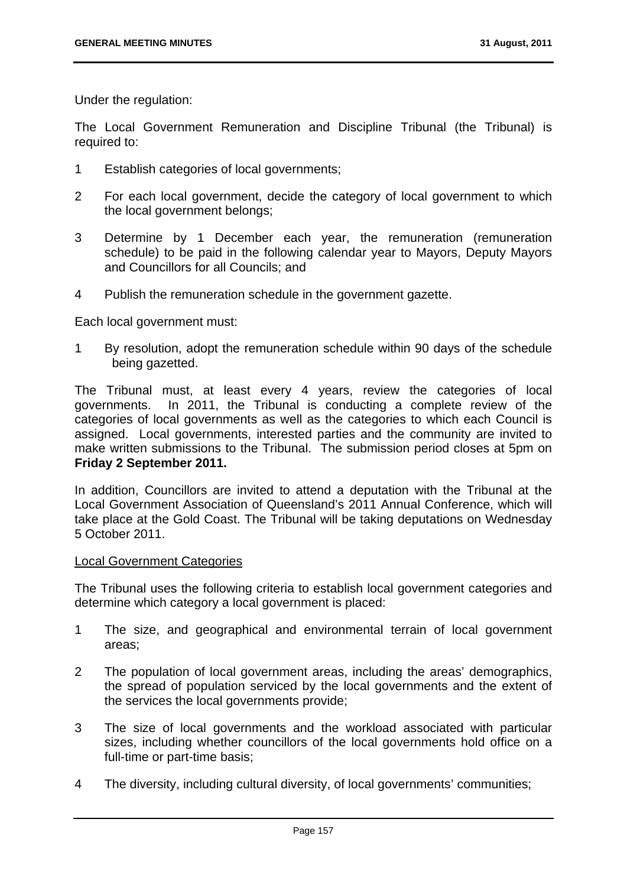Under the regulation:

The Local Government Remuneration and Discipline Tribunal (the Tribunal) is required to:

1 Establish categories of local governments;

2 For each local government, decide the category of local government to which the local government belongs;

3 Determine by 1 December each year, the remuneration (remuneration schedule) to be paid in the following calendar year to Mayors, Deputy Mayors and Councillors for all Councils; and

4 Publish the remuneration schedule in the government gazette.

Each local government must:

1 By resolution, adopt the remuneration schedule within 90 days of the schedule being gazetted.

The Tribunal must, at least every 4 years, review the categories of local governments. In 2011, the Tribunal is conducting a complete review of the categories of local governments as well as the categories to which each Council is assigned. Local governments, interested parties and the community are invited to make written submissions to the Tribunal. The submission period closes at 5pm on **Friday 2 September 2011.**

In addition, Councillors are invited to attend a deputation with the Tribunal at the Local Government Association of Queensland's 2011 Annual Conference, which will take place at the Gold Coast. The Tribunal will be taking deputations on Wednesday 5 October 2011.

<u>Local Government Categories</u>

The Tribunal uses the following criteria to establish local government categories and determine which category a local government is placed:

1 The size, and geographical and environmental terrain of local government areas;

2 The population of local government areas, including the areas' demographics, the spread of population serviced by the local governments and the extent of the services the local governments provide;

3 The size of local governments and the workload associated with particular sizes, including whether councillors of the local governments hold office on a full-time or part-time basis;

4 The diversity, including cultural diversity, of local governments' communities;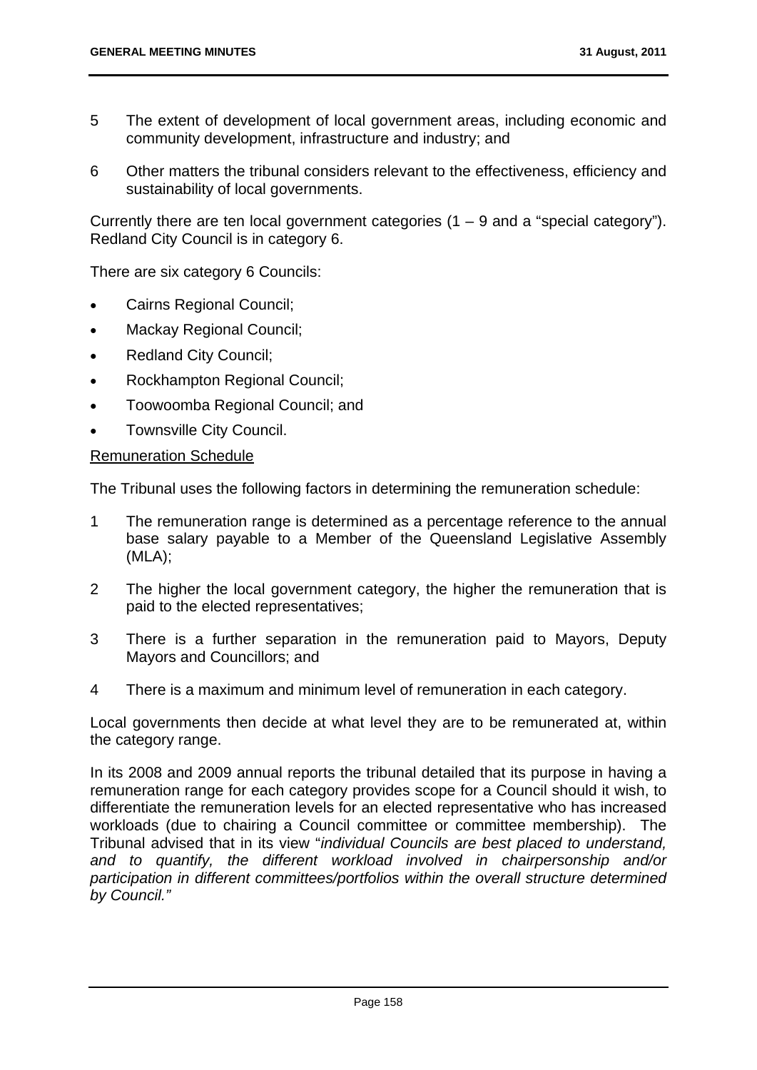5 The extent of development of local government areas, including economic and community development, infrastructure and industry; and

6 Other matters the tribunal considers relevant to the effectiveness, efficiency and sustainability of local governments.

Currently there are ten local government categories (1 – 9 and a "special category"). Redland City Council is in category 6.

There are six category 6 Councils:

- Cairns Regional Council;
- Mackay Regional Council;
- Redland City Council;
- Rockhampton Regional Council;
- Toowoomba Regional Council; and
- Townsville City Council.

Remuneration Schedule

The Tribunal uses the following factors in determining the remuneration schedule:

1 The remuneration range is determined as a percentage reference to the annual base salary payable to a Member of the Queensland Legislative Assembly (MLA);

2 The higher the local government category, the higher the remuneration that is paid to the elected representatives;

3 There is a further separation in the remuneration paid to Mayors, Deputy Mayors and Councillors; and

4 There is a maximum and minimum level of remuneration in each category.

Local governments then decide at what level they are to be remunerated at, within the category range.

In its 2008 and 2009 annual reports the tribunal detailed that its purpose in having a remuneration range for each category provides scope for a Council should it wish, to differentiate the remuneration levels for an elected representative who has increased workloads (due to chairing a Council committee or committee membership). The Tribunal advised that in its view "*individual Councils are best placed to understand, and to quantify, the different workload involved in chairpersonship and/or participation in different committees/portfolios within the overall structure determined by Council."*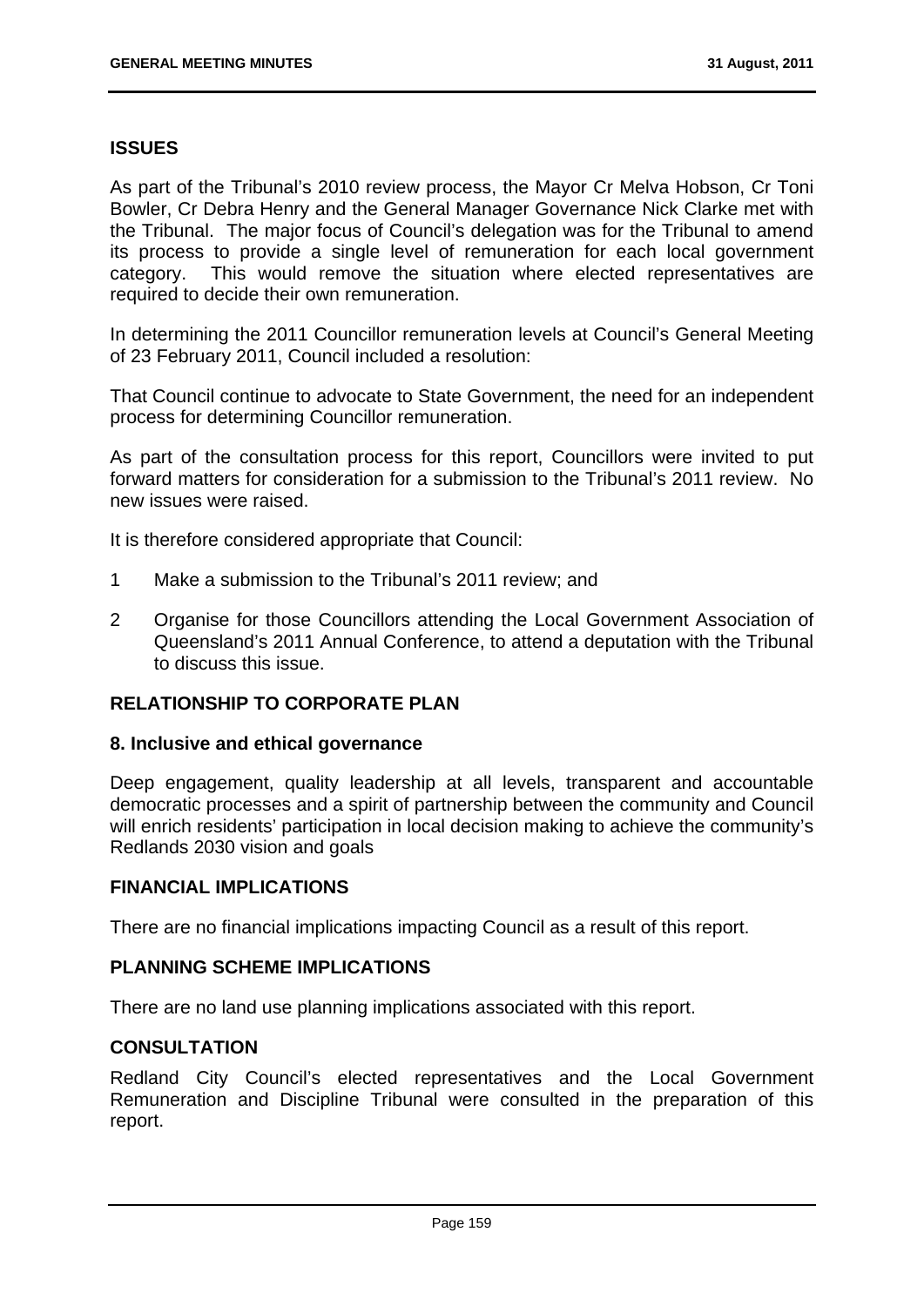## ISSUES

As part of the Tribunal's 2010 review process, the Mayor Cr Melva Hobson, Cr Toni Bowler, Cr Debra Henry and the General Manager Governance Nick Clarke met with the Tribunal. The major focus of Council's delegation was for the Tribunal to amend its process to provide a single level of remuneration for each local government category. This would remove the situation where elected representatives are required to decide their own remuneration.

In determining the 2011 Councillor remuneration levels at Council's General Meeting of 23 February 2011, Council included a resolution:

That Council continue to advocate to State Government, the need for an independent process for determining Councillor remuneration.

As part of the consultation process for this report, Councillors were invited to put forward matters for consideration for a submission to the Tribunal's 2011 review. No new issues were raised.

It is therefore considered appropriate that Council:

1. Make a submission to the Tribunal's 2011 review; and
2. Organise for those Councillors attending the Local Government Association of Queensland's 2011 Annual Conference, to attend a deputation with the Tribunal to discuss this issue.

## RELATIONSHIP TO CORPORATE PLAN

### 8. Inclusive and ethical governance

Deep engagement, quality leadership at all levels, transparent and accountable democratic processes and a spirit of partnership between the community and Council will enrich residents' participation in local decision making to achieve the community's Redlands 2030 vision and goals

## FINANCIAL IMPLICATIONS

There are no financial implications impacting Council as a result of this report.

## PLANNING SCHEME IMPLICATIONS

There are no land use planning implications associated with this report.

## CONSULTATION

Redland City Council's elected representatives and the Local Government Remuneration and Discipline Tribunal were consulted in the preparation of this report.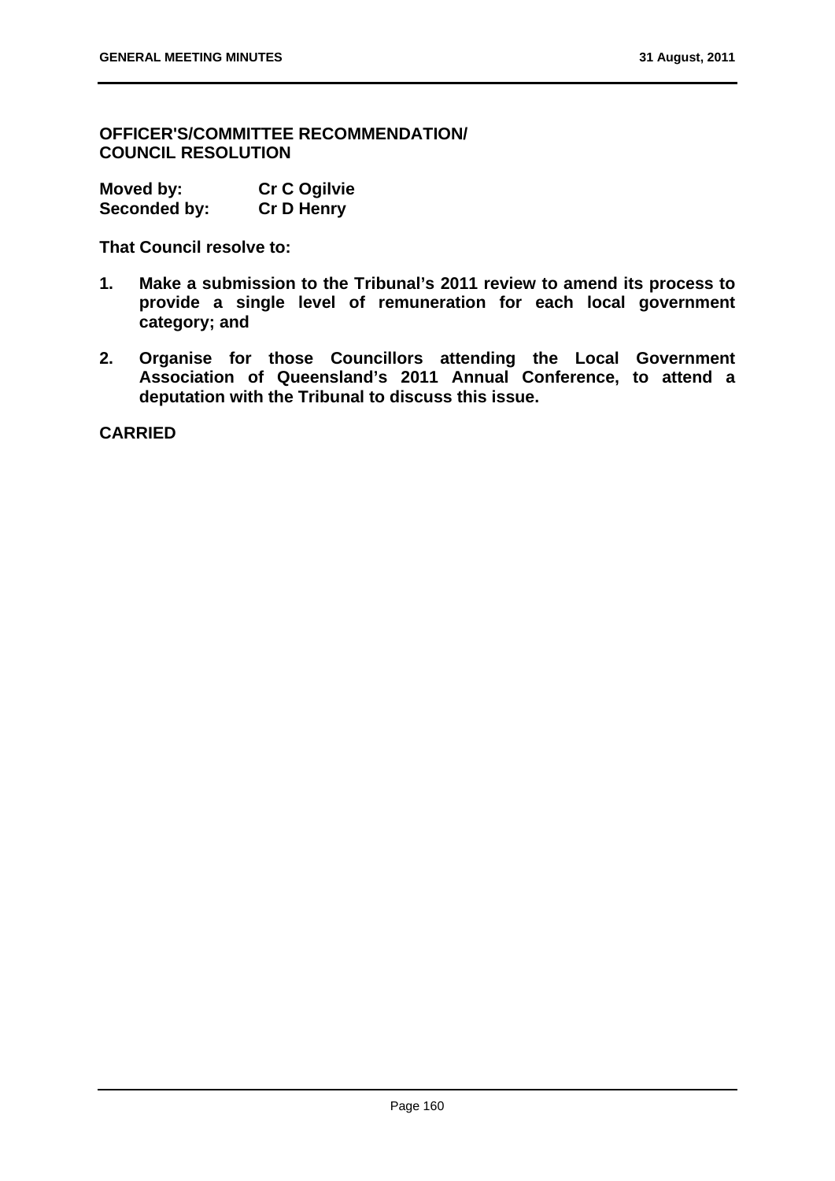**OFFICER'S/COMMITTEE RECOMMENDATION/
COUNCIL RESOLUTION**

**Moved by:** **Cr C Ogilvie**
**Seconded by:** **Cr D Henry**

**That Council resolve to:**

1. **Make a submission to the Tribunal's 2011 review to amend its process to provide a single level of remuneration for each local government category; and**
2. **Organise for those Councillors attending the Local Government Association of Queensland's 2011 Annual Conference, to attend a deputation with the Tribunal to discuss this issue.**

**CARRIED**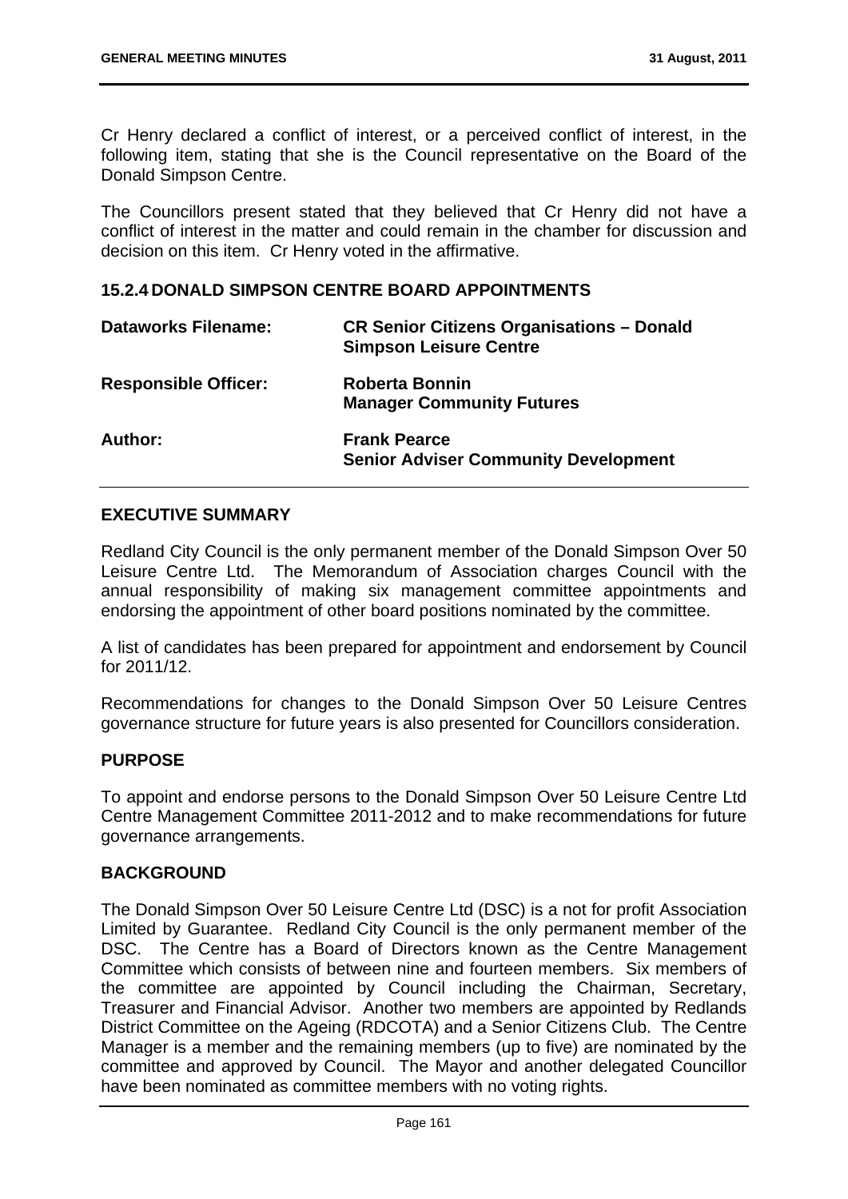Cr Henry declared a conflict of interest, or a perceived conflict of interest, in the following item, stating that she is the Council representative on the Board of the Donald Simpson Centre.

The Councillors present stated that they believed that Cr Henry did not have a conflict of interest in the matter and could remain in the chamber for discussion and decision on this item. Cr Henry voted in the affirmative.

### 15.2.4 DONALD SIMPSON CENTRE BOARD APPOINTMENTS

| | |
|---|---|
| **Dataworks Filename:** | **CR Senior Citizens Organisations – Donald Simpson Leisure Centre** |
| **Responsible Officer:** | **Roberta Bonnin**<br>**Manager Community Futures** |
| **Author:** | **Frank Pearce**<br>**Senior Adviser Community Development** |

#### EXECUTIVE SUMMARY

Redland City Council is the only permanent member of the Donald Simpson Over 50 Leisure Centre Ltd. The Memorandum of Association charges Council with the annual responsibility of making six management committee appointments and endorsing the appointment of other board positions nominated by the committee.

A list of candidates has been prepared for appointment and endorsement by Council for 2011/12.

Recommendations for changes to the Donald Simpson Over 50 Leisure Centres governance structure for future years is also presented for Councillors consideration.

#### PURPOSE

To appoint and endorse persons to the Donald Simpson Over 50 Leisure Centre Ltd Centre Management Committee 2011-2012 and to make recommendations for future governance arrangements.

#### BACKGROUND

The Donald Simpson Over 50 Leisure Centre Ltd (DSC) is a not for profit Association Limited by Guarantee. Redland City Council is the only permanent member of the DSC. The Centre has a Board of Directors known as the Centre Management Committee which consists of between nine and fourteen members. Six members of the committee are appointed by Council including the Chairman, Secretary, Treasurer and Financial Advisor. Another two members are appointed by Redlands District Committee on the Ageing (RDCOTA) and a Senior Citizens Club. The Centre Manager is a member and the remaining members (up to five) are nominated by the committee and approved by Council. The Mayor and another delegated Councillor have been nominated as committee members with no voting rights.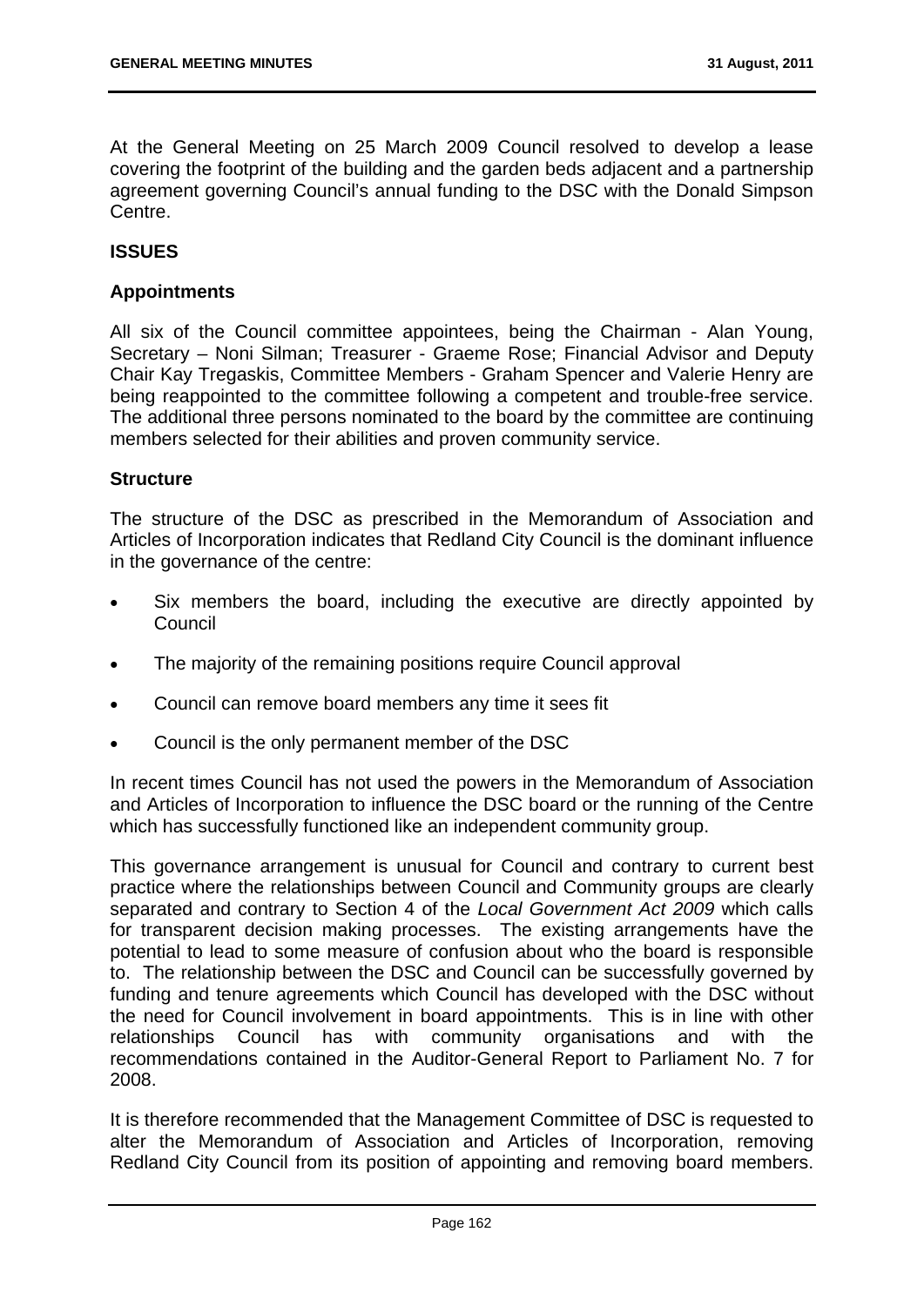At the General Meeting on 25 March 2009 Council resolved to develop a lease covering the footprint of the building and the garden beds adjacent and a partnership agreement governing Council's annual funding to the DSC with the Donald Simpson Centre.

## ISSUES

### Appointments

All six of the Council committee appointees, being the Chairman - Alan Young, Secretary – Noni Silman; Treasurer - Graeme Rose; Financial Advisor and Deputy Chair Kay Tregaskis, Committee Members - Graham Spencer and Valerie Henry are being reappointed to the committee following a competent and trouble-free service. The additional three persons nominated to the board by the committee are continuing members selected for their abilities and proven community service.

### Structure

The structure of the DSC as prescribed in the Memorandum of Association and Articles of Incorporation indicates that Redland City Council is the dominant influence in the governance of the centre:

- Six members the board, including the executive are directly appointed by Council
- The majority of the remaining positions require Council approval
- Council can remove board members any time it sees fit
- Council is the only permanent member of the DSC

In recent times Council has not used the powers in the Memorandum of Association and Articles of Incorporation to influence the DSC board or the running of the Centre which has successfully functioned like an independent community group.

This governance arrangement is unusual for Council and contrary to current best practice where the relationships between Council and Community groups are clearly separated and contrary to Section 4 of the *Local Government Act 2009* which calls for transparent decision making processes. The existing arrangements have the potential to lead to some measure of confusion about who the board is responsible to. The relationship between the DSC and Council can be successfully governed by funding and tenure agreements which Council has developed with the DSC without the need for Council involvement in board appointments. This is in line with other relationships Council has with community organisations and with the recommendations contained in the Auditor-General Report to Parliament No. 7 for 2008.

It is therefore recommended that the Management Committee of DSC is requested to alter the Memorandum of Association and Articles of Incorporation, removing Redland City Council from its position of appointing and removing board members.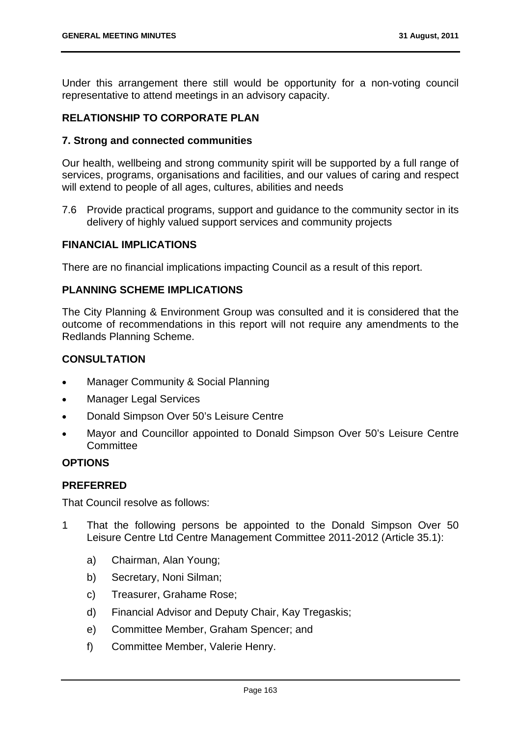Under this arrangement there still would be opportunity for a non-voting council representative to attend meetings in an advisory capacity.

## RELATIONSHIP TO CORPORATE PLAN

### 7. Strong and connected communities

Our health, wellbeing and strong community spirit will be supported by a full range of services, programs, organisations and facilities, and our values of caring and respect will extend to people of all ages, cultures, abilities and needs

7.6 Provide practical programs, support and guidance to the community sector in its delivery of highly valued support services and community projects

## FINANCIAL IMPLICATIONS

There are no financial implications impacting Council as a result of this report.

## PLANNING SCHEME IMPLICATIONS

The City Planning & Environment Group was consulted and it is considered that the outcome of recommendations in this report will not require any amendments to the Redlands Planning Scheme.

## CONSULTATION

- Manager Community & Social Planning
- Manager Legal Services
- Donald Simpson Over 50's Leisure Centre
- Mayor and Councillor appointed to Donald Simpson Over 50's Leisure Centre Committee

## OPTIONS

## PREFERRED

That Council resolve as follows:

1 That the following persons be appointed to the Donald Simpson Over 50 Leisure Centre Ltd Centre Management Committee 2011-2012 (Article 35.1):

   a) Chairman, Alan Young;

   b) Secretary, Noni Silman;

   c) Treasurer, Grahame Rose;

   d) Financial Advisor and Deputy Chair, Kay Tregaskis;

   e) Committee Member, Graham Spencer; and

   f) Committee Member, Valerie Henry.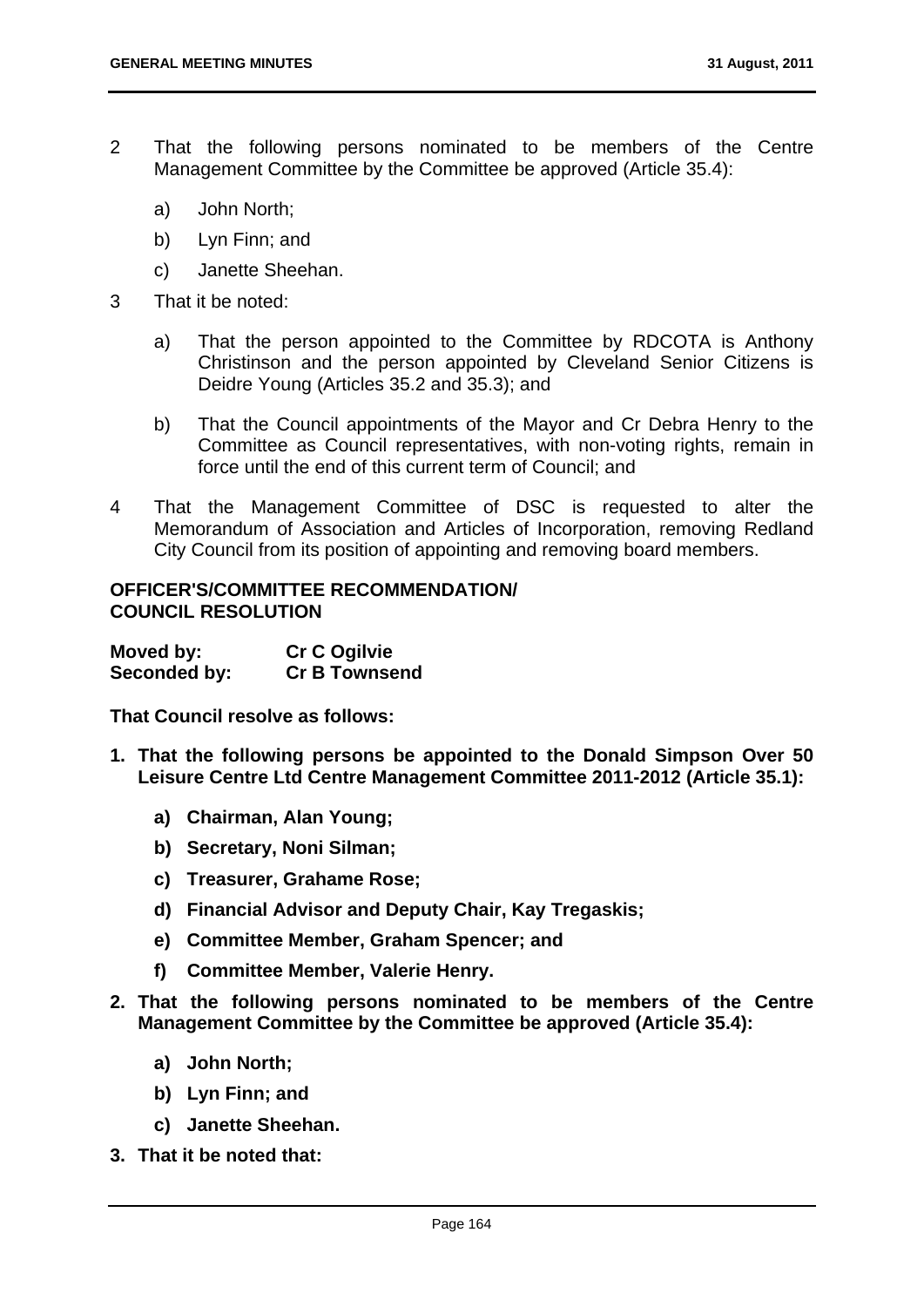2 That the following persons nominated to be members of the Centre Management Committee by the Committee be approved (Article 35.4):

   a) John North;

   b) Lyn Finn; and

   c) Janette Sheehan.

3 That it be noted:

   a) That the person appointed to the Committee by RDCOTA is Anthony Christinson and the person appointed by Cleveland Senior Citizens is Deidre Young (Articles 35.2 and 35.3); and

   b) That the Council appointments of the Mayor and Cr Debra Henry to the Committee as Council representatives, with non-voting rights, remain in force until the end of this current term of Council; and

4 That the Management Committee of DSC is requested to alter the Memorandum of Association and Articles of Incorporation, removing Redland City Council from its position of appointing and removing board members.

**OFFICER'S/COMMITTEE RECOMMENDATION/**
**COUNCIL RESOLUTION**

| | |
|---|---|
| **Moved by:** | **Cr C Ogilvie** |
| **Seconded by:** | **Cr B Townsend** |

**That Council resolve as follows:**

**1. That the following persons be appointed to the Donald Simpson Over 50 Leisure Centre Ltd Centre Management Committee 2011-2012 (Article 35.1):**

   **a) Chairman, Alan Young;**

   **b) Secretary, Noni Silman;**

   **c) Treasurer, Grahame Rose;**

   **d) Financial Advisor and Deputy Chair, Kay Tregaskis;**

   **e) Committee Member, Graham Spencer; and**

   **f) Committee Member, Valerie Henry.**

**2. That the following persons nominated to be members of the Centre Management Committee by the Committee be approved (Article 35.4):**

   **a) John North;**

   **b) Lyn Finn; and**

   **c) Janette Sheehan.**

**3. That it be noted that:**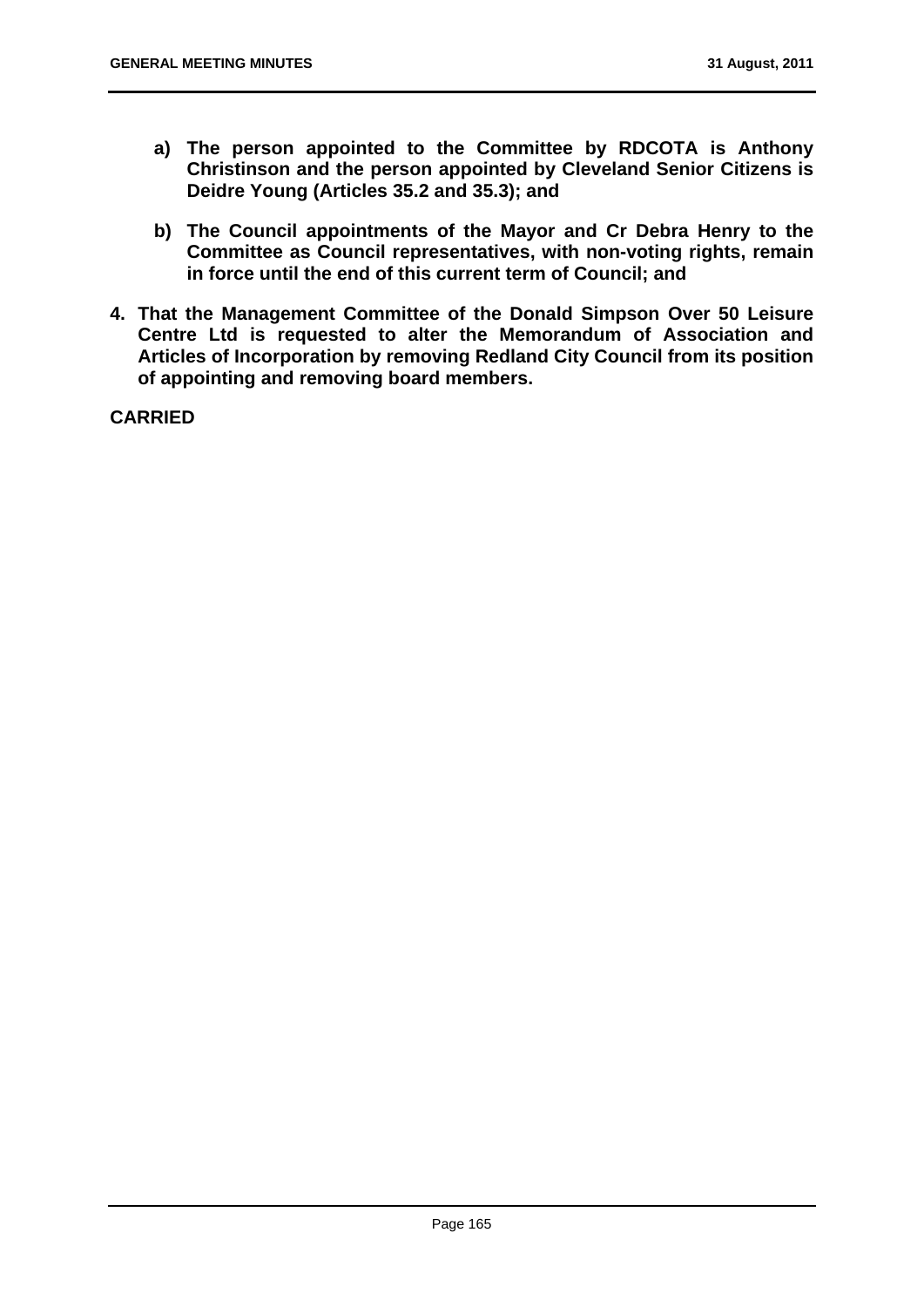**a) The person appointed to the Committee by RDCOTA is Anthony Christinson and the person appointed by Cleveland Senior Citizens is Deidre Young (Articles 35.2 and 35.3); and**

**b) The Council appointments of the Mayor and Cr Debra Henry to the Committee as Council representatives, with non-voting rights, remain in force until the end of this current term of Council; and**

**4. That the Management Committee of the Donald Simpson Over 50 Leisure Centre Ltd is requested to alter the Memorandum of Association and Articles of Incorporation by removing Redland City Council from its position of appointing and removing board members.**

**CARRIED**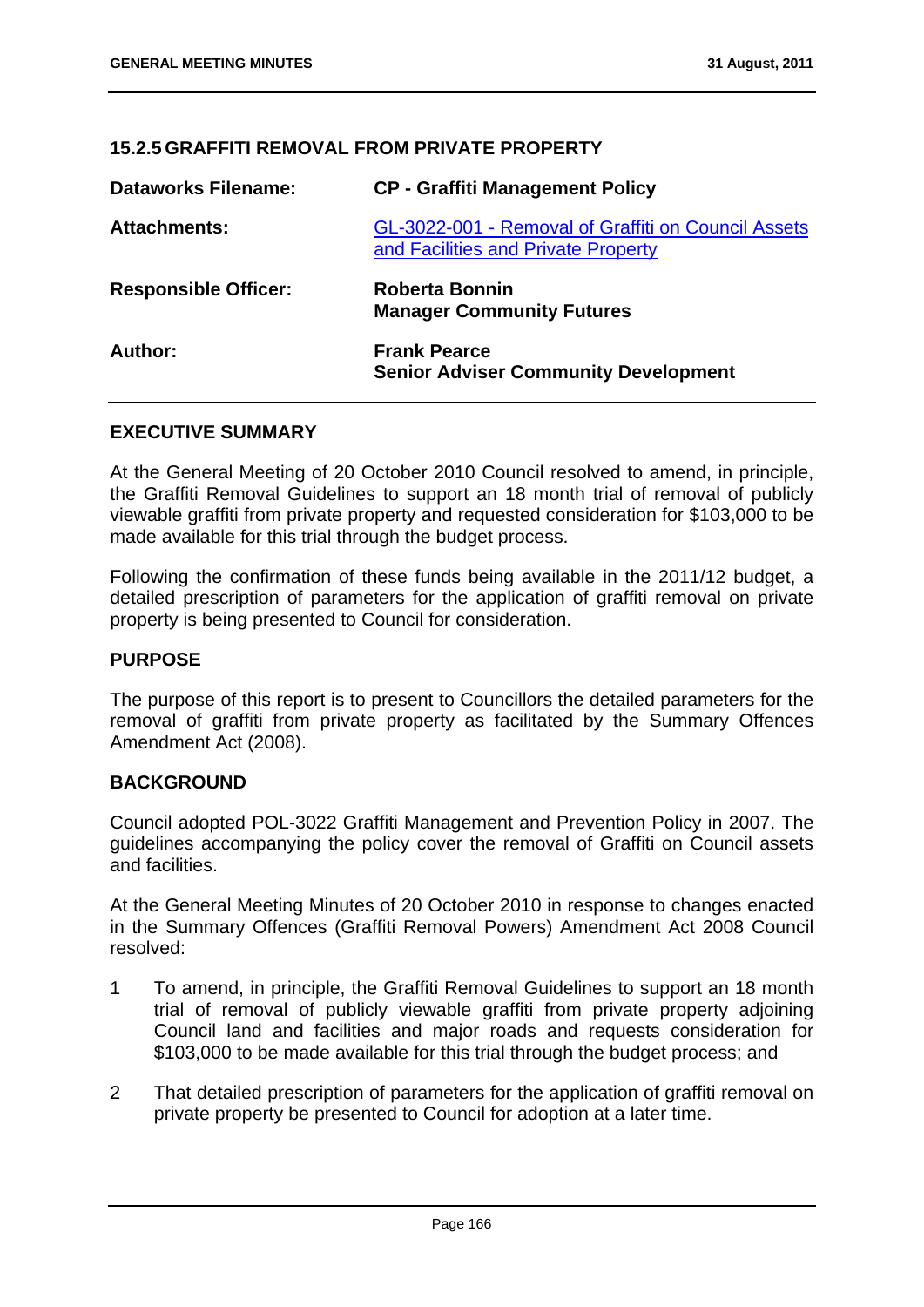## 15.2.5 GRAFFITI REMOVAL FROM PRIVATE PROPERTY

| | |
|---|---|
| **Dataworks Filename:** | **CP - Graffiti Management Policy** |
| **Attachments:** | GL-3022-001 - Removal of Graffiti on Council Assets and Facilities and Private Property |
| **Responsible Officer:** | **Roberta Bonnin**<br>**Manager Community Futures** |
| **Author:** | **Frank Pearce**<br>**Senior Adviser Community Development** |

### EXECUTIVE SUMMARY

At the General Meeting of 20 October 2010 Council resolved to amend, in principle, the Graffiti Removal Guidelines to support an 18 month trial of removal of publicly viewable graffiti from private property and requested consideration for $103,000 to be made available for this trial through the budget process.

Following the confirmation of these funds being available in the 2011/12 budget, a detailed prescription of parameters for the application of graffiti removal on private property is being presented to Council for consideration.

### PURPOSE

The purpose of this report is to present to Councillors the detailed parameters for the removal of graffiti from private property as facilitated by the Summary Offences Amendment Act (2008).

### BACKGROUND

Council adopted POL-3022 Graffiti Management and Prevention Policy in 2007. The guidelines accompanying the policy cover the removal of Graffiti on Council assets and facilities.

At the General Meeting Minutes of 20 October 2010 in response to changes enacted in the Summary Offences (Graffiti Removal Powers) Amendment Act 2008 Council resolved:

1. To amend, in principle, the Graffiti Removal Guidelines to support an 18 month trial of removal of publicly viewable graffiti from private property adjoining Council land and facilities and major roads and requests consideration for $103,000 to be made available for this trial through the budget process; and
2. That detailed prescription of parameters for the application of graffiti removal on private property be presented to Council for adoption at a later time.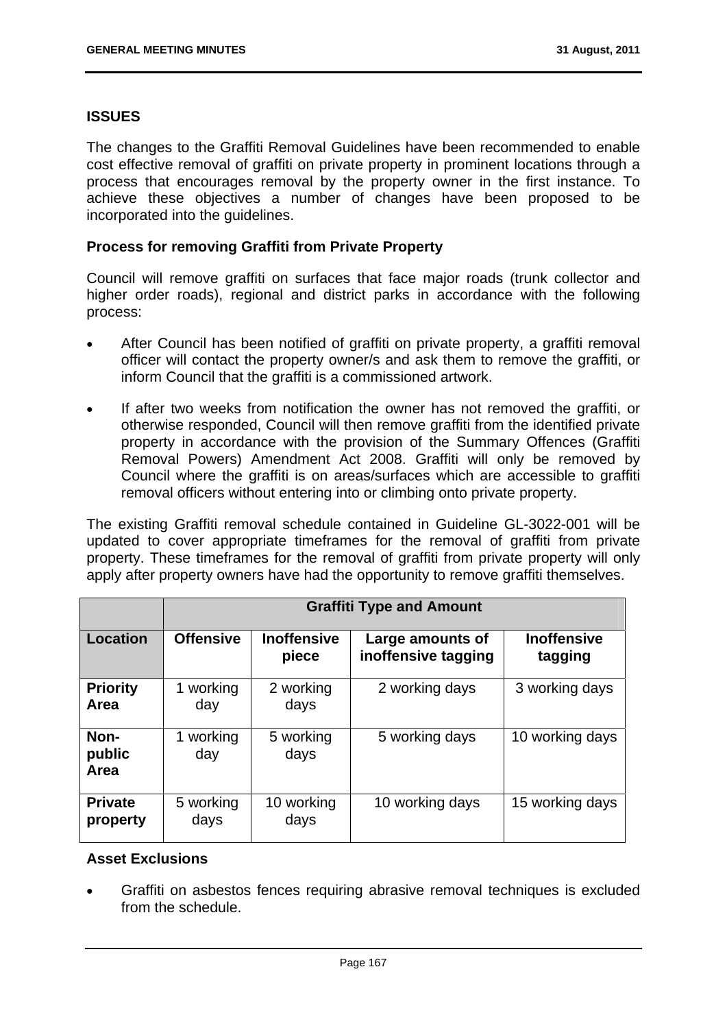## ISSUES

The changes to the Graffiti Removal Guidelines have been recommended to enable cost effective removal of graffiti on private property in prominent locations through a process that encourages removal by the property owner in the first instance. To achieve these objectives a number of changes have been proposed to be incorporated into the guidelines.

### Process for removing Graffiti from Private Property

Council will remove graffiti on surfaces that face major roads (trunk collector and higher order roads), regional and district parks in accordance with the following process:

- After Council has been notified of graffiti on private property, a graffiti removal officer will contact the property owner/s and ask them to remove the graffiti, or inform Council that the graffiti is a commissioned artwork.
- If after two weeks from notification the owner has not removed the graffiti, or otherwise responded, Council will then remove graffiti from the identified private property in accordance with the provision of the Summary Offences (Graffiti Removal Powers) Amendment Act 2008. Graffiti will only be removed by Council where the graffiti is on areas/surfaces which are accessible to graffiti removal officers without entering into or climbing onto private property.

The existing Graffiti removal schedule contained in Guideline GL-3022-001 will be updated to cover appropriate timeframes for the removal of graffiti from private property. These timeframes for the removal of graffiti from private property will only apply after property owners have had the opportunity to remove graffiti themselves.

| | Graffiti Type and Amount | | | |
|---|---|---|---|---|
| **Location** | **Offensive** | **Inoffensive piece** | **Large amounts of inoffensive tagging** | **Inoffensive tagging** |
| **Priority Area** | 1 working day | 2 working days | 2 working days | 3 working days |
| **Non-public Area** | 1 working day | 5 working days | 5 working days | 10 working days |
| **Private property** | 5 working days | 10 working days | 10 working days | 15 working days |

### Asset Exclusions

- Graffiti on asbestos fences requiring abrasive removal techniques is excluded from the schedule.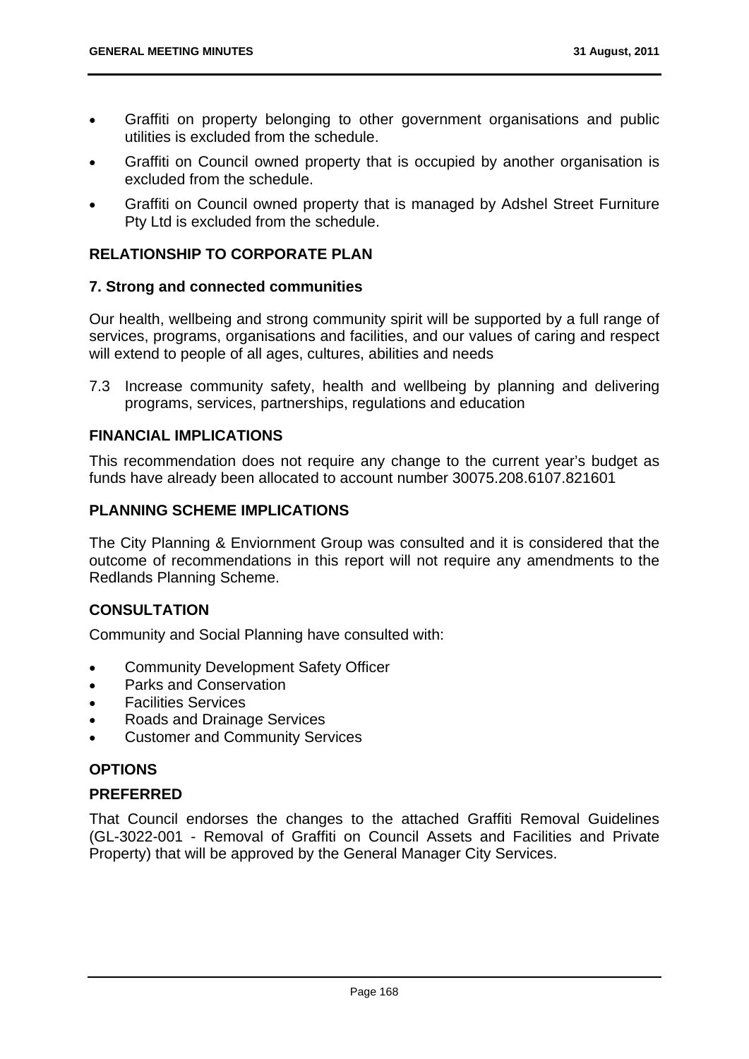- Graffiti on property belonging to other government organisations and public utilities is excluded from the schedule.
- Graffiti on Council owned property that is occupied by another organisation is excluded from the schedule.
- Graffiti on Council owned property that is managed by Adshel Street Furniture Pty Ltd is excluded from the schedule.

## RELATIONSHIP TO CORPORATE PLAN

### 7. Strong and connected communities

Our health, wellbeing and strong community spirit will be supported by a full range of services, programs, organisations and facilities, and our values of caring and respect will extend to people of all ages, cultures, abilities and needs

7.3 Increase community safety, health and wellbeing by planning and delivering programs, services, partnerships, regulations and education

## FINANCIAL IMPLICATIONS

This recommendation does not require any change to the current year's budget as funds have already been allocated to account number 30075.208.6107.821601

## PLANNING SCHEME IMPLICATIONS

The City Planning & Enviornment Group was consulted and it is considered that the outcome of recommendations in this report will not require any amendments to the Redlands Planning Scheme.

## CONSULTATION

Community and Social Planning have consulted with:

- Community Development Safety Officer
- Parks and Conservation
- Facilities Services
- Roads and Drainage Services
- Customer and Community Services

## OPTIONS

### PREFERRED

That Council endorses the changes to the attached Graffiti Removal Guidelines (GL-3022-001 - Removal of Graffiti on Council Assets and Facilities and Private Property) that will be approved by the General Manager City Services.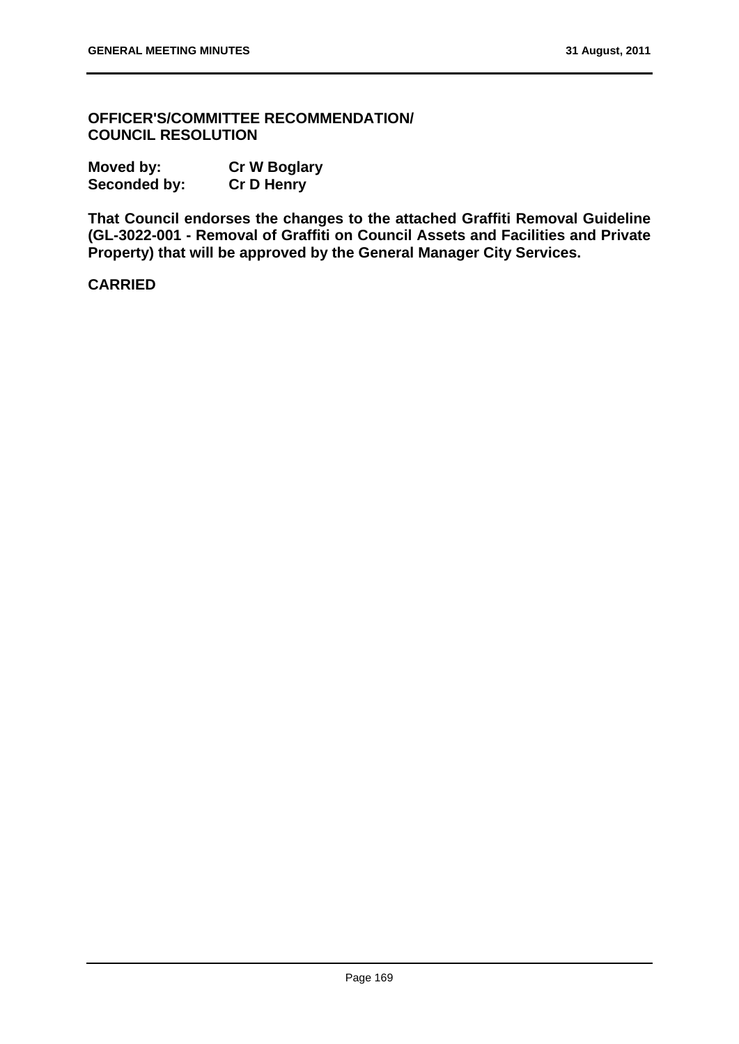**OFFICER'S/COMMITTEE RECOMMENDATION/
COUNCIL RESOLUTION**

**Moved by:** **Cr W Boglary**
**Seconded by:** **Cr D Henry**

**That Council endorses the changes to the attached Graffiti Removal Guideline (GL-3022-001 - Removal of Graffiti on Council Assets and Facilities and Private Property) that will be approved by the General Manager City Services.**

**CARRIED**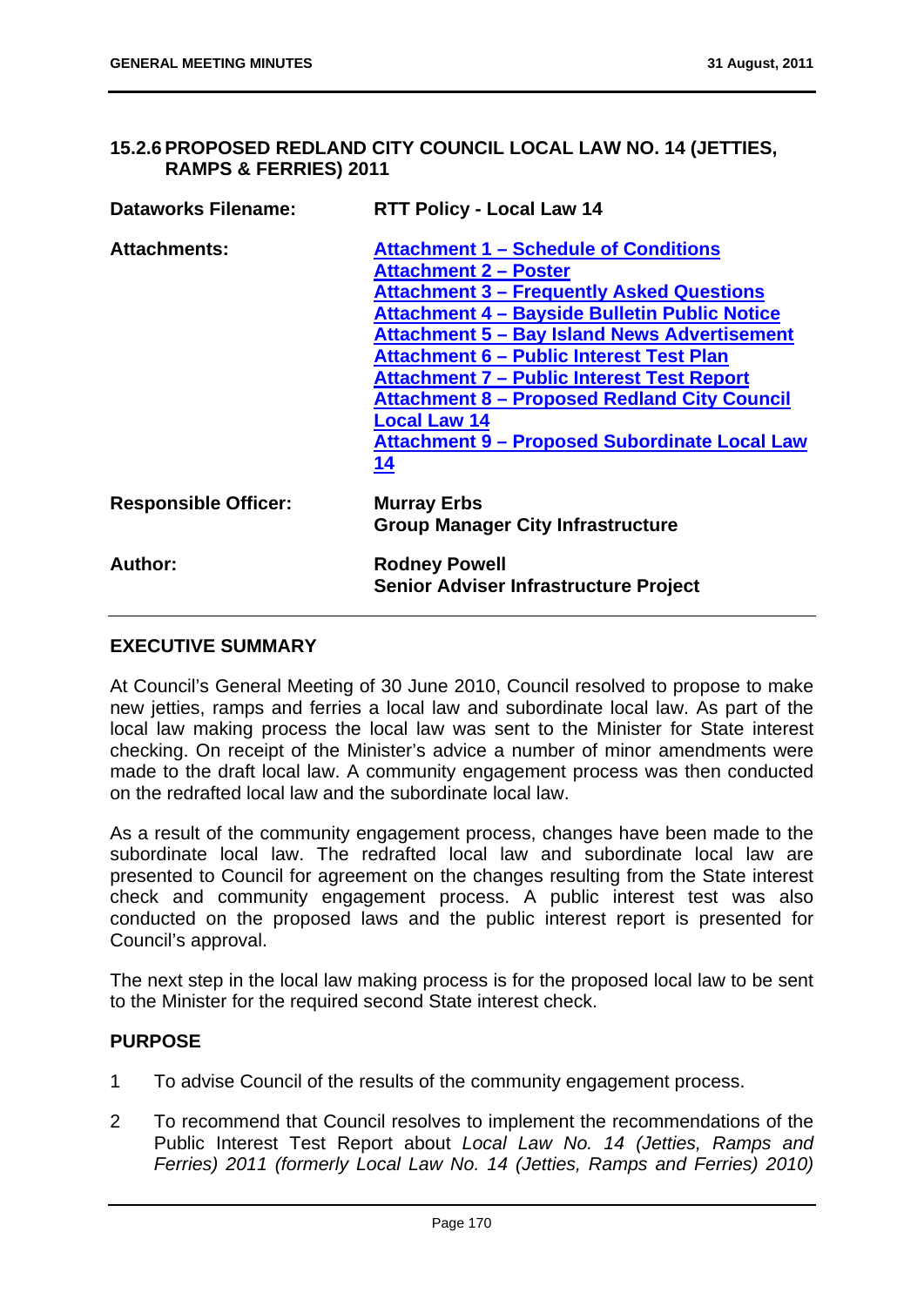## 15.2.6 PROPOSED REDLAND CITY COUNCIL LOCAL LAW NO. 14 (JETTIES, RAMPS & FERRIES) 2011

| | |
|---|---|
| **Dataworks Filename:** | **RTT Policy - Local Law 14** |
| **Attachments:** | **Attachment 1 – Schedule of Conditions**<br>**Attachment 2 – Poster**<br>**Attachment 3 – Frequently Asked Questions**<br>**Attachment 4 – Bayside Bulletin Public Notice**<br>**Attachment 5 – Bay Island News Advertisement**<br>**Attachment 6 – Public Interest Test Plan**<br>**Attachment 7 – Public Interest Test Report**<br>**Attachment 8 – Proposed Redland City Council Local Law 14**<br>**Attachment 9 – Proposed Subordinate Local Law 14** |
| **Responsible Officer:** | **Murray Erbs**<br>**Group Manager City Infrastructure** |
| **Author:** | **Rodney Powell**<br>**Senior Adviser Infrastructure Project** |

### EXECUTIVE SUMMARY

At Council's General Meeting of 30 June 2010, Council resolved to propose to make new jetties, ramps and ferries a local law and subordinate local law. As part of the local law making process the local law was sent to the Minister for State interest checking. On receipt of the Minister's advice a number of minor amendments were made to the draft local law. A community engagement process was then conducted on the redrafted local law and the subordinate local law.

As a result of the community engagement process, changes have been made to the subordinate local law. The redrafted local law and subordinate local law are presented to Council for agreement on the changes resulting from the State interest check and community engagement process. A public interest test was also conducted on the proposed laws and the public interest report is presented for Council's approval.

The next step in the local law making process is for the proposed local law to be sent to the Minister for the required second State interest check.

### PURPOSE

1. To advise Council of the results of the community engagement process.
2. To recommend that Council resolves to implement the recommendations of the Public Interest Test Report about *Local Law No. 14 (Jetties, Ramps and Ferries) 2011 (formerly Local Law No. 14 (Jetties, Ramps and Ferries) 2010)*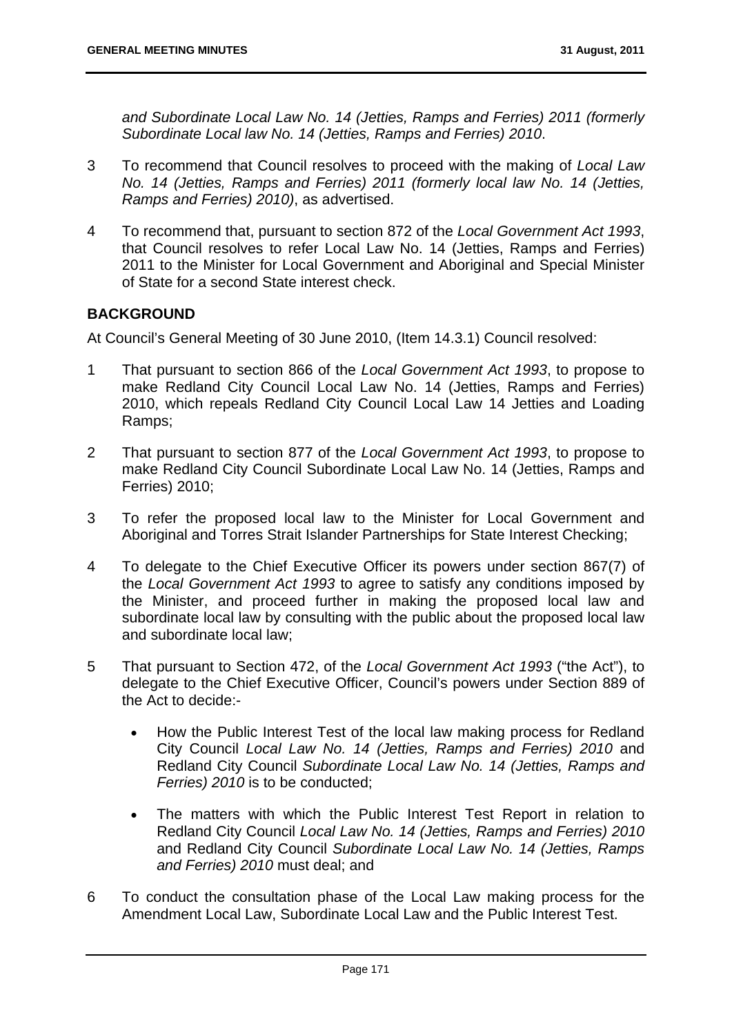*and Subordinate Local Law No. 14 (Jetties, Ramps and Ferries) 2011 (formerly Subordinate Local law No. 14 (Jetties, Ramps and Ferries) 2010*.

3 To recommend that Council resolves to proceed with the making of *Local Law No. 14 (Jetties, Ramps and Ferries) 2011 (formerly local law No. 14 (Jetties, Ramps and Ferries) 2010)*, as advertised.

4 To recommend that, pursuant to section 872 of the *Local Government Act 1993*, that Council resolves to refer Local Law No. 14 (Jetties, Ramps and Ferries) 2011 to the Minister for Local Government and Aboriginal and Special Minister of State for a second State interest check.

## BACKGROUND

At Council's General Meeting of 30 June 2010, (Item 14.3.1) Council resolved:

1 That pursuant to section 866 of the *Local Government Act 1993*, to propose to make Redland City Council Local Law No. 14 (Jetties, Ramps and Ferries) 2010, which repeals Redland City Council Local Law 14 Jetties and Loading Ramps;

2 That pursuant to section 877 of the *Local Government Act 1993*, to propose to make Redland City Council Subordinate Local Law No. 14 (Jetties, Ramps and Ferries) 2010;

3 To refer the proposed local law to the Minister for Local Government and Aboriginal and Torres Strait Islander Partnerships for State Interest Checking;

4 To delegate to the Chief Executive Officer its powers under section 867(7) of the *Local Government Act 1993* to agree to satisfy any conditions imposed by the Minister, and proceed further in making the proposed local law and subordinate local law by consulting with the public about the proposed local law and subordinate local law;

5 That pursuant to Section 472, of the *Local Government Act 1993* ("the Act"), to delegate to the Chief Executive Officer, Council's powers under Section 889 of the Act to decide:-

- How the Public Interest Test of the local law making process for Redland City Council *Local Law No. 14 (Jetties, Ramps and Ferries) 2010* and Redland City Council *Subordinate Local Law No. 14 (Jetties, Ramps and Ferries) 2010* is to be conducted;
- The matters with which the Public Interest Test Report in relation to Redland City Council *Local Law No. 14 (Jetties, Ramps and Ferries) 2010* and Redland City Council *Subordinate Local Law No. 14 (Jetties, Ramps and Ferries) 2010* must deal; and

6 To conduct the consultation phase of the Local Law making process for the Amendment Local Law, Subordinate Local Law and the Public Interest Test.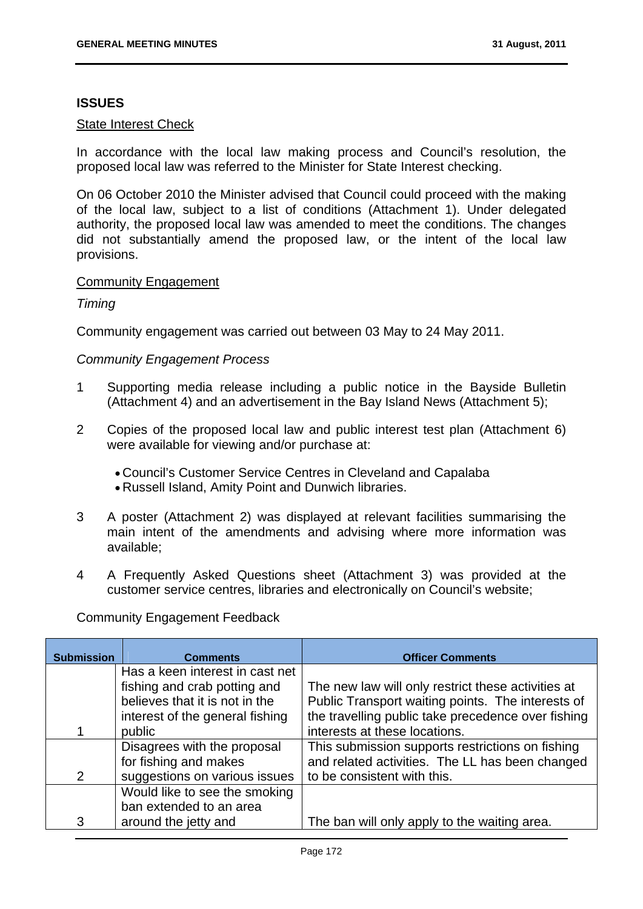## ISSUES

State Interest Check

In accordance with the local law making process and Council's resolution, the proposed local law was referred to the Minister for State Interest checking.

On 06 October 2010 the Minister advised that Council could proceed with the making of the local law, subject to a list of conditions (Attachment 1). Under delegated authority, the proposed local law was amended to meet the conditions. The changes did not substantially amend the proposed law, or the intent of the local law provisions.

Community Engagement

*Timing*

Community engagement was carried out between 03 May to 24 May 2011.

*Community Engagement Process*

1. Supporting media release including a public notice in the Bayside Bulletin (Attachment 4) and an advertisement in the Bay Island News (Attachment 5);
2. Copies of the proposed local law and public interest test plan (Attachment 6) were available for viewing and/or purchase at:
   - Council's Customer Service Centres in Cleveland and Capalaba
   - Russell Island, Amity Point and Dunwich libraries.
3. A poster (Attachment 2) was displayed at relevant facilities summarising the main intent of the amendments and advising where more information was available;
4. A Frequently Asked Questions sheet (Attachment 3) was provided at the customer service centres, libraries and electronically on Council's website;

Community Engagement Feedback

| Submission | Comments | Officer Comments |
|---|---|---|
| 1 | Has a keen interest in cast net fishing and crab potting and believes that it is not in the interest of the general fishing public | The new law will only restrict these activities at Public Transport waiting points. The interests of the travelling public take precedence over fishing interests at these locations. |
| 2 | Disagrees with the proposal for fishing and makes suggestions on various issues | This submission supports restrictions on fishing and related activities. The LL has been changed to be consistent with this. |
| 3 | Would like to see the smoking ban extended to an area around the jetty and | The ban will only apply to the waiting area. |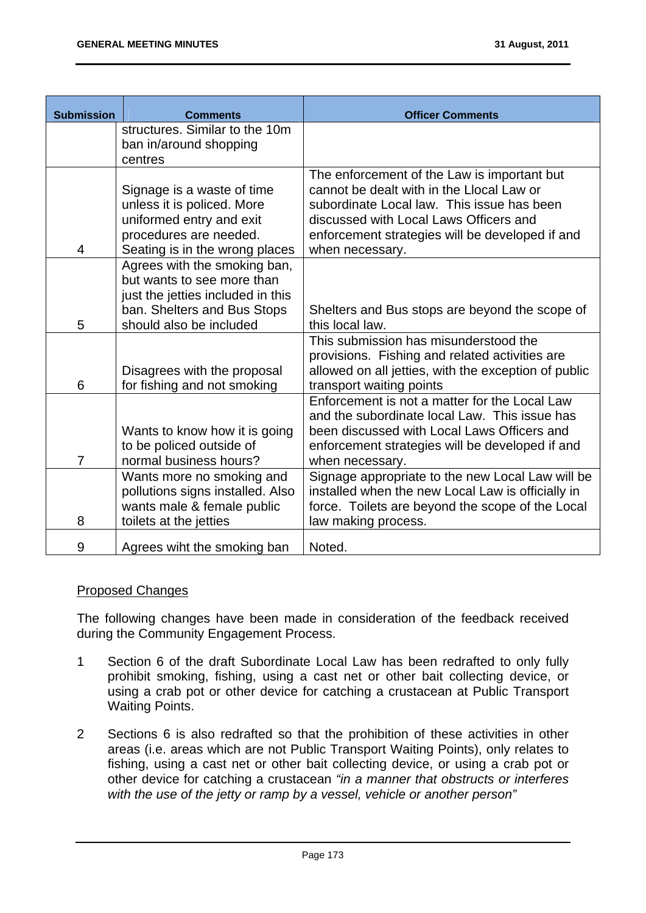| Submission | Comments | Officer Comments |
|---|---|---|
| | structures. Similar to the 10m ban in/around shopping centres | |
| 4 | Signage is a waste of time unless it is policed. More uniformed entry and exit procedures are needed. Seating is in the wrong places | The enforcement of the Law is important but cannot be dealt with in the Llocal Law or subordinate Local law. This issue has been discussed with Local Laws Officers and enforcement strategies will be developed if and when necessary. |
| 5 | Agrees with the smoking ban, but wants to see more than just the jetties included in this ban. Shelters and Bus Stops should also be included | Shelters and Bus stops are beyond the scope of this local law. |
| 6 | Disagrees with the proposal for fishing and not smoking | This submission has misunderstood the provisions. Fishing and related activities are allowed on all jetties, with the exception of public transport waiting points |
| 7 | Wants to know how it is going to be policed outside of normal business hours? | Enforcement is not a matter for the Local Law and the subordinate local Law. This issue has been discussed with Local Laws Officers and enforcement strategies will be developed if and when necessary. |
| 8 | Wants more no smoking and pollutions signs installed. Also wants male & female public toilets at the jetties | Signage appropriate to the new Local Law will be installed when the new Local Law is officially in force. Toilets are beyond the scope of the Local law making process. |
| 9 | Agrees wiht the smoking ban | Noted. |

Proposed Changes

The following changes have been made in consideration of the feedback received during the Community Engagement Process.

1. Section 6 of the draft Subordinate Local Law has been redrafted to only fully prohibit smoking, fishing, using a cast net or other bait collecting device, or using a crab pot or other device for catching a crustacean at Public Transport Waiting Points.

2. Sections 6 is also redrafted so that the prohibition of these activities in other areas (i.e. areas which are not Public Transport Waiting Points), only relates to fishing, using a cast net or other bait collecting device, or using a crab pot or other device for catching a crustacean *"in a manner that obstructs or interferes with the use of the jetty or ramp by a vessel, vehicle or another person"*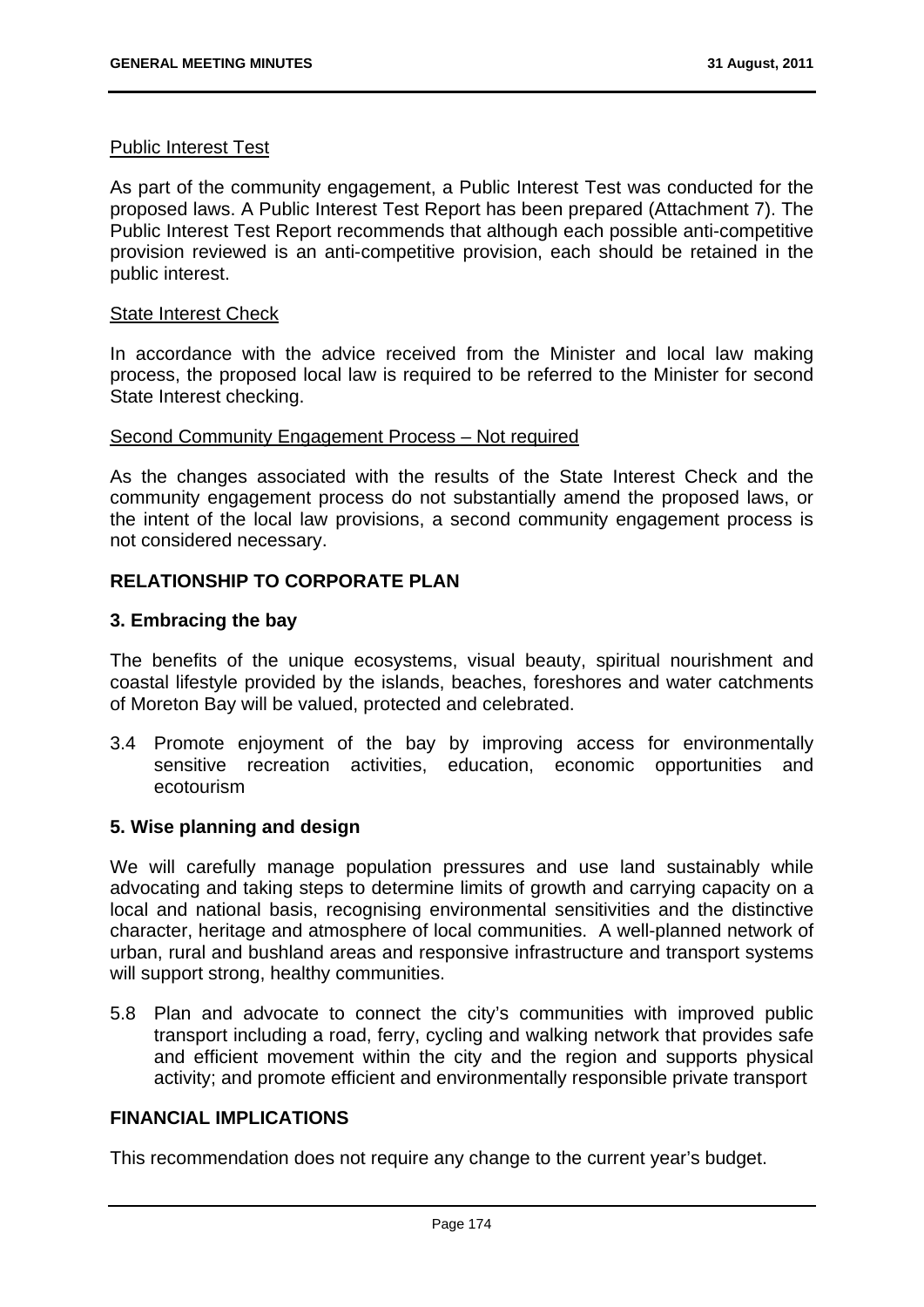Public Interest Test

As part of the community engagement, a Public Interest Test was conducted for the proposed laws. A Public Interest Test Report has been prepared (Attachment 7). The Public Interest Test Report recommends that although each possible anti-competitive provision reviewed is an anti-competitive provision, each should be retained in the public interest.

State Interest Check

In accordance with the advice received from the Minister and local law making process, the proposed local law is required to be referred to the Minister for second State Interest checking.

Second Community Engagement Process – Not required

As the changes associated with the results of the State Interest Check and the community engagement process do not substantially amend the proposed laws, or the intent of the local law provisions, a second community engagement process is not considered necessary.

## RELATIONSHIP TO CORPORATE PLAN

### 3. Embracing the bay

The benefits of the unique ecosystems, visual beauty, spiritual nourishment and coastal lifestyle provided by the islands, beaches, foreshores and water catchments of Moreton Bay will be valued, protected and celebrated.

3.4 Promote enjoyment of the bay by improving access for environmentally sensitive recreation activities, education, economic opportunities and ecotourism

### 5. Wise planning and design

We will carefully manage population pressures and use land sustainably while advocating and taking steps to determine limits of growth and carrying capacity on a local and national basis, recognising environmental sensitivities and the distinctive character, heritage and atmosphere of local communities. A well-planned network of urban, rural and bushland areas and responsive infrastructure and transport systems will support strong, healthy communities.

5.8 Plan and advocate to connect the city's communities with improved public transport including a road, ferry, cycling and walking network that provides safe and efficient movement within the city and the region and supports physical activity; and promote efficient and environmentally responsible private transport

## FINANCIAL IMPLICATIONS

This recommendation does not require any change to the current year's budget.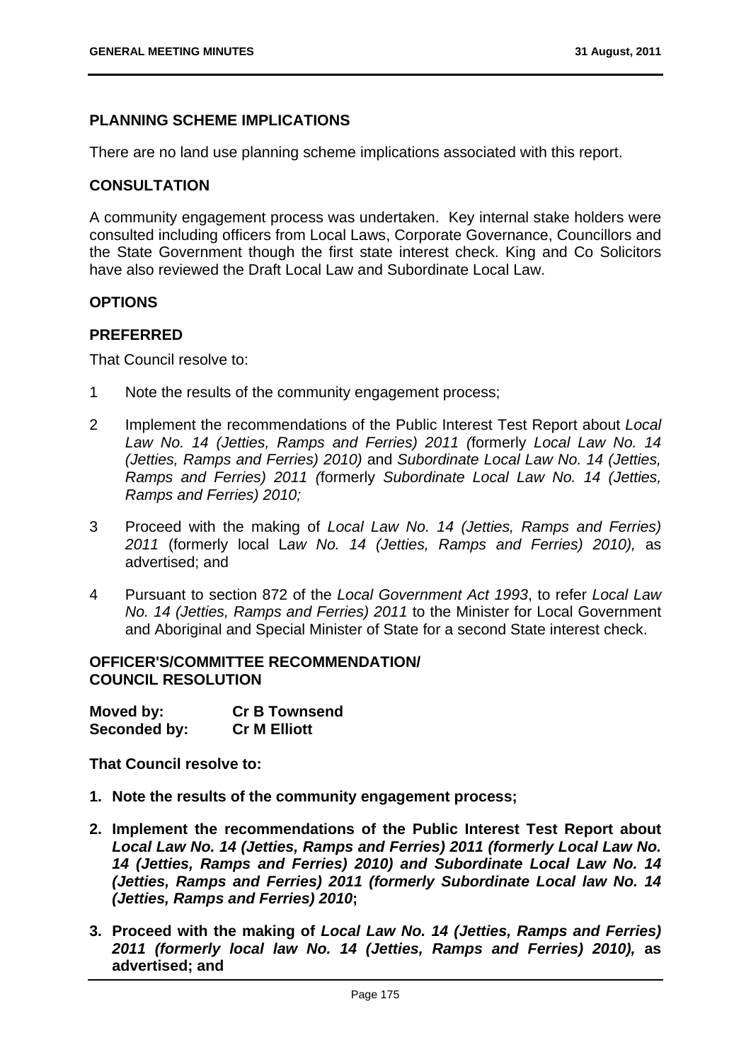## PLANNING SCHEME IMPLICATIONS

There are no land use planning scheme implications associated with this report.

## CONSULTATION

A community engagement process was undertaken. Key internal stake holders were consulted including officers from Local Laws, Corporate Governance, Councillors and the State Government though the first state interest check. King and Co Solicitors have also reviewed the Draft Local Law and Subordinate Local Law.

## OPTIONS

## PREFERRED

That Council resolve to:

1 Note the results of the community engagement process;

2 Implement the recommendations of the Public Interest Test Report about *Local Law No. 14 (Jetties, Ramps and Ferries) 2011 (*formerly *Local Law No. 14 (Jetties, Ramps and Ferries) 2010)* and *Subordinate Local Law No. 14 (Jetties, Ramps and Ferries) 2011 (*formerly *Subordinate Local Law No. 14 (Jetties, Ramps and Ferries) 2010;*

3 Proceed with the making of *Local Law No. 14 (Jetties, Ramps and Ferries) 2011* (formerly local L*aw No. 14 (Jetties, Ramps and Ferries) 2010),* as advertised; and

4 Pursuant to section 872 of the *Local Government Act 1993*, to refer *Local Law No. 14 (Jetties, Ramps and Ferries) 2011* to the Minister for Local Government and Aboriginal and Special Minister of State for a second State interest check.

## OFFICER'S/COMMITTEE RECOMMENDATION/ COUNCIL RESOLUTION

**Moved by:** **Cr B Townsend**
**Seconded by:** **Cr M Elliott**

**That Council resolve to:**

1. **Note the results of the community engagement process;**
2. **Implement the recommendations of the Public Interest Test Report about *Local Law No. 14 (Jetties, Ramps and Ferries) 2011 (formerly Local Law No. 14 (Jetties, Ramps and Ferries) 2010) and Subordinate Local Law No. 14 (Jetties, Ramps and Ferries) 2011 (formerly Subordinate Local law No. 14 (Jetties, Ramps and Ferries) 2010*;**
3. **Proceed with the making of *Local Law No. 14 (Jetties, Ramps and Ferries) 2011 (formerly local law No. 14 (Jetties, Ramps and Ferries) 2010),* as advertised; and**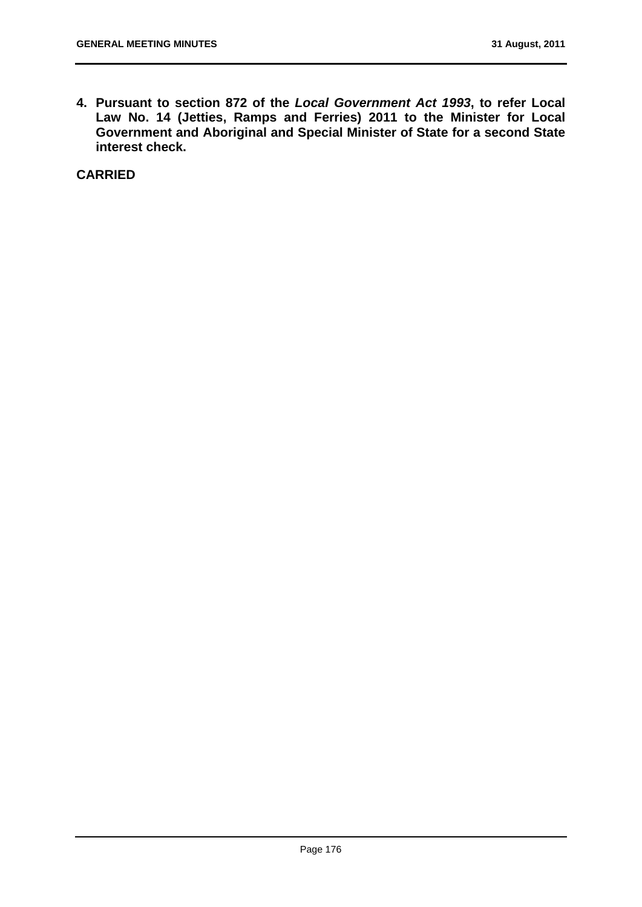4. **Pursuant to section 872 of the *Local Government Act 1993*, to refer Local Law No. 14 (Jetties, Ramps and Ferries) 2011 to the Minister for Local Government and Aboriginal and Special Minister of State for a second State interest check.**

**CARRIED**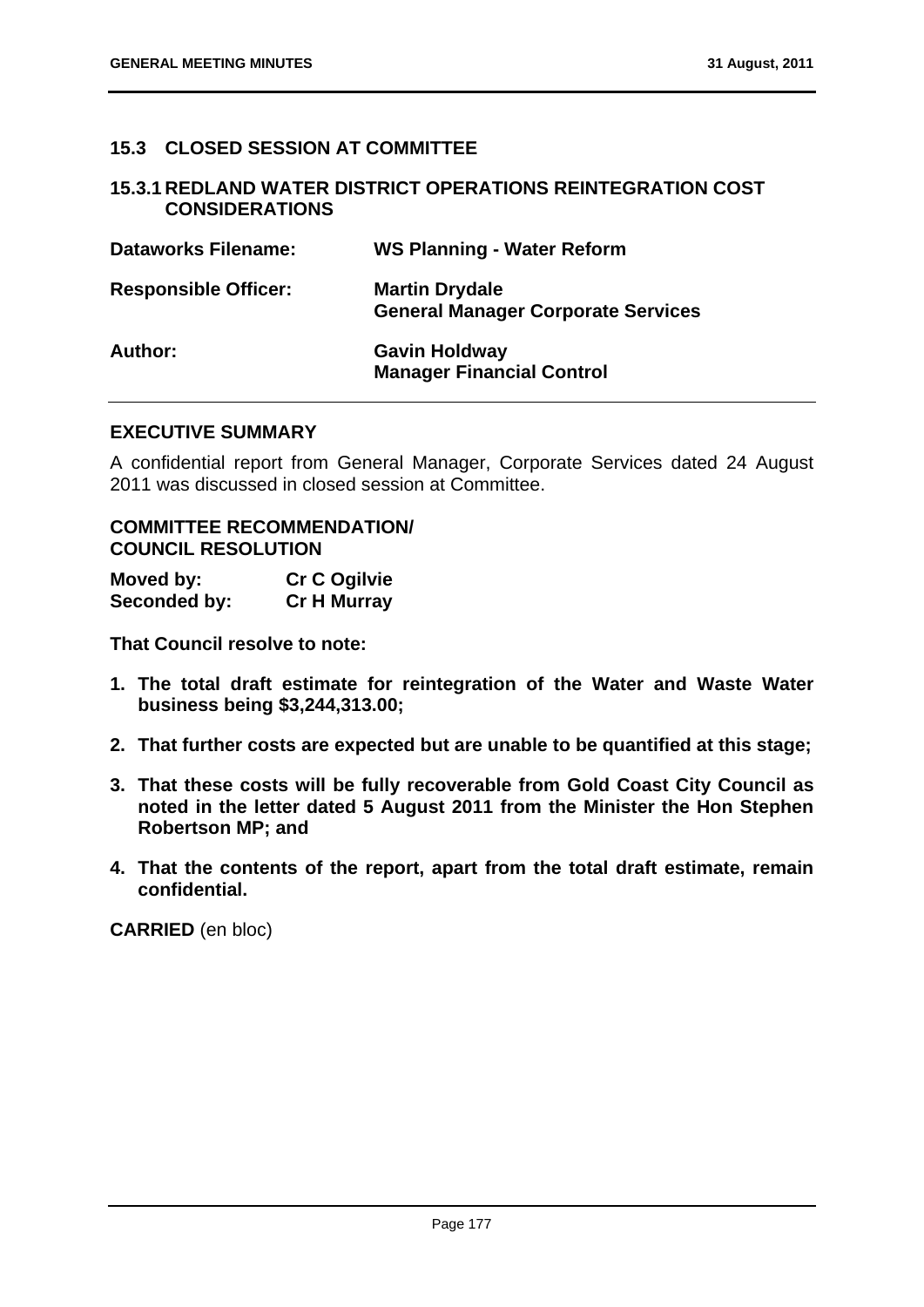## 15.3 CLOSED SESSION AT COMMITTEE

### 15.3.1 REDLAND WATER DISTRICT OPERATIONS REINTEGRATION COST CONSIDERATIONS

| | |
|---|---|
| **Dataworks Filename:** | **WS Planning - Water Reform** |
| **Responsible Officer:** | **Martin Drydale**<br>**General Manager Corporate Services** |
| **Author:** | **Gavin Holdway**<br>**Manager Financial Control** |

**EXECUTIVE SUMMARY**

A confidential report from General Manager, Corporate Services dated 24 August 2011 was discussed in closed session at Committee.

**COMMITTEE RECOMMENDATION/ COUNCIL RESOLUTION**

| | |
|---|---|
| **Moved by:** | **Cr C Ogilvie** |
| **Seconded by:** | **Cr H Murray** |

**That Council resolve to note:**

1. **The total draft estimate for reintegration of the Water and Waste Water business being $3,244,313.00;**
2. **That further costs are expected but are unable to be quantified at this stage;**
3. **That these costs will be fully recoverable from Gold Coast City Council as noted in the letter dated 5 August 2011 from the Minister the Hon Stephen Robertson MP; and**
4. **That the contents of the report, apart from the total draft estimate, remain confidential.**

**CARRIED** (en bloc)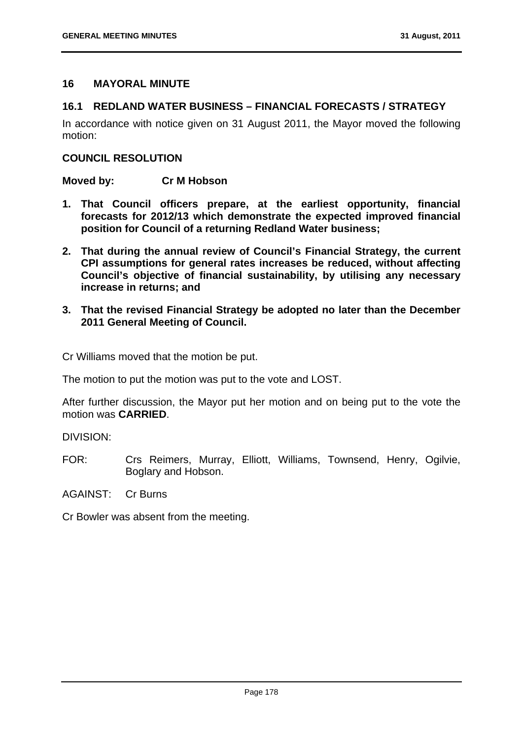## 16 MAYORAL MINUTE

### 16.1 REDLAND WATER BUSINESS – FINANCIAL FORECASTS / STRATEGY

In accordance with notice given on 31 August 2011, the Mayor moved the following motion:

**COUNCIL RESOLUTION**

**Moved by: Cr M Hobson**

1. **That Council officers prepare, at the earliest opportunity, financial forecasts for 2012/13 which demonstrate the expected improved financial position for Council of a returning Redland Water business;**
2. **That during the annual review of Council's Financial Strategy, the current CPI assumptions for general rates increases be reduced, without affecting Council's objective of financial sustainability, by utilising any necessary increase in returns; and**
3. **That the revised Financial Strategy be adopted no later than the December 2011 General Meeting of Council.**

Cr Williams moved that the motion be put.

The motion to put the motion was put to the vote and LOST.

After further discussion, the Mayor put her motion and on being put to the vote the motion was **CARRIED**.

DIVISION:

FOR: Crs Reimers, Murray, Elliott, Williams, Townsend, Henry, Ogilvie, Boglary and Hobson.

AGAINST: Cr Burns

Cr Bowler was absent from the meeting.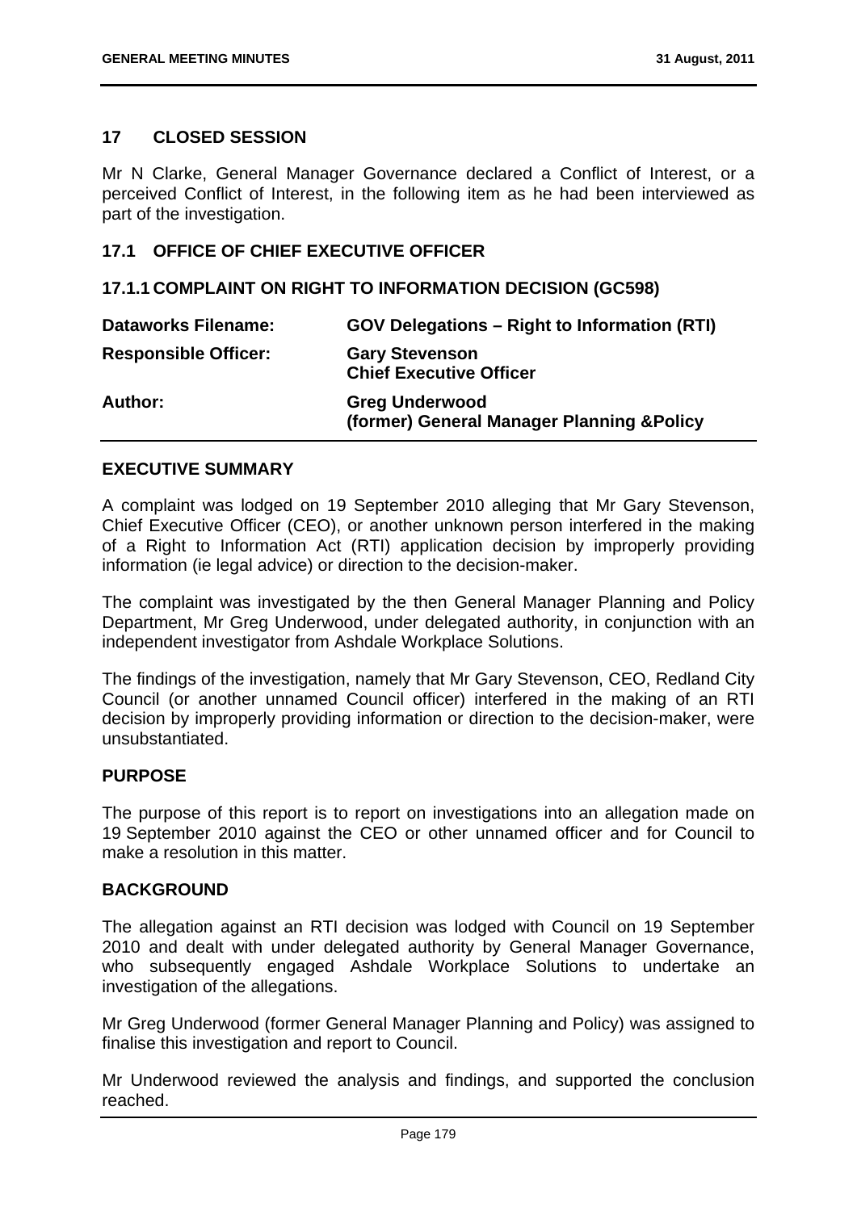## 17 CLOSED SESSION

Mr N Clarke, General Manager Governance declared a Conflict of Interest, or a perceived Conflict of Interest, in the following item as he had been interviewed as part of the investigation.

### 17.1 OFFICE OF CHIEF EXECUTIVE OFFICER

#### 17.1.1 COMPLAINT ON RIGHT TO INFORMATION DECISION (GC598)

| | |
|---|---|
| **Dataworks Filename:** | **GOV Delegations – Right to Information (RTI)** |
| **Responsible Officer:** | **Gary Stevenson**<br>**Chief Executive Officer** |
| **Author:** | **Greg Underwood**<br>**(former) General Manager Planning &Policy** |

**EXECUTIVE SUMMARY**

A complaint was lodged on 19 September 2010 alleging that Mr Gary Stevenson, Chief Executive Officer (CEO), or another unknown person interfered in the making of a Right to Information Act (RTI) application decision by improperly providing information (ie legal advice) or direction to the decision-maker.

The complaint was investigated by the then General Manager Planning and Policy Department, Mr Greg Underwood, under delegated authority, in conjunction with an independent investigator from Ashdale Workplace Solutions.

The findings of the investigation, namely that Mr Gary Stevenson, CEO, Redland City Council (or another unnamed Council officer) interfered in the making of an RTI decision by improperly providing information or direction to the decision-maker, were unsubstantiated.

**PURPOSE**

The purpose of this report is to report on investigations into an allegation made on 19 September 2010 against the CEO or other unnamed officer and for Council to make a resolution in this matter.

**BACKGROUND**

The allegation against an RTI decision was lodged with Council on 19 September 2010 and dealt with under delegated authority by General Manager Governance, who subsequently engaged Ashdale Workplace Solutions to undertake an investigation of the allegations.

Mr Greg Underwood (former General Manager Planning and Policy) was assigned to finalise this investigation and report to Council.

Mr Underwood reviewed the analysis and findings, and supported the conclusion reached.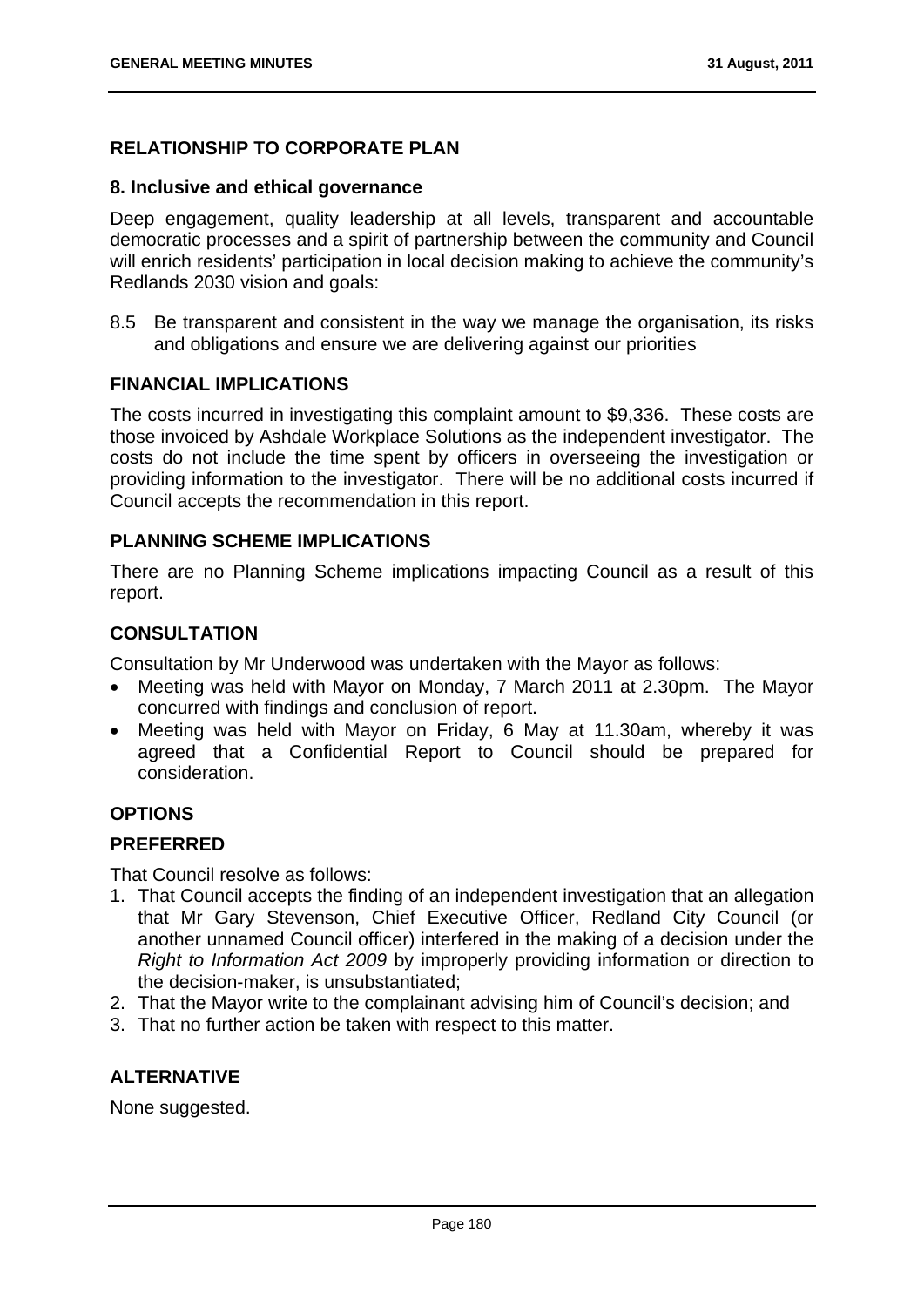## RELATIONSHIP TO CORPORATE PLAN

### 8. Inclusive and ethical governance

Deep engagement, quality leadership at all levels, transparent and accountable democratic processes and a spirit of partnership between the community and Council will enrich residents' participation in local decision making to achieve the community's Redlands 2030 vision and goals:

8.5 Be transparent and consistent in the way we manage the organisation, its risks and obligations and ensure we are delivering against our priorities

## FINANCIAL IMPLICATIONS

The costs incurred in investigating this complaint amount to $9,336. These costs are those invoiced by Ashdale Workplace Solutions as the independent investigator. The costs do not include the time spent by officers in overseeing the investigation or providing information to the investigator. There will be no additional costs incurred if Council accepts the recommendation in this report.

## PLANNING SCHEME IMPLICATIONS

There are no Planning Scheme implications impacting Council as a result of this report.

## CONSULTATION

Consultation by Mr Underwood was undertaken with the Mayor as follows:

- Meeting was held with Mayor on Monday, 7 March 2011 at 2.30pm. The Mayor concurred with findings and conclusion of report.
- Meeting was held with Mayor on Friday, 6 May at 11.30am, whereby it was agreed that a Confidential Report to Council should be prepared for consideration.

## OPTIONS

### PREFERRED

That Council resolve as follows:

1. That Council accepts the finding of an independent investigation that an allegation that Mr Gary Stevenson, Chief Executive Officer, Redland City Council (or another unnamed Council officer) interfered in the making of a decision under the *Right to Information Act 2009* by improperly providing information or direction to the decision-maker, is unsubstantiated;
2. That the Mayor write to the complainant advising him of Council's decision; and
3. That no further action be taken with respect to this matter.

### ALTERNATIVE

None suggested.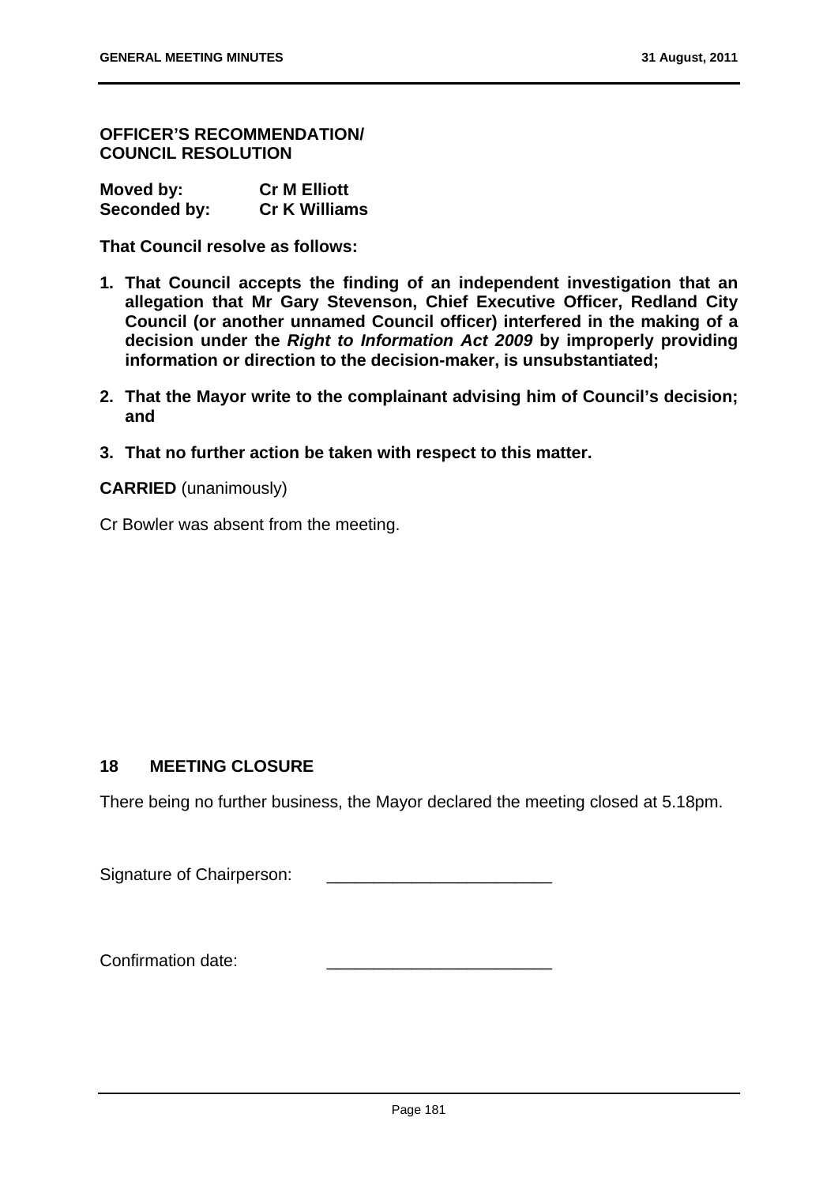**OFFICER'S RECOMMENDATION/ COUNCIL RESOLUTION**

| | |
|---|---|
| **Moved by:** | **Cr M Elliott** |
| **Seconded by:** | **Cr K Williams** |

**That Council resolve as follows:**

1. **That Council accepts the finding of an independent investigation that an allegation that Mr Gary Stevenson, Chief Executive Officer, Redland City Council (or another unnamed Council officer) interfered in the making of a decision under the *Right to Information Act 2009* by improperly providing information or direction to the decision-maker, is unsubstantiated;**
2. **That the Mayor write to the complainant advising him of Council's decision; and**
3. **That no further action be taken with respect to this matter.**

**CARRIED** (unanimously)

Cr Bowler was absent from the meeting.

## 18 MEETING CLOSURE

There being no further business, the Mayor declared the meeting closed at 5.18pm.

Signature of Chairperson: ________________________

Confirmation date: ________________________